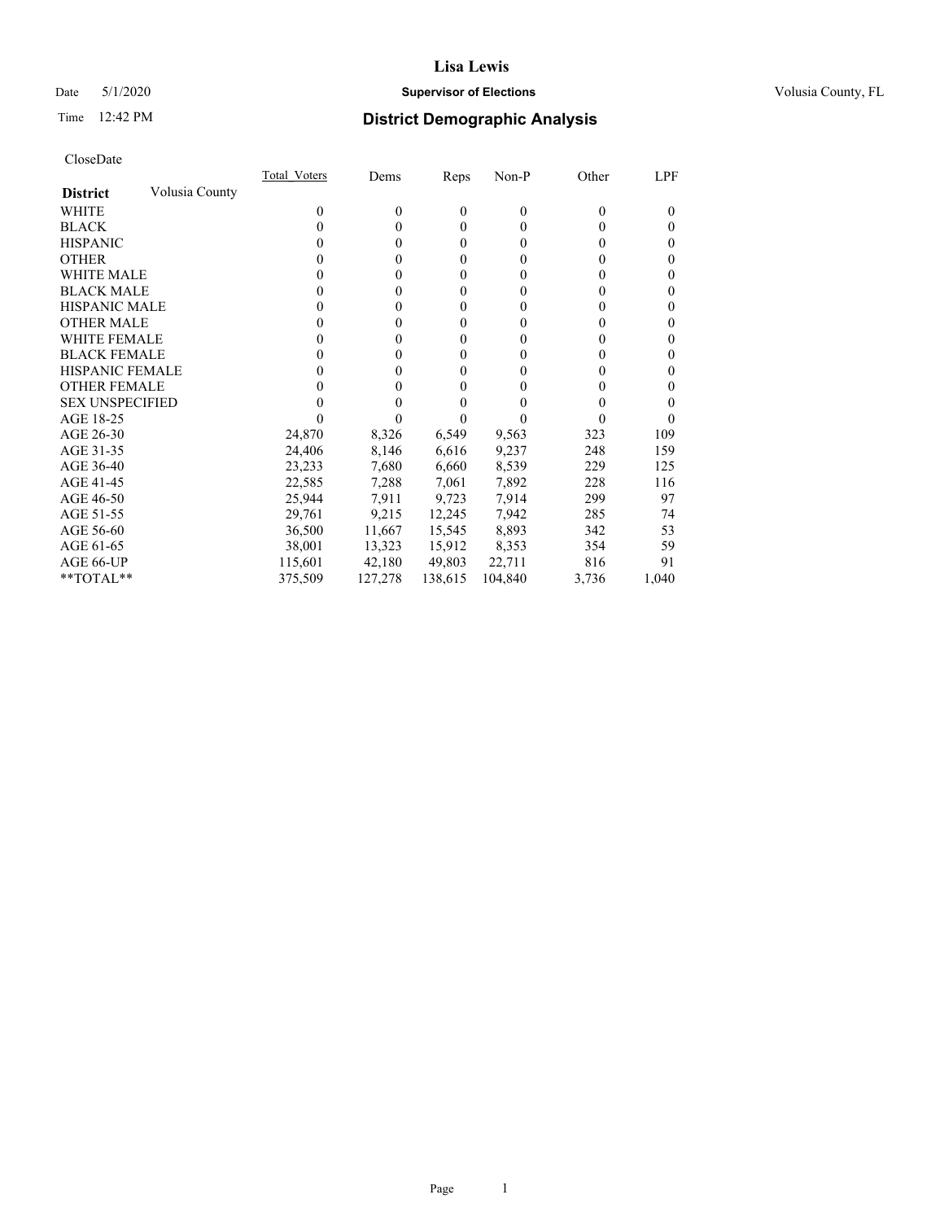# Lisa Lewis

Date 5/1/2020 **Supervisor of Elections** Volusia County, FL

Time 12:42 PM **District Demographic Analysis**

CloseDate

| **District** Volusia County | Total_Voters | Dems | Reps | Non-P | Other | LPF |
|---|---|---|---|---|---|---|
| WHITE | 0 | 0 | 0 | 0 | 0 | 0 |
| BLACK | 0 | 0 | 0 | 0 | 0 | 0 |
| HISPANIC | 0 | 0 | 0 | 0 | 0 | 0 |
| OTHER | 0 | 0 | 0 | 0 | 0 | 0 |
| WHITE MALE | 0 | 0 | 0 | 0 | 0 | 0 |
| BLACK MALE | 0 | 0 | 0 | 0 | 0 | 0 |
| HISPANIC MALE | 0 | 0 | 0 | 0 | 0 | 0 |
| OTHER MALE | 0 | 0 | 0 | 0 | 0 | 0 |
| WHITE FEMALE | 0 | 0 | 0 | 0 | 0 | 0 |
| BLACK FEMALE | 0 | 0 | 0 | 0 | 0 | 0 |
| HISPANIC FEMALE | 0 | 0 | 0 | 0 | 0 | 0 |
| OTHER FEMALE | 0 | 0 | 0 | 0 | 0 | 0 |
| SEX UNSPECIFIED | 0 | 0 | 0 | 0 | 0 | 0 |
| AGE 18-25 | 0 | 0 | 0 | 0 | 0 | 0 |
| AGE 26-30 | 24,870 | 8,326 | 6,549 | 9,563 | 323 | 109 |
| AGE 31-35 | 24,406 | 8,146 | 6,616 | 9,237 | 248 | 159 |
| AGE 36-40 | 23,233 | 7,680 | 6,660 | 8,539 | 229 | 125 |
| AGE 41-45 | 22,585 | 7,288 | 7,061 | 7,892 | 228 | 116 |
| AGE 46-50 | 25,944 | 7,911 | 9,723 | 7,914 | 299 | 97 |
| AGE 51-55 | 29,761 | 9,215 | 12,245 | 7,942 | 285 | 74 |
| AGE 56-60 | 36,500 | 11,667 | 15,545 | 8,893 | 342 | 53 |
| AGE 61-65 | 38,001 | 13,323 | 15,912 | 8,353 | 354 | 59 |
| AGE 66-UP | 115,601 | 42,180 | 49,803 | 22,711 | 816 | 91 |
| **TOTAL** | 375,509 | 127,278 | 138,615 | 104,840 | 3,736 | 1,040 |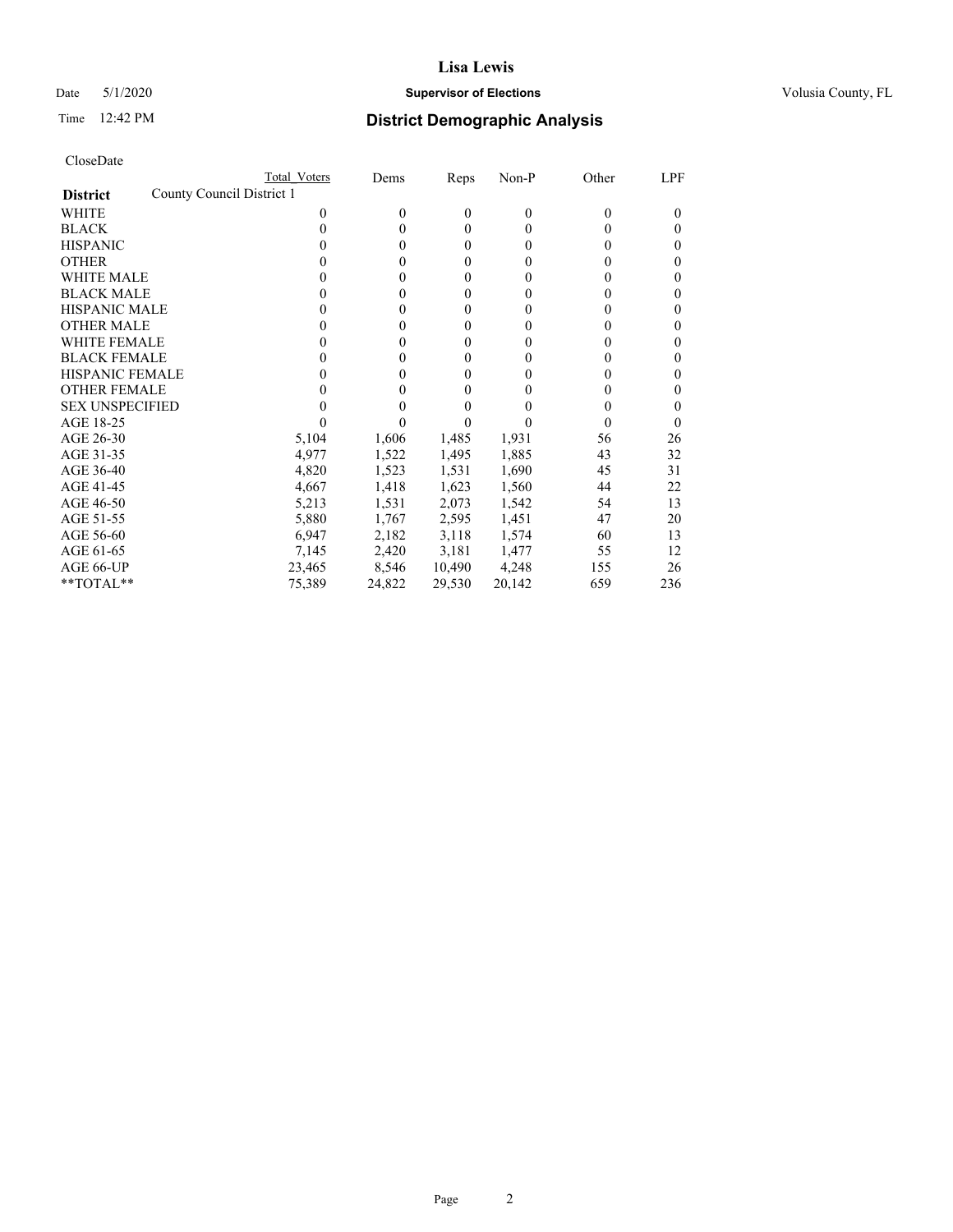# Lisa Lewis

Date 5/1/2020 **Supervisor of Elections** Volusia County, FL

Time 12:42 PM **District Demographic Analysis**

CloseDate

| **District** | County Council District 1 | Dems | Reps | Non-P | Other | LPF |
|---|---|---|---|---|---|---|
| | Total Voters | | | | | |
| WHITE | 0 | 0 | 0 | 0 | 0 | 0 |
| BLACK | 0 | 0 | 0 | 0 | 0 | 0 |
| HISPANIC | 0 | 0 | 0 | 0 | 0 | 0 |
| OTHER | 0 | 0 | 0 | 0 | 0 | 0 |
| WHITE MALE | 0 | 0 | 0 | 0 | 0 | 0 |
| BLACK MALE | 0 | 0 | 0 | 0 | 0 | 0 |
| HISPANIC MALE | 0 | 0 | 0 | 0 | 0 | 0 |
| OTHER MALE | 0 | 0 | 0 | 0 | 0 | 0 |
| WHITE FEMALE | 0 | 0 | 0 | 0 | 0 | 0 |
| BLACK FEMALE | 0 | 0 | 0 | 0 | 0 | 0 |
| HISPANIC FEMALE | 0 | 0 | 0 | 0 | 0 | 0 |
| OTHER FEMALE | 0 | 0 | 0 | 0 | 0 | 0 |
| SEX UNSPECIFIED | 0 | 0 | 0 | 0 | 0 | 0 |
| AGE 18-25 | 0 | 0 | 0 | 0 | 0 | 0 |
| AGE 26-30 | 5,104 | 1,606 | 1,485 | 1,931 | 56 | 26 |
| AGE 31-35 | 4,977 | 1,522 | 1,495 | 1,885 | 43 | 32 |
| AGE 36-40 | 4,820 | 1,523 | 1,531 | 1,690 | 45 | 31 |
| AGE 41-45 | 4,667 | 1,418 | 1,623 | 1,560 | 44 | 22 |
| AGE 46-50 | 5,213 | 1,531 | 2,073 | 1,542 | 54 | 13 |
| AGE 51-55 | 5,880 | 1,767 | 2,595 | 1,451 | 47 | 20 |
| AGE 56-60 | 6,947 | 2,182 | 3,118 | 1,574 | 60 | 13 |
| AGE 61-65 | 7,145 | 2,420 | 3,181 | 1,477 | 55 | 12 |
| AGE 66-UP | 23,465 | 8,546 | 10,490 | 4,248 | 155 | 26 |
| **TOTAL** | 75,389 | 24,822 | 29,530 | 20,142 | 659 | 236 |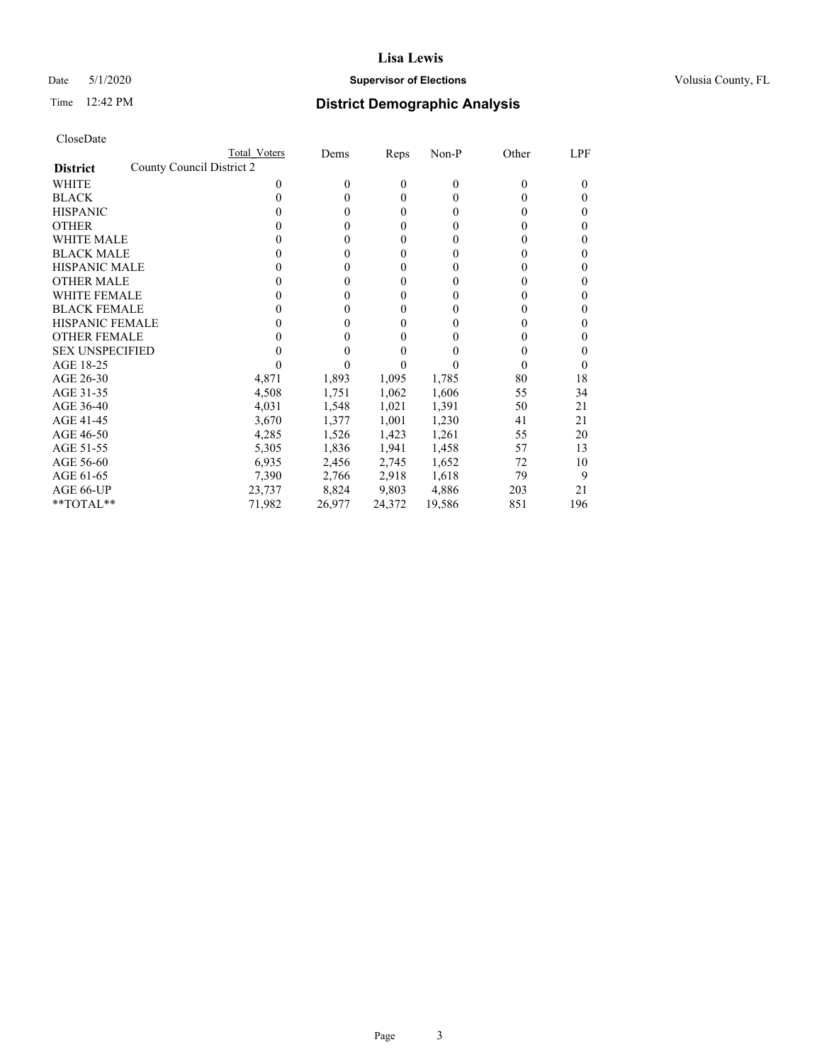# Lisa Lewis

Date 5/1/2020 **Supervisor of Elections** Volusia County, FL

Time 12:42 PM **District Demographic Analysis**

CloseDate

| | Total Voters | Dems | Reps | Non-P | Other | LPF |
|---|---|---|---|---|---|---|
| **District** County Council District 2 | | | | | | |
| WHITE | 0 | 0 | 0 | 0 | 0 | 0 |
| BLACK | 0 | 0 | 0 | 0 | 0 | 0 |
| HISPANIC | 0 | 0 | 0 | 0 | 0 | 0 |
| OTHER | 0 | 0 | 0 | 0 | 0 | 0 |
| WHITE MALE | 0 | 0 | 0 | 0 | 0 | 0 |
| BLACK MALE | 0 | 0 | 0 | 0 | 0 | 0 |
| HISPANIC MALE | 0 | 0 | 0 | 0 | 0 | 0 |
| OTHER MALE | 0 | 0 | 0 | 0 | 0 | 0 |
| WHITE FEMALE | 0 | 0 | 0 | 0 | 0 | 0 |
| BLACK FEMALE | 0 | 0 | 0 | 0 | 0 | 0 |
| HISPANIC FEMALE | 0 | 0 | 0 | 0 | 0 | 0 |
| OTHER FEMALE | 0 | 0 | 0 | 0 | 0 | 0 |
| SEX UNSPECIFIED | 0 | 0 | 0 | 0 | 0 | 0 |
| AGE 18-25 | 0 | 0 | 0 | 0 | 0 | 0 |
| AGE 26-30 | 4,871 | 1,893 | 1,095 | 1,785 | 80 | 18 |
| AGE 31-35 | 4,508 | 1,751 | 1,062 | 1,606 | 55 | 34 |
| AGE 36-40 | 4,031 | 1,548 | 1,021 | 1,391 | 50 | 21 |
| AGE 41-45 | 3,670 | 1,377 | 1,001 | 1,230 | 41 | 21 |
| AGE 46-50 | 4,285 | 1,526 | 1,423 | 1,261 | 55 | 20 |
| AGE 51-55 | 5,305 | 1,836 | 1,941 | 1,458 | 57 | 13 |
| AGE 56-60 | 6,935 | 2,456 | 2,745 | 1,652 | 72 | 10 |
| AGE 61-65 | 7,390 | 2,766 | 2,918 | 1,618 | 79 | 9 |
| AGE 66-UP | 23,737 | 8,824 | 9,803 | 4,886 | 203 | 21 |
| **TOTAL** | 71,982 | 26,977 | 24,372 | 19,586 | 851 | 196 |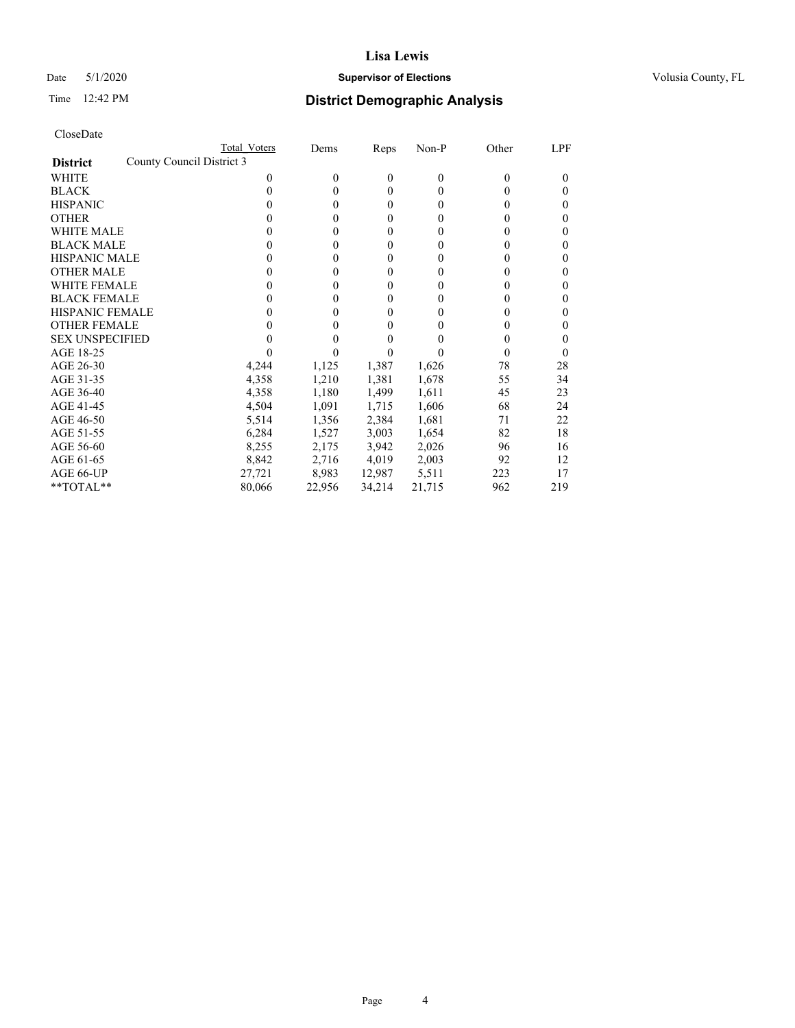**Lisa Lewis**

Date 5/1/2020 **Supervisor of Elections** Volusia County, FL

Time 12:42 PM **District Demographic Analysis**

CloseDate

| **District** | County Council District 3 | Total Voters | Dems | Reps | Non-P | Other | LPF |
|---|---|---|---|---|---|---|---|
| WHITE | | 0 | 0 | 0 | 0 | 0 | 0 |
| BLACK | | 0 | 0 | 0 | 0 | 0 | 0 |
| HISPANIC | | 0 | 0 | 0 | 0 | 0 | 0 |
| OTHER | | 0 | 0 | 0 | 0 | 0 | 0 |
| WHITE MALE | | 0 | 0 | 0 | 0 | 0 | 0 |
| BLACK MALE | | 0 | 0 | 0 | 0 | 0 | 0 |
| HISPANIC MALE | | 0 | 0 | 0 | 0 | 0 | 0 |
| OTHER MALE | | 0 | 0 | 0 | 0 | 0 | 0 |
| WHITE FEMALE | | 0 | 0 | 0 | 0 | 0 | 0 |
| BLACK FEMALE | | 0 | 0 | 0 | 0 | 0 | 0 |
| HISPANIC FEMALE | | 0 | 0 | 0 | 0 | 0 | 0 |
| OTHER FEMALE | | 0 | 0 | 0 | 0 | 0 | 0 |
| SEX UNSPECIFIED | | 0 | 0 | 0 | 0 | 0 | 0 |
| AGE 18-25 | | 0 | 0 | 0 | 0 | 0 | 0 |
| AGE 26-30 | | 4,244 | 1,125 | 1,387 | 1,626 | 78 | 28 |
| AGE 31-35 | | 4,358 | 1,210 | 1,381 | 1,678 | 55 | 34 |
| AGE 36-40 | | 4,358 | 1,180 | 1,499 | 1,611 | 45 | 23 |
| AGE 41-45 | | 4,504 | 1,091 | 1,715 | 1,606 | 68 | 24 |
| AGE 46-50 | | 5,514 | 1,356 | 2,384 | 1,681 | 71 | 22 |
| AGE 51-55 | | 6,284 | 1,527 | 3,003 | 1,654 | 82 | 18 |
| AGE 56-60 | | 8,255 | 2,175 | 3,942 | 2,026 | 96 | 16 |
| AGE 61-65 | | 8,842 | 2,716 | 4,019 | 2,003 | 92 | 12 |
| AGE 66-UP | | 27,721 | 8,983 | 12,987 | 5,511 | 223 | 17 |
| **TOTAL** | | 80,066 | 22,956 | 34,214 | 21,715 | 962 | 219 |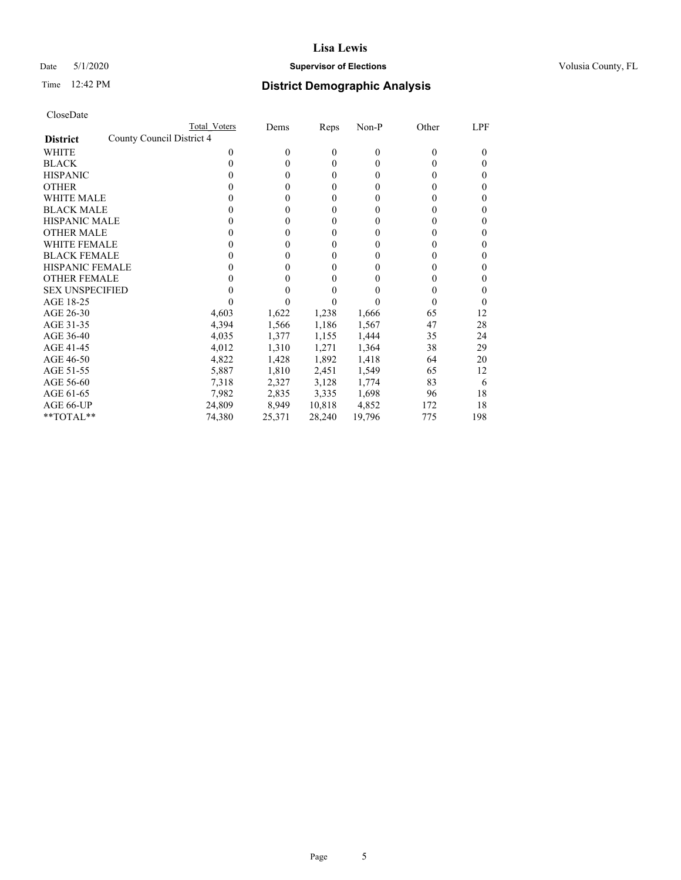# Lisa Lewis

Date 5/1/2020 **Supervisor of Elections** Volusia County, FL

Time 12:42 PM **District Demographic Analysis**

CloseDate

| | Total Voters | Dems | Reps | Non-P | Other | LPF |
|---|---|---|---|---|---|---|
| **District** County Council District 4 | | | | | | |
| WHITE | 0 | 0 | 0 | 0 | 0 | 0 |
| BLACK | 0 | 0 | 0 | 0 | 0 | 0 |
| HISPANIC | 0 | 0 | 0 | 0 | 0 | 0 |
| OTHER | 0 | 0 | 0 | 0 | 0 | 0 |
| WHITE MALE | 0 | 0 | 0 | 0 | 0 | 0 |
| BLACK MALE | 0 | 0 | 0 | 0 | 0 | 0 |
| HISPANIC MALE | 0 | 0 | 0 | 0 | 0 | 0 |
| OTHER MALE | 0 | 0 | 0 | 0 | 0 | 0 |
| WHITE FEMALE | 0 | 0 | 0 | 0 | 0 | 0 |
| BLACK FEMALE | 0 | 0 | 0 | 0 | 0 | 0 |
| HISPANIC FEMALE | 0 | 0 | 0 | 0 | 0 | 0 |
| OTHER FEMALE | 0 | 0 | 0 | 0 | 0 | 0 |
| SEX UNSPECIFIED | 0 | 0 | 0 | 0 | 0 | 0 |
| AGE 18-25 | 0 | 0 | 0 | 0 | 0 | 0 |
| AGE 26-30 | 4,603 | 1,622 | 1,238 | 1,666 | 65 | 12 |
| AGE 31-35 | 4,394 | 1,566 | 1,186 | 1,567 | 47 | 28 |
| AGE 36-40 | 4,035 | 1,377 | 1,155 | 1,444 | 35 | 24 |
| AGE 41-45 | 4,012 | 1,310 | 1,271 | 1,364 | 38 | 29 |
| AGE 46-50 | 4,822 | 1,428 | 1,892 | 1,418 | 64 | 20 |
| AGE 51-55 | 5,887 | 1,810 | 2,451 | 1,549 | 65 | 12 |
| AGE 56-60 | 7,318 | 2,327 | 3,128 | 1,774 | 83 | 6 |
| AGE 61-65 | 7,982 | 2,835 | 3,335 | 1,698 | 96 | 18 |
| AGE 66-UP | 24,809 | 8,949 | 10,818 | 4,852 | 172 | 18 |
| **TOTAL** | 74,380 | 25,371 | 28,240 | 19,796 | 775 | 198 |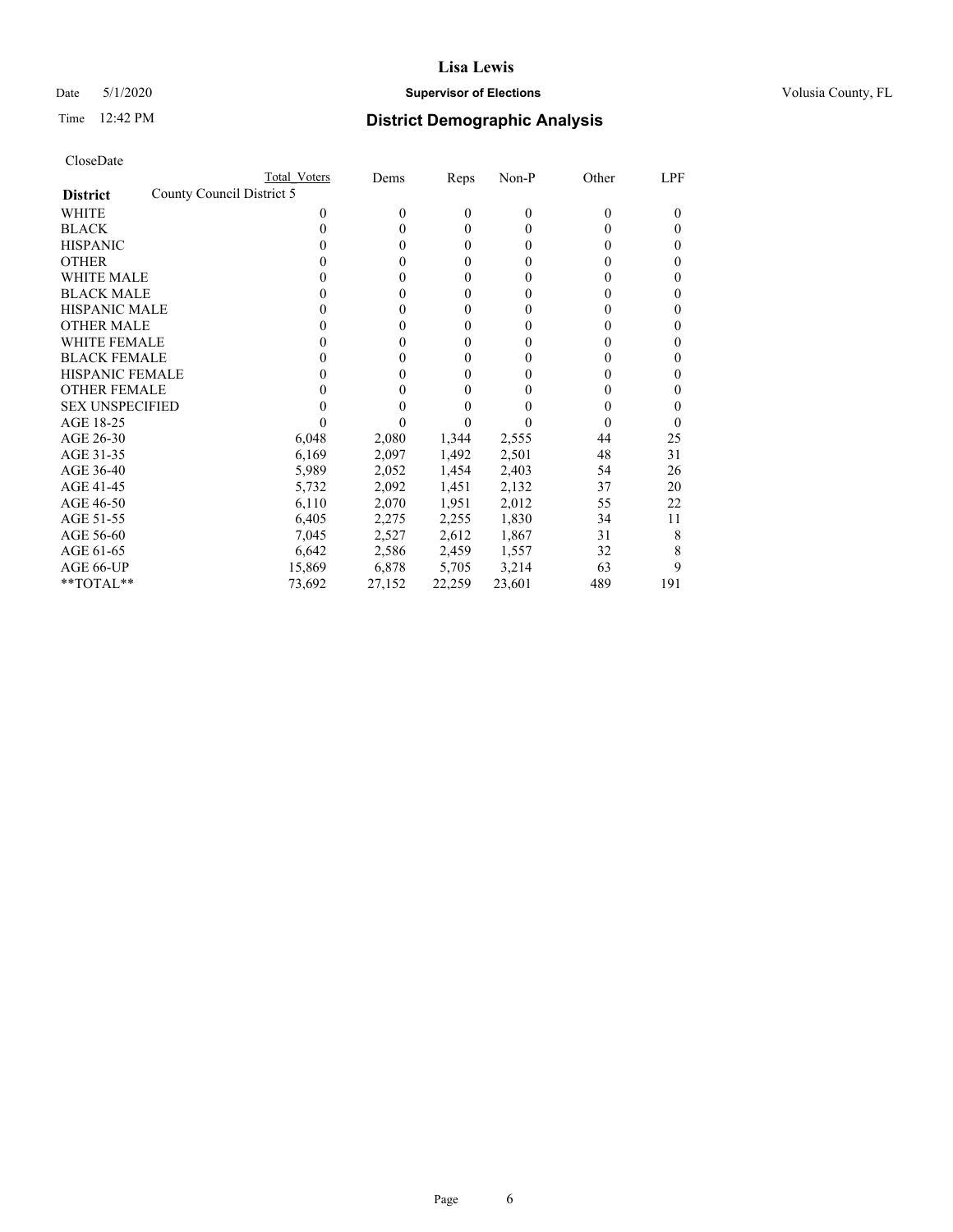**Lisa Lewis**

Date 5/1/2020 **Supervisor of Elections** Volusia County, FL

Time 12:42 PM **District Demographic Analysis**

CloseDate

| **District** | Total Voters | Dems | Reps | Non-P | Other | LPF |
|---|---|---|---|---|---|---|
| County Council District 5 | | | | | | |
| WHITE | 0 | 0 | 0 | 0 | 0 | 0 |
| BLACK | 0 | 0 | 0 | 0 | 0 | 0 |
| HISPANIC | 0 | 0 | 0 | 0 | 0 | 0 |
| OTHER | 0 | 0 | 0 | 0 | 0 | 0 |
| WHITE MALE | 0 | 0 | 0 | 0 | 0 | 0 |
| BLACK MALE | 0 | 0 | 0 | 0 | 0 | 0 |
| HISPANIC MALE | 0 | 0 | 0 | 0 | 0 | 0 |
| OTHER MALE | 0 | 0 | 0 | 0 | 0 | 0 |
| WHITE FEMALE | 0 | 0 | 0 | 0 | 0 | 0 |
| BLACK FEMALE | 0 | 0 | 0 | 0 | 0 | 0 |
| HISPANIC FEMALE | 0 | 0 | 0 | 0 | 0 | 0 |
| OTHER FEMALE | 0 | 0 | 0 | 0 | 0 | 0 |
| SEX UNSPECIFIED | 0 | 0 | 0 | 0 | 0 | 0 |
| AGE 18-25 | 0 | 0 | 0 | 0 | 0 | 0 |
| AGE 26-30 | 6,048 | 2,080 | 1,344 | 2,555 | 44 | 25 |
| AGE 31-35 | 6,169 | 2,097 | 1,492 | 2,501 | 48 | 31 |
| AGE 36-40 | 5,989 | 2,052 | 1,454 | 2,403 | 54 | 26 |
| AGE 41-45 | 5,732 | 2,092 | 1,451 | 2,132 | 37 | 20 |
| AGE 46-50 | 6,110 | 2,070 | 1,951 | 2,012 | 55 | 22 |
| AGE 51-55 | 6,405 | 2,275 | 2,255 | 1,830 | 34 | 11 |
| AGE 56-60 | 7,045 | 2,527 | 2,612 | 1,867 | 31 | 8 |
| AGE 61-65 | 6,642 | 2,586 | 2,459 | 1,557 | 32 | 8 |
| AGE 66-UP | 15,869 | 6,878 | 5,705 | 3,214 | 63 | 9 |
| **TOTAL** | 73,692 | 27,152 | 22,259 | 23,601 | 489 | 191 |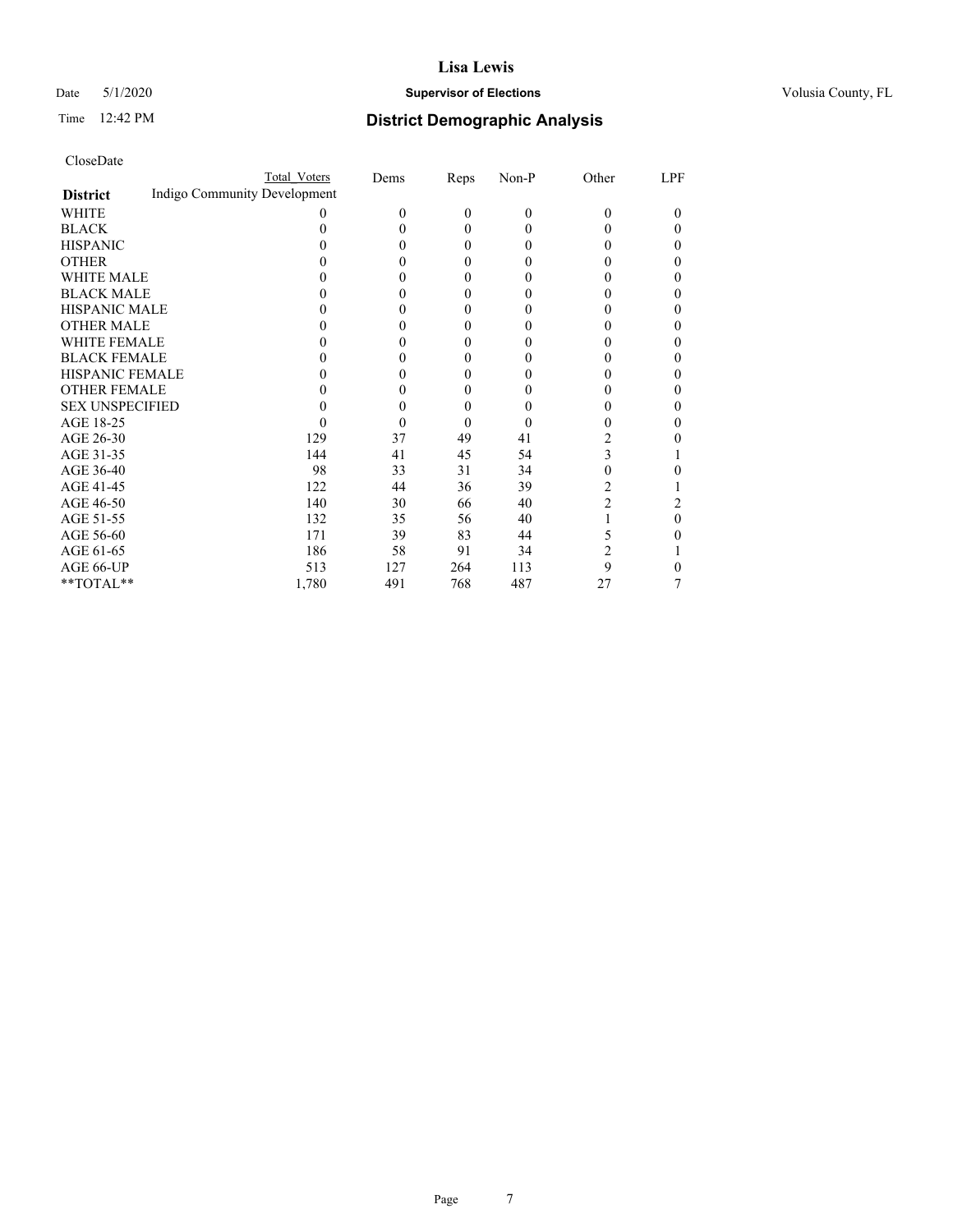# Lisa Lewis

Date 5/1/2020 **Supervisor of Elections** Volusia County, FL

Time 12:42 PM **District Demographic Analysis**

CloseDate

| **District** | Total Voters | Dems | Reps | Non-P | Other | LPF |
|---|---|---|---|---|---|---|
| Indigo Community Development | | | | | | |
| WHITE | 0 | 0 | 0 | 0 | 0 | 0 |
| BLACK | 0 | 0 | 0 | 0 | 0 | 0 |
| HISPANIC | 0 | 0 | 0 | 0 | 0 | 0 |
| OTHER | 0 | 0 | 0 | 0 | 0 | 0 |
| WHITE MALE | 0 | 0 | 0 | 0 | 0 | 0 |
| BLACK MALE | 0 | 0 | 0 | 0 | 0 | 0 |
| HISPANIC MALE | 0 | 0 | 0 | 0 | 0 | 0 |
| OTHER MALE | 0 | 0 | 0 | 0 | 0 | 0 |
| WHITE FEMALE | 0 | 0 | 0 | 0 | 0 | 0 |
| BLACK FEMALE | 0 | 0 | 0 | 0 | 0 | 0 |
| HISPANIC FEMALE | 0 | 0 | 0 | 0 | 0 | 0 |
| OTHER FEMALE | 0 | 0 | 0 | 0 | 0 | 0 |
| SEX UNSPECIFIED | 0 | 0 | 0 | 0 | 0 | 0 |
| AGE 18-25 | 0 | 0 | 0 | 0 | 0 | 0 |
| AGE 26-30 | 129 | 37 | 49 | 41 | 2 | 0 |
| AGE 31-35 | 144 | 41 | 45 | 54 | 3 | 1 |
| AGE 36-40 | 98 | 33 | 31 | 34 | 0 | 0 |
| AGE 41-45 | 122 | 44 | 36 | 39 | 2 | 1 |
| AGE 46-50 | 140 | 30 | 66 | 40 | 2 | 2 |
| AGE 51-55 | 132 | 35 | 56 | 40 | 1 | 0 |
| AGE 56-60 | 171 | 39 | 83 | 44 | 5 | 0 |
| AGE 61-65 | 186 | 58 | 91 | 34 | 2 | 1 |
| AGE 66-UP | 513 | 127 | 264 | 113 | 9 | 0 |
| **TOTAL** | 1,780 | 491 | 768 | 487 | 27 | 7 |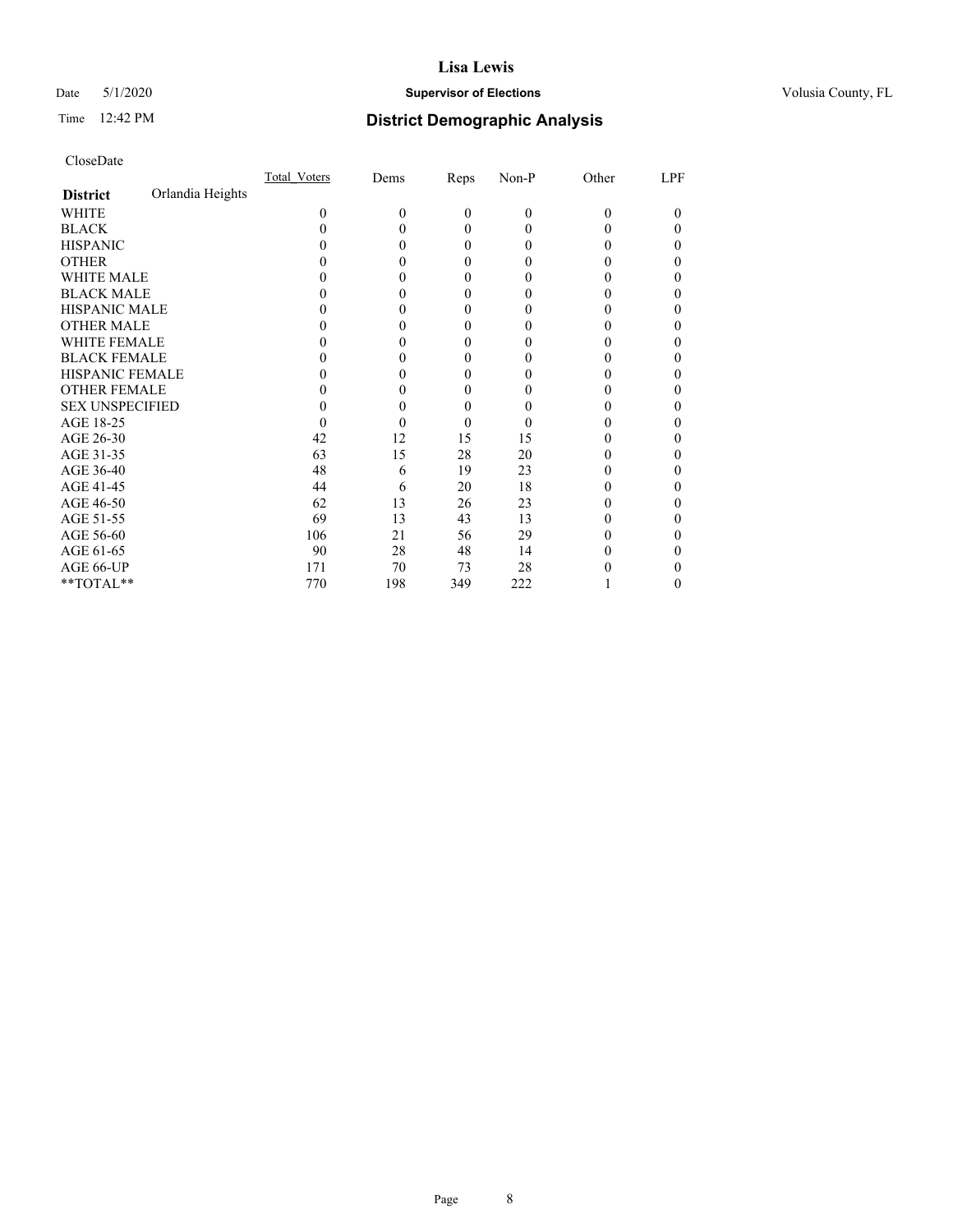# Lisa Lewis

Date 5/1/2020 **Supervisor of Elections** Volusia County, FL

Time 12:42 PM **District Demographic Analysis**

CloseDate

| District | Orlandia Heights | Total_Voters | Dems | Reps | Non-P | Other | LPF |
|---|---|---|---|---|---|---|---|
| WHITE | | 0 | 0 | 0 | 0 | 0 | 0 |
| BLACK | | 0 | 0 | 0 | 0 | 0 | 0 |
| HISPANIC | | 0 | 0 | 0 | 0 | 0 | 0 |
| OTHER | | 0 | 0 | 0 | 0 | 0 | 0 |
| WHITE MALE | | 0 | 0 | 0 | 0 | 0 | 0 |
| BLACK MALE | | 0 | 0 | 0 | 0 | 0 | 0 |
| HISPANIC MALE | | 0 | 0 | 0 | 0 | 0 | 0 |
| OTHER MALE | | 0 | 0 | 0 | 0 | 0 | 0 |
| WHITE FEMALE | | 0 | 0 | 0 | 0 | 0 | 0 |
| BLACK FEMALE | | 0 | 0 | 0 | 0 | 0 | 0 |
| HISPANIC FEMALE | | 0 | 0 | 0 | 0 | 0 | 0 |
| OTHER FEMALE | | 0 | 0 | 0 | 0 | 0 | 0 |
| SEX UNSPECIFIED | | 0 | 0 | 0 | 0 | 0 | 0 |
| AGE 18-25 | | 0 | 0 | 0 | 0 | 0 | 0 |
| AGE 26-30 | | 42 | 12 | 15 | 15 | 0 | 0 |
| AGE 31-35 | | 63 | 15 | 28 | 20 | 0 | 0 |
| AGE 36-40 | | 48 | 6 | 19 | 23 | 0 | 0 |
| AGE 41-45 | | 44 | 6 | 20 | 18 | 0 | 0 |
| AGE 46-50 | | 62 | 13 | 26 | 23 | 0 | 0 |
| AGE 51-55 | | 69 | 13 | 43 | 13 | 0 | 0 |
| AGE 56-60 | | 106 | 21 | 56 | 29 | 0 | 0 |
| AGE 61-65 | | 90 | 28 | 48 | 14 | 0 | 0 |
| AGE 66-UP | | 171 | 70 | 73 | 28 | 0 | 0 |
| **TOTAL** | | 770 | 198 | 349 | 222 | 1 | 0 |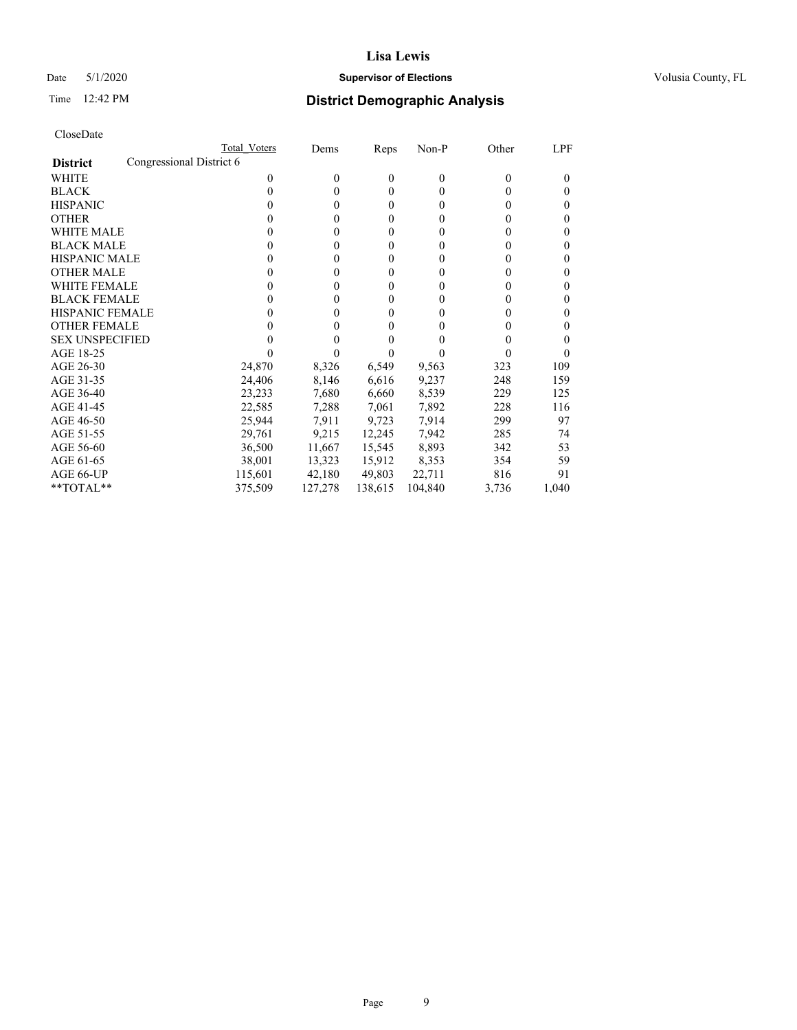# Lisa Lewis

Date 5/1/2020 **Supervisor of Elections** Volusia County, FL

Time 12:42 PM **District Demographic Analysis**

CloseDate

| | Total Voters | Dems | Reps | Non-P | Other | LPF |
|---|---|---|---|---|---|---|
| **District** Congressional District 6 | | | | | | |
| WHITE | 0 | 0 | 0 | 0 | 0 | 0 |
| BLACK | 0 | 0 | 0 | 0 | 0 | 0 |
| HISPANIC | 0 | 0 | 0 | 0 | 0 | 0 |
| OTHER | 0 | 0 | 0 | 0 | 0 | 0 |
| WHITE MALE | 0 | 0 | 0 | 0 | 0 | 0 |
| BLACK MALE | 0 | 0 | 0 | 0 | 0 | 0 |
| HISPANIC MALE | 0 | 0 | 0 | 0 | 0 | 0 |
| OTHER MALE | 0 | 0 | 0 | 0 | 0 | 0 |
| WHITE FEMALE | 0 | 0 | 0 | 0 | 0 | 0 |
| BLACK FEMALE | 0 | 0 | 0 | 0 | 0 | 0 |
| HISPANIC FEMALE | 0 | 0 | 0 | 0 | 0 | 0 |
| OTHER FEMALE | 0 | 0 | 0 | 0 | 0 | 0 |
| SEX UNSPECIFIED | 0 | 0 | 0 | 0 | 0 | 0 |
| AGE 18-25 | 0 | 0 | 0 | 0 | 0 | 0 |
| AGE 26-30 | 24,870 | 8,326 | 6,549 | 9,563 | 323 | 109 |
| AGE 31-35 | 24,406 | 8,146 | 6,616 | 9,237 | 248 | 159 |
| AGE 36-40 | 23,233 | 7,680 | 6,660 | 8,539 | 229 | 125 |
| AGE 41-45 | 22,585 | 7,288 | 7,061 | 7,892 | 228 | 116 |
| AGE 46-50 | 25,944 | 7,911 | 9,723 | 7,914 | 299 | 97 |
| AGE 51-55 | 29,761 | 9,215 | 12,245 | 7,942 | 285 | 74 |
| AGE 56-60 | 36,500 | 11,667 | 15,545 | 8,893 | 342 | 53 |
| AGE 61-65 | 38,001 | 13,323 | 15,912 | 8,353 | 354 | 59 |
| AGE 66-UP | 115,601 | 42,180 | 49,803 | 22,711 | 816 | 91 |
| **TOTAL** | 375,509 | 127,278 | 138,615 | 104,840 | 3,736 | 1,040 |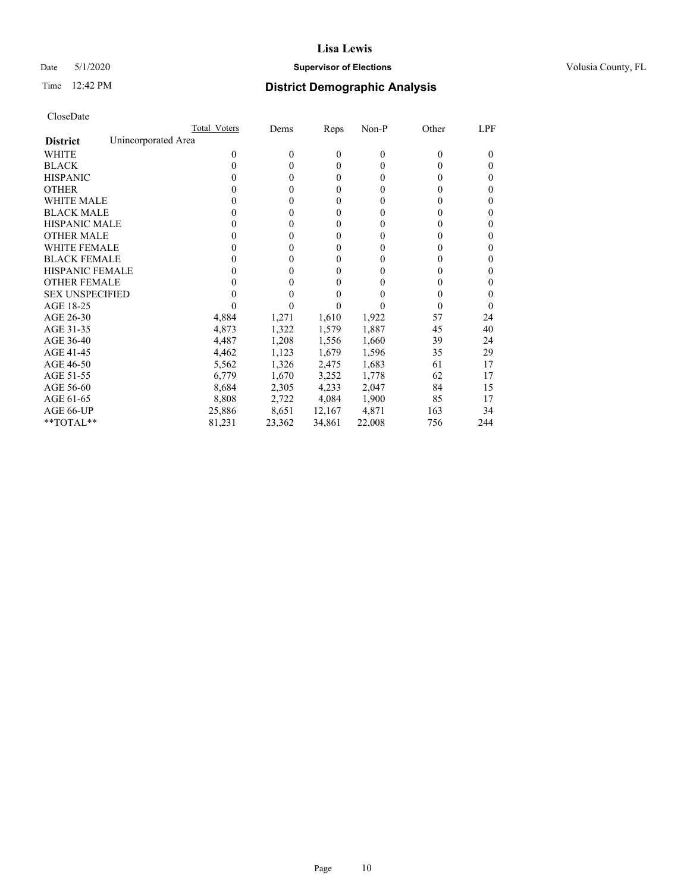# Lisa Lewis

Date 5/1/2020 **Supervisor of Elections** Volusia County, FL

Time 12:42 PM **District Demographic Analysis**

CloseDate

| | Total Voters | Dems | Reps | Non-P | Other | LPF |
|---|---|---|---|---|---|---|
| **District** Unincorporated Area | | | | | | |
| WHITE | 0 | 0 | 0 | 0 | 0 | 0 |
| BLACK | 0 | 0 | 0 | 0 | 0 | 0 |
| HISPANIC | 0 | 0 | 0 | 0 | 0 | 0 |
| OTHER | 0 | 0 | 0 | 0 | 0 | 0 |
| WHITE MALE | 0 | 0 | 0 | 0 | 0 | 0 |
| BLACK MALE | 0 | 0 | 0 | 0 | 0 | 0 |
| HISPANIC MALE | 0 | 0 | 0 | 0 | 0 | 0 |
| OTHER MALE | 0 | 0 | 0 | 0 | 0 | 0 |
| WHITE FEMALE | 0 | 0 | 0 | 0 | 0 | 0 |
| BLACK FEMALE | 0 | 0 | 0 | 0 | 0 | 0 |
| HISPANIC FEMALE | 0 | 0 | 0 | 0 | 0 | 0 |
| OTHER FEMALE | 0 | 0 | 0 | 0 | 0 | 0 |
| SEX UNSPECIFIED | 0 | 0 | 0 | 0 | 0 | 0 |
| AGE 18-25 | 0 | 0 | 0 | 0 | 0 | 0 |
| AGE 26-30 | 4,884 | 1,271 | 1,610 | 1,922 | 57 | 24 |
| AGE 31-35 | 4,873 | 1,322 | 1,579 | 1,887 | 45 | 40 |
| AGE 36-40 | 4,487 | 1,208 | 1,556 | 1,660 | 39 | 24 |
| AGE 41-45 | 4,462 | 1,123 | 1,679 | 1,596 | 35 | 29 |
| AGE 46-50 | 5,562 | 1,326 | 2,475 | 1,683 | 61 | 17 |
| AGE 51-55 | 6,779 | 1,670 | 3,252 | 1,778 | 62 | 17 |
| AGE 56-60 | 8,684 | 2,305 | 4,233 | 2,047 | 84 | 15 |
| AGE 61-65 | 8,808 | 2,722 | 4,084 | 1,900 | 85 | 17 |
| AGE 66-UP | 25,886 | 8,651 | 12,167 | 4,871 | 163 | 34 |
| **TOTAL** | 81,231 | 23,362 | 34,861 | 22,008 | 756 | 244 |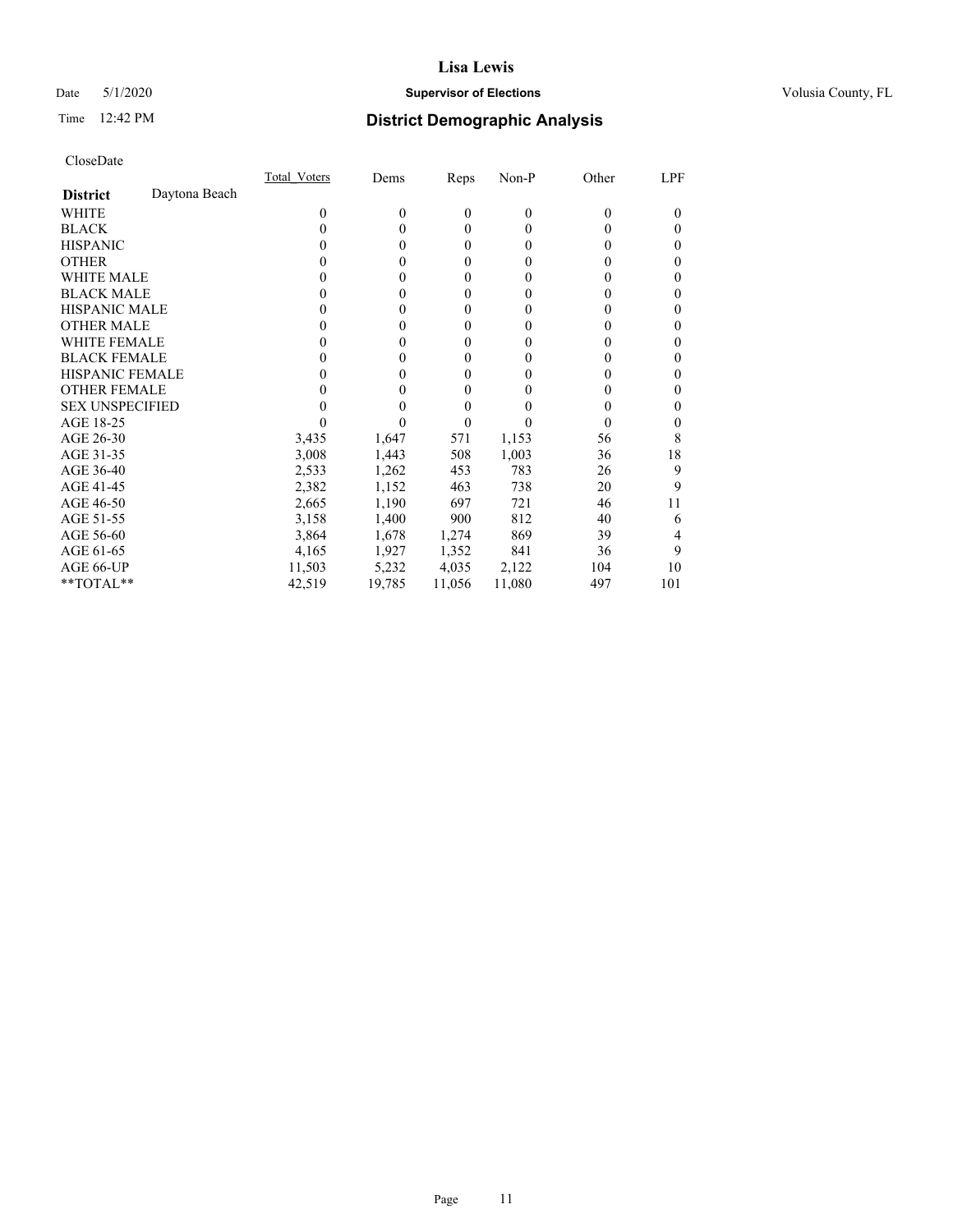# District Demographic Analysis

CloseDate

| District: Daytona Beach | Total_Voters | Dems | Reps | Non-P | Other | LPF |
|---|---|---|---|---|---|---|
| WHITE | 0 | 0 | 0 | 0 | 0 | 0 |
| BLACK | 0 | 0 | 0 | 0 | 0 | 0 |
| HISPANIC | 0 | 0 | 0 | 0 | 0 | 0 |
| OTHER | 0 | 0 | 0 | 0 | 0 | 0 |
| WHITE MALE | 0 | 0 | 0 | 0 | 0 | 0 |
| BLACK MALE | 0 | 0 | 0 | 0 | 0 | 0 |
| HISPANIC MALE | 0 | 0 | 0 | 0 | 0 | 0 |
| OTHER MALE | 0 | 0 | 0 | 0 | 0 | 0 |
| WHITE FEMALE | 0 | 0 | 0 | 0 | 0 | 0 |
| BLACK FEMALE | 0 | 0 | 0 | 0 | 0 | 0 |
| HISPANIC FEMALE | 0 | 0 | 0 | 0 | 0 | 0 |
| OTHER FEMALE | 0 | 0 | 0 | 0 | 0 | 0 |
| SEX UNSPECIFIED | 0 | 0 | 0 | 0 | 0 | 0 |
| AGE 18-25 | 0 | 0 | 0 | 0 | 0 | 0 |
| AGE 26-30 | 3,435 | 1,647 | 571 | 1,153 | 56 | 8 |
| AGE 31-35 | 3,008 | 1,443 | 508 | 1,003 | 36 | 18 |
| AGE 36-40 | 2,533 | 1,262 | 453 | 783 | 26 | 9 |
| AGE 41-45 | 2,382 | 1,152 | 463 | 738 | 20 | 9 |
| AGE 46-50 | 2,665 | 1,190 | 697 | 721 | 46 | 11 |
| AGE 51-55 | 3,158 | 1,400 | 900 | 812 | 40 | 6 |
| AGE 56-60 | 3,864 | 1,678 | 1,274 | 869 | 39 | 4 |
| AGE 61-65 | 4,165 | 1,927 | 1,352 | 841 | 36 | 9 |
| AGE 66-UP | 11,503 | 5,232 | 4,035 | 2,122 | 104 | 10 |
| **TOTAL** | 42,519 | 19,785 | 11,056 | 11,080 | 497 | 101 |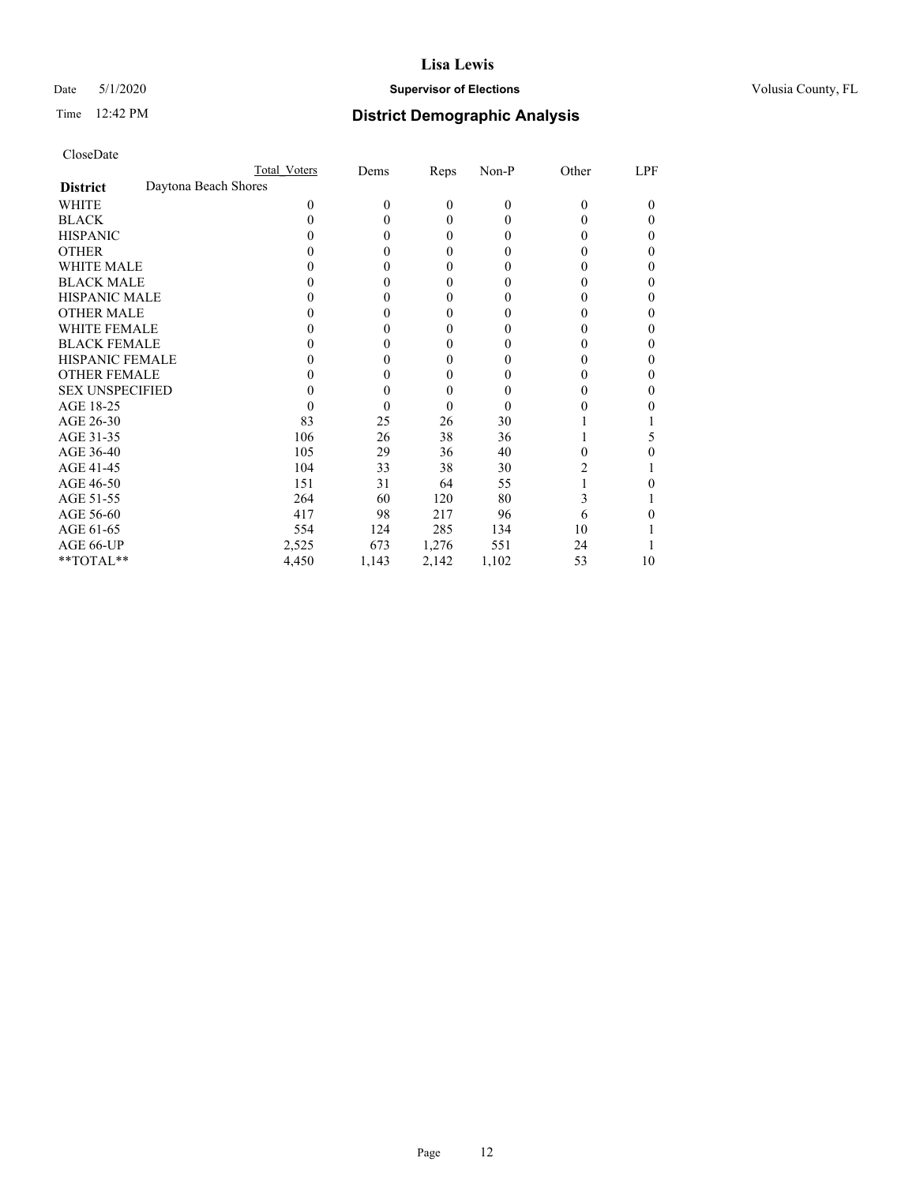# Lisa Lewis

Date 5/1/2020 **Supervisor of Elections** Volusia County, FL

Time 12:42 PM **District Demographic Analysis**

CloseDate

| | Total Voters | Dems | Reps | Non-P | Other | LPF |
|---|---|---|---|---|---|---|
| **District** Daytona Beach Shores | | | | | | |
| WHITE | 0 | 0 | 0 | 0 | 0 | 0 |
| BLACK | 0 | 0 | 0 | 0 | 0 | 0 |
| HISPANIC | 0 | 0 | 0 | 0 | 0 | 0 |
| OTHER | 0 | 0 | 0 | 0 | 0 | 0 |
| WHITE MALE | 0 | 0 | 0 | 0 | 0 | 0 |
| BLACK MALE | 0 | 0 | 0 | 0 | 0 | 0 |
| HISPANIC MALE | 0 | 0 | 0 | 0 | 0 | 0 |
| OTHER MALE | 0 | 0 | 0 | 0 | 0 | 0 |
| WHITE FEMALE | 0 | 0 | 0 | 0 | 0 | 0 |
| BLACK FEMALE | 0 | 0 | 0 | 0 | 0 | 0 |
| HISPANIC FEMALE | 0 | 0 | 0 | 0 | 0 | 0 |
| OTHER FEMALE | 0 | 0 | 0 | 0 | 0 | 0 |
| SEX UNSPECIFIED | 0 | 0 | 0 | 0 | 0 | 0 |
| AGE 18-25 | 0 | 0 | 0 | 0 | 0 | 0 |
| AGE 26-30 | 83 | 25 | 26 | 30 | 1 | 1 |
| AGE 31-35 | 106 | 26 | 38 | 36 | 1 | 5 |
| AGE 36-40 | 105 | 29 | 36 | 40 | 0 | 0 |
| AGE 41-45 | 104 | 33 | 38 | 30 | 2 | 1 |
| AGE 46-50 | 151 | 31 | 64 | 55 | 1 | 0 |
| AGE 51-55 | 264 | 60 | 120 | 80 | 3 | 1 |
| AGE 56-60 | 417 | 98 | 217 | 96 | 6 | 0 |
| AGE 61-65 | 554 | 124 | 285 | 134 | 10 | 1 |
| AGE 66-UP | 2,525 | 673 | 1,276 | 551 | 24 | 1 |
| **TOTAL** | 4,450 | 1,143 | 2,142 | 1,102 | 53 | 10 |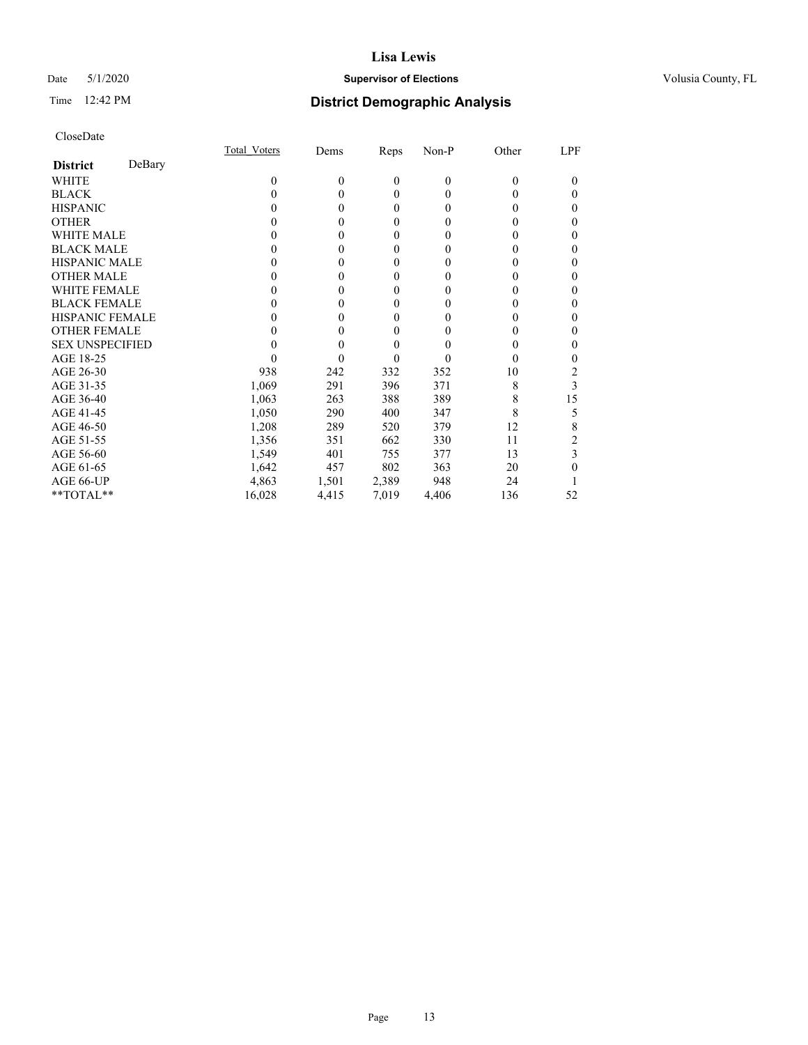**Lisa Lewis**

Date 5/1/2020 **Supervisor of Elections** Volusia County, FL

Time 12:42 PM

## District Demographic Analysis

CloseDate

| **District** DeBary | Total_Voters | Dems | Reps | Non-P | Other | LPF |
|---|---|---|---|---|---|---|
| WHITE | 0 | 0 | 0 | 0 | 0 | 0 |
| BLACK | 0 | 0 | 0 | 0 | 0 | 0 |
| HISPANIC | 0 | 0 | 0 | 0 | 0 | 0 |
| OTHER | 0 | 0 | 0 | 0 | 0 | 0 |
| WHITE MALE | 0 | 0 | 0 | 0 | 0 | 0 |
| BLACK MALE | 0 | 0 | 0 | 0 | 0 | 0 |
| HISPANIC MALE | 0 | 0 | 0 | 0 | 0 | 0 |
| OTHER MALE | 0 | 0 | 0 | 0 | 0 | 0 |
| WHITE FEMALE | 0 | 0 | 0 | 0 | 0 | 0 |
| BLACK FEMALE | 0 | 0 | 0 | 0 | 0 | 0 |
| HISPANIC FEMALE | 0 | 0 | 0 | 0 | 0 | 0 |
| OTHER FEMALE | 0 | 0 | 0 | 0 | 0 | 0 |
| SEX UNSPECIFIED | 0 | 0 | 0 | 0 | 0 | 0 |
| AGE 18-25 | 0 | 0 | 0 | 0 | 0 | 0 |
| AGE 26-30 | 938 | 242 | 332 | 352 | 10 | 2 |
| AGE 31-35 | 1,069 | 291 | 396 | 371 | 8 | 3 |
| AGE 36-40 | 1,063 | 263 | 388 | 389 | 8 | 15 |
| AGE 41-45 | 1,050 | 290 | 400 | 347 | 8 | 5 |
| AGE 46-50 | 1,208 | 289 | 520 | 379 | 12 | 8 |
| AGE 51-55 | 1,356 | 351 | 662 | 330 | 11 | 2 |
| AGE 56-60 | 1,549 | 401 | 755 | 377 | 13 | 3 |
| AGE 61-65 | 1,642 | 457 | 802 | 363 | 20 | 0 |
| AGE 66-UP | 4,863 | 1,501 | 2,389 | 948 | 24 | 1 |
| **TOTAL** | 16,028 | 4,415 | 7,019 | 4,406 | 136 | 52 |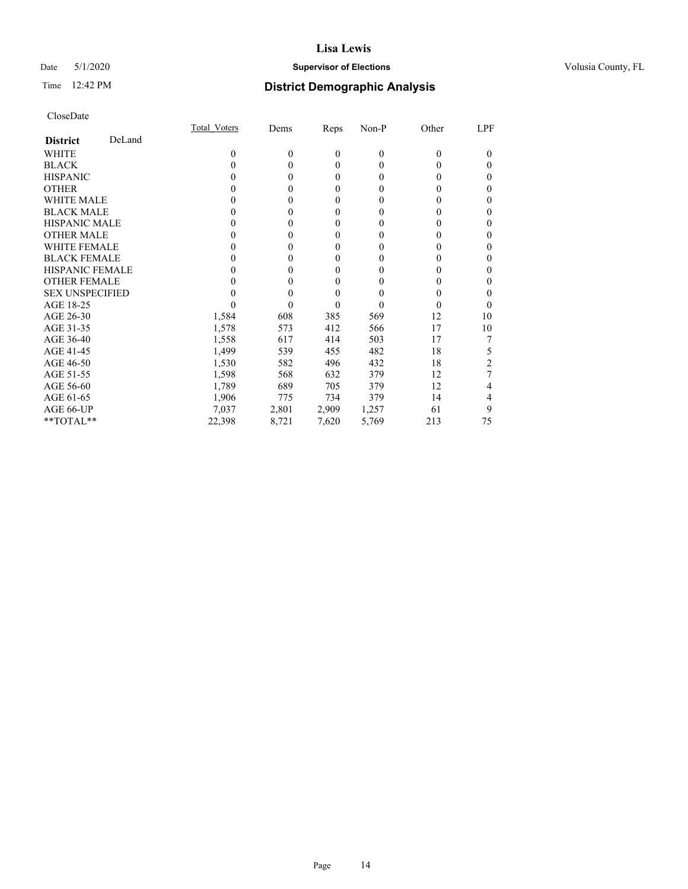# Lisa Lewis

Date 5/1/2020 **Supervisor of Elections** Volusia County, FL

Time 12:42 PM **District Demographic Analysis**

CloseDate

| **District** DeLand | Total_Voters | Dems | Reps | Non-P | Other | LPF |
|---|---|---|---|---|---|---|
| WHITE | 0 | 0 | 0 | 0 | 0 | 0 |
| BLACK | 0 | 0 | 0 | 0 | 0 | 0 |
| HISPANIC | 0 | 0 | 0 | 0 | 0 | 0 |
| OTHER | 0 | 0 | 0 | 0 | 0 | 0 |
| WHITE MALE | 0 | 0 | 0 | 0 | 0 | 0 |
| BLACK MALE | 0 | 0 | 0 | 0 | 0 | 0 |
| HISPANIC MALE | 0 | 0 | 0 | 0 | 0 | 0 |
| OTHER MALE | 0 | 0 | 0 | 0 | 0 | 0 |
| WHITE FEMALE | 0 | 0 | 0 | 0 | 0 | 0 |
| BLACK FEMALE | 0 | 0 | 0 | 0 | 0 | 0 |
| HISPANIC FEMALE | 0 | 0 | 0 | 0 | 0 | 0 |
| OTHER FEMALE | 0 | 0 | 0 | 0 | 0 | 0 |
| SEX UNSPECIFIED | 0 | 0 | 0 | 0 | 0 | 0 |
| AGE 18-25 | 0 | 0 | 0 | 0 | 0 | 0 |
| AGE 26-30 | 1,584 | 608 | 385 | 569 | 12 | 10 |
| AGE 31-35 | 1,578 | 573 | 412 | 566 | 17 | 10 |
| AGE 36-40 | 1,558 | 617 | 414 | 503 | 17 | 7 |
| AGE 41-45 | 1,499 | 539 | 455 | 482 | 18 | 5 |
| AGE 46-50 | 1,530 | 582 | 496 | 432 | 18 | 2 |
| AGE 51-55 | 1,598 | 568 | 632 | 379 | 12 | 7 |
| AGE 56-60 | 1,789 | 689 | 705 | 379 | 12 | 4 |
| AGE 61-65 | 1,906 | 775 | 734 | 379 | 14 | 4 |
| AGE 66-UP | 7,037 | 2,801 | 2,909 | 1,257 | 61 | 9 |
| **TOTAL** | 22,398 | 8,721 | 7,620 | 5,769 | 213 | 75 |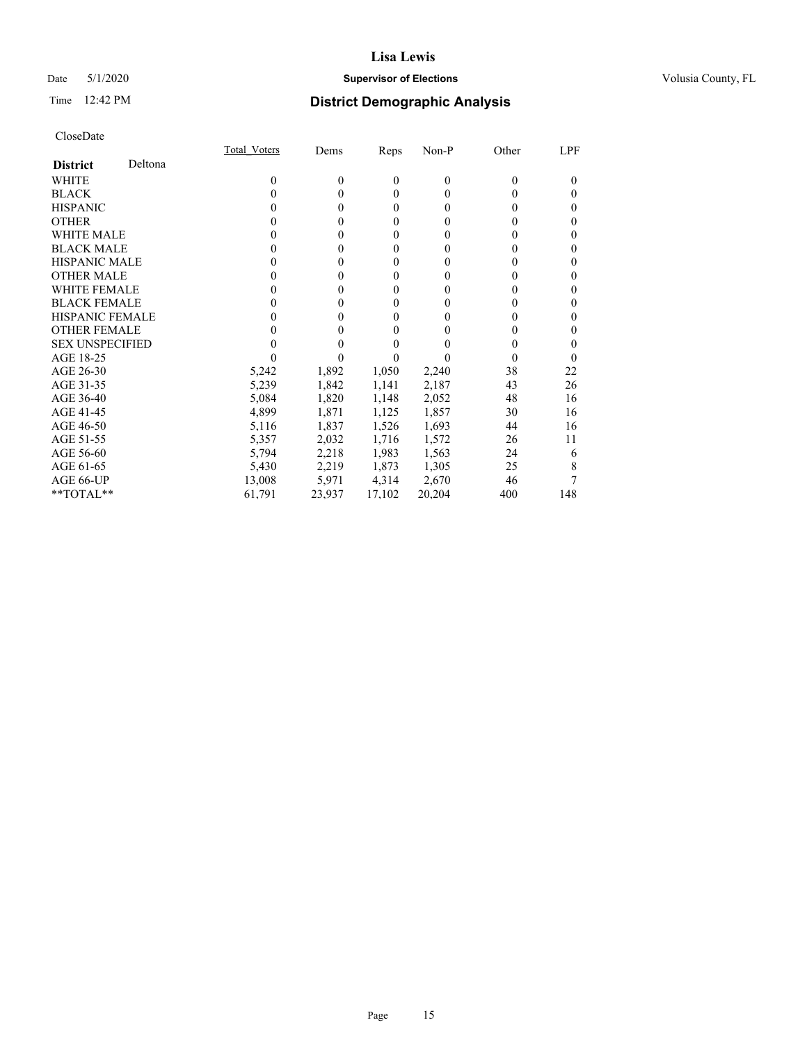# Lisa Lewis

Date 5/1/2020 **Supervisor of Elections** Volusia County, FL

Time 12:42 PM **District Demographic Analysis**

CloseDate

| **District** Deltona | Total_Voters | Dems | Reps | Non-P | Other | LPF |
|---|---|---|---|---|---|---|
| WHITE | 0 | 0 | 0 | 0 | 0 | 0 |
| BLACK | 0 | 0 | 0 | 0 | 0 | 0 |
| HISPANIC | 0 | 0 | 0 | 0 | 0 | 0 |
| OTHER | 0 | 0 | 0 | 0 | 0 | 0 |
| WHITE MALE | 0 | 0 | 0 | 0 | 0 | 0 |
| BLACK MALE | 0 | 0 | 0 | 0 | 0 | 0 |
| HISPANIC MALE | 0 | 0 | 0 | 0 | 0 | 0 |
| OTHER MALE | 0 | 0 | 0 | 0 | 0 | 0 |
| WHITE FEMALE | 0 | 0 | 0 | 0 | 0 | 0 |
| BLACK FEMALE | 0 | 0 | 0 | 0 | 0 | 0 |
| HISPANIC FEMALE | 0 | 0 | 0 | 0 | 0 | 0 |
| OTHER FEMALE | 0 | 0 | 0 | 0 | 0 | 0 |
| SEX UNSPECIFIED | 0 | 0 | 0 | 0 | 0 | 0 |
| AGE 18-25 | 0 | 0 | 0 | 0 | 0 | 0 |
| AGE 26-30 | 5,242 | 1,892 | 1,050 | 2,240 | 38 | 22 |
| AGE 31-35 | 5,239 | 1,842 | 1,141 | 2,187 | 43 | 26 |
| AGE 36-40 | 5,084 | 1,820 | 1,148 | 2,052 | 48 | 16 |
| AGE 41-45 | 4,899 | 1,871 | 1,125 | 1,857 | 30 | 16 |
| AGE 46-50 | 5,116 | 1,837 | 1,526 | 1,693 | 44 | 16 |
| AGE 51-55 | 5,357 | 2,032 | 1,716 | 1,572 | 26 | 11 |
| AGE 56-60 | 5,794 | 2,218 | 1,983 | 1,563 | 24 | 6 |
| AGE 61-65 | 5,430 | 2,219 | 1,873 | 1,305 | 25 | 8 |
| AGE 66-UP | 13,008 | 5,971 | 4,314 | 2,670 | 46 | 7 |
| **TOTAL** | 61,791 | 23,937 | 17,102 | 20,204 | 400 | 148 |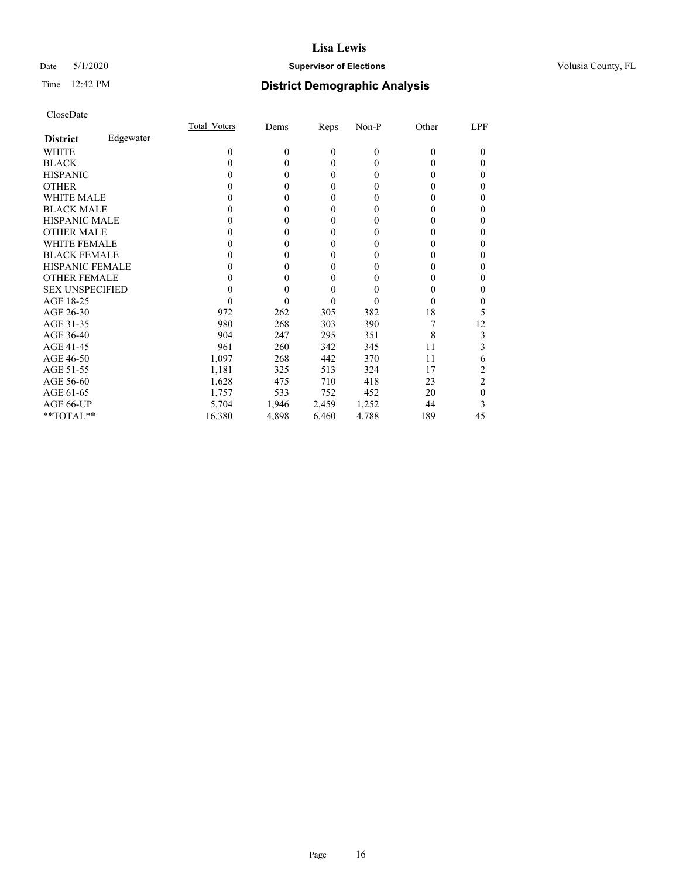# Lisa Lewis

Date 5/1/2020 **Supervisor of Elections** Volusia County, FL

Time 12:42 PM **District Demographic Analysis**

CloseDate

| District | Edgewater | Total_Voters | Dems | Reps | Non-P | Other | LPF |
|---|---|---|---|---|---|---|---|
| WHITE | | 0 | 0 | 0 | 0 | 0 | 0 |
| BLACK | | 0 | 0 | 0 | 0 | 0 | 0 |
| HISPANIC | | 0 | 0 | 0 | 0 | 0 | 0 |
| OTHER | | 0 | 0 | 0 | 0 | 0 | 0 |
| WHITE MALE | | 0 | 0 | 0 | 0 | 0 | 0 |
| BLACK MALE | | 0 | 0 | 0 | 0 | 0 | 0 |
| HISPANIC MALE | | 0 | 0 | 0 | 0 | 0 | 0 |
| OTHER MALE | | 0 | 0 | 0 | 0 | 0 | 0 |
| WHITE FEMALE | | 0 | 0 | 0 | 0 | 0 | 0 |
| BLACK FEMALE | | 0 | 0 | 0 | 0 | 0 | 0 |
| HISPANIC FEMALE | | 0 | 0 | 0 | 0 | 0 | 0 |
| OTHER FEMALE | | 0 | 0 | 0 | 0 | 0 | 0 |
| SEX UNSPECIFIED | | 0 | 0 | 0 | 0 | 0 | 0 |
| AGE 18-25 | | 0 | 0 | 0 | 0 | 0 | 0 |
| AGE 26-30 | | 972 | 262 | 305 | 382 | 18 | 5 |
| AGE 31-35 | | 980 | 268 | 303 | 390 | 7 | 12 |
| AGE 36-40 | | 904 | 247 | 295 | 351 | 8 | 3 |
| AGE 41-45 | | 961 | 260 | 342 | 345 | 11 | 3 |
| AGE 46-50 | | 1,097 | 268 | 442 | 370 | 11 | 6 |
| AGE 51-55 | | 1,181 | 325 | 513 | 324 | 17 | 2 |
| AGE 56-60 | | 1,628 | 475 | 710 | 418 | 23 | 2 |
| AGE 61-65 | | 1,757 | 533 | 752 | 452 | 20 | 0 |
| AGE 66-UP | | 5,704 | 1,946 | 2,459 | 1,252 | 44 | 3 |
| **TOTAL** | | 16,380 | 4,898 | 6,460 | 4,788 | 189 | 45 |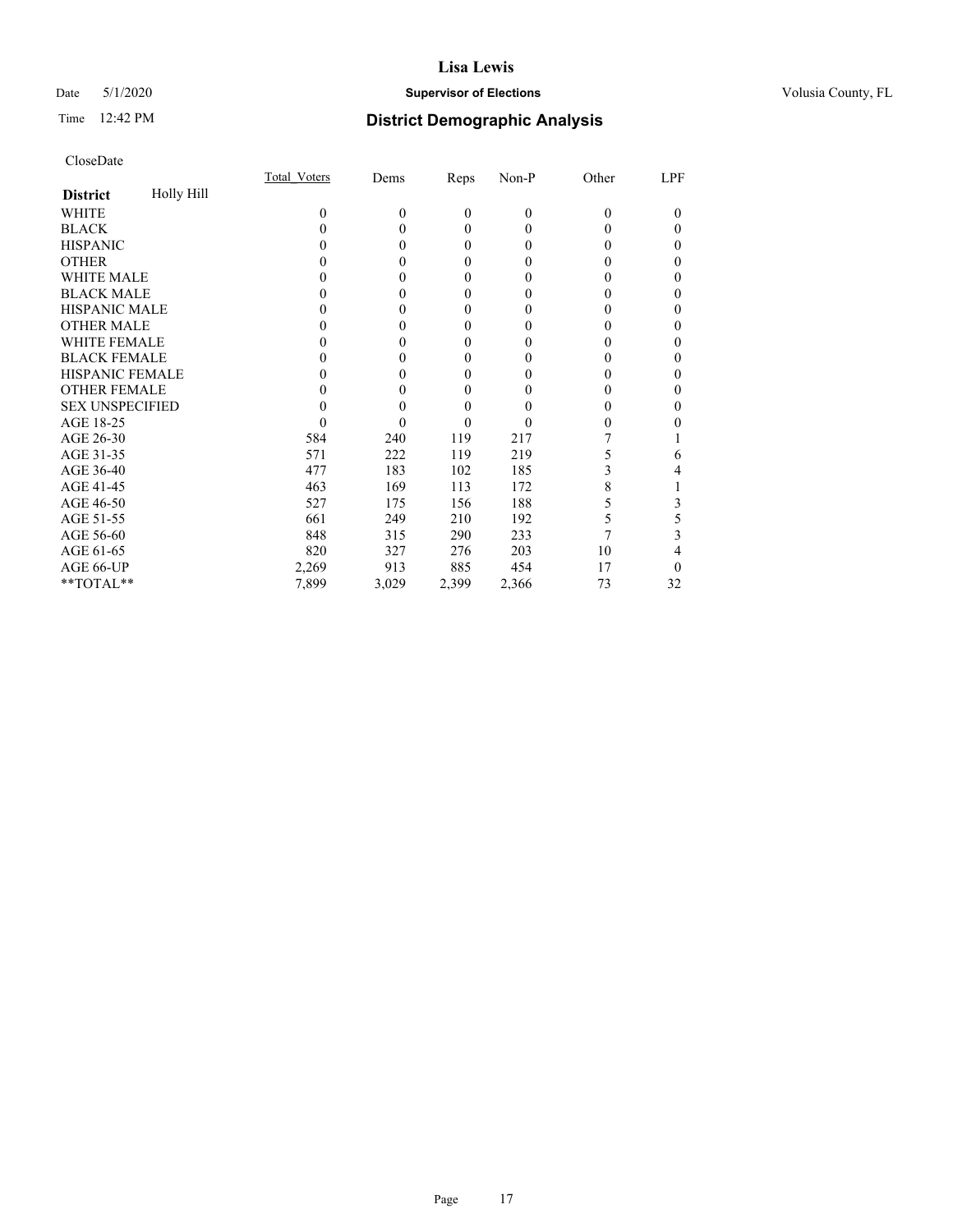# Lisa Lewis

Date 5/1/2020 **Supervisor of Elections** Volusia County, FL

Time 12:42 PM **District Demographic Analysis**

CloseDate

| District: Holly Hill | Total_Voters | Dems | Reps | Non-P | Other | LPF |
|---|---|---|---|---|---|---|
| WHITE | 0 | 0 | 0 | 0 | 0 | 0 |
| BLACK | 0 | 0 | 0 | 0 | 0 | 0 |
| HISPANIC | 0 | 0 | 0 | 0 | 0 | 0 |
| OTHER | 0 | 0 | 0 | 0 | 0 | 0 |
| WHITE MALE | 0 | 0 | 0 | 0 | 0 | 0 |
| BLACK MALE | 0 | 0 | 0 | 0 | 0 | 0 |
| HISPANIC MALE | 0 | 0 | 0 | 0 | 0 | 0 |
| OTHER MALE | 0 | 0 | 0 | 0 | 0 | 0 |
| WHITE FEMALE | 0 | 0 | 0 | 0 | 0 | 0 |
| BLACK FEMALE | 0 | 0 | 0 | 0 | 0 | 0 |
| HISPANIC FEMALE | 0 | 0 | 0 | 0 | 0 | 0 |
| OTHER FEMALE | 0 | 0 | 0 | 0 | 0 | 0 |
| SEX UNSPECIFIED | 0 | 0 | 0 | 0 | 0 | 0 |
| AGE 18-25 | 0 | 0 | 0 | 0 | 0 | 0 |
| AGE 26-30 | 584 | 240 | 119 | 217 | 7 | 1 |
| AGE 31-35 | 571 | 222 | 119 | 219 | 5 | 6 |
| AGE 36-40 | 477 | 183 | 102 | 185 | 3 | 4 |
| AGE 41-45 | 463 | 169 | 113 | 172 | 8 | 1 |
| AGE 46-50 | 527 | 175 | 156 | 188 | 5 | 3 |
| AGE 51-55 | 661 | 249 | 210 | 192 | 5 | 5 |
| AGE 56-60 | 848 | 315 | 290 | 233 | 7 | 3 |
| AGE 61-65 | 820 | 327 | 276 | 203 | 10 | 4 |
| AGE 66-UP | 2,269 | 913 | 885 | 454 | 17 | 0 |
| **TOTAL** | 7,899 | 3,029 | 2,399 | 2,366 | 73 | 32 |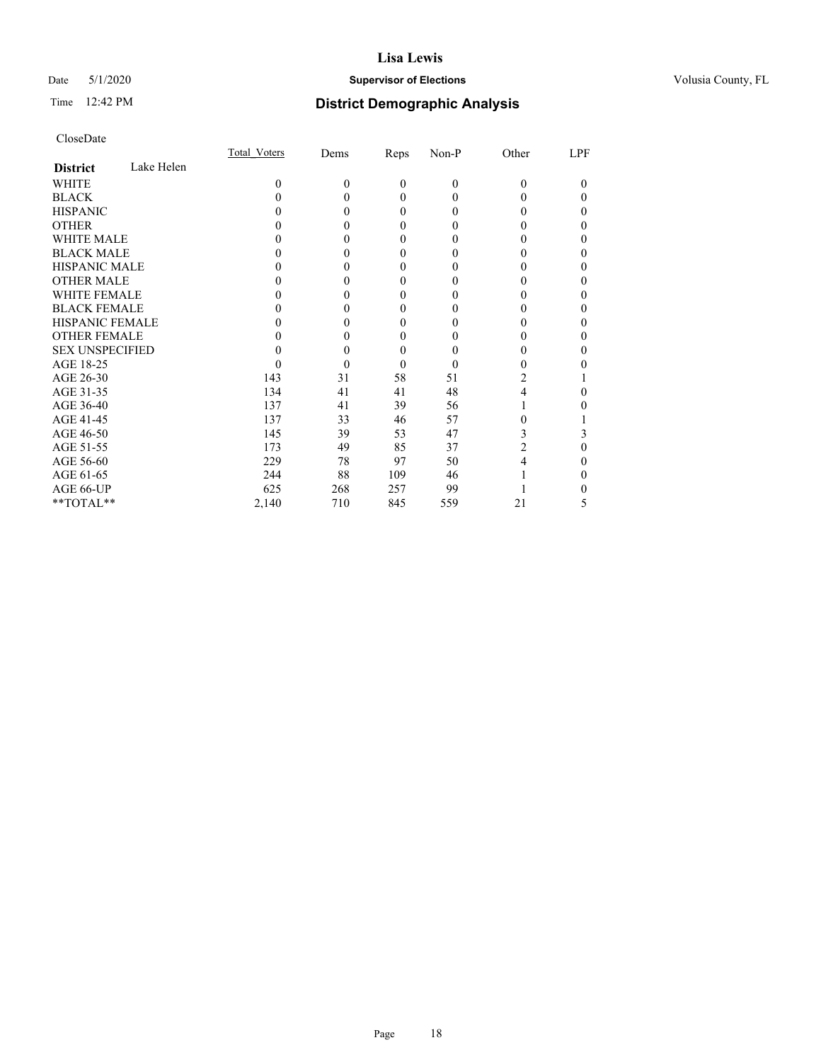# Lisa Lewis

Date 5/1/2020

**Supervisor of Elections**

Volusia County, FL

Time 12:42 PM

## District Demographic Analysis

CloseDate

| **District** Lake Helen | Total_Voters | Dems | Reps | Non-P | Other | LPF |
|---|---|---|---|---|---|---|
| WHITE | 0 | 0 | 0 | 0 | 0 | 0 |
| BLACK | 0 | 0 | 0 | 0 | 0 | 0 |
| HISPANIC | 0 | 0 | 0 | 0 | 0 | 0 |
| OTHER | 0 | 0 | 0 | 0 | 0 | 0 |
| WHITE MALE | 0 | 0 | 0 | 0 | 0 | 0 |
| BLACK MALE | 0 | 0 | 0 | 0 | 0 | 0 |
| HISPANIC MALE | 0 | 0 | 0 | 0 | 0 | 0 |
| OTHER MALE | 0 | 0 | 0 | 0 | 0 | 0 |
| WHITE FEMALE | 0 | 0 | 0 | 0 | 0 | 0 |
| BLACK FEMALE | 0 | 0 | 0 | 0 | 0 | 0 |
| HISPANIC FEMALE | 0 | 0 | 0 | 0 | 0 | 0 |
| OTHER FEMALE | 0 | 0 | 0 | 0 | 0 | 0 |
| SEX UNSPECIFIED | 0 | 0 | 0 | 0 | 0 | 0 |
| AGE 18-25 | 0 | 0 | 0 | 0 | 0 | 0 |
| AGE 26-30 | 143 | 31 | 58 | 51 | 2 | 1 |
| AGE 31-35 | 134 | 41 | 41 | 48 | 4 | 0 |
| AGE 36-40 | 137 | 41 | 39 | 56 | 1 | 0 |
| AGE 41-45 | 137 | 33 | 46 | 57 | 0 | 1 |
| AGE 46-50 | 145 | 39 | 53 | 47 | 3 | 3 |
| AGE 51-55 | 173 | 49 | 85 | 37 | 2 | 0 |
| AGE 56-60 | 229 | 78 | 97 | 50 | 4 | 0 |
| AGE 61-65 | 244 | 88 | 109 | 46 | 1 | 0 |
| AGE 66-UP | 625 | 268 | 257 | 99 | 1 | 0 |
| **TOTAL** | 2,140 | 710 | 845 | 559 | 21 | 5 |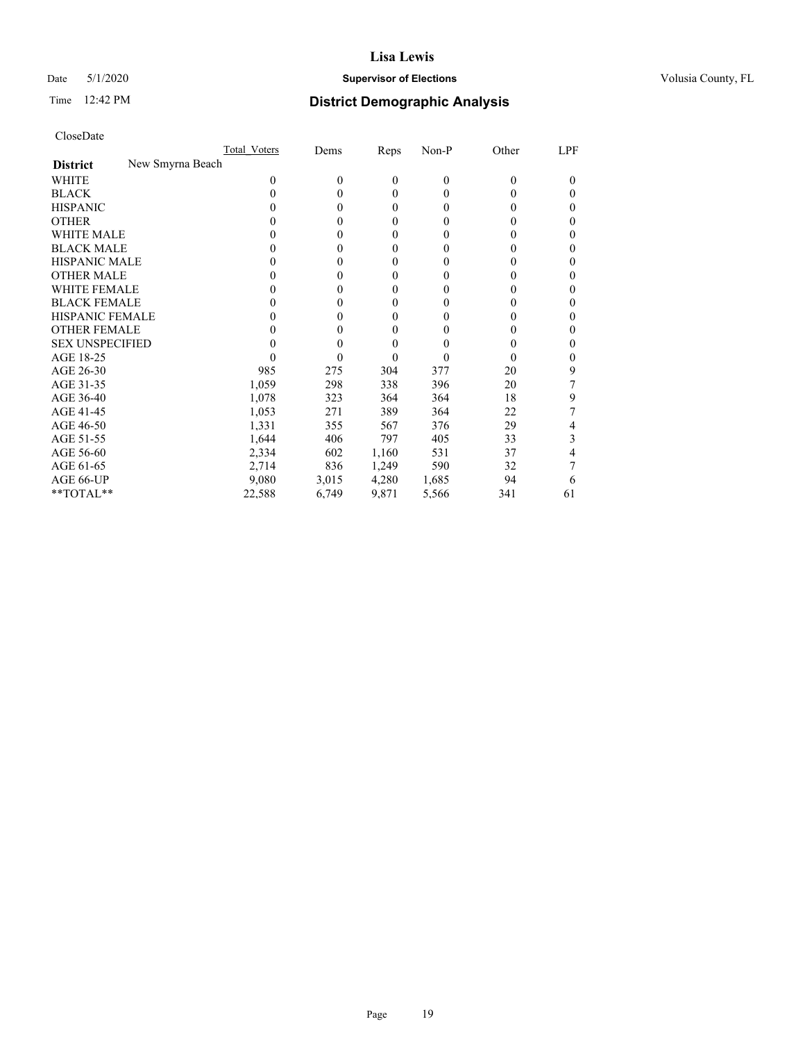# Lisa Lewis

Date 5/1/2020 **Supervisor of Elections** Volusia County, FL

Time 12:42 PM **District Demographic Analysis**

CloseDate

| | Total_Voters | Dems | Reps | Non-P | Other | LPF |
|---|---|---|---|---|---|---|
| **District** New Smyrna Beach | | | | | | |
| WHITE | 0 | 0 | 0 | 0 | 0 | 0 |
| BLACK | 0 | 0 | 0 | 0 | 0 | 0 |
| HISPANIC | 0 | 0 | 0 | 0 | 0 | 0 |
| OTHER | 0 | 0 | 0 | 0 | 0 | 0 |
| WHITE MALE | 0 | 0 | 0 | 0 | 0 | 0 |
| BLACK MALE | 0 | 0 | 0 | 0 | 0 | 0 |
| HISPANIC MALE | 0 | 0 | 0 | 0 | 0 | 0 |
| OTHER MALE | 0 | 0 | 0 | 0 | 0 | 0 |
| WHITE FEMALE | 0 | 0 | 0 | 0 | 0 | 0 |
| BLACK FEMALE | 0 | 0 | 0 | 0 | 0 | 0 |
| HISPANIC FEMALE | 0 | 0 | 0 | 0 | 0 | 0 |
| OTHER FEMALE | 0 | 0 | 0 | 0 | 0 | 0 |
| SEX UNSPECIFIED | 0 | 0 | 0 | 0 | 0 | 0 |
| AGE 18-25 | 0 | 0 | 0 | 0 | 0 | 0 |
| AGE 26-30 | 985 | 275 | 304 | 377 | 20 | 9 |
| AGE 31-35 | 1,059 | 298 | 338 | 396 | 20 | 7 |
| AGE 36-40 | 1,078 | 323 | 364 | 364 | 18 | 9 |
| AGE 41-45 | 1,053 | 271 | 389 | 364 | 22 | 7 |
| AGE 46-50 | 1,331 | 355 | 567 | 376 | 29 | 4 |
| AGE 51-55 | 1,644 | 406 | 797 | 405 | 33 | 3 |
| AGE 56-60 | 2,334 | 602 | 1,160 | 531 | 37 | 4 |
| AGE 61-65 | 2,714 | 836 | 1,249 | 590 | 32 | 7 |
| AGE 66-UP | 9,080 | 3,015 | 4,280 | 1,685 | 94 | 6 |
| **TOTAL** | 22,588 | 6,749 | 9,871 | 5,566 | 341 | 61 |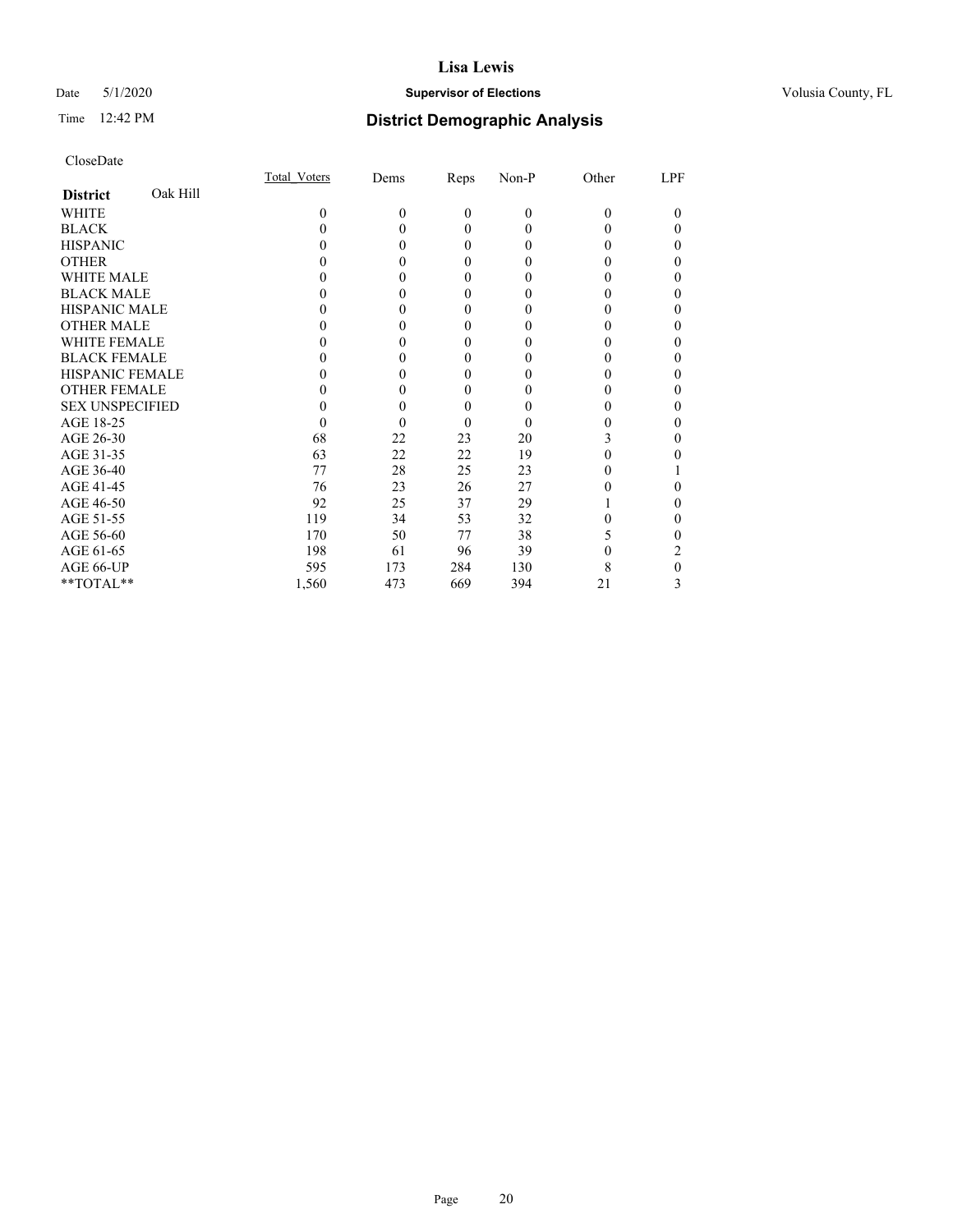# Lisa Lewis

Date 5/1/2020 **Supervisor of Elections** Volusia County, FL

Time 12:42 PM **District Demographic Analysis**

CloseDate

| **District** Oak Hill | Total_Voters | Dems | Reps | Non-P | Other | LPF |
|---|---|---|---|---|---|---|
| WHITE | 0 | 0 | 0 | 0 | 0 | 0 |
| BLACK | 0 | 0 | 0 | 0 | 0 | 0 |
| HISPANIC | 0 | 0 | 0 | 0 | 0 | 0 |
| OTHER | 0 | 0 | 0 | 0 | 0 | 0 |
| WHITE MALE | 0 | 0 | 0 | 0 | 0 | 0 |
| BLACK MALE | 0 | 0 | 0 | 0 | 0 | 0 |
| HISPANIC MALE | 0 | 0 | 0 | 0 | 0 | 0 |
| OTHER MALE | 0 | 0 | 0 | 0 | 0 | 0 |
| WHITE FEMALE | 0 | 0 | 0 | 0 | 0 | 0 |
| BLACK FEMALE | 0 | 0 | 0 | 0 | 0 | 0 |
| HISPANIC FEMALE | 0 | 0 | 0 | 0 | 0 | 0 |
| OTHER FEMALE | 0 | 0 | 0 | 0 | 0 | 0 |
| SEX UNSPECIFIED | 0 | 0 | 0 | 0 | 0 | 0 |
| AGE 18-25 | 0 | 0 | 0 | 0 | 0 | 0 |
| AGE 26-30 | 68 | 22 | 23 | 20 | 3 | 0 |
| AGE 31-35 | 63 | 22 | 22 | 19 | 0 | 0 |
| AGE 36-40 | 77 | 28 | 25 | 23 | 0 | 1 |
| AGE 41-45 | 76 | 23 | 26 | 27 | 0 | 0 |
| AGE 46-50 | 92 | 25 | 37 | 29 | 1 | 0 |
| AGE 51-55 | 119 | 34 | 53 | 32 | 0 | 0 |
| AGE 56-60 | 170 | 50 | 77 | 38 | 5 | 0 |
| AGE 61-65 | 198 | 61 | 96 | 39 | 0 | 2 |
| AGE 66-UP | 595 | 173 | 284 | 130 | 8 | 0 |
| **TOTAL** | 1,560 | 473 | 669 | 394 | 21 | 3 |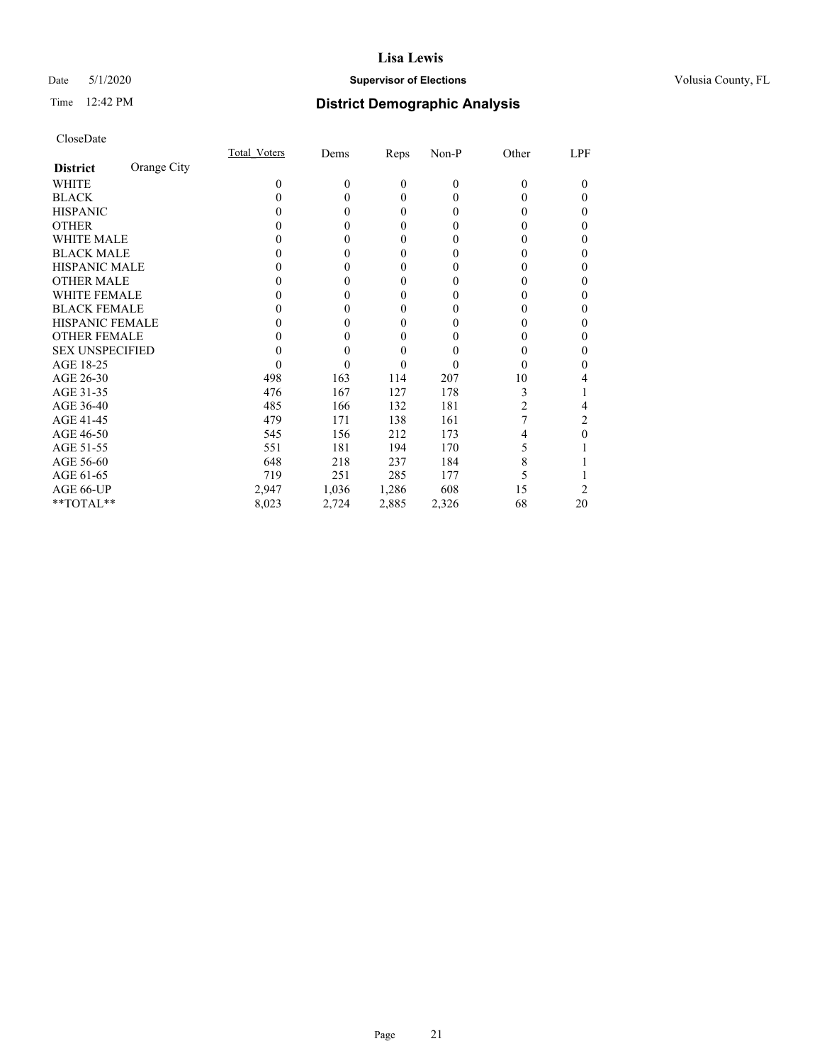**Lisa Lewis**

Date 5/1/2020 **Supervisor of Elections** Volusia County, FL

Time 12:42 PM **District Demographic Analysis**

CloseDate

| **District** Orange City | Total_Voters | Dems | Reps | Non-P | Other | LPF |
|---|---|---|---|---|---|---|
| WHITE | 0 | 0 | 0 | 0 | 0 | 0 |
| BLACK | 0 | 0 | 0 | 0 | 0 | 0 |
| HISPANIC | 0 | 0 | 0 | 0 | 0 | 0 |
| OTHER | 0 | 0 | 0 | 0 | 0 | 0 |
| WHITE MALE | 0 | 0 | 0 | 0 | 0 | 0 |
| BLACK MALE | 0 | 0 | 0 | 0 | 0 | 0 |
| HISPANIC MALE | 0 | 0 | 0 | 0 | 0 | 0 |
| OTHER MALE | 0 | 0 | 0 | 0 | 0 | 0 |
| WHITE FEMALE | 0 | 0 | 0 | 0 | 0 | 0 |
| BLACK FEMALE | 0 | 0 | 0 | 0 | 0 | 0 |
| HISPANIC FEMALE | 0 | 0 | 0 | 0 | 0 | 0 |
| OTHER FEMALE | 0 | 0 | 0 | 0 | 0 | 0 |
| SEX UNSPECIFIED | 0 | 0 | 0 | 0 | 0 | 0 |
| AGE 18-25 | 0 | 0 | 0 | 0 | 0 | 0 |
| AGE 26-30 | 498 | 163 | 114 | 207 | 10 | 4 |
| AGE 31-35 | 476 | 167 | 127 | 178 | 3 | 1 |
| AGE 36-40 | 485 | 166 | 132 | 181 | 2 | 4 |
| AGE 41-45 | 479 | 171 | 138 | 161 | 7 | 2 |
| AGE 46-50 | 545 | 156 | 212 | 173 | 4 | 0 |
| AGE 51-55 | 551 | 181 | 194 | 170 | 5 | 1 |
| AGE 56-60 | 648 | 218 | 237 | 184 | 8 | 1 |
| AGE 61-65 | 719 | 251 | 285 | 177 | 5 | 1 |
| AGE 66-UP | 2,947 | 1,036 | 1,286 | 608 | 15 | 2 |
| **TOTAL** | 8,023 | 2,724 | 2,885 | 2,326 | 68 | 20 |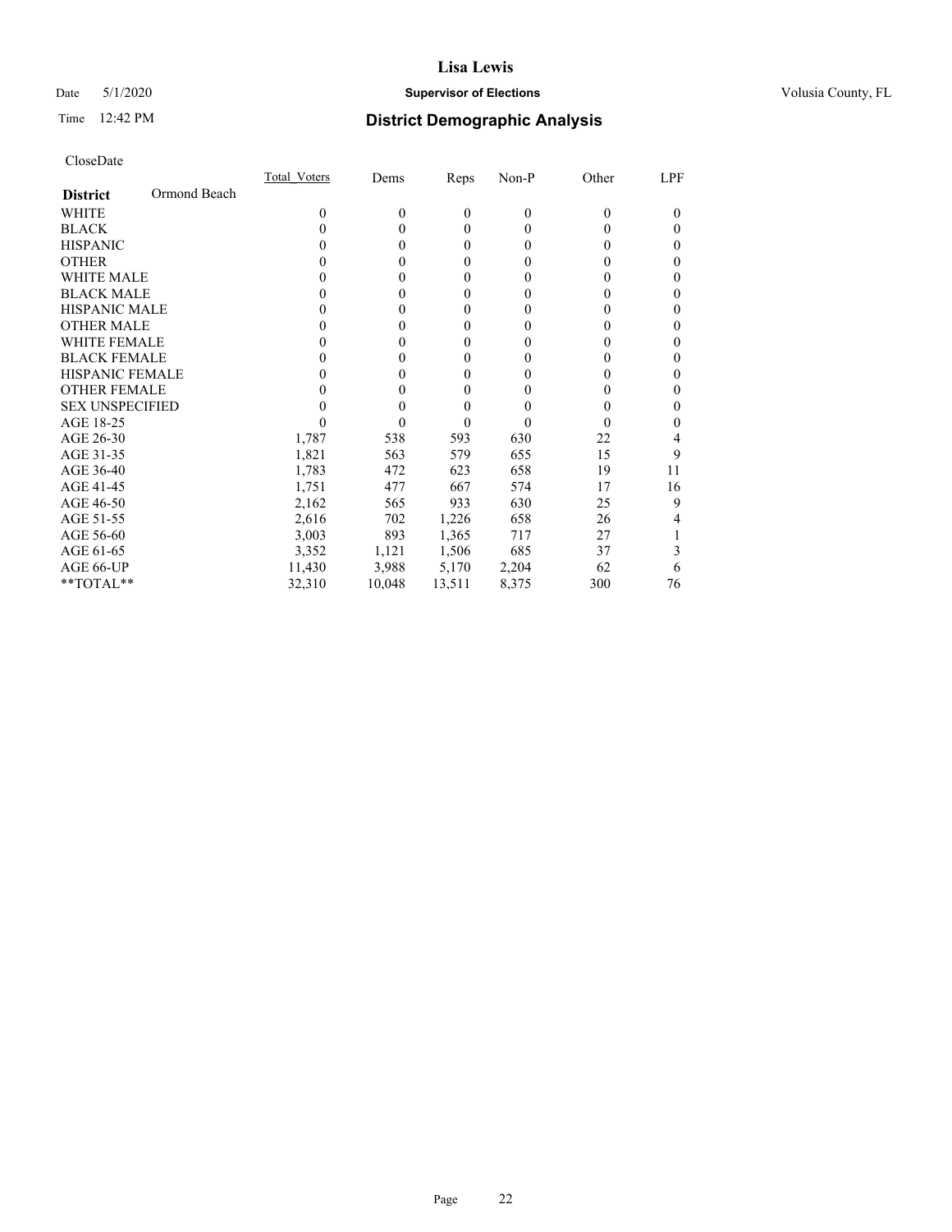# Lisa Lewis

Date 5/1/2020 **Supervisor of Elections** Volusia County, FL

Time 12:42 PM **District Demographic Analysis**

CloseDate

| **District** Ormond Beach | Total_Voters | Dems | Reps | Non-P | Other | LPF |
|---|---|---|---|---|---|---|
| WHITE | 0 | 0 | 0 | 0 | 0 | 0 |
| BLACK | 0 | 0 | 0 | 0 | 0 | 0 |
| HISPANIC | 0 | 0 | 0 | 0 | 0 | 0 |
| OTHER | 0 | 0 | 0 | 0 | 0 | 0 |
| WHITE MALE | 0 | 0 | 0 | 0 | 0 | 0 |
| BLACK MALE | 0 | 0 | 0 | 0 | 0 | 0 |
| HISPANIC MALE | 0 | 0 | 0 | 0 | 0 | 0 |
| OTHER MALE | 0 | 0 | 0 | 0 | 0 | 0 |
| WHITE FEMALE | 0 | 0 | 0 | 0 | 0 | 0 |
| BLACK FEMALE | 0 | 0 | 0 | 0 | 0 | 0 |
| HISPANIC FEMALE | 0 | 0 | 0 | 0 | 0 | 0 |
| OTHER FEMALE | 0 | 0 | 0 | 0 | 0 | 0 |
| SEX UNSPECIFIED | 0 | 0 | 0 | 0 | 0 | 0 |
| AGE 18-25 | 0 | 0 | 0 | 0 | 0 | 0 |
| AGE 26-30 | 1,787 | 538 | 593 | 630 | 22 | 4 |
| AGE 31-35 | 1,821 | 563 | 579 | 655 | 15 | 9 |
| AGE 36-40 | 1,783 | 472 | 623 | 658 | 19 | 11 |
| AGE 41-45 | 1,751 | 477 | 667 | 574 | 17 | 16 |
| AGE 46-50 | 2,162 | 565 | 933 | 630 | 25 | 9 |
| AGE 51-55 | 2,616 | 702 | 1,226 | 658 | 26 | 4 |
| AGE 56-60 | 3,003 | 893 | 1,365 | 717 | 27 | 1 |
| AGE 61-65 | 3,352 | 1,121 | 1,506 | 685 | 37 | 3 |
| AGE 66-UP | 11,430 | 3,988 | 5,170 | 2,204 | 62 | 6 |
| **TOTAL** | 32,310 | 10,048 | 13,511 | 8,375 | 300 | 76 |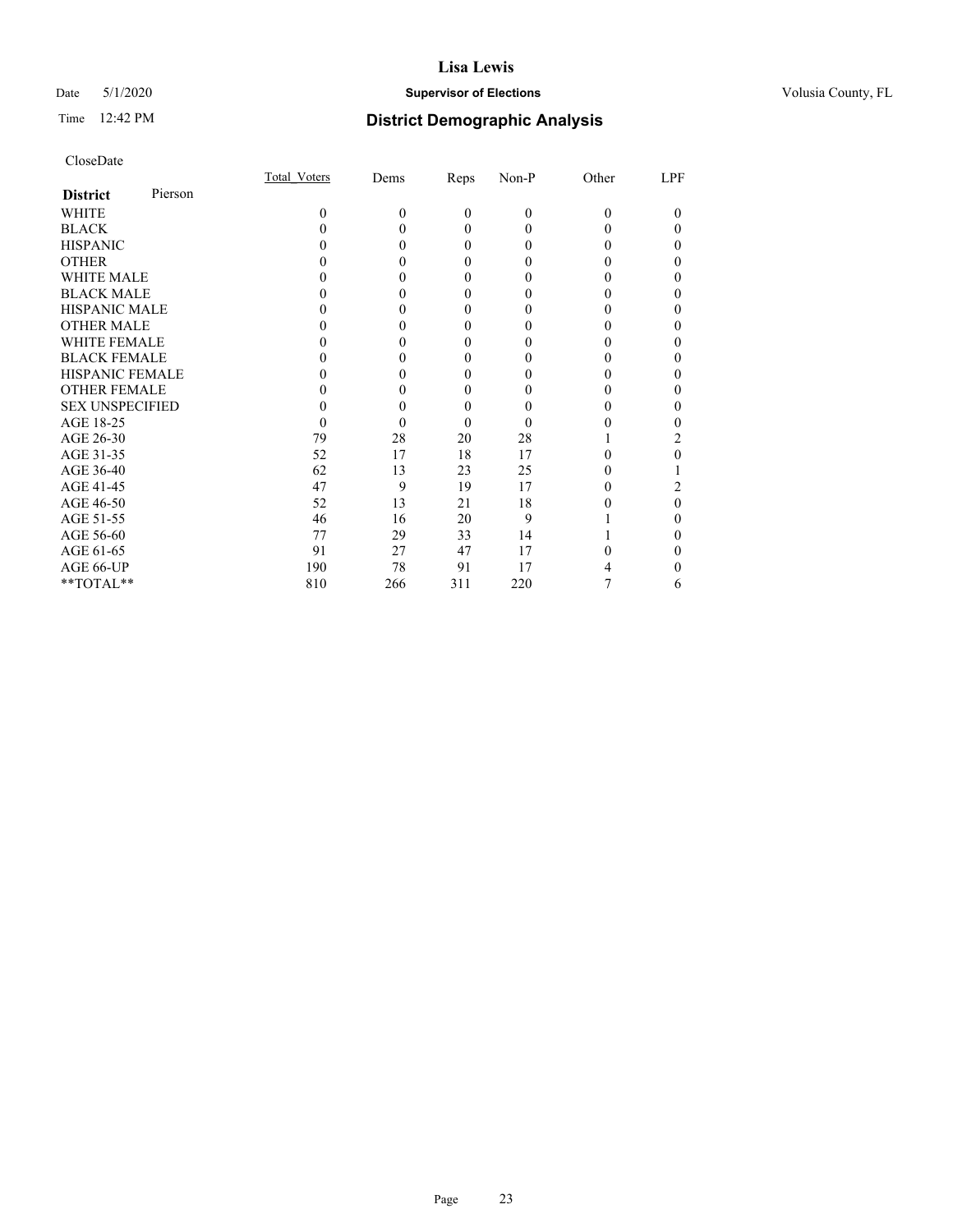# Lisa Lewis

Date 5/1/2020 **Supervisor of Elections** Volusia County, FL

Time 12:42 PM **District Demographic Analysis**

CloseDate

| **District** Pierson | Total_Voters | Dems | Reps | Non-P | Other | LPF |
|---|---|---|---|---|---|---|
| WHITE | 0 | 0 | 0 | 0 | 0 | 0 |
| BLACK | 0 | 0 | 0 | 0 | 0 | 0 |
| HISPANIC | 0 | 0 | 0 | 0 | 0 | 0 |
| OTHER | 0 | 0 | 0 | 0 | 0 | 0 |
| WHITE MALE | 0 | 0 | 0 | 0 | 0 | 0 |
| BLACK MALE | 0 | 0 | 0 | 0 | 0 | 0 |
| HISPANIC MALE | 0 | 0 | 0 | 0 | 0 | 0 |
| OTHER MALE | 0 | 0 | 0 | 0 | 0 | 0 |
| WHITE FEMALE | 0 | 0 | 0 | 0 | 0 | 0 |
| BLACK FEMALE | 0 | 0 | 0 | 0 | 0 | 0 |
| HISPANIC FEMALE | 0 | 0 | 0 | 0 | 0 | 0 |
| OTHER FEMALE | 0 | 0 | 0 | 0 | 0 | 0 |
| SEX UNSPECIFIED | 0 | 0 | 0 | 0 | 0 | 0 |
| AGE 18-25 | 0 | 0 | 0 | 0 | 0 | 0 |
| AGE 26-30 | 79 | 28 | 20 | 28 | 1 | 2 |
| AGE 31-35 | 52 | 17 | 18 | 17 | 0 | 0 |
| AGE 36-40 | 62 | 13 | 23 | 25 | 0 | 1 |
| AGE 41-45 | 47 | 9 | 19 | 17 | 0 | 2 |
| AGE 46-50 | 52 | 13 | 21 | 18 | 0 | 0 |
| AGE 51-55 | 46 | 16 | 20 | 9 | 1 | 0 |
| AGE 56-60 | 77 | 29 | 33 | 14 | 1 | 0 |
| AGE 61-65 | 91 | 27 | 47 | 17 | 0 | 0 |
| AGE 66-UP | 190 | 78 | 91 | 17 | 4 | 0 |
| **TOTAL** | 810 | 266 | 311 | 220 | 7 | 6 |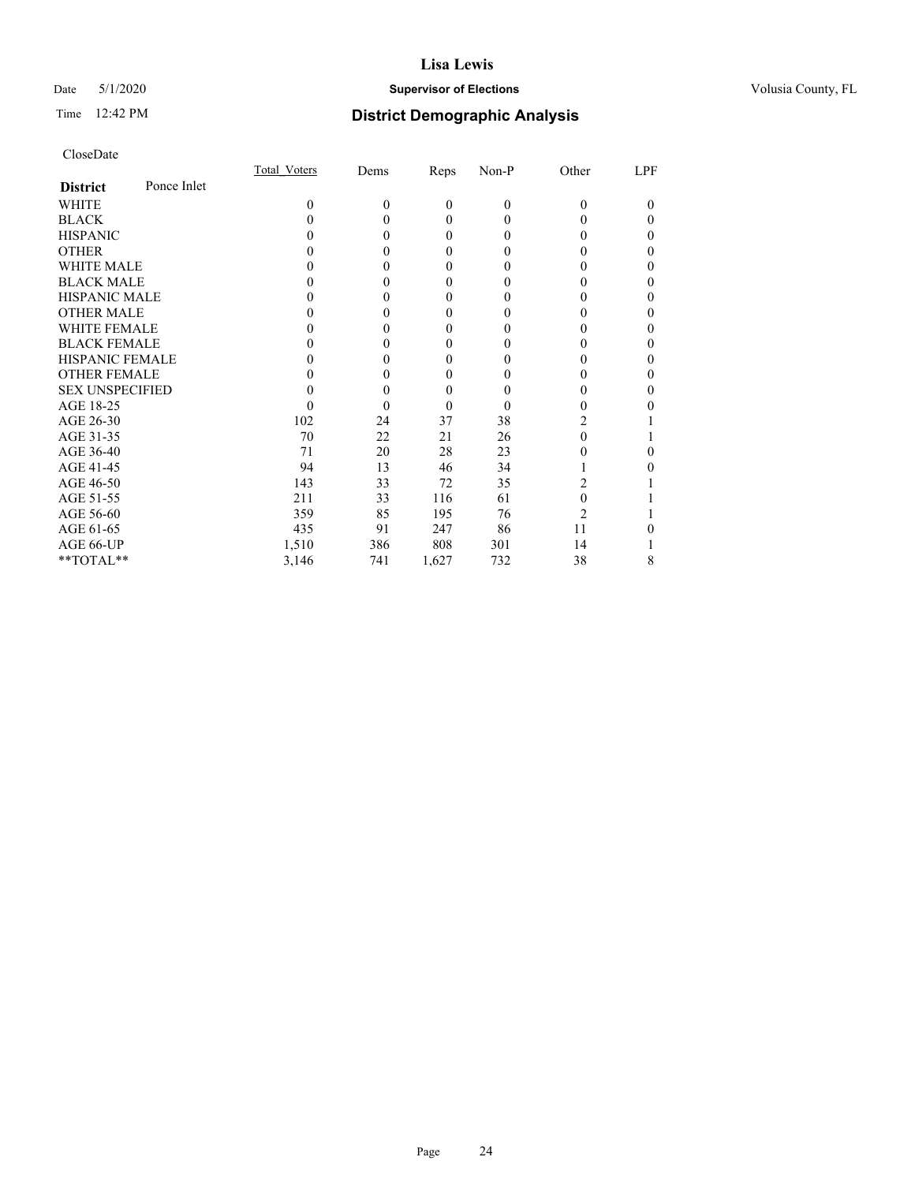# Lisa Lewis

Date 5/1/2020 **Supervisor of Elections** Volusia County, FL

Time 12:42 PM **District Demographic Analysis**

CloseDate

| **District** Ponce Inlet | Total_Voters | Dems | Reps | Non-P | Other | LPF |
|---|---|---|---|---|---|---|
| WHITE | 0 | 0 | 0 | 0 | 0 | 0 |
| BLACK | 0 | 0 | 0 | 0 | 0 | 0 |
| HISPANIC | 0 | 0 | 0 | 0 | 0 | 0 |
| OTHER | 0 | 0 | 0 | 0 | 0 | 0 |
| WHITE MALE | 0 | 0 | 0 | 0 | 0 | 0 |
| BLACK MALE | 0 | 0 | 0 | 0 | 0 | 0 |
| HISPANIC MALE | 0 | 0 | 0 | 0 | 0 | 0 |
| OTHER MALE | 0 | 0 | 0 | 0 | 0 | 0 |
| WHITE FEMALE | 0 | 0 | 0 | 0 | 0 | 0 |
| BLACK FEMALE | 0 | 0 | 0 | 0 | 0 | 0 |
| HISPANIC FEMALE | 0 | 0 | 0 | 0 | 0 | 0 |
| OTHER FEMALE | 0 | 0 | 0 | 0 | 0 | 0 |
| SEX UNSPECIFIED | 0 | 0 | 0 | 0 | 0 | 0 |
| AGE 18-25 | 0 | 0 | 0 | 0 | 0 | 0 |
| AGE 26-30 | 102 | 24 | 37 | 38 | 2 | 1 |
| AGE 31-35 | 70 | 22 | 21 | 26 | 0 | 1 |
| AGE 36-40 | 71 | 20 | 28 | 23 | 0 | 0 |
| AGE 41-45 | 94 | 13 | 46 | 34 | 1 | 0 |
| AGE 46-50 | 143 | 33 | 72 | 35 | 2 | 1 |
| AGE 51-55 | 211 | 33 | 116 | 61 | 0 | 1 |
| AGE 56-60 | 359 | 85 | 195 | 76 | 2 | 1 |
| AGE 61-65 | 435 | 91 | 247 | 86 | 11 | 0 |
| AGE 66-UP | 1,510 | 386 | 808 | 301 | 14 | 1 |
| **TOTAL** | 3,146 | 741 | 1,627 | 732 | 38 | 8 |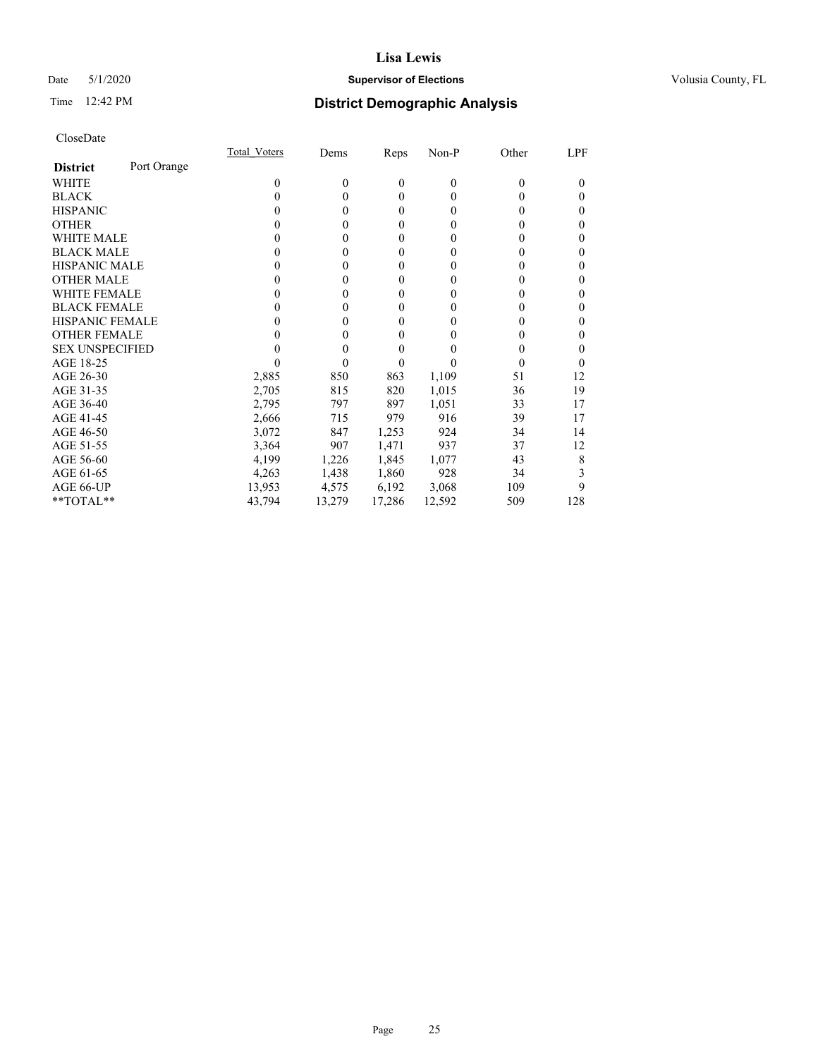**Lisa Lewis**

Date 5/1/2020 **Supervisor of Elections** Volusia County, FL

Time 12:42 PM **District Demographic Analysis**

CloseDate

| **District** Port Orange | Total_Voters | Dems | Reps | Non-P | Other | LPF |
|---|---|---|---|---|---|---|
| WHITE | 0 | 0 | 0 | 0 | 0 | 0 |
| BLACK | 0 | 0 | 0 | 0 | 0 | 0 |
| HISPANIC | 0 | 0 | 0 | 0 | 0 | 0 |
| OTHER | 0 | 0 | 0 | 0 | 0 | 0 |
| WHITE MALE | 0 | 0 | 0 | 0 | 0 | 0 |
| BLACK MALE | 0 | 0 | 0 | 0 | 0 | 0 |
| HISPANIC MALE | 0 | 0 | 0 | 0 | 0 | 0 |
| OTHER MALE | 0 | 0 | 0 | 0 | 0 | 0 |
| WHITE FEMALE | 0 | 0 | 0 | 0 | 0 | 0 |
| BLACK FEMALE | 0 | 0 | 0 | 0 | 0 | 0 |
| HISPANIC FEMALE | 0 | 0 | 0 | 0 | 0 | 0 |
| OTHER FEMALE | 0 | 0 | 0 | 0 | 0 | 0 |
| SEX UNSPECIFIED | 0 | 0 | 0 | 0 | 0 | 0 |
| AGE 18-25 | 0 | 0 | 0 | 0 | 0 | 0 |
| AGE 26-30 | 2,885 | 850 | 863 | 1,109 | 51 | 12 |
| AGE 31-35 | 2,705 | 815 | 820 | 1,015 | 36 | 19 |
| AGE 36-40 | 2,795 | 797 | 897 | 1,051 | 33 | 17 |
| AGE 41-45 | 2,666 | 715 | 979 | 916 | 39 | 17 |
| AGE 46-50 | 3,072 | 847 | 1,253 | 924 | 34 | 14 |
| AGE 51-55 | 3,364 | 907 | 1,471 | 937 | 37 | 12 |
| AGE 56-60 | 4,199 | 1,226 | 1,845 | 1,077 | 43 | 8 |
| AGE 61-65 | 4,263 | 1,438 | 1,860 | 928 | 34 | 3 |
| AGE 66-UP | 13,953 | 4,575 | 6,192 | 3,068 | 109 | 9 |
| **TOTAL** | 43,794 | 13,279 | 17,286 | 12,592 | 509 | 128 |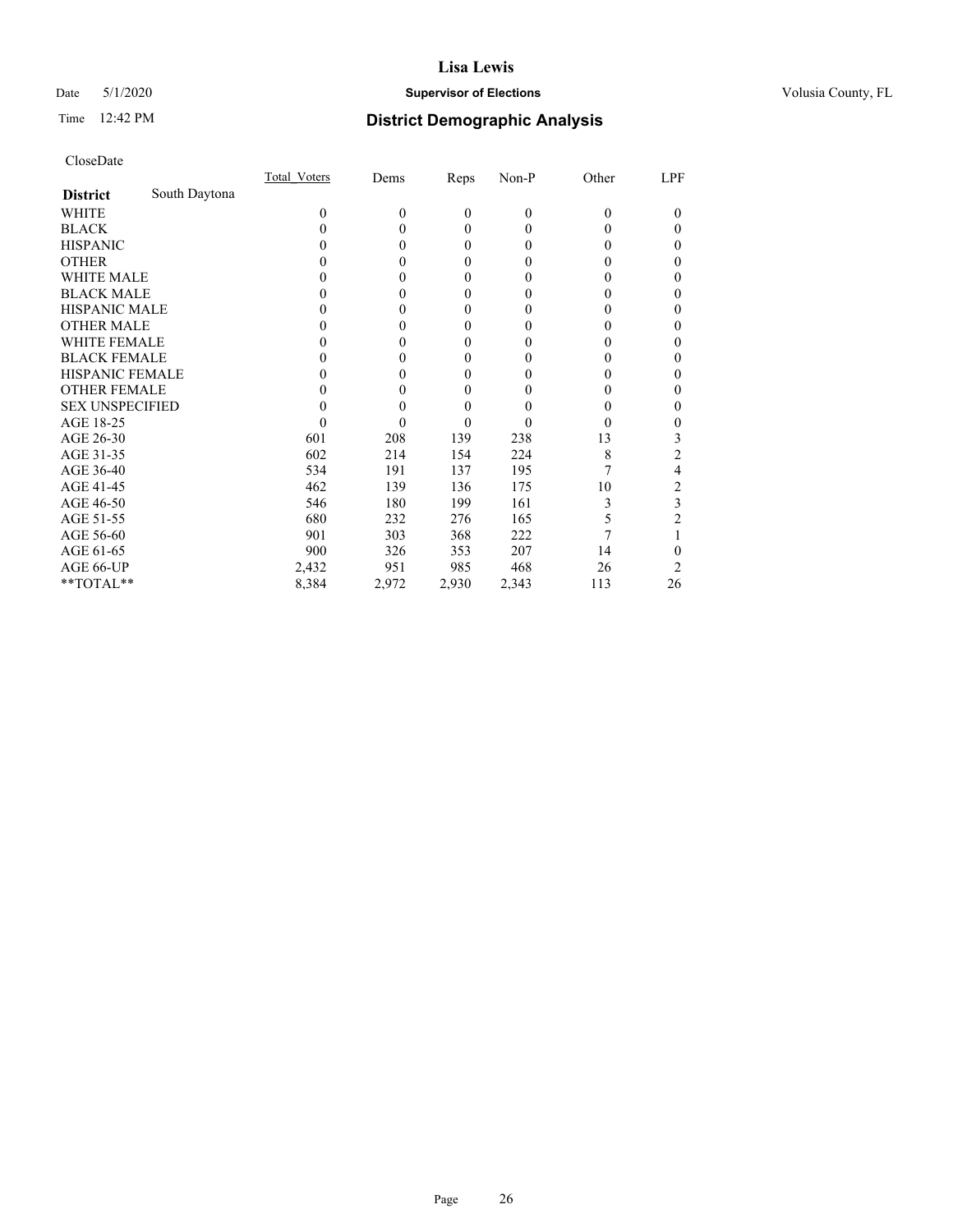# Lisa Lewis

Date 5/1/2020 **Supervisor of Elections** Volusia County, FL

Time 12:42 PM **District Demographic Analysis**

CloseDate

| | Total_Voters | Dems | Reps | Non-P | Other | LPF |
|---|---|---|---|---|---|---|
| **District** South Daytona | | | | | | |
| WHITE | 0 | 0 | 0 | 0 | 0 | 0 |
| BLACK | 0 | 0 | 0 | 0 | 0 | 0 |
| HISPANIC | 0 | 0 | 0 | 0 | 0 | 0 |
| OTHER | 0 | 0 | 0 | 0 | 0 | 0 |
| WHITE MALE | 0 | 0 | 0 | 0 | 0 | 0 |
| BLACK MALE | 0 | 0 | 0 | 0 | 0 | 0 |
| HISPANIC MALE | 0 | 0 | 0 | 0 | 0 | 0 |
| OTHER MALE | 0 | 0 | 0 | 0 | 0 | 0 |
| WHITE FEMALE | 0 | 0 | 0 | 0 | 0 | 0 |
| BLACK FEMALE | 0 | 0 | 0 | 0 | 0 | 0 |
| HISPANIC FEMALE | 0 | 0 | 0 | 0 | 0 | 0 |
| OTHER FEMALE | 0 | 0 | 0 | 0 | 0 | 0 |
| SEX UNSPECIFIED | 0 | 0 | 0 | 0 | 0 | 0 |
| AGE 18-25 | 0 | 0 | 0 | 0 | 0 | 0 |
| AGE 26-30 | 601 | 208 | 139 | 238 | 13 | 3 |
| AGE 31-35 | 602 | 214 | 154 | 224 | 8 | 2 |
| AGE 36-40 | 534 | 191 | 137 | 195 | 7 | 4 |
| AGE 41-45 | 462 | 139 | 136 | 175 | 10 | 2 |
| AGE 46-50 | 546 | 180 | 199 | 161 | 3 | 3 |
| AGE 51-55 | 680 | 232 | 276 | 165 | 5 | 2 |
| AGE 56-60 | 901 | 303 | 368 | 222 | 7 | 1 |
| AGE 61-65 | 900 | 326 | 353 | 207 | 14 | 0 |
| AGE 66-UP | 2,432 | 951 | 985 | 468 | 26 | 2 |
| **TOTAL** | 8,384 | 2,972 | 2,930 | 2,343 | 113 | 26 |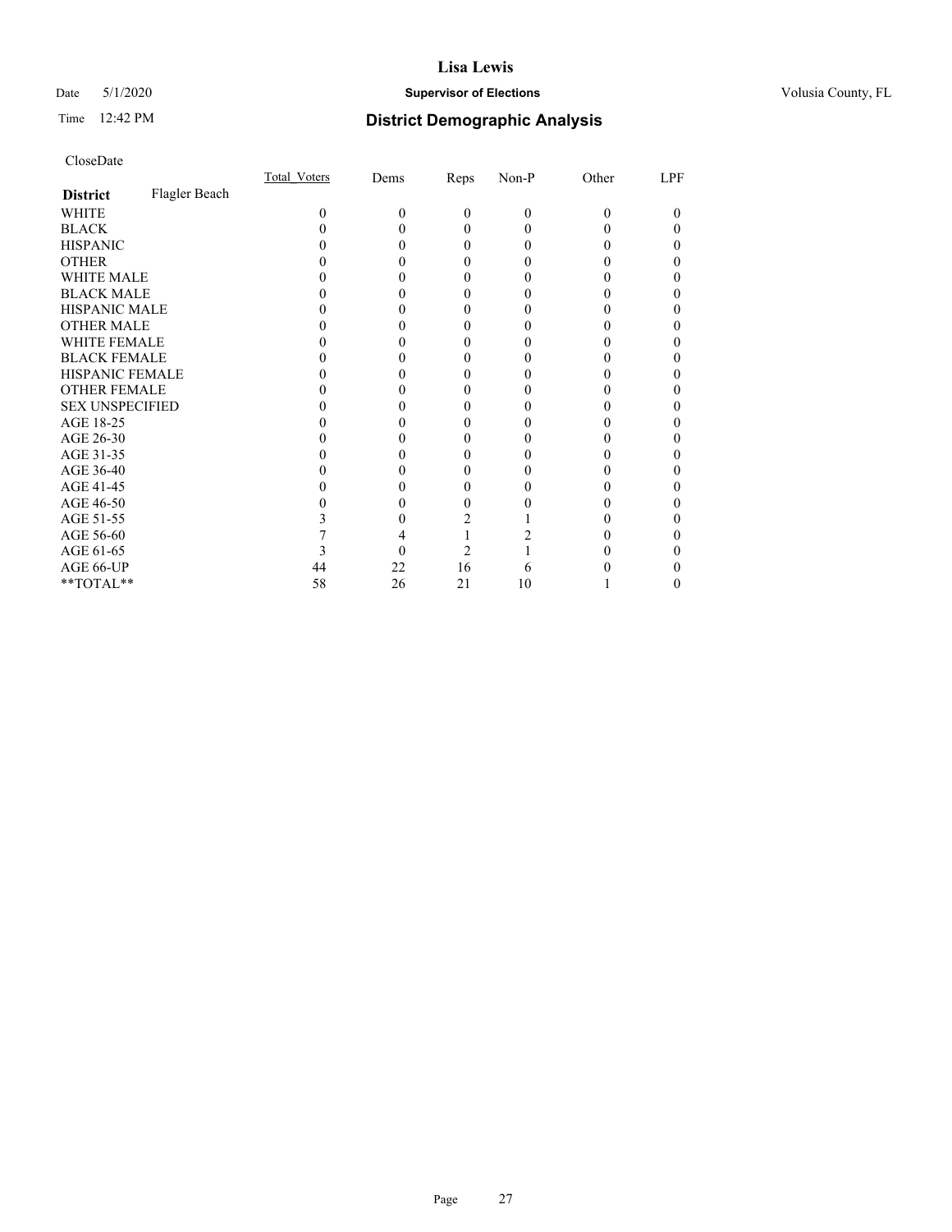# Lisa Lewis

Date 5/1/2020 **Supervisor of Elections** Volusia County, FL

Time 12:42 PM **District Demographic Analysis**

CloseDate

| **District** Flagler Beach | Total_Voters | Dems | Reps | Non-P | Other | LPF |
|---|---|---|---|---|---|---|
| WHITE | 0 | 0 | 0 | 0 | 0 | 0 |
| BLACK | 0 | 0 | 0 | 0 | 0 | 0 |
| HISPANIC | 0 | 0 | 0 | 0 | 0 | 0 |
| OTHER | 0 | 0 | 0 | 0 | 0 | 0 |
| WHITE MALE | 0 | 0 | 0 | 0 | 0 | 0 |
| BLACK MALE | 0 | 0 | 0 | 0 | 0 | 0 |
| HISPANIC MALE | 0 | 0 | 0 | 0 | 0 | 0 |
| OTHER MALE | 0 | 0 | 0 | 0 | 0 | 0 |
| WHITE FEMALE | 0 | 0 | 0 | 0 | 0 | 0 |
| BLACK FEMALE | 0 | 0 | 0 | 0 | 0 | 0 |
| HISPANIC FEMALE | 0 | 0 | 0 | 0 | 0 | 0 |
| OTHER FEMALE | 0 | 0 | 0 | 0 | 0 | 0 |
| SEX UNSPECIFIED | 0 | 0 | 0 | 0 | 0 | 0 |
| AGE 18-25 | 0 | 0 | 0 | 0 | 0 | 0 |
| AGE 26-30 | 0 | 0 | 0 | 0 | 0 | 0 |
| AGE 31-35 | 0 | 0 | 0 | 0 | 0 | 0 |
| AGE 36-40 | 0 | 0 | 0 | 0 | 0 | 0 |
| AGE 41-45 | 0 | 0 | 0 | 0 | 0 | 0 |
| AGE 46-50 | 0 | 0 | 0 | 0 | 0 | 0 |
| AGE 51-55 | 3 | 0 | 2 | 1 | 0 | 0 |
| AGE 56-60 | 7 | 4 | 1 | 2 | 0 | 0 |
| AGE 61-65 | 3 | 0 | 2 | 1 | 0 | 0 |
| AGE 66-UP | 44 | 22 | 16 | 6 | 0 | 0 |
| **TOTAL** | 58 | 26 | 21 | 10 | 1 | 0 |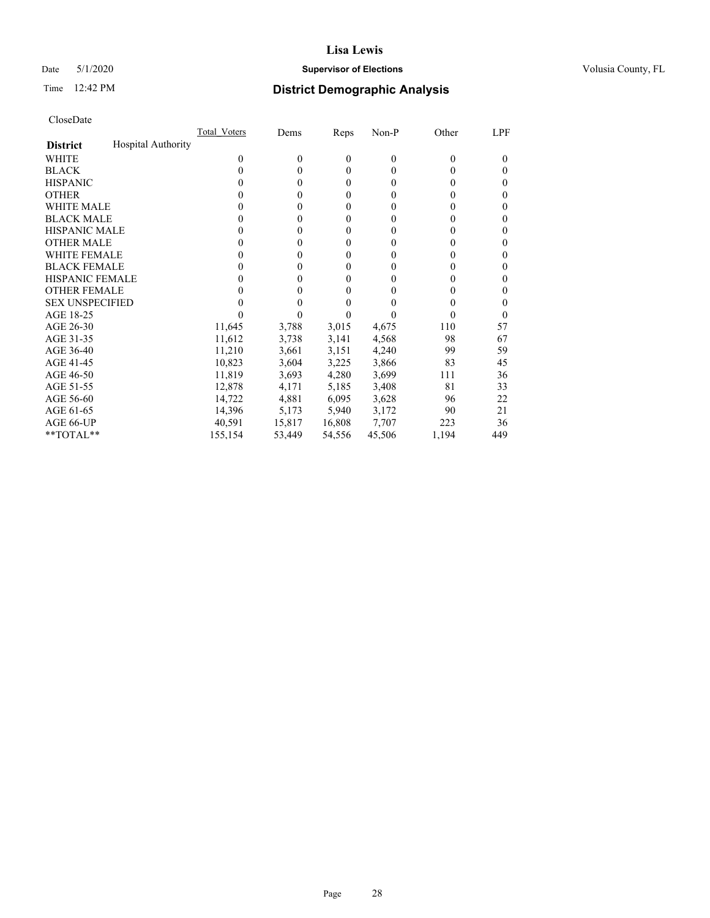# Lisa Lewis

**Supervisor of Elections**

Volusia County, FL

Date 5/1/2020

Time 12:42 PM

## District Demographic Analysis

CloseDate

| District | Hospital Authority | Total_Voters | Dems | Reps | Non-P | Other | LPF |
|---|---|---|---|---|---|---|---|
| WHITE | | 0 | 0 | 0 | 0 | 0 | 0 |
| BLACK | | 0 | 0 | 0 | 0 | 0 | 0 |
| HISPANIC | | 0 | 0 | 0 | 0 | 0 | 0 |
| OTHER | | 0 | 0 | 0 | 0 | 0 | 0 |
| WHITE MALE | | 0 | 0 | 0 | 0 | 0 | 0 |
| BLACK MALE | | 0 | 0 | 0 | 0 | 0 | 0 |
| HISPANIC MALE | | 0 | 0 | 0 | 0 | 0 | 0 |
| OTHER MALE | | 0 | 0 | 0 | 0 | 0 | 0 |
| WHITE FEMALE | | 0 | 0 | 0 | 0 | 0 | 0 |
| BLACK FEMALE | | 0 | 0 | 0 | 0 | 0 | 0 |
| HISPANIC FEMALE | | 0 | 0 | 0 | 0 | 0 | 0 |
| OTHER FEMALE | | 0 | 0 | 0 | 0 | 0 | 0 |
| SEX UNSPECIFIED | | 0 | 0 | 0 | 0 | 0 | 0 |
| AGE 18-25 | | 0 | 0 | 0 | 0 | 0 | 0 |
| AGE 26-30 | | 11,645 | 3,788 | 3,015 | 4,675 | 110 | 57 |
| AGE 31-35 | | 11,612 | 3,738 | 3,141 | 4,568 | 98 | 67 |
| AGE 36-40 | | 11,210 | 3,661 | 3,151 | 4,240 | 99 | 59 |
| AGE 41-45 | | 10,823 | 3,604 | 3,225 | 3,866 | 83 | 45 |
| AGE 46-50 | | 11,819 | 3,693 | 4,280 | 3,699 | 111 | 36 |
| AGE 51-55 | | 12,878 | 4,171 | 5,185 | 3,408 | 81 | 33 |
| AGE 56-60 | | 14,722 | 4,881 | 6,095 | 3,628 | 96 | 22 |
| AGE 61-65 | | 14,396 | 5,173 | 5,940 | 3,172 | 90 | 21 |
| AGE 66-UP | | 40,591 | 15,817 | 16,808 | 7,707 | 223 | 36 |
| **TOTAL** | | 155,154 | 53,449 | 54,556 | 45,506 | 1,194 | 449 |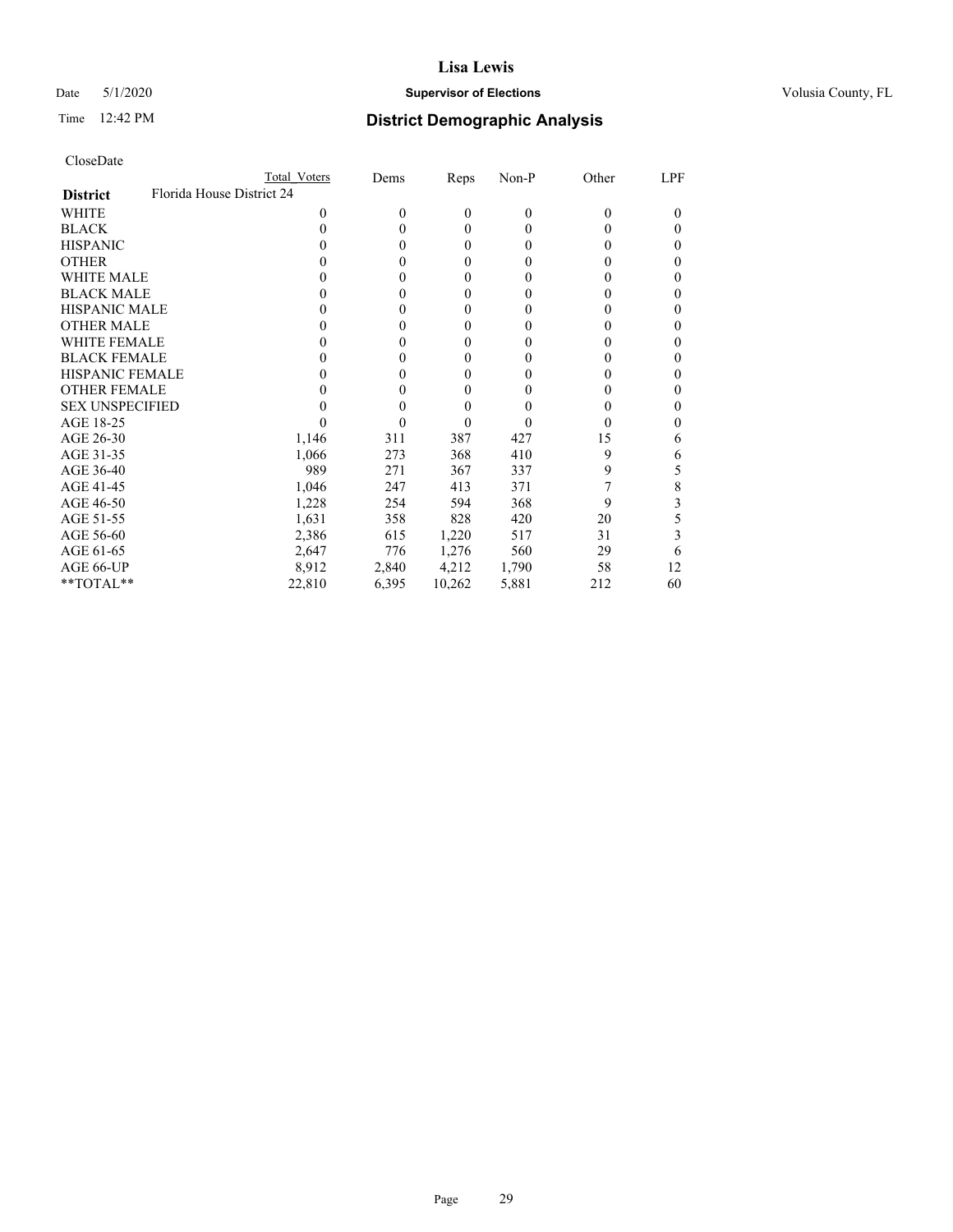# Lisa Lewis

**Supervisor of Elections**

Volusia County, FL

Date 5/1/2020

Time 12:42 PM

## District Demographic Analysis

CloseDate

| District | Total Voters | Dems | Reps | Non-P | Other | LPF |
|---|---|---|---|---|---|---|
| **Florida House District 24** | | | | | | |
| WHITE | 0 | 0 | 0 | 0 | 0 | 0 |
| BLACK | 0 | 0 | 0 | 0 | 0 | 0 |
| HISPANIC | 0 | 0 | 0 | 0 | 0 | 0 |
| OTHER | 0 | 0 | 0 | 0 | 0 | 0 |
| WHITE MALE | 0 | 0 | 0 | 0 | 0 | 0 |
| BLACK MALE | 0 | 0 | 0 | 0 | 0 | 0 |
| HISPANIC MALE | 0 | 0 | 0 | 0 | 0 | 0 |
| OTHER MALE | 0 | 0 | 0 | 0 | 0 | 0 |
| WHITE FEMALE | 0 | 0 | 0 | 0 | 0 | 0 |
| BLACK FEMALE | 0 | 0 | 0 | 0 | 0 | 0 |
| HISPANIC FEMALE | 0 | 0 | 0 | 0 | 0 | 0 |
| OTHER FEMALE | 0 | 0 | 0 | 0 | 0 | 0 |
| SEX UNSPECIFIED | 0 | 0 | 0 | 0 | 0 | 0 |
| AGE 18-25 | 0 | 0 | 0 | 0 | 0 | 0 |
| AGE 26-30 | 1,146 | 311 | 387 | 427 | 15 | 6 |
| AGE 31-35 | 1,066 | 273 | 368 | 410 | 9 | 6 |
| AGE 36-40 | 989 | 271 | 367 | 337 | 9 | 5 |
| AGE 41-45 | 1,046 | 247 | 413 | 371 | 7 | 8 |
| AGE 46-50 | 1,228 | 254 | 594 | 368 | 9 | 3 |
| AGE 51-55 | 1,631 | 358 | 828 | 420 | 20 | 5 |
| AGE 56-60 | 2,386 | 615 | 1,220 | 517 | 31 | 3 |
| AGE 61-65 | 2,647 | 776 | 1,276 | 560 | 29 | 6 |
| AGE 66-UP | 8,912 | 2,840 | 4,212 | 1,790 | 58 | 12 |
| **TOTAL** | 22,810 | 6,395 | 10,262 | 5,881 | 212 | 60 |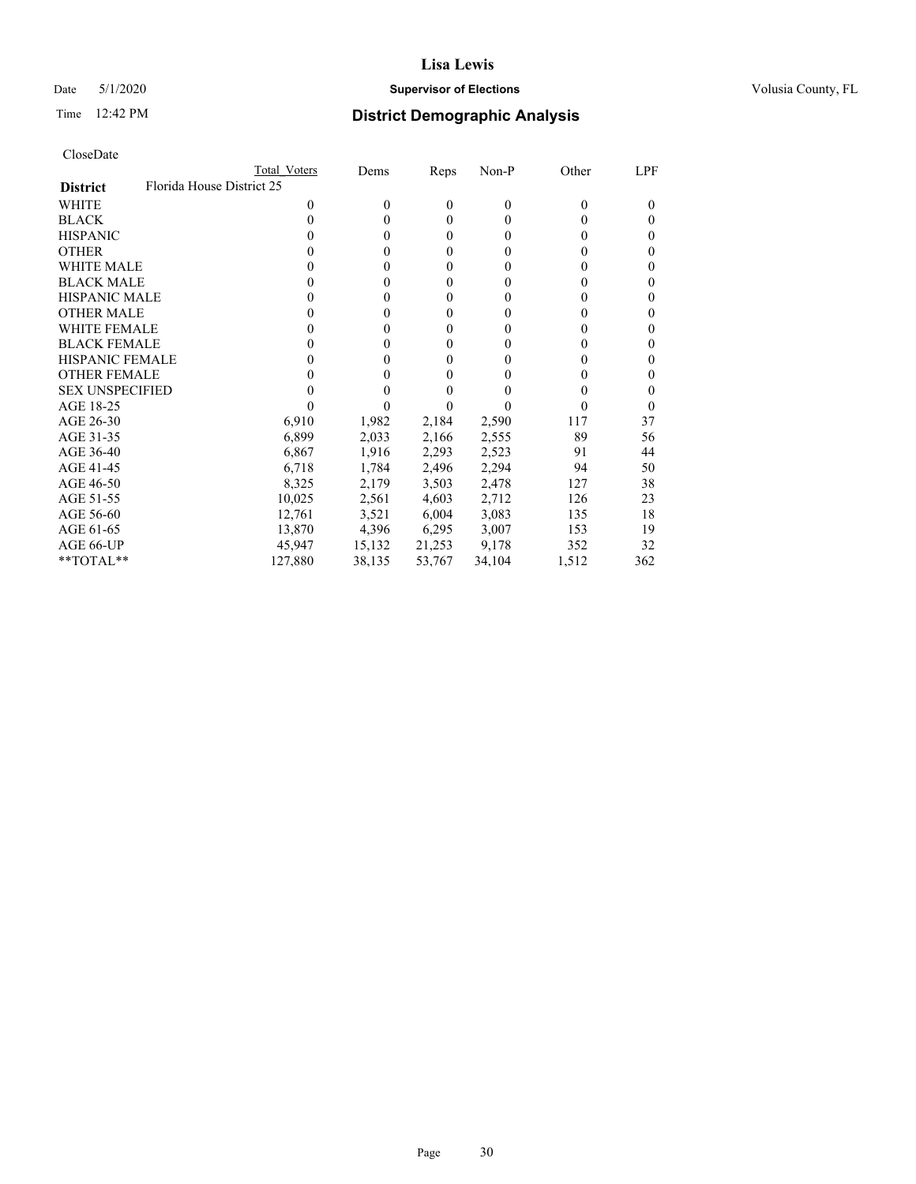# Lisa Lewis

Date 5/1/2020 **Supervisor of Elections** Volusia County, FL

Time 12:42 PM **District Demographic Analysis**

CloseDate

| | Total Voters | Dems | Reps | Non-P | Other | LPF |
|---|---|---|---|---|---|---|
| **District** Florida House District 25 | | | | | | |
| WHITE | 0 | 0 | 0 | 0 | 0 | 0 |
| BLACK | 0 | 0 | 0 | 0 | 0 | 0 |
| HISPANIC | 0 | 0 | 0 | 0 | 0 | 0 |
| OTHER | 0 | 0 | 0 | 0 | 0 | 0 |
| WHITE MALE | 0 | 0 | 0 | 0 | 0 | 0 |
| BLACK MALE | 0 | 0 | 0 | 0 | 0 | 0 |
| HISPANIC MALE | 0 | 0 | 0 | 0 | 0 | 0 |
| OTHER MALE | 0 | 0 | 0 | 0 | 0 | 0 |
| WHITE FEMALE | 0 | 0 | 0 | 0 | 0 | 0 |
| BLACK FEMALE | 0 | 0 | 0 | 0 | 0 | 0 |
| HISPANIC FEMALE | 0 | 0 | 0 | 0 | 0 | 0 |
| OTHER FEMALE | 0 | 0 | 0 | 0 | 0 | 0 |
| SEX UNSPECIFIED | 0 | 0 | 0 | 0 | 0 | 0 |
| AGE 18-25 | 0 | 0 | 0 | 0 | 0 | 0 |
| AGE 26-30 | 6,910 | 1,982 | 2,184 | 2,590 | 117 | 37 |
| AGE 31-35 | 6,899 | 2,033 | 2,166 | 2,555 | 89 | 56 |
| AGE 36-40 | 6,867 | 1,916 | 2,293 | 2,523 | 91 | 44 |
| AGE 41-45 | 6,718 | 1,784 | 2,496 | 2,294 | 94 | 50 |
| AGE 46-50 | 8,325 | 2,179 | 3,503 | 2,478 | 127 | 38 |
| AGE 51-55 | 10,025 | 2,561 | 4,603 | 2,712 | 126 | 23 |
| AGE 56-60 | 12,761 | 3,521 | 6,004 | 3,083 | 135 | 18 |
| AGE 61-65 | 13,870 | 4,396 | 6,295 | 3,007 | 153 | 19 |
| AGE 66-UP | 45,947 | 15,132 | 21,253 | 9,178 | 352 | 32 |
| **TOTAL** | 127,880 | 38,135 | 53,767 | 34,104 | 1,512 | 362 |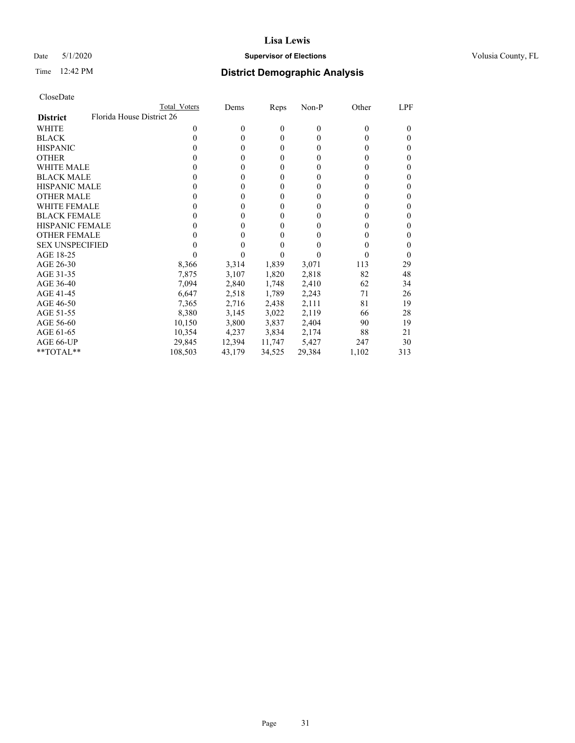# Lisa Lewis

Date 5/1/2020 **Supervisor of Elections** Volusia County, FL

Time 12:42 PM **District Demographic Analysis**

CloseDate

| | Total Voters | Dems | Reps | Non-P | Other | LPF |
|---|---|---|---|---|---|---|
| **District** Florida House District 26 | | | | | | |
| WHITE | 0 | 0 | 0 | 0 | 0 | 0 |
| BLACK | 0 | 0 | 0 | 0 | 0 | 0 |
| HISPANIC | 0 | 0 | 0 | 0 | 0 | 0 |
| OTHER | 0 | 0 | 0 | 0 | 0 | 0 |
| WHITE MALE | 0 | 0 | 0 | 0 | 0 | 0 |
| BLACK MALE | 0 | 0 | 0 | 0 | 0 | 0 |
| HISPANIC MALE | 0 | 0 | 0 | 0 | 0 | 0 |
| OTHER MALE | 0 | 0 | 0 | 0 | 0 | 0 |
| WHITE FEMALE | 0 | 0 | 0 | 0 | 0 | 0 |
| BLACK FEMALE | 0 | 0 | 0 | 0 | 0 | 0 |
| HISPANIC FEMALE | 0 | 0 | 0 | 0 | 0 | 0 |
| OTHER FEMALE | 0 | 0 | 0 | 0 | 0 | 0 |
| SEX UNSPECIFIED | 0 | 0 | 0 | 0 | 0 | 0 |
| AGE 18-25 | 0 | 0 | 0 | 0 | 0 | 0 |
| AGE 26-30 | 8,366 | 3,314 | 1,839 | 3,071 | 113 | 29 |
| AGE 31-35 | 7,875 | 3,107 | 1,820 | 2,818 | 82 | 48 |
| AGE 36-40 | 7,094 | 2,840 | 1,748 | 2,410 | 62 | 34 |
| AGE 41-45 | 6,647 | 2,518 | 1,789 | 2,243 | 71 | 26 |
| AGE 46-50 | 7,365 | 2,716 | 2,438 | 2,111 | 81 | 19 |
| AGE 51-55 | 8,380 | 3,145 | 3,022 | 2,119 | 66 | 28 |
| AGE 56-60 | 10,150 | 3,800 | 3,837 | 2,404 | 90 | 19 |
| AGE 61-65 | 10,354 | 4,237 | 3,834 | 2,174 | 88 | 21 |
| AGE 66-UP | 29,845 | 12,394 | 11,747 | 5,427 | 247 | 30 |
| **TOTAL** | 108,503 | 43,179 | 34,525 | 29,384 | 1,102 | 313 |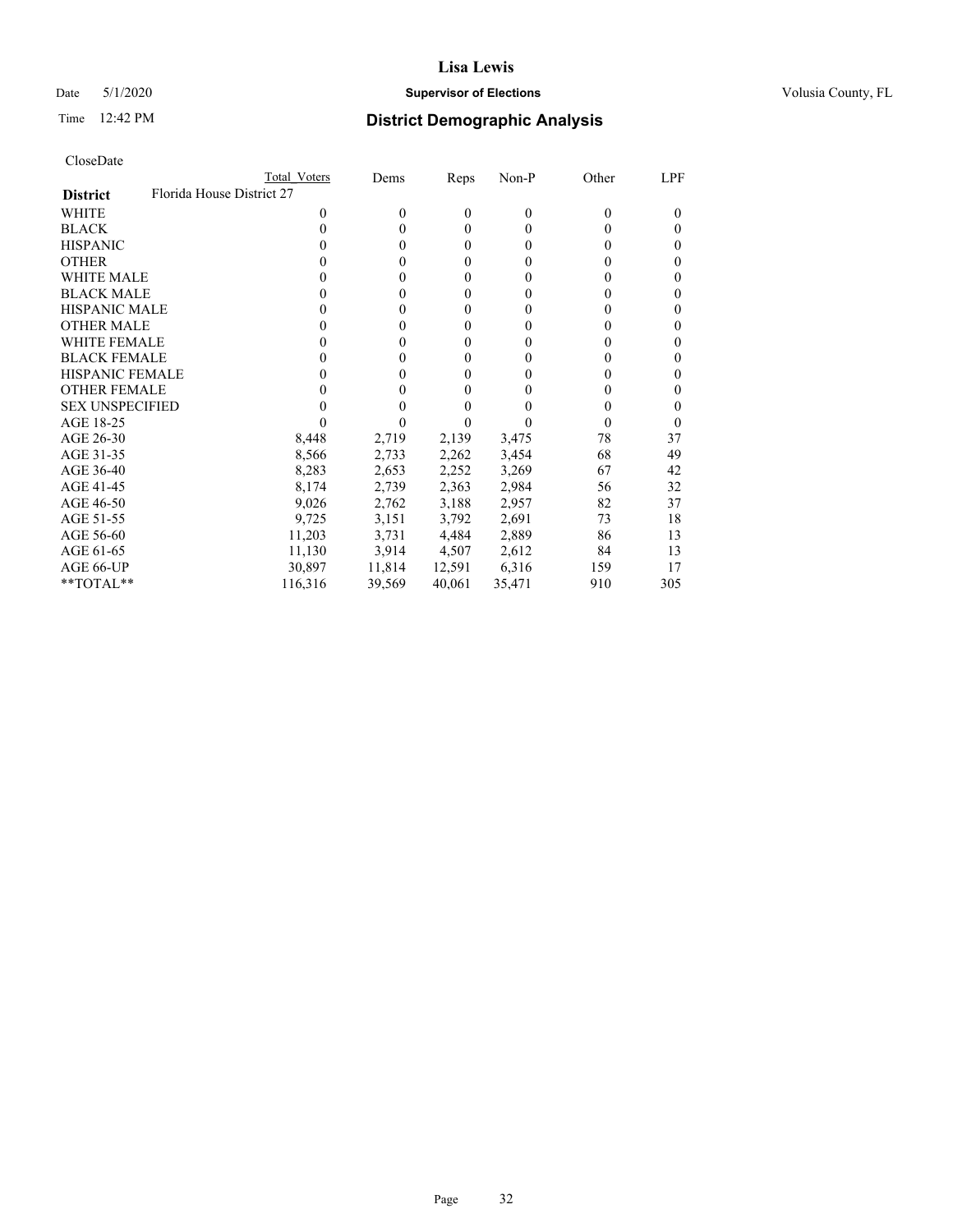# Lisa Lewis

Date 5/1/2020 **Supervisor of Elections** Volusia County, FL

Time 12:42 PM **District Demographic Analysis**

CloseDate

| District | Total Voters | Dems | Reps | Non-P | Other | LPF |
|---|---|---|---|---|---|---|
| Florida House District 27 | | | | | | |
| WHITE | 0 | 0 | 0 | 0 | 0 | 0 |
| BLACK | 0 | 0 | 0 | 0 | 0 | 0 |
| HISPANIC | 0 | 0 | 0 | 0 | 0 | 0 |
| OTHER | 0 | 0 | 0 | 0 | 0 | 0 |
| WHITE MALE | 0 | 0 | 0 | 0 | 0 | 0 |
| BLACK MALE | 0 | 0 | 0 | 0 | 0 | 0 |
| HISPANIC MALE | 0 | 0 | 0 | 0 | 0 | 0 |
| OTHER MALE | 0 | 0 | 0 | 0 | 0 | 0 |
| WHITE FEMALE | 0 | 0 | 0 | 0 | 0 | 0 |
| BLACK FEMALE | 0 | 0 | 0 | 0 | 0 | 0 |
| HISPANIC FEMALE | 0 | 0 | 0 | 0 | 0 | 0 |
| OTHER FEMALE | 0 | 0 | 0 | 0 | 0 | 0 |
| SEX UNSPECIFIED | 0 | 0 | 0 | 0 | 0 | 0 |
| AGE 18-25 | 0 | 0 | 0 | 0 | 0 | 0 |
| AGE 26-30 | 8,448 | 2,719 | 2,139 | 3,475 | 78 | 37 |
| AGE 31-35 | 8,566 | 2,733 | 2,262 | 3,454 | 68 | 49 |
| AGE 36-40 | 8,283 | 2,653 | 2,252 | 3,269 | 67 | 42 |
| AGE 41-45 | 8,174 | 2,739 | 2,363 | 2,984 | 56 | 32 |
| AGE 46-50 | 9,026 | 2,762 | 3,188 | 2,957 | 82 | 37 |
| AGE 51-55 | 9,725 | 3,151 | 3,792 | 2,691 | 73 | 18 |
| AGE 56-60 | 11,203 | 3,731 | 4,484 | 2,889 | 86 | 13 |
| AGE 61-65 | 11,130 | 3,914 | 4,507 | 2,612 | 84 | 13 |
| AGE 66-UP | 30,897 | 11,814 | 12,591 | 6,316 | 159 | 17 |
| **TOTAL** | 116,316 | 39,569 | 40,061 | 35,471 | 910 | 305 |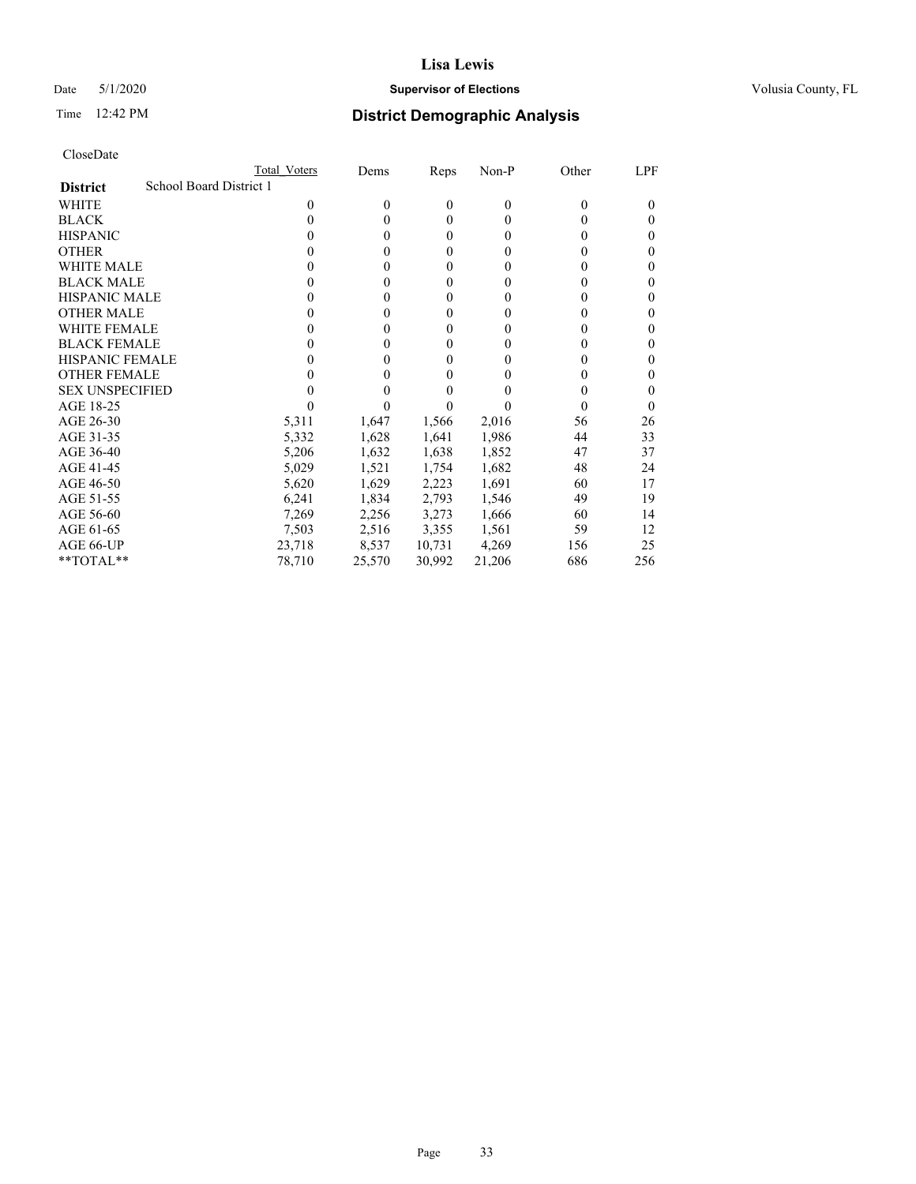# Lisa Lewis

Date 5/1/2020 | **Supervisor of Elections** | Volusia County, FL

Time 12:42 PM | **District Demographic Analysis**

CloseDate

| District | Total Voters | Dems | Reps | Non-P | Other | LPF |
|---|---|---|---|---|---|---|
| **School Board District 1** | | | | | | |
| WHITE | 0 | 0 | 0 | 0 | 0 | 0 |
| BLACK | 0 | 0 | 0 | 0 | 0 | 0 |
| HISPANIC | 0 | 0 | 0 | 0 | 0 | 0 |
| OTHER | 0 | 0 | 0 | 0 | 0 | 0 |
| WHITE MALE | 0 | 0 | 0 | 0 | 0 | 0 |
| BLACK MALE | 0 | 0 | 0 | 0 | 0 | 0 |
| HISPANIC MALE | 0 | 0 | 0 | 0 | 0 | 0 |
| OTHER MALE | 0 | 0 | 0 | 0 | 0 | 0 |
| WHITE FEMALE | 0 | 0 | 0 | 0 | 0 | 0 |
| BLACK FEMALE | 0 | 0 | 0 | 0 | 0 | 0 |
| HISPANIC FEMALE | 0 | 0 | 0 | 0 | 0 | 0 |
| OTHER FEMALE | 0 | 0 | 0 | 0 | 0 | 0 |
| SEX UNSPECIFIED | 0 | 0 | 0 | 0 | 0 | 0 |
| AGE 18-25 | 0 | 0 | 0 | 0 | 0 | 0 |
| AGE 26-30 | 5,311 | 1,647 | 1,566 | 2,016 | 56 | 26 |
| AGE 31-35 | 5,332 | 1,628 | 1,641 | 1,986 | 44 | 33 |
| AGE 36-40 | 5,206 | 1,632 | 1,638 | 1,852 | 47 | 37 |
| AGE 41-45 | 5,029 | 1,521 | 1,754 | 1,682 | 48 | 24 |
| AGE 46-50 | 5,620 | 1,629 | 2,223 | 1,691 | 60 | 17 |
| AGE 51-55 | 6,241 | 1,834 | 2,793 | 1,546 | 49 | 19 |
| AGE 56-60 | 7,269 | 2,256 | 3,273 | 1,666 | 60 | 14 |
| AGE 61-65 | 7,503 | 2,516 | 3,355 | 1,561 | 59 | 12 |
| AGE 66-UP | 23,718 | 8,537 | 10,731 | 4,269 | 156 | 25 |
| **TOTAL** | 78,710 | 25,570 | 30,992 | 21,206 | 686 | 256 |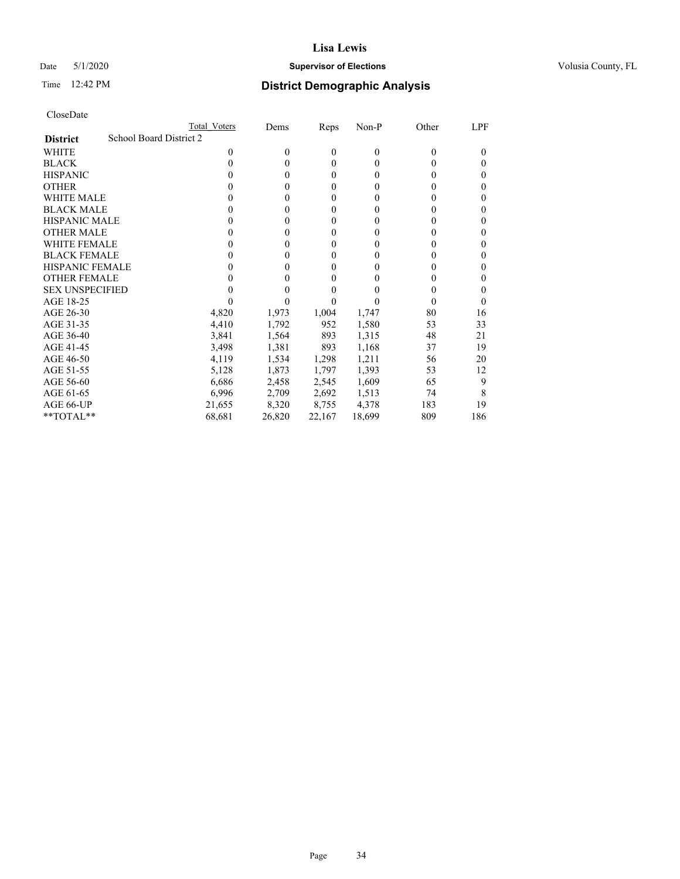# Lisa Lewis

Date 5/1/2020 **Supervisor of Elections** Volusia County, FL

Time 12:42 PM **District Demographic Analysis**

CloseDate

| District | Total Voters | Dems | Reps | Non-P | Other | LPF |
|---|---|---|---|---|---|---|
| School Board District 2 | | | | | | |
| WHITE | 0 | 0 | 0 | 0 | 0 | 0 |
| BLACK | 0 | 0 | 0 | 0 | 0 | 0 |
| HISPANIC | 0 | 0 | 0 | 0 | 0 | 0 |
| OTHER | 0 | 0 | 0 | 0 | 0 | 0 |
| WHITE MALE | 0 | 0 | 0 | 0 | 0 | 0 |
| BLACK MALE | 0 | 0 | 0 | 0 | 0 | 0 |
| HISPANIC MALE | 0 | 0 | 0 | 0 | 0 | 0 |
| OTHER MALE | 0 | 0 | 0 | 0 | 0 | 0 |
| WHITE FEMALE | 0 | 0 | 0 | 0 | 0 | 0 |
| BLACK FEMALE | 0 | 0 | 0 | 0 | 0 | 0 |
| HISPANIC FEMALE | 0 | 0 | 0 | 0 | 0 | 0 |
| OTHER FEMALE | 0 | 0 | 0 | 0 | 0 | 0 |
| SEX UNSPECIFIED | 0 | 0 | 0 | 0 | 0 | 0 |
| AGE 18-25 | 0 | 0 | 0 | 0 | 0 | 0 |
| AGE 26-30 | 4,820 | 1,973 | 1,004 | 1,747 | 80 | 16 |
| AGE 31-35 | 4,410 | 1,792 | 952 | 1,580 | 53 | 33 |
| AGE 36-40 | 3,841 | 1,564 | 893 | 1,315 | 48 | 21 |
| AGE 41-45 | 3,498 | 1,381 | 893 | 1,168 | 37 | 19 |
| AGE 46-50 | 4,119 | 1,534 | 1,298 | 1,211 | 56 | 20 |
| AGE 51-55 | 5,128 | 1,873 | 1,797 | 1,393 | 53 | 12 |
| AGE 56-60 | 6,686 | 2,458 | 2,545 | 1,609 | 65 | 9 |
| AGE 61-65 | 6,996 | 2,709 | 2,692 | 1,513 | 74 | 8 |
| AGE 66-UP | 21,655 | 8,320 | 8,755 | 4,378 | 183 | 19 |
| **TOTAL** | 68,681 | 26,820 | 22,167 | 18,699 | 809 | 186 |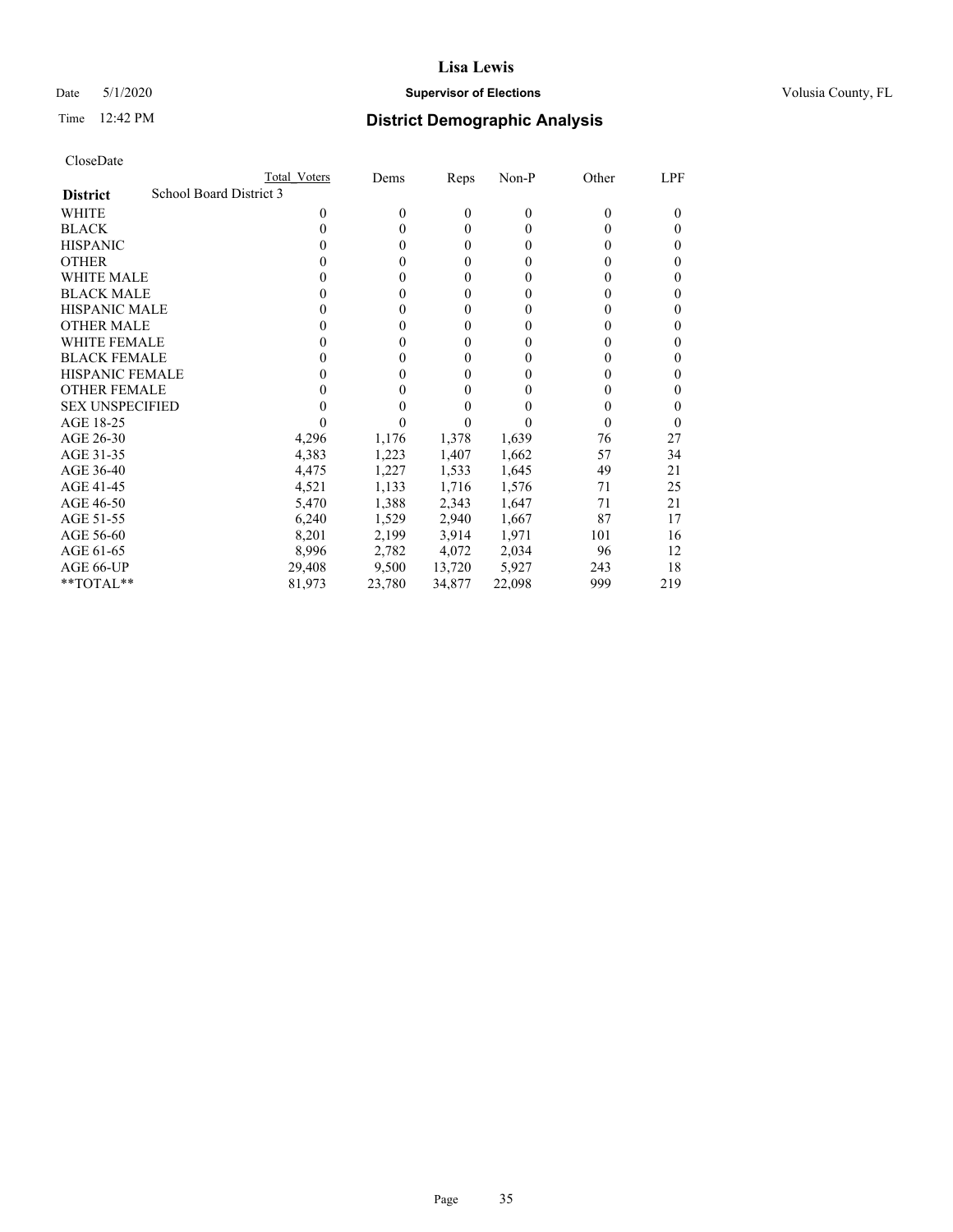# Lisa Lewis

Date 5/1/2020 **Supervisor of Elections** Volusia County, FL

Time 12:42 PM **District Demographic Analysis**

CloseDate

| | Total Voters | Dems | Reps | Non-P | Other | LPF |
|---|---|---|---|---|---|---|
| **District** School Board District 3 | | | | | | |
| WHITE | 0 | 0 | 0 | 0 | 0 | 0 |
| BLACK | 0 | 0 | 0 | 0 | 0 | 0 |
| HISPANIC | 0 | 0 | 0 | 0 | 0 | 0 |
| OTHER | 0 | 0 | 0 | 0 | 0 | 0 |
| WHITE MALE | 0 | 0 | 0 | 0 | 0 | 0 |
| BLACK MALE | 0 | 0 | 0 | 0 | 0 | 0 |
| HISPANIC MALE | 0 | 0 | 0 | 0 | 0 | 0 |
| OTHER MALE | 0 | 0 | 0 | 0 | 0 | 0 |
| WHITE FEMALE | 0 | 0 | 0 | 0 | 0 | 0 |
| BLACK FEMALE | 0 | 0 | 0 | 0 | 0 | 0 |
| HISPANIC FEMALE | 0 | 0 | 0 | 0 | 0 | 0 |
| OTHER FEMALE | 0 | 0 | 0 | 0 | 0 | 0 |
| SEX UNSPECIFIED | 0 | 0 | 0 | 0 | 0 | 0 |
| AGE 18-25 | 0 | 0 | 0 | 0 | 0 | 0 |
| AGE 26-30 | 4,296 | 1,176 | 1,378 | 1,639 | 76 | 27 |
| AGE 31-35 | 4,383 | 1,223 | 1,407 | 1,662 | 57 | 34 |
| AGE 36-40 | 4,475 | 1,227 | 1,533 | 1,645 | 49 | 21 |
| AGE 41-45 | 4,521 | 1,133 | 1,716 | 1,576 | 71 | 25 |
| AGE 46-50 | 5,470 | 1,388 | 2,343 | 1,647 | 71 | 21 |
| AGE 51-55 | 6,240 | 1,529 | 2,940 | 1,667 | 87 | 17 |
| AGE 56-60 | 8,201 | 2,199 | 3,914 | 1,971 | 101 | 16 |
| AGE 61-65 | 8,996 | 2,782 | 4,072 | 2,034 | 96 | 12 |
| AGE 66-UP | 29,408 | 9,500 | 13,720 | 5,927 | 243 | 18 |
| **TOTAL** | 81,973 | 23,780 | 34,877 | 22,098 | 999 | 219 |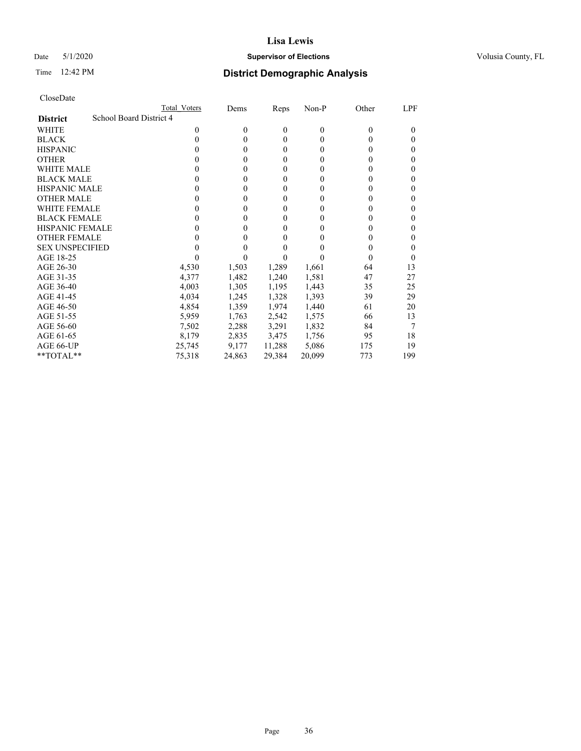# Lisa Lewis

Date 5/1/2020 **Supervisor of Elections** Volusia County, FL

Time 12:42 PM **District Demographic Analysis**

CloseDate

| | Total Voters | Dems | Reps | Non-P | Other | LPF |
|---|---|---|---|---|---|---|
| **District** School Board District 4 | | | | | | |
| WHITE | 0 | 0 | 0 | 0 | 0 | 0 |
| BLACK | 0 | 0 | 0 | 0 | 0 | 0 |
| HISPANIC | 0 | 0 | 0 | 0 | 0 | 0 |
| OTHER | 0 | 0 | 0 | 0 | 0 | 0 |
| WHITE MALE | 0 | 0 | 0 | 0 | 0 | 0 |
| BLACK MALE | 0 | 0 | 0 | 0 | 0 | 0 |
| HISPANIC MALE | 0 | 0 | 0 | 0 | 0 | 0 |
| OTHER MALE | 0 | 0 | 0 | 0 | 0 | 0 |
| WHITE FEMALE | 0 | 0 | 0 | 0 | 0 | 0 |
| BLACK FEMALE | 0 | 0 | 0 | 0 | 0 | 0 |
| HISPANIC FEMALE | 0 | 0 | 0 | 0 | 0 | 0 |
| OTHER FEMALE | 0 | 0 | 0 | 0 | 0 | 0 |
| SEX UNSPECIFIED | 0 | 0 | 0 | 0 | 0 | 0 |
| AGE 18-25 | 0 | 0 | 0 | 0 | 0 | 0 |
| AGE 26-30 | 4,530 | 1,503 | 1,289 | 1,661 | 64 | 13 |
| AGE 31-35 | 4,377 | 1,482 | 1,240 | 1,581 | 47 | 27 |
| AGE 36-40 | 4,003 | 1,305 | 1,195 | 1,443 | 35 | 25 |
| AGE 41-45 | 4,034 | 1,245 | 1,328 | 1,393 | 39 | 29 |
| AGE 46-50 | 4,854 | 1,359 | 1,974 | 1,440 | 61 | 20 |
| AGE 51-55 | 5,959 | 1,763 | 2,542 | 1,575 | 66 | 13 |
| AGE 56-60 | 7,502 | 2,288 | 3,291 | 1,832 | 84 | 7 |
| AGE 61-65 | 8,179 | 2,835 | 3,475 | 1,756 | 95 | 18 |
| AGE 66-UP | 25,745 | 9,177 | 11,288 | 5,086 | 175 | 19 |
| **TOTAL** | 75,318 | 24,863 | 29,384 | 20,099 | 773 | 199 |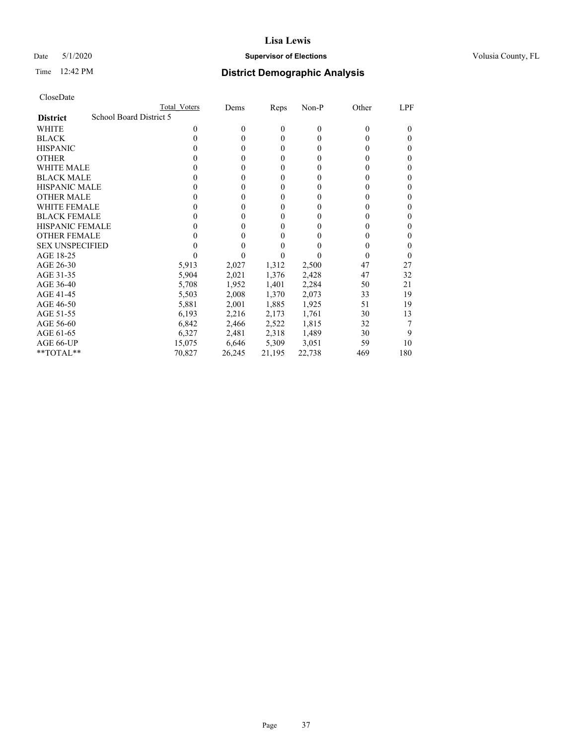# Lisa Lewis

Date 5/1/2020 **Supervisor of Elections** Volusia County, FL

Time 12:42 PM **District Demographic Analysis**

CloseDate

| District | School Board District 5 Total Voters | Dems | Reps | Non-P | Other | LPF |
|---|---|---|---|---|---|---|
| WHITE | 0 | 0 | 0 | 0 | 0 | 0 |
| BLACK | 0 | 0 | 0 | 0 | 0 | 0 |
| HISPANIC | 0 | 0 | 0 | 0 | 0 | 0 |
| OTHER | 0 | 0 | 0 | 0 | 0 | 0 |
| WHITE MALE | 0 | 0 | 0 | 0 | 0 | 0 |
| BLACK MALE | 0 | 0 | 0 | 0 | 0 | 0 |
| HISPANIC MALE | 0 | 0 | 0 | 0 | 0 | 0 |
| OTHER MALE | 0 | 0 | 0 | 0 | 0 | 0 |
| WHITE FEMALE | 0 | 0 | 0 | 0 | 0 | 0 |
| BLACK FEMALE | 0 | 0 | 0 | 0 | 0 | 0 |
| HISPANIC FEMALE | 0 | 0 | 0 | 0 | 0 | 0 |
| OTHER FEMALE | 0 | 0 | 0 | 0 | 0 | 0 |
| SEX UNSPECIFIED | 0 | 0 | 0 | 0 | 0 | 0 |
| AGE 18-25 | 0 | 0 | 0 | 0 | 0 | 0 |
| AGE 26-30 | 5,913 | 2,027 | 1,312 | 2,500 | 47 | 27 |
| AGE 31-35 | 5,904 | 2,021 | 1,376 | 2,428 | 47 | 32 |
| AGE 36-40 | 5,708 | 1,952 | 1,401 | 2,284 | 50 | 21 |
| AGE 41-45 | 5,503 | 2,008 | 1,370 | 2,073 | 33 | 19 |
| AGE 46-50 | 5,881 | 2,001 | 1,885 | 1,925 | 51 | 19 |
| AGE 51-55 | 6,193 | 2,216 | 2,173 | 1,761 | 30 | 13 |
| AGE 56-60 | 6,842 | 2,466 | 2,522 | 1,815 | 32 | 7 |
| AGE 61-65 | 6,327 | 2,481 | 2,318 | 1,489 | 30 | 9 |
| AGE 66-UP | 15,075 | 6,646 | 5,309 | 3,051 | 59 | 10 |
| **TOTAL** | 70,827 | 26,245 | 21,195 | 22,738 | 469 | 180 |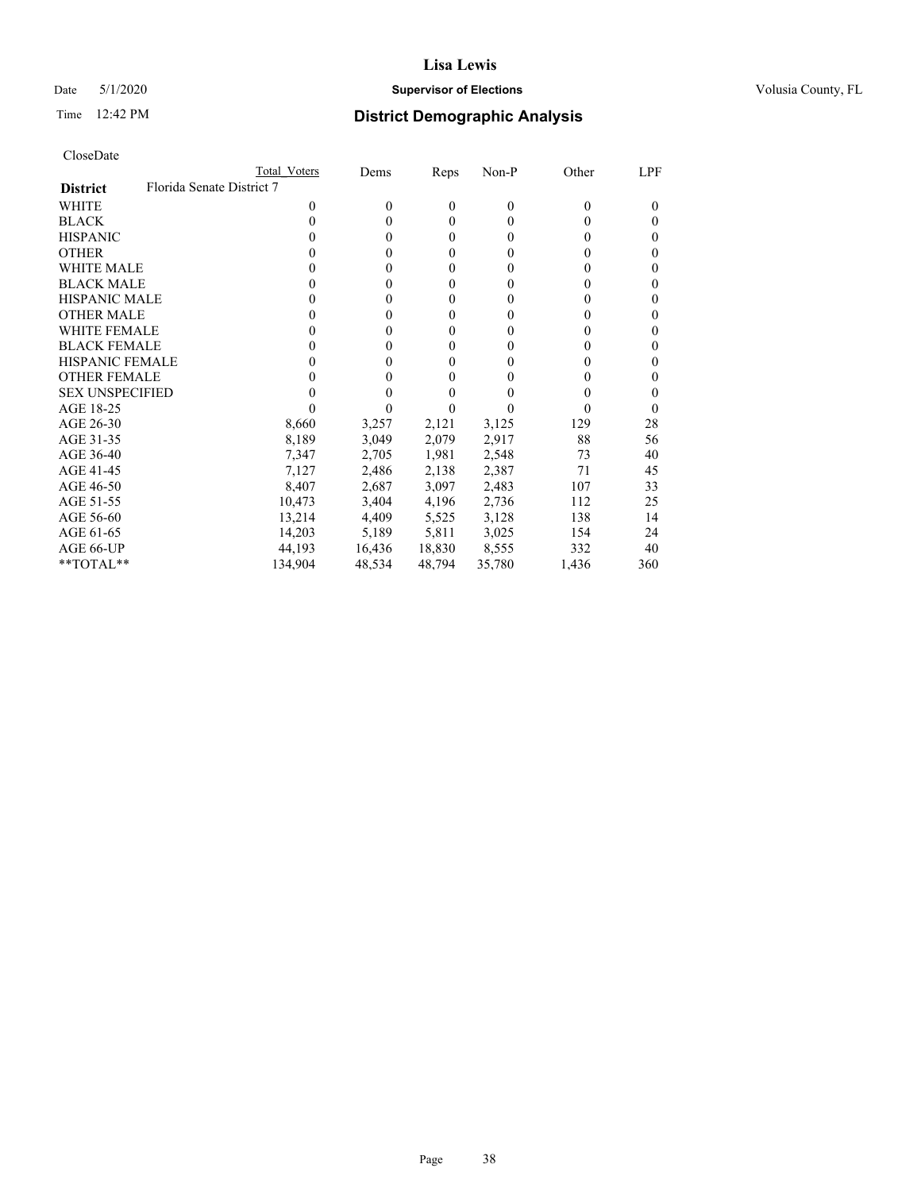# Lisa Lewis

Date 5/1/2020 **Supervisor of Elections** Volusia County, FL

Time 12:42 PM **District Demographic Analysis**

CloseDate

| District | Total Voters | Dems | Reps | Non-P | Other | LPF |
|---|---|---|---|---|---|---|
| **Florida Senate District 7** | | | | | | |
| WHITE | 0 | 0 | 0 | 0 | 0 | 0 |
| BLACK | 0 | 0 | 0 | 0 | 0 | 0 |
| HISPANIC | 0 | 0 | 0 | 0 | 0 | 0 |
| OTHER | 0 | 0 | 0 | 0 | 0 | 0 |
| WHITE MALE | 0 | 0 | 0 | 0 | 0 | 0 |
| BLACK MALE | 0 | 0 | 0 | 0 | 0 | 0 |
| HISPANIC MALE | 0 | 0 | 0 | 0 | 0 | 0 |
| OTHER MALE | 0 | 0 | 0 | 0 | 0 | 0 |
| WHITE FEMALE | 0 | 0 | 0 | 0 | 0 | 0 |
| BLACK FEMALE | 0 | 0 | 0 | 0 | 0 | 0 |
| HISPANIC FEMALE | 0 | 0 | 0 | 0 | 0 | 0 |
| OTHER FEMALE | 0 | 0 | 0 | 0 | 0 | 0 |
| SEX UNSPECIFIED | 0 | 0 | 0 | 0 | 0 | 0 |
| AGE 18-25 | 0 | 0 | 0 | 0 | 0 | 0 |
| AGE 26-30 | 8,660 | 3,257 | 2,121 | 3,125 | 129 | 28 |
| AGE 31-35 | 8,189 | 3,049 | 2,079 | 2,917 | 88 | 56 |
| AGE 36-40 | 7,347 | 2,705 | 1,981 | 2,548 | 73 | 40 |
| AGE 41-45 | 7,127 | 2,486 | 2,138 | 2,387 | 71 | 45 |
| AGE 46-50 | 8,407 | 2,687 | 3,097 | 2,483 | 107 | 33 |
| AGE 51-55 | 10,473 | 3,404 | 4,196 | 2,736 | 112 | 25 |
| AGE 56-60 | 13,214 | 4,409 | 5,525 | 3,128 | 138 | 14 |
| AGE 61-65 | 14,203 | 5,189 | 5,811 | 3,025 | 154 | 24 |
| AGE 66-UP | 44,193 | 16,436 | 18,830 | 8,555 | 332 | 40 |
| **TOTAL** | 134,904 | 48,534 | 48,794 | 35,780 | 1,436 | 360 |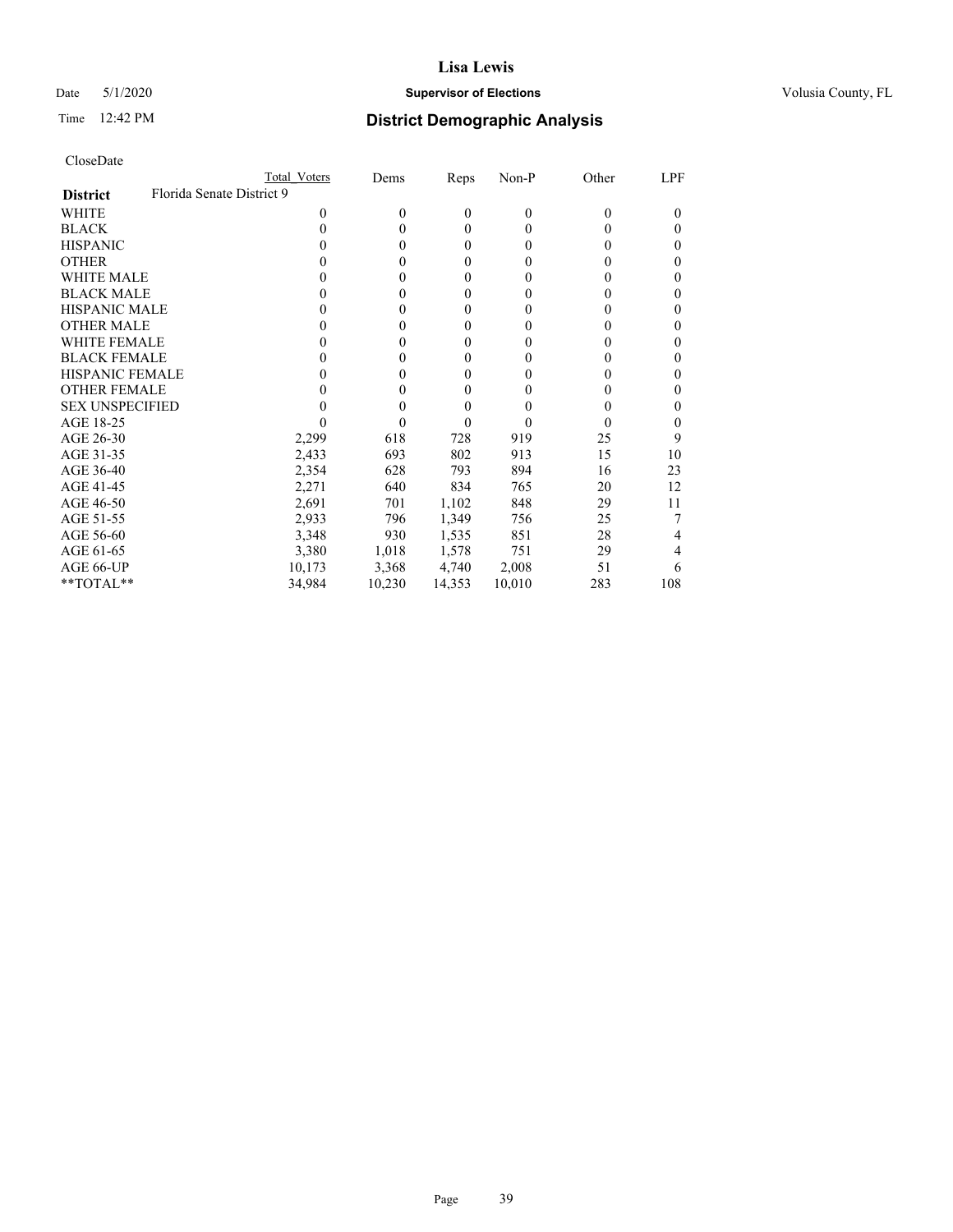# Lisa Lewis

Date 5/1/2020 **Supervisor of Elections** Volusia County, FL

Time 12:42 PM **District Demographic Analysis**

CloseDate

| District | Total Voters | Dems | Reps | Non-P | Other | LPF |
|---|---|---|---|---|---|---|
| Florida Senate District 9 | | | | | | |
| WHITE | 0 | 0 | 0 | 0 | 0 | 0 |
| BLACK | 0 | 0 | 0 | 0 | 0 | 0 |
| HISPANIC | 0 | 0 | 0 | 0 | 0 | 0 |
| OTHER | 0 | 0 | 0 | 0 | 0 | 0 |
| WHITE MALE | 0 | 0 | 0 | 0 | 0 | 0 |
| BLACK MALE | 0 | 0 | 0 | 0 | 0 | 0 |
| HISPANIC MALE | 0 | 0 | 0 | 0 | 0 | 0 |
| OTHER MALE | 0 | 0 | 0 | 0 | 0 | 0 |
| WHITE FEMALE | 0 | 0 | 0 | 0 | 0 | 0 |
| BLACK FEMALE | 0 | 0 | 0 | 0 | 0 | 0 |
| HISPANIC FEMALE | 0 | 0 | 0 | 0 | 0 | 0 |
| OTHER FEMALE | 0 | 0 | 0 | 0 | 0 | 0 |
| SEX UNSPECIFIED | 0 | 0 | 0 | 0 | 0 | 0 |
| AGE 18-25 | 0 | 0 | 0 | 0 | 0 | 0 |
| AGE 26-30 | 2,299 | 618 | 728 | 919 | 25 | 9 |
| AGE 31-35 | 2,433 | 693 | 802 | 913 | 15 | 10 |
| AGE 36-40 | 2,354 | 628 | 793 | 894 | 16 | 23 |
| AGE 41-45 | 2,271 | 640 | 834 | 765 | 20 | 12 |
| AGE 46-50 | 2,691 | 701 | 1,102 | 848 | 29 | 11 |
| AGE 51-55 | 2,933 | 796 | 1,349 | 756 | 25 | 7 |
| AGE 56-60 | 3,348 | 930 | 1,535 | 851 | 28 | 4 |
| AGE 61-65 | 3,380 | 1,018 | 1,578 | 751 | 29 | 4 |
| AGE 66-UP | 10,173 | 3,368 | 4,740 | 2,008 | 51 | 6 |
| **TOTAL** | 34,984 | 10,230 | 14,353 | 10,010 | 283 | 108 |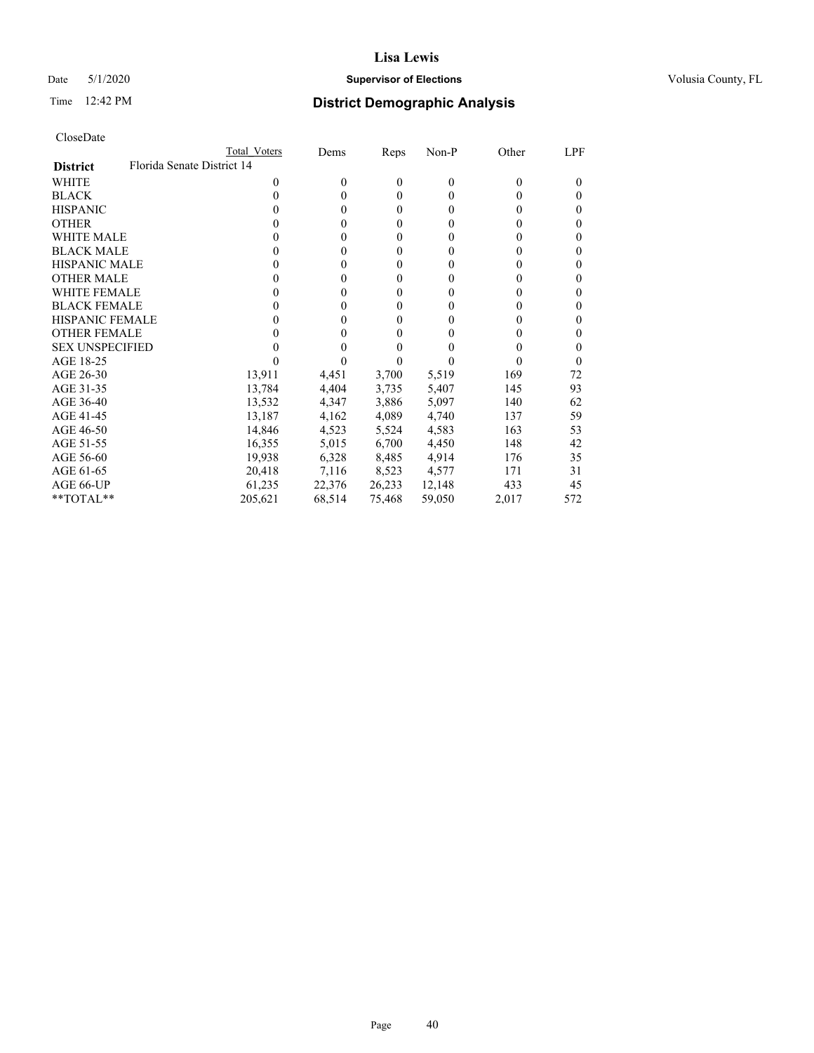# Lisa Lewis

Date 5/1/2020 **Supervisor of Elections** Volusia County, FL

Time 12:42 PM **District Demographic Analysis**

CloseDate

| | Total Voters | Dems | Reps | Non-P | Other | LPF |
|---|---|---|---|---|---|---|
| **District** Florida Senate District 14 | | | | | | |
| WHITE | 0 | 0 | 0 | 0 | 0 | 0 |
| BLACK | 0 | 0 | 0 | 0 | 0 | 0 |
| HISPANIC | 0 | 0 | 0 | 0 | 0 | 0 |
| OTHER | 0 | 0 | 0 | 0 | 0 | 0 |
| WHITE MALE | 0 | 0 | 0 | 0 | 0 | 0 |
| BLACK MALE | 0 | 0 | 0 | 0 | 0 | 0 |
| HISPANIC MALE | 0 | 0 | 0 | 0 | 0 | 0 |
| OTHER MALE | 0 | 0 | 0 | 0 | 0 | 0 |
| WHITE FEMALE | 0 | 0 | 0 | 0 | 0 | 0 |
| BLACK FEMALE | 0 | 0 | 0 | 0 | 0 | 0 |
| HISPANIC FEMALE | 0 | 0 | 0 | 0 | 0 | 0 |
| OTHER FEMALE | 0 | 0 | 0 | 0 | 0 | 0 |
| SEX UNSPECIFIED | 0 | 0 | 0 | 0 | 0 | 0 |
| AGE 18-25 | 0 | 0 | 0 | 0 | 0 | 0 |
| AGE 26-30 | 13,911 | 4,451 | 3,700 | 5,519 | 169 | 72 |
| AGE 31-35 | 13,784 | 4,404 | 3,735 | 5,407 | 145 | 93 |
| AGE 36-40 | 13,532 | 4,347 | 3,886 | 5,097 | 140 | 62 |
| AGE 41-45 | 13,187 | 4,162 | 4,089 | 4,740 | 137 | 59 |
| AGE 46-50 | 14,846 | 4,523 | 5,524 | 4,583 | 163 | 53 |
| AGE 51-55 | 16,355 | 5,015 | 6,700 | 4,450 | 148 | 42 |
| AGE 56-60 | 19,938 | 6,328 | 8,485 | 4,914 | 176 | 35 |
| AGE 61-65 | 20,418 | 7,116 | 8,523 | 4,577 | 171 | 31 |
| AGE 66-UP | 61,235 | 22,376 | 26,233 | 12,148 | 433 | 45 |
| **TOTAL** | 205,621 | 68,514 | 75,468 | 59,050 | 2,017 | 572 |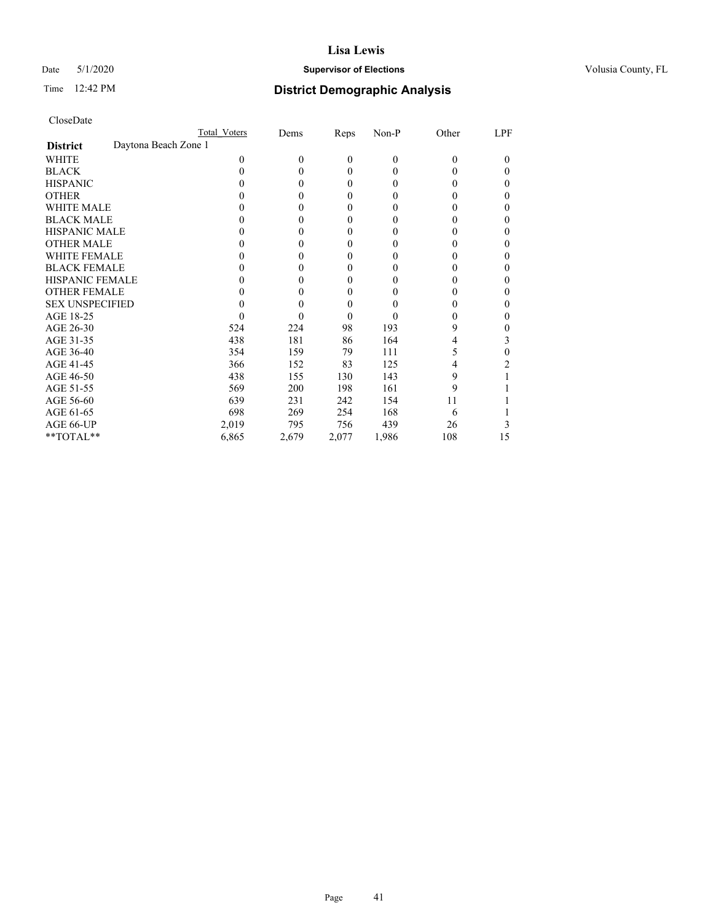**Lisa Lewis**

Date 5/1/2020 **Supervisor of Elections** Volusia County, FL

Time 12:42 PM **District Demographic Analysis**

CloseDate

| **District** Daytona Beach Zone 1 | Total Voters | Dems | Reps | Non-P | Other | LPF |
|---|---|---|---|---|---|---|
| WHITE | 0 | 0 | 0 | 0 | 0 | 0 |
| BLACK | 0 | 0 | 0 | 0 | 0 | 0 |
| HISPANIC | 0 | 0 | 0 | 0 | 0 | 0 |
| OTHER | 0 | 0 | 0 | 0 | 0 | 0 |
| WHITE MALE | 0 | 0 | 0 | 0 | 0 | 0 |
| BLACK MALE | 0 | 0 | 0 | 0 | 0 | 0 |
| HISPANIC MALE | 0 | 0 | 0 | 0 | 0 | 0 |
| OTHER MALE | 0 | 0 | 0 | 0 | 0 | 0 |
| WHITE FEMALE | 0 | 0 | 0 | 0 | 0 | 0 |
| BLACK FEMALE | 0 | 0 | 0 | 0 | 0 | 0 |
| HISPANIC FEMALE | 0 | 0 | 0 | 0 | 0 | 0 |
| OTHER FEMALE | 0 | 0 | 0 | 0 | 0 | 0 |
| SEX UNSPECIFIED | 0 | 0 | 0 | 0 | 0 | 0 |
| AGE 18-25 | 0 | 0 | 0 | 0 | 0 | 0 |
| AGE 26-30 | 524 | 224 | 98 | 193 | 9 | 0 |
| AGE 31-35 | 438 | 181 | 86 | 164 | 4 | 3 |
| AGE 36-40 | 354 | 159 | 79 | 111 | 5 | 0 |
| AGE 41-45 | 366 | 152 | 83 | 125 | 4 | 2 |
| AGE 46-50 | 438 | 155 | 130 | 143 | 9 | 1 |
| AGE 51-55 | 569 | 200 | 198 | 161 | 9 | 1 |
| AGE 56-60 | 639 | 231 | 242 | 154 | 11 | 1 |
| AGE 61-65 | 698 | 269 | 254 | 168 | 6 | 1 |
| AGE 66-UP | 2,019 | 795 | 756 | 439 | 26 | 3 |
| **TOTAL** | 6,865 | 2,679 | 2,077 | 1,986 | 108 | 15 |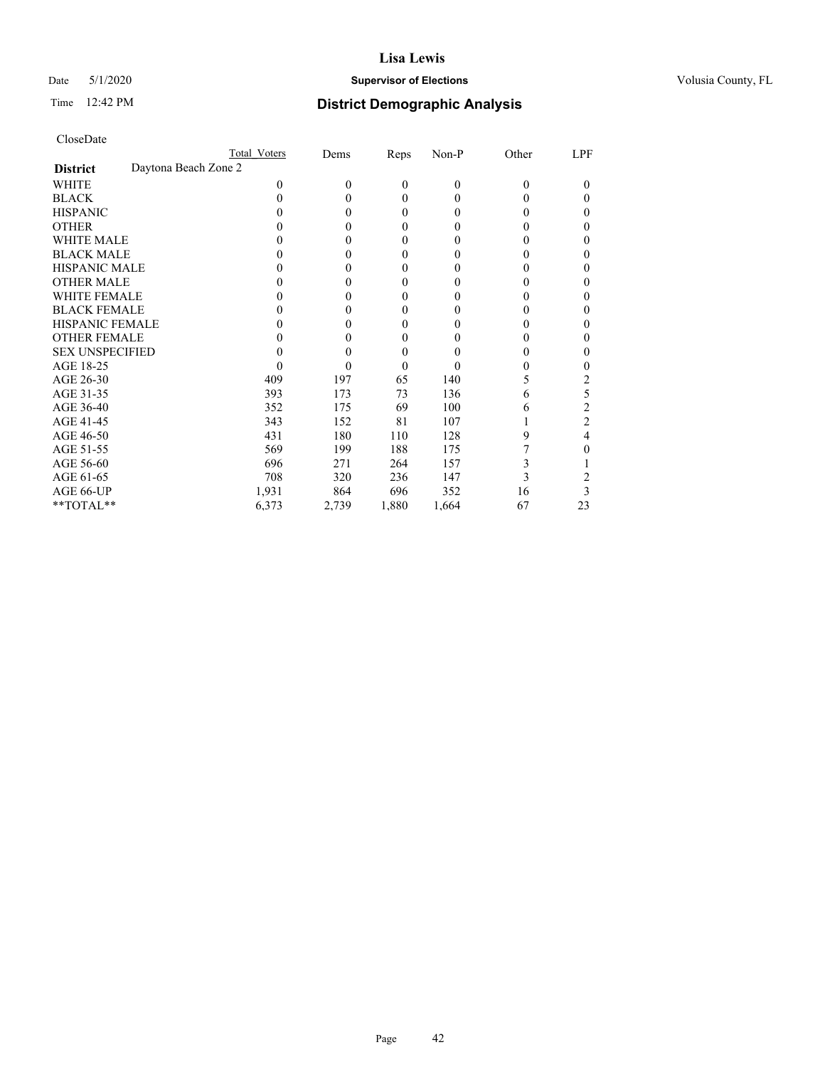CloseDate

| | Total Voters | Dems | Reps | Non-P | Other | LPF |
|---|---|---|---|---|---|---|
| **District** Daytona Beach Zone 2 | | | | | | |
| WHITE | 0 | 0 | 0 | 0 | 0 | 0 |
| BLACK | 0 | 0 | 0 | 0 | 0 | 0 |
| HISPANIC | 0 | 0 | 0 | 0 | 0 | 0 |
| OTHER | 0 | 0 | 0 | 0 | 0 | 0 |
| WHITE MALE | 0 | 0 | 0 | 0 | 0 | 0 |
| BLACK MALE | 0 | 0 | 0 | 0 | 0 | 0 |
| HISPANIC MALE | 0 | 0 | 0 | 0 | 0 | 0 |
| OTHER MALE | 0 | 0 | 0 | 0 | 0 | 0 |
| WHITE FEMALE | 0 | 0 | 0 | 0 | 0 | 0 |
| BLACK FEMALE | 0 | 0 | 0 | 0 | 0 | 0 |
| HISPANIC FEMALE | 0 | 0 | 0 | 0 | 0 | 0 |
| OTHER FEMALE | 0 | 0 | 0 | 0 | 0 | 0 |
| SEX UNSPECIFIED | 0 | 0 | 0 | 0 | 0 | 0 |
| AGE 18-25 | 0 | 0 | 0 | 0 | 0 | 0 |
| AGE 26-30 | 409 | 197 | 65 | 140 | 5 | 2 |
| AGE 31-35 | 393 | 173 | 73 | 136 | 6 | 5 |
| AGE 36-40 | 352 | 175 | 69 | 100 | 6 | 2 |
| AGE 41-45 | 343 | 152 | 81 | 107 | 1 | 2 |
| AGE 46-50 | 431 | 180 | 110 | 128 | 9 | 4 |
| AGE 51-55 | 569 | 199 | 188 | 175 | 7 | 0 |
| AGE 56-60 | 696 | 271 | 264 | 157 | 3 | 1 |
| AGE 61-65 | 708 | 320 | 236 | 147 | 3 | 2 |
| AGE 66-UP | 1,931 | 864 | 696 | 352 | 16 | 3 |
| **TOTAL** | 6,373 | 2,739 | 1,880 | 1,664 | 67 | 23 |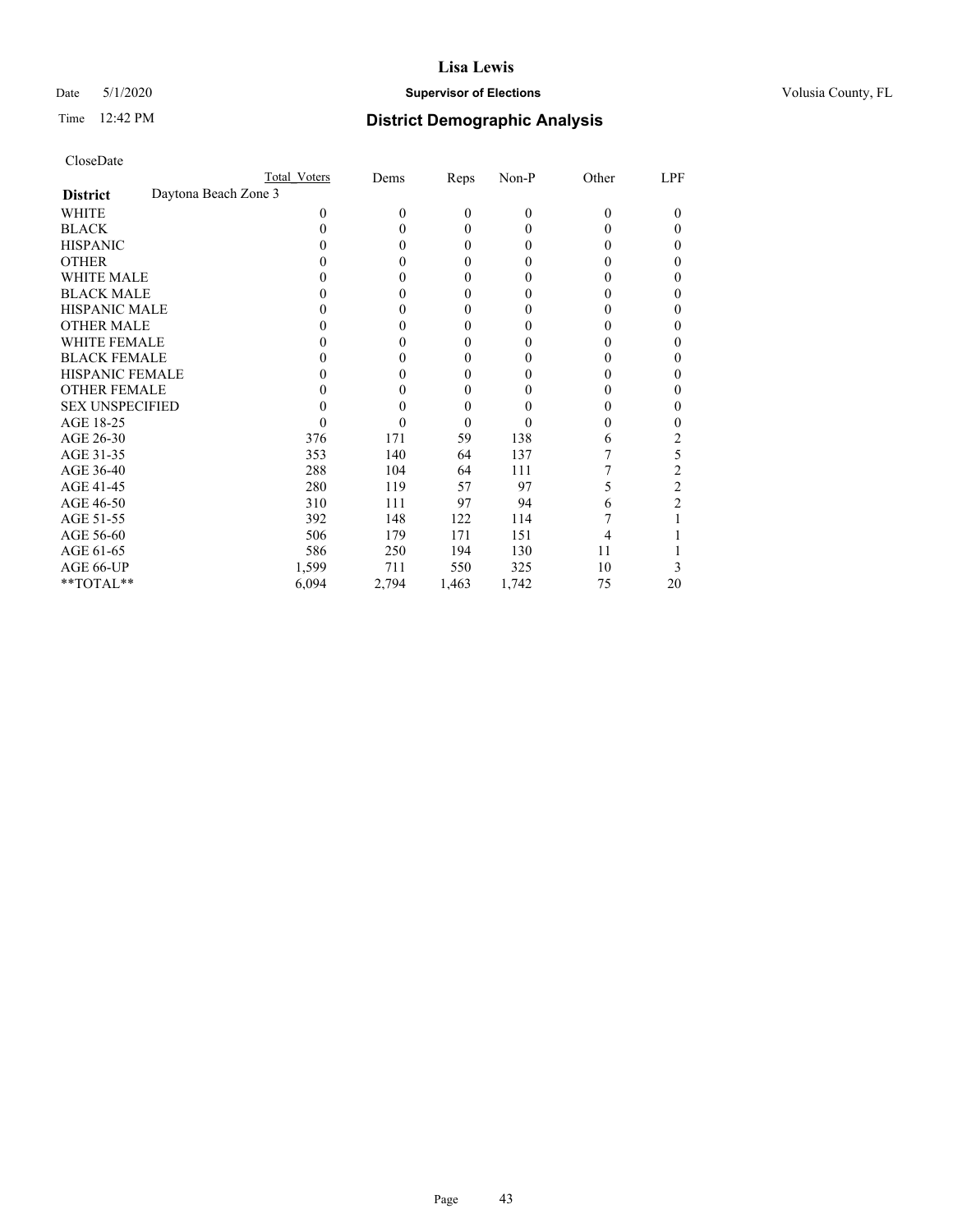# District Demographic Analysis

CloseDate

| District | Total Voters | Dems | Reps | Non-P | Other | LPF |
|---|---|---|---|---|---|---|
| Daytona Beach Zone 3 | | | | | | |
| WHITE | 0 | 0 | 0 | 0 | 0 | 0 |
| BLACK | 0 | 0 | 0 | 0 | 0 | 0 |
| HISPANIC | 0 | 0 | 0 | 0 | 0 | 0 |
| OTHER | 0 | 0 | 0 | 0 | 0 | 0 |
| WHITE MALE | 0 | 0 | 0 | 0 | 0 | 0 |
| BLACK MALE | 0 | 0 | 0 | 0 | 0 | 0 |
| HISPANIC MALE | 0 | 0 | 0 | 0 | 0 | 0 |
| OTHER MALE | 0 | 0 | 0 | 0 | 0 | 0 |
| WHITE FEMALE | 0 | 0 | 0 | 0 | 0 | 0 |
| BLACK FEMALE | 0 | 0 | 0 | 0 | 0 | 0 |
| HISPANIC FEMALE | 0 | 0 | 0 | 0 | 0 | 0 |
| OTHER FEMALE | 0 | 0 | 0 | 0 | 0 | 0 |
| SEX UNSPECIFIED | 0 | 0 | 0 | 0 | 0 | 0 |
| AGE 18-25 | 0 | 0 | 0 | 0 | 0 | 0 |
| AGE 26-30 | 376 | 171 | 59 | 138 | 6 | 2 |
| AGE 31-35 | 353 | 140 | 64 | 137 | 7 | 5 |
| AGE 36-40 | 288 | 104 | 64 | 111 | 7 | 2 |
| AGE 41-45 | 280 | 119 | 57 | 97 | 5 | 2 |
| AGE 46-50 | 310 | 111 | 97 | 94 | 6 | 2 |
| AGE 51-55 | 392 | 148 | 122 | 114 | 7 | 1 |
| AGE 56-60 | 506 | 179 | 171 | 151 | 4 | 1 |
| AGE 61-65 | 586 | 250 | 194 | 130 | 11 | 1 |
| AGE 66-UP | 1,599 | 711 | 550 | 325 | 10 | 3 |
| **TOTAL** | 6,094 | 2,794 | 1,463 | 1,742 | 75 | 20 |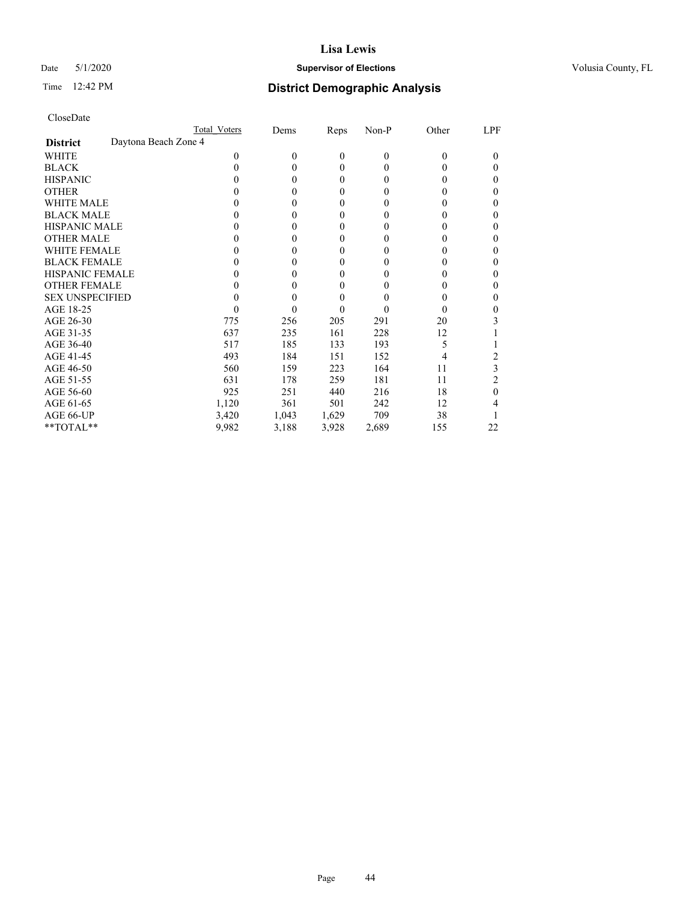# Lisa Lewis

Date 5/1/2020 **Supervisor of Elections** Volusia County, FL

Time 12:42 PM **District Demographic Analysis**

CloseDate

| | Total Voters | Dems | Reps | Non-P | Other | LPF |
|---|---|---|---|---|---|---|
| **District** Daytona Beach Zone 4 | | | | | | |
| WHITE | 0 | 0 | 0 | 0 | 0 | 0 |
| BLACK | 0 | 0 | 0 | 0 | 0 | 0 |
| HISPANIC | 0 | 0 | 0 | 0 | 0 | 0 |
| OTHER | 0 | 0 | 0 | 0 | 0 | 0 |
| WHITE MALE | 0 | 0 | 0 | 0 | 0 | 0 |
| BLACK MALE | 0 | 0 | 0 | 0 | 0 | 0 |
| HISPANIC MALE | 0 | 0 | 0 | 0 | 0 | 0 |
| OTHER MALE | 0 | 0 | 0 | 0 | 0 | 0 |
| WHITE FEMALE | 0 | 0 | 0 | 0 | 0 | 0 |
| BLACK FEMALE | 0 | 0 | 0 | 0 | 0 | 0 |
| HISPANIC FEMALE | 0 | 0 | 0 | 0 | 0 | 0 |
| OTHER FEMALE | 0 | 0 | 0 | 0 | 0 | 0 |
| SEX UNSPECIFIED | 0 | 0 | 0 | 0 | 0 | 0 |
| AGE 18-25 | 0 | 0 | 0 | 0 | 0 | 0 |
| AGE 26-30 | 775 | 256 | 205 | 291 | 20 | 3 |
| AGE 31-35 | 637 | 235 | 161 | 228 | 12 | 1 |
| AGE 36-40 | 517 | 185 | 133 | 193 | 5 | 1 |
| AGE 41-45 | 493 | 184 | 151 | 152 | 4 | 2 |
| AGE 46-50 | 560 | 159 | 223 | 164 | 11 | 3 |
| AGE 51-55 | 631 | 178 | 259 | 181 | 11 | 2 |
| AGE 56-60 | 925 | 251 | 440 | 216 | 18 | 0 |
| AGE 61-65 | 1,120 | 361 | 501 | 242 | 12 | 4 |
| AGE 66-UP | 3,420 | 1,043 | 1,629 | 709 | 38 | 1 |
| **TOTAL** | 9,982 | 3,188 | 3,928 | 2,689 | 155 | 22 |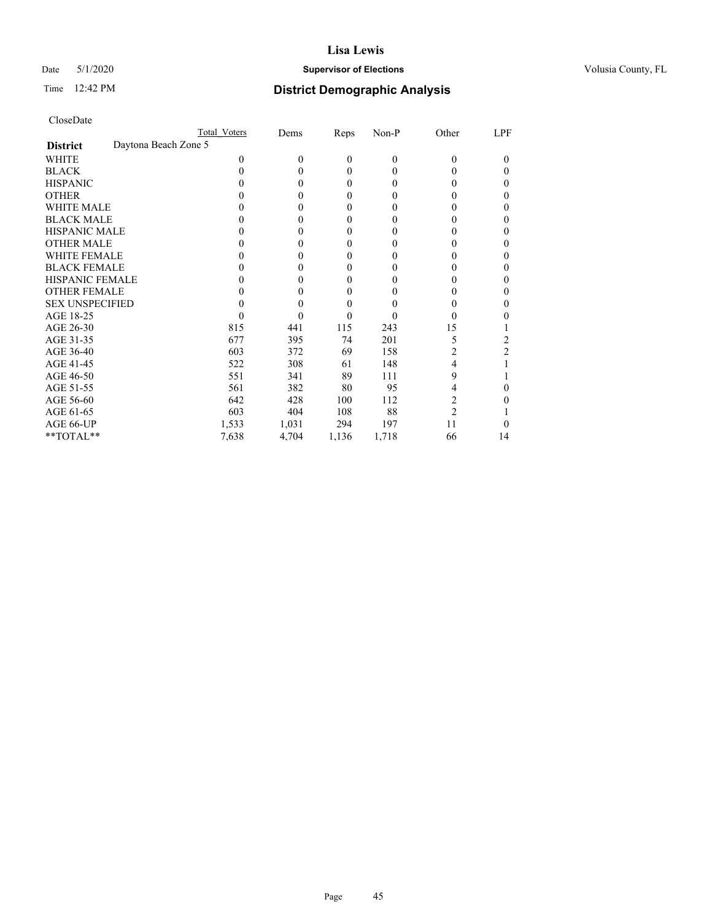# Lisa Lewis

Date 5/1/2020 **Supervisor of Elections** Volusia County, FL

Time 12:42 PM **District Demographic Analysis**

CloseDate

| | Total Voters | Dems | Reps | Non-P | Other | LPF |
|---|---|---|---|---|---|---|
| **District** Daytona Beach Zone 5 | | | | | | |
| WHITE | 0 | 0 | 0 | 0 | 0 | 0 |
| BLACK | 0 | 0 | 0 | 0 | 0 | 0 |
| HISPANIC | 0 | 0 | 0 | 0 | 0 | 0 |
| OTHER | 0 | 0 | 0 | 0 | 0 | 0 |
| WHITE MALE | 0 | 0 | 0 | 0 | 0 | 0 |
| BLACK MALE | 0 | 0 | 0 | 0 | 0 | 0 |
| HISPANIC MALE | 0 | 0 | 0 | 0 | 0 | 0 |
| OTHER MALE | 0 | 0 | 0 | 0 | 0 | 0 |
| WHITE FEMALE | 0 | 0 | 0 | 0 | 0 | 0 |
| BLACK FEMALE | 0 | 0 | 0 | 0 | 0 | 0 |
| HISPANIC FEMALE | 0 | 0 | 0 | 0 | 0 | 0 |
| OTHER FEMALE | 0 | 0 | 0 | 0 | 0 | 0 |
| SEX UNSPECIFIED | 0 | 0 | 0 | 0 | 0 | 0 |
| AGE 18-25 | 0 | 0 | 0 | 0 | 0 | 0 |
| AGE 26-30 | 815 | 441 | 115 | 243 | 15 | 1 |
| AGE 31-35 | 677 | 395 | 74 | 201 | 5 | 2 |
| AGE 36-40 | 603 | 372 | 69 | 158 | 2 | 2 |
| AGE 41-45 | 522 | 308 | 61 | 148 | 4 | 1 |
| AGE 46-50 | 551 | 341 | 89 | 111 | 9 | 1 |
| AGE 51-55 | 561 | 382 | 80 | 95 | 4 | 0 |
| AGE 56-60 | 642 | 428 | 100 | 112 | 2 | 0 |
| AGE 61-65 | 603 | 404 | 108 | 88 | 2 | 1 |
| AGE 66-UP | 1,533 | 1,031 | 294 | 197 | 11 | 0 |
| **TOTAL** | 7,638 | 4,704 | 1,136 | 1,718 | 66 | 14 |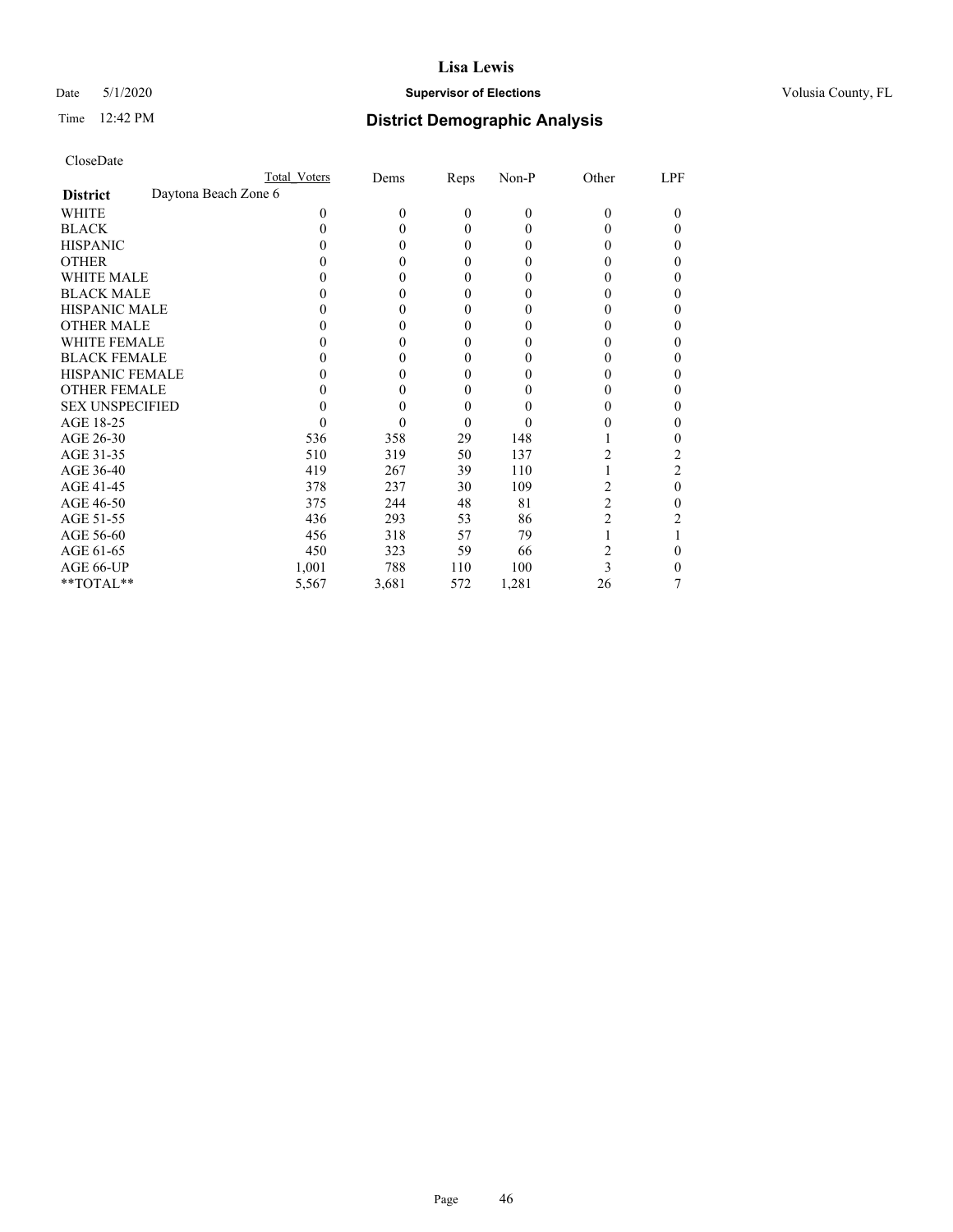**Lisa Lewis**

Date 5/1/2020 **Supervisor of Elections** Volusia County, FL

Time 12:42 PM

## District Demographic Analysis

CloseDate

| | Total Voters | Dems | Reps | Non-P | Other | LPF |
|---|---|---|---|---|---|---|
| **District** Daytona Beach Zone 6 | | | | | | |
| WHITE | 0 | 0 | 0 | 0 | 0 | 0 |
| BLACK | 0 | 0 | 0 | 0 | 0 | 0 |
| HISPANIC | 0 | 0 | 0 | 0 | 0 | 0 |
| OTHER | 0 | 0 | 0 | 0 | 0 | 0 |
| WHITE MALE | 0 | 0 | 0 | 0 | 0 | 0 |
| BLACK MALE | 0 | 0 | 0 | 0 | 0 | 0 |
| HISPANIC MALE | 0 | 0 | 0 | 0 | 0 | 0 |
| OTHER MALE | 0 | 0 | 0 | 0 | 0 | 0 |
| WHITE FEMALE | 0 | 0 | 0 | 0 | 0 | 0 |
| BLACK FEMALE | 0 | 0 | 0 | 0 | 0 | 0 |
| HISPANIC FEMALE | 0 | 0 | 0 | 0 | 0 | 0 |
| OTHER FEMALE | 0 | 0 | 0 | 0 | 0 | 0 |
| SEX UNSPECIFIED | 0 | 0 | 0 | 0 | 0 | 0 |
| AGE 18-25 | 0 | 0 | 0 | 0 | 0 | 0 |
| AGE 26-30 | 536 | 358 | 29 | 148 | 1 | 0 |
| AGE 31-35 | 510 | 319 | 50 | 137 | 2 | 2 |
| AGE 36-40 | 419 | 267 | 39 | 110 | 1 | 2 |
| AGE 41-45 | 378 | 237 | 30 | 109 | 2 | 0 |
| AGE 46-50 | 375 | 244 | 48 | 81 | 2 | 0 |
| AGE 51-55 | 436 | 293 | 53 | 86 | 2 | 2 |
| AGE 56-60 | 456 | 318 | 57 | 79 | 1 | 1 |
| AGE 61-65 | 450 | 323 | 59 | 66 | 2 | 0 |
| AGE 66-UP | 1,001 | 788 | 110 | 100 | 3 | 0 |
| **TOTAL** | 5,567 | 3,681 | 572 | 1,281 | 26 | 7 |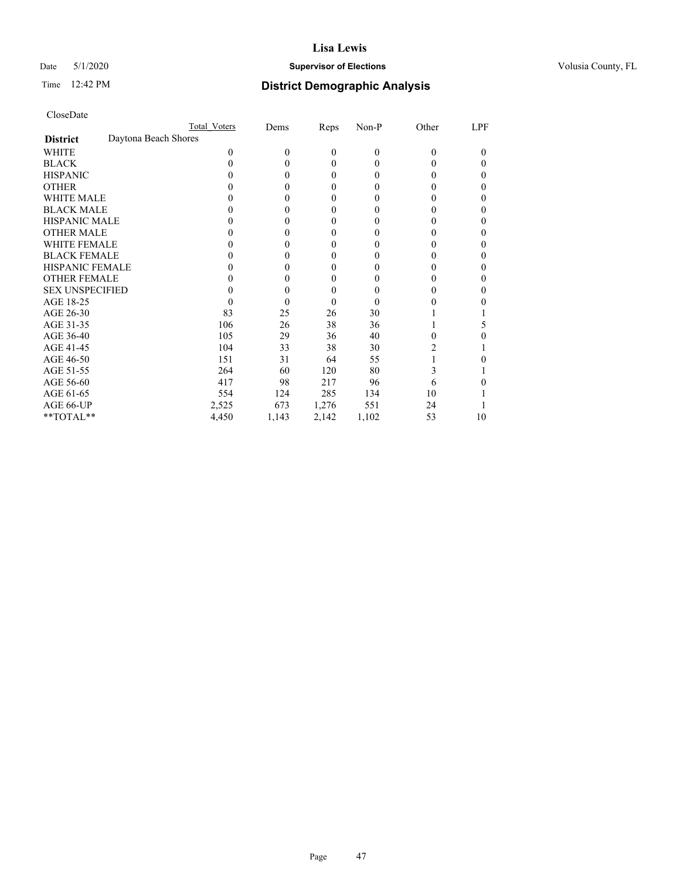**Lisa Lewis**

Date 5/1/2020 **Supervisor of Elections** Volusia County, FL

Time 12:42 PM **District Demographic Analysis**

CloseDate

| | Total Voters | Dems | Reps | Non-P | Other | LPF |
|---|---|---|---|---|---|---|
| **District** Daytona Beach Shores | | | | | | |
| WHITE | 0 | 0 | 0 | 0 | 0 | 0 |
| BLACK | 0 | 0 | 0 | 0 | 0 | 0 |
| HISPANIC | 0 | 0 | 0 | 0 | 0 | 0 |
| OTHER | 0 | 0 | 0 | 0 | 0 | 0 |
| WHITE MALE | 0 | 0 | 0 | 0 | 0 | 0 |
| BLACK MALE | 0 | 0 | 0 | 0 | 0 | 0 |
| HISPANIC MALE | 0 | 0 | 0 | 0 | 0 | 0 |
| OTHER MALE | 0 | 0 | 0 | 0 | 0 | 0 |
| WHITE FEMALE | 0 | 0 | 0 | 0 | 0 | 0 |
| BLACK FEMALE | 0 | 0 | 0 | 0 | 0 | 0 |
| HISPANIC FEMALE | 0 | 0 | 0 | 0 | 0 | 0 |
| OTHER FEMALE | 0 | 0 | 0 | 0 | 0 | 0 |
| SEX UNSPECIFIED | 0 | 0 | 0 | 0 | 0 | 0 |
| AGE 18-25 | 0 | 0 | 0 | 0 | 0 | 0 |
| AGE 26-30 | 83 | 25 | 26 | 30 | 1 | 1 |
| AGE 31-35 | 106 | 26 | 38 | 36 | 1 | 5 |
| AGE 36-40 | 105 | 29 | 36 | 40 | 0 | 0 |
| AGE 41-45 | 104 | 33 | 38 | 30 | 2 | 1 |
| AGE 46-50 | 151 | 31 | 64 | 55 | 1 | 0 |
| AGE 51-55 | 264 | 60 | 120 | 80 | 3 | 1 |
| AGE 56-60 | 417 | 98 | 217 | 96 | 6 | 0 |
| AGE 61-65 | 554 | 124 | 285 | 134 | 10 | 1 |
| AGE 66-UP | 2,525 | 673 | 1,276 | 551 | 24 | 1 |
| **TOTAL** | 4,450 | 1,143 | 2,142 | 1,102 | 53 | 10 |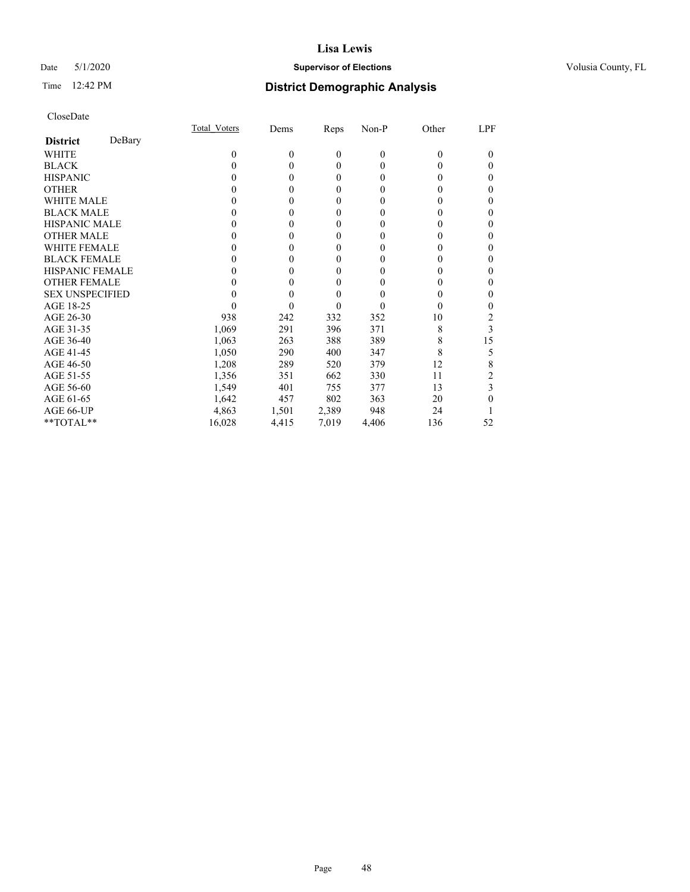# Lisa Lewis

Date 5/1/2020 **Supervisor of Elections** Volusia County, FL

Time 12:42 PM **District Demographic Analysis**

CloseDate

| **District** DeBary | Total_Voters | Dems | Reps | Non-P | Other | LPF |
|---|---|---|---|---|---|---|
| WHITE | 0 | 0 | 0 | 0 | 0 | 0 |
| BLACK | 0 | 0 | 0 | 0 | 0 | 0 |
| HISPANIC | 0 | 0 | 0 | 0 | 0 | 0 |
| OTHER | 0 | 0 | 0 | 0 | 0 | 0 |
| WHITE MALE | 0 | 0 | 0 | 0 | 0 | 0 |
| BLACK MALE | 0 | 0 | 0 | 0 | 0 | 0 |
| HISPANIC MALE | 0 | 0 | 0 | 0 | 0 | 0 |
| OTHER MALE | 0 | 0 | 0 | 0 | 0 | 0 |
| WHITE FEMALE | 0 | 0 | 0 | 0 | 0 | 0 |
| BLACK FEMALE | 0 | 0 | 0 | 0 | 0 | 0 |
| HISPANIC FEMALE | 0 | 0 | 0 | 0 | 0 | 0 |
| OTHER FEMALE | 0 | 0 | 0 | 0 | 0 | 0 |
| SEX UNSPECIFIED | 0 | 0 | 0 | 0 | 0 | 0 |
| AGE 18-25 | 0 | 0 | 0 | 0 | 0 | 0 |
| AGE 26-30 | 938 | 242 | 332 | 352 | 10 | 2 |
| AGE 31-35 | 1,069 | 291 | 396 | 371 | 8 | 3 |
| AGE 36-40 | 1,063 | 263 | 388 | 389 | 8 | 15 |
| AGE 41-45 | 1,050 | 290 | 400 | 347 | 8 | 5 |
| AGE 46-50 | 1,208 | 289 | 520 | 379 | 12 | 8 |
| AGE 51-55 | 1,356 | 351 | 662 | 330 | 11 | 2 |
| AGE 56-60 | 1,549 | 401 | 755 | 377 | 13 | 3 |
| AGE 61-65 | 1,642 | 457 | 802 | 363 | 20 | 0 |
| AGE 66-UP | 4,863 | 1,501 | 2,389 | 948 | 24 | 1 |
| **TOTAL** | 16,028 | 4,415 | 7,019 | 4,406 | 136 | 52 |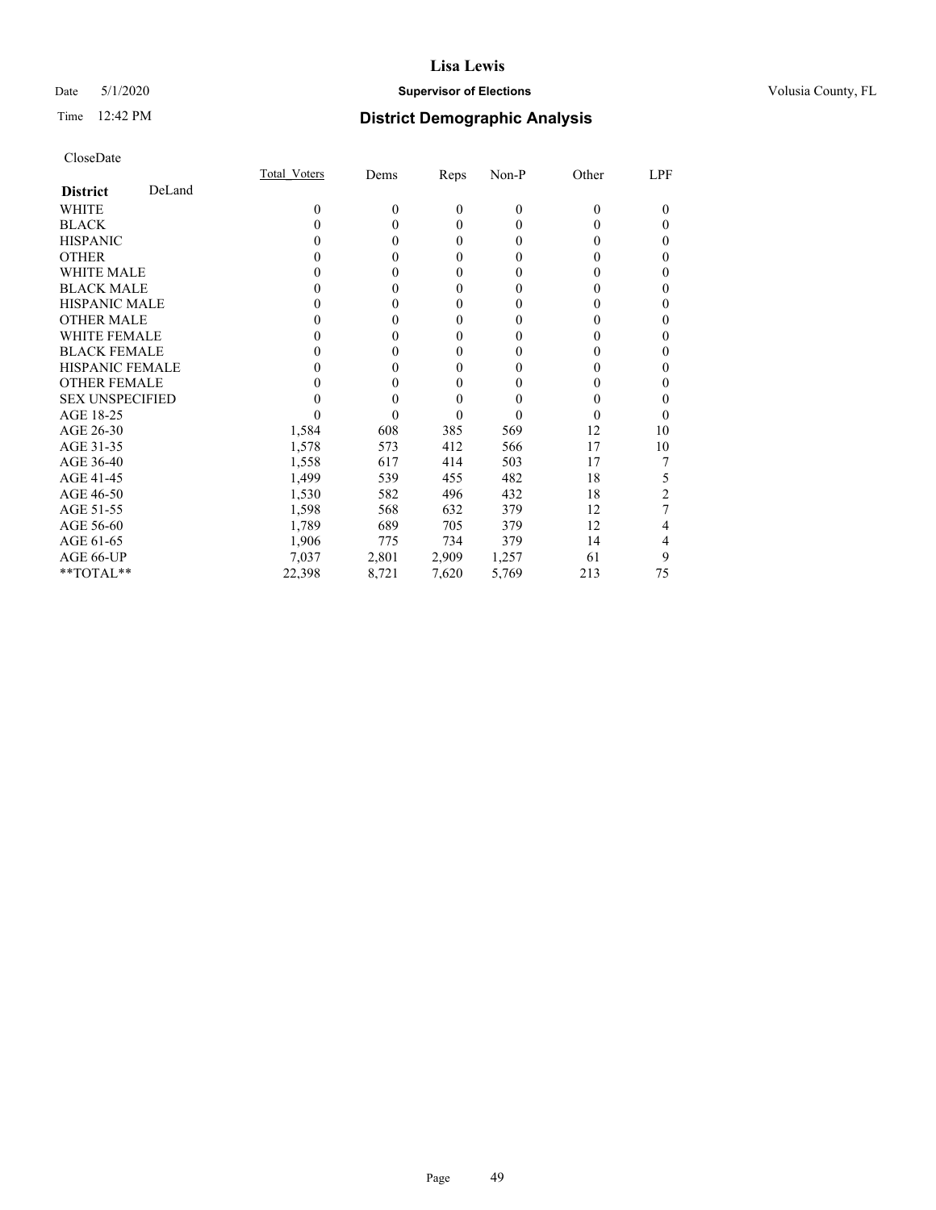**Lisa Lewis**

Date 5/1/2020 **Supervisor of Elections** Volusia County, FL

Time 12:42 PM **District Demographic Analysis**

CloseDate

| **District** DeLand | Total_Voters | Dems | Reps | Non-P | Other | LPF |
|---|---|---|---|---|---|---|
| WHITE | 0 | 0 | 0 | 0 | 0 | 0 |
| BLACK | 0 | 0 | 0 | 0 | 0 | 0 |
| HISPANIC | 0 | 0 | 0 | 0 | 0 | 0 |
| OTHER | 0 | 0 | 0 | 0 | 0 | 0 |
| WHITE MALE | 0 | 0 | 0 | 0 | 0 | 0 |
| BLACK MALE | 0 | 0 | 0 | 0 | 0 | 0 |
| HISPANIC MALE | 0 | 0 | 0 | 0 | 0 | 0 |
| OTHER MALE | 0 | 0 | 0 | 0 | 0 | 0 |
| WHITE FEMALE | 0 | 0 | 0 | 0 | 0 | 0 |
| BLACK FEMALE | 0 | 0 | 0 | 0 | 0 | 0 |
| HISPANIC FEMALE | 0 | 0 | 0 | 0 | 0 | 0 |
| OTHER FEMALE | 0 | 0 | 0 | 0 | 0 | 0 |
| SEX UNSPECIFIED | 0 | 0 | 0 | 0 | 0 | 0 |
| AGE 18-25 | 0 | 0 | 0 | 0 | 0 | 0 |
| AGE 26-30 | 1,584 | 608 | 385 | 569 | 12 | 10 |
| AGE 31-35 | 1,578 | 573 | 412 | 566 | 17 | 10 |
| AGE 36-40 | 1,558 | 617 | 414 | 503 | 17 | 7 |
| AGE 41-45 | 1,499 | 539 | 455 | 482 | 18 | 5 |
| AGE 46-50 | 1,530 | 582 | 496 | 432 | 18 | 2 |
| AGE 51-55 | 1,598 | 568 | 632 | 379 | 12 | 7 |
| AGE 56-60 | 1,789 | 689 | 705 | 379 | 12 | 4 |
| AGE 61-65 | 1,906 | 775 | 734 | 379 | 14 | 4 |
| AGE 66-UP | 7,037 | 2,801 | 2,909 | 1,257 | 61 | 9 |
| **TOTAL** | 22,398 | 8,721 | 7,620 | 5,769 | 213 | 75 |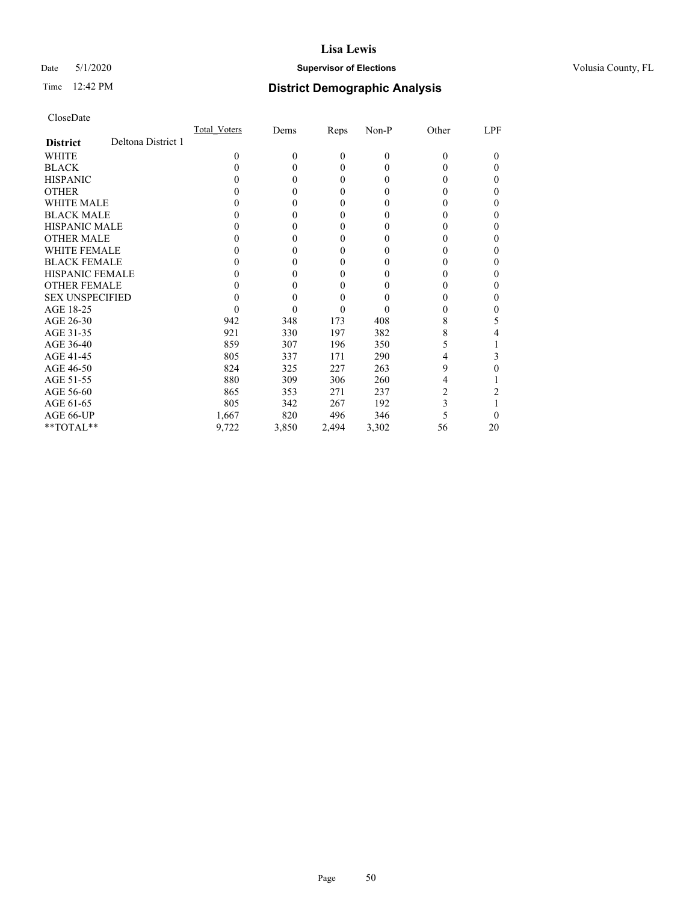# Lisa Lewis

Date 5/1/2020 **Supervisor of Elections** Volusia County, FL

Time 12:42 PM **District Demographic Analysis**

CloseDate

| **District** Deltona District 1 | Total_Voters | Dems | Reps | Non-P | Other | LPF |
|---|---|---|---|---|---|---|
| WHITE | 0 | 0 | 0 | 0 | 0 | 0 |
| BLACK | 0 | 0 | 0 | 0 | 0 | 0 |
| HISPANIC | 0 | 0 | 0 | 0 | 0 | 0 |
| OTHER | 0 | 0 | 0 | 0 | 0 | 0 |
| WHITE MALE | 0 | 0 | 0 | 0 | 0 | 0 |
| BLACK MALE | 0 | 0 | 0 | 0 | 0 | 0 |
| HISPANIC MALE | 0 | 0 | 0 | 0 | 0 | 0 |
| OTHER MALE | 0 | 0 | 0 | 0 | 0 | 0 |
| WHITE FEMALE | 0 | 0 | 0 | 0 | 0 | 0 |
| BLACK FEMALE | 0 | 0 | 0 | 0 | 0 | 0 |
| HISPANIC FEMALE | 0 | 0 | 0 | 0 | 0 | 0 |
| OTHER FEMALE | 0 | 0 | 0 | 0 | 0 | 0 |
| SEX UNSPECIFIED | 0 | 0 | 0 | 0 | 0 | 0 |
| AGE 18-25 | 0 | 0 | 0 | 0 | 0 | 0 |
| AGE 26-30 | 942 | 348 | 173 | 408 | 8 | 5 |
| AGE 31-35 | 921 | 330 | 197 | 382 | 8 | 4 |
| AGE 36-40 | 859 | 307 | 196 | 350 | 5 | 1 |
| AGE 41-45 | 805 | 337 | 171 | 290 | 4 | 3 |
| AGE 46-50 | 824 | 325 | 227 | 263 | 9 | 0 |
| AGE 51-55 | 880 | 309 | 306 | 260 | 4 | 1 |
| AGE 56-60 | 865 | 353 | 271 | 237 | 2 | 2 |
| AGE 61-65 | 805 | 342 | 267 | 192 | 3 | 1 |
| AGE 66-UP | 1,667 | 820 | 496 | 346 | 5 | 0 |
| **TOTAL** | 9,722 | 3,850 | 2,494 | 3,302 | 56 | 20 |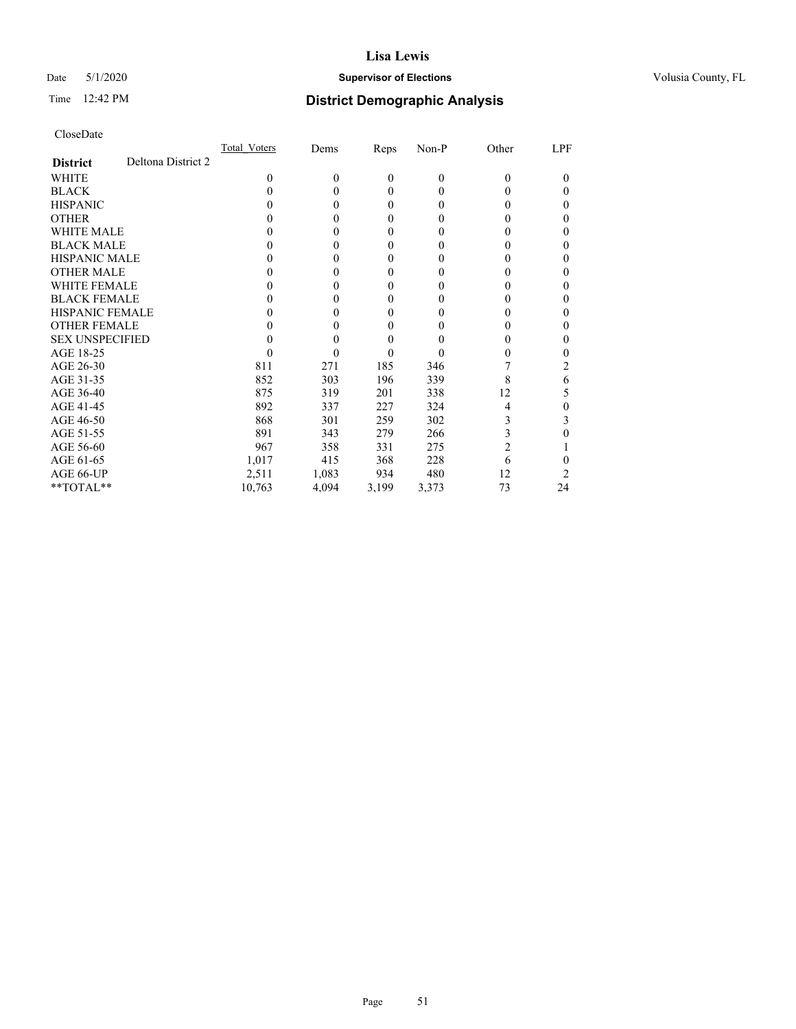# Lisa Lewis

Date 5/1/2020 **Supervisor of Elections** Volusia County, FL

Time 12:42 PM **District Demographic Analysis**

CloseDate

| **District** Deltona District 2 | Total_Voters | Dems | Reps | Non-P | Other | LPF |
|---|---|---|---|---|---|---|
| WHITE | 0 | 0 | 0 | 0 | 0 | 0 |
| BLACK | 0 | 0 | 0 | 0 | 0 | 0 |
| HISPANIC | 0 | 0 | 0 | 0 | 0 | 0 |
| OTHER | 0 | 0 | 0 | 0 | 0 | 0 |
| WHITE MALE | 0 | 0 | 0 | 0 | 0 | 0 |
| BLACK MALE | 0 | 0 | 0 | 0 | 0 | 0 |
| HISPANIC MALE | 0 | 0 | 0 | 0 | 0 | 0 |
| OTHER MALE | 0 | 0 | 0 | 0 | 0 | 0 |
| WHITE FEMALE | 0 | 0 | 0 | 0 | 0 | 0 |
| BLACK FEMALE | 0 | 0 | 0 | 0 | 0 | 0 |
| HISPANIC FEMALE | 0 | 0 | 0 | 0 | 0 | 0 |
| OTHER FEMALE | 0 | 0 | 0 | 0 | 0 | 0 |
| SEX UNSPECIFIED | 0 | 0 | 0 | 0 | 0 | 0 |
| AGE 18-25 | 0 | 0 | 0 | 0 | 0 | 0 |
| AGE 26-30 | 811 | 271 | 185 | 346 | 7 | 2 |
| AGE 31-35 | 852 | 303 | 196 | 339 | 8 | 6 |
| AGE 36-40 | 875 | 319 | 201 | 338 | 12 | 5 |
| AGE 41-45 | 892 | 337 | 227 | 324 | 4 | 0 |
| AGE 46-50 | 868 | 301 | 259 | 302 | 3 | 3 |
| AGE 51-55 | 891 | 343 | 279 | 266 | 3 | 0 |
| AGE 56-60 | 967 | 358 | 331 | 275 | 2 | 1 |
| AGE 61-65 | 1,017 | 415 | 368 | 228 | 6 | 0 |
| AGE 66-UP | 2,511 | 1,083 | 934 | 480 | 12 | 2 |
| **TOTAL** | 10,763 | 4,094 | 3,199 | 3,373 | 73 | 24 |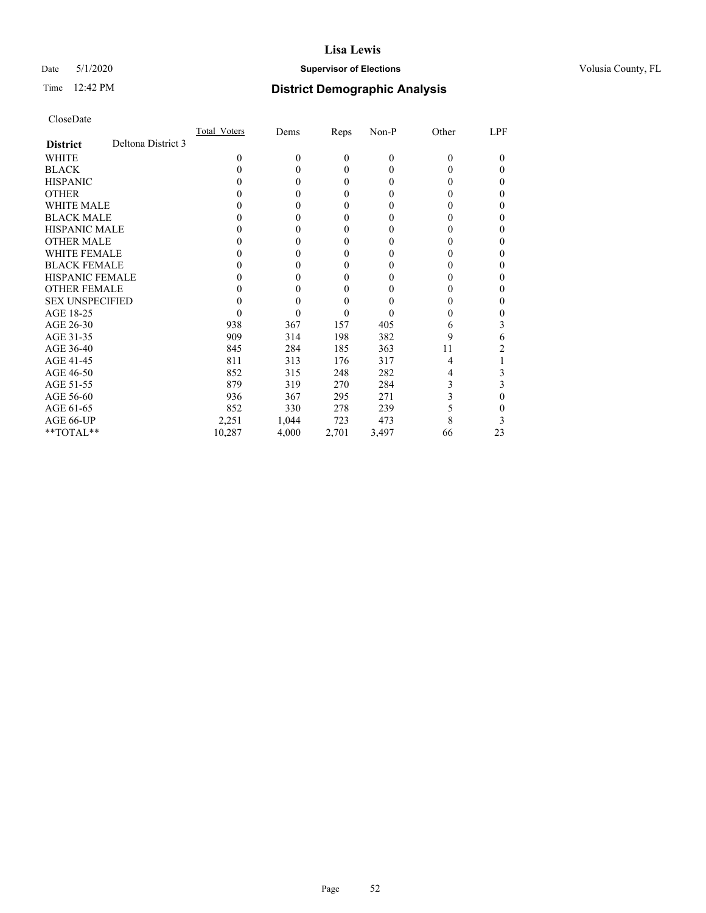# Lisa Lewis

Date 5/1/2020 **Supervisor of Elections** Volusia County, FL

Time 12:42 PM **District Demographic Analysis**

CloseDate

| **District** Deltona District 3 | Total_Voters | Dems | Reps | Non-P | Other | LPF |
|---|---|---|---|---|---|---|
| WHITE | 0 | 0 | 0 | 0 | 0 | 0 |
| BLACK | 0 | 0 | 0 | 0 | 0 | 0 |
| HISPANIC | 0 | 0 | 0 | 0 | 0 | 0 |
| OTHER | 0 | 0 | 0 | 0 | 0 | 0 |
| WHITE MALE | 0 | 0 | 0 | 0 | 0 | 0 |
| BLACK MALE | 0 | 0 | 0 | 0 | 0 | 0 |
| HISPANIC MALE | 0 | 0 | 0 | 0 | 0 | 0 |
| OTHER MALE | 0 | 0 | 0 | 0 | 0 | 0 |
| WHITE FEMALE | 0 | 0 | 0 | 0 | 0 | 0 |
| BLACK FEMALE | 0 | 0 | 0 | 0 | 0 | 0 |
| HISPANIC FEMALE | 0 | 0 | 0 | 0 | 0 | 0 |
| OTHER FEMALE | 0 | 0 | 0 | 0 | 0 | 0 |
| SEX UNSPECIFIED | 0 | 0 | 0 | 0 | 0 | 0 |
| AGE 18-25 | 0 | 0 | 0 | 0 | 0 | 0 |
| AGE 26-30 | 938 | 367 | 157 | 405 | 6 | 3 |
| AGE 31-35 | 909 | 314 | 198 | 382 | 9 | 6 |
| AGE 36-40 | 845 | 284 | 185 | 363 | 11 | 2 |
| AGE 41-45 | 811 | 313 | 176 | 317 | 4 | 1 |
| AGE 46-50 | 852 | 315 | 248 | 282 | 4 | 3 |
| AGE 51-55 | 879 | 319 | 270 | 284 | 3 | 3 |
| AGE 56-60 | 936 | 367 | 295 | 271 | 3 | 0 |
| AGE 61-65 | 852 | 330 | 278 | 239 | 5 | 0 |
| AGE 66-UP | 2,251 | 1,044 | 723 | 473 | 8 | 3 |
| **TOTAL** | 10,287 | 4,000 | 2,701 | 3,497 | 66 | 23 |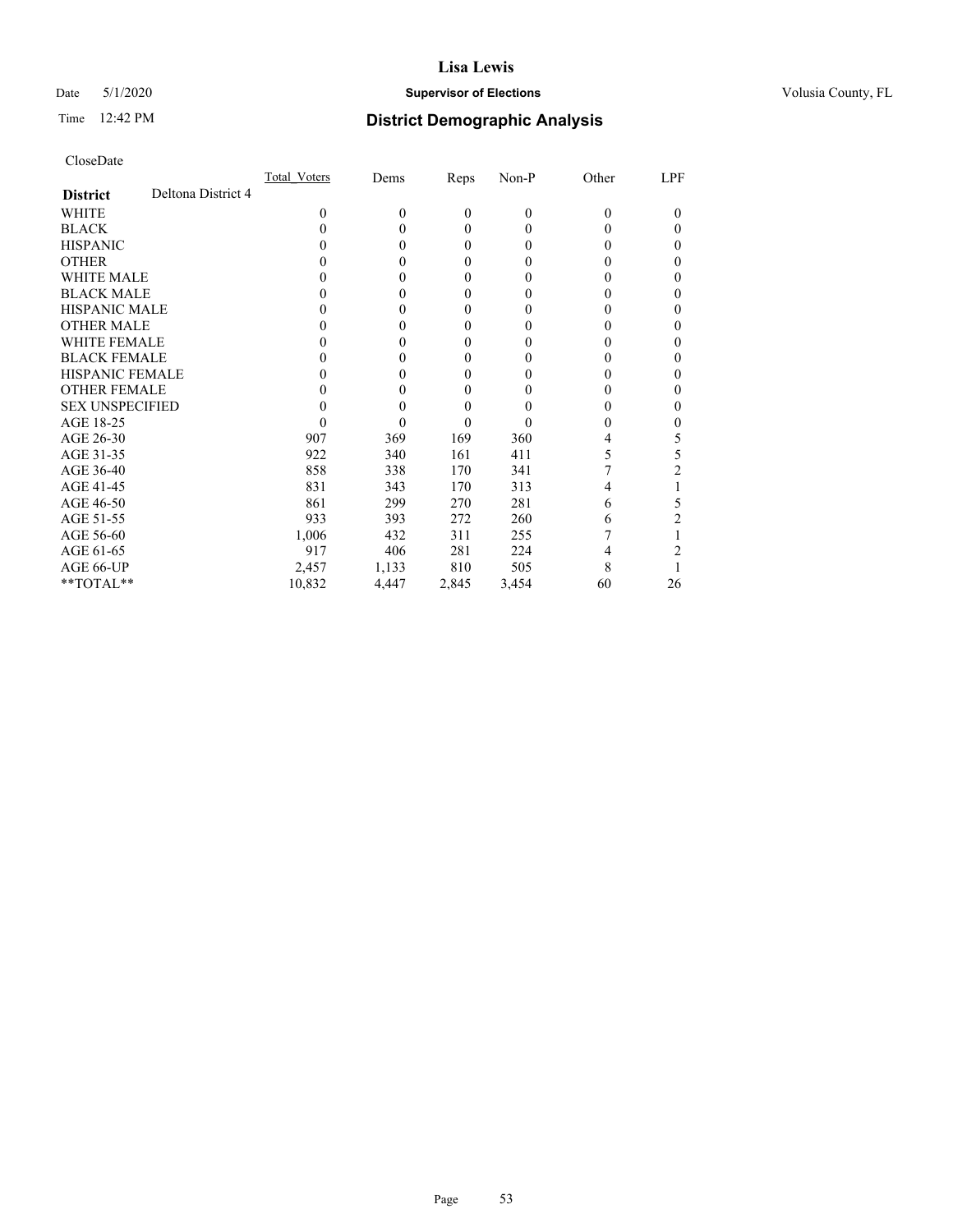# Lisa Lewis

Date 5/1/2020 **Supervisor of Elections** Volusia County, FL

Time 12:42 PM **District Demographic Analysis**

CloseDate

| **District** Deltona District 4 | Total_Voters | Dems | Reps | Non-P | Other | LPF |
|---|---|---|---|---|---|---|
| WHITE | 0 | 0 | 0 | 0 | 0 | 0 |
| BLACK | 0 | 0 | 0 | 0 | 0 | 0 |
| HISPANIC | 0 | 0 | 0 | 0 | 0 | 0 |
| OTHER | 0 | 0 | 0 | 0 | 0 | 0 |
| WHITE MALE | 0 | 0 | 0 | 0 | 0 | 0 |
| BLACK MALE | 0 | 0 | 0 | 0 | 0 | 0 |
| HISPANIC MALE | 0 | 0 | 0 | 0 | 0 | 0 |
| OTHER MALE | 0 | 0 | 0 | 0 | 0 | 0 |
| WHITE FEMALE | 0 | 0 | 0 | 0 | 0 | 0 |
| BLACK FEMALE | 0 | 0 | 0 | 0 | 0 | 0 |
| HISPANIC FEMALE | 0 | 0 | 0 | 0 | 0 | 0 |
| OTHER FEMALE | 0 | 0 | 0 | 0 | 0 | 0 |
| SEX UNSPECIFIED | 0 | 0 | 0 | 0 | 0 | 0 |
| AGE 18-25 | 0 | 0 | 0 | 0 | 0 | 0 |
| AGE 26-30 | 907 | 369 | 169 | 360 | 4 | 5 |
| AGE 31-35 | 922 | 340 | 161 | 411 | 5 | 5 |
| AGE 36-40 | 858 | 338 | 170 | 341 | 7 | 2 |
| AGE 41-45 | 831 | 343 | 170 | 313 | 4 | 1 |
| AGE 46-50 | 861 | 299 | 270 | 281 | 6 | 5 |
| AGE 51-55 | 933 | 393 | 272 | 260 | 6 | 2 |
| AGE 56-60 | 1,006 | 432 | 311 | 255 | 7 | 1 |
| AGE 61-65 | 917 | 406 | 281 | 224 | 4 | 2 |
| AGE 66-UP | 2,457 | 1,133 | 810 | 505 | 8 | 1 |
| **TOTAL** | 10,832 | 4,447 | 2,845 | 3,454 | 60 | 26 |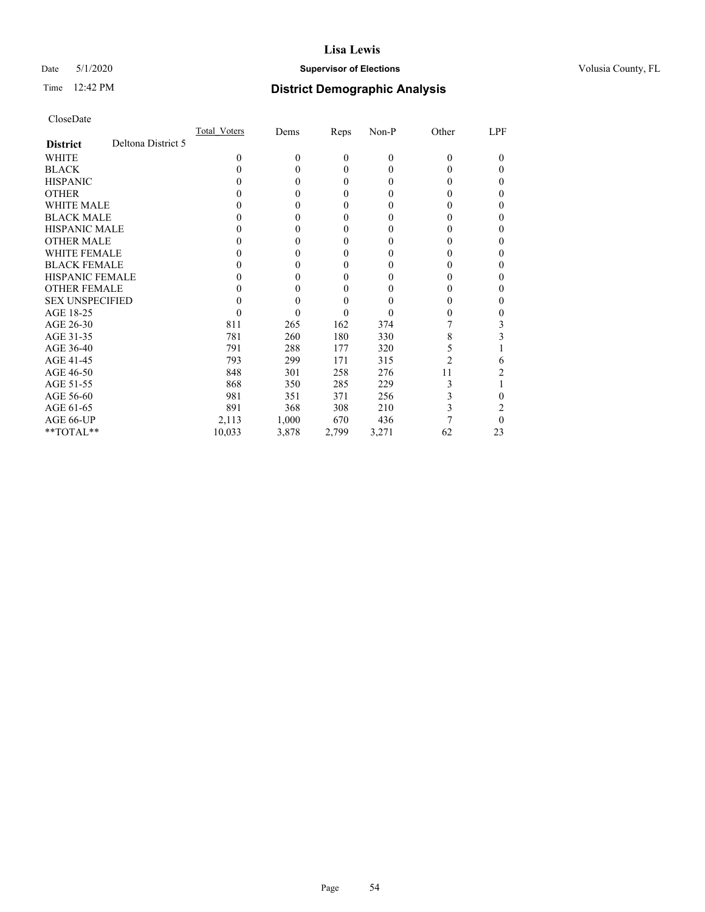# Lisa Lewis

**Supervisor of Elections**

Date 5/1/2020

Time 12:42 PM

Volusia County, FL

## District Demographic Analysis

CloseDate

| District | Deltona District 5 | Total_Voters | Dems | Reps | Non-P | Other | LPF |
|---|---|---|---|---|---|---|---|
| WHITE | | 0 | 0 | 0 | 0 | 0 | 0 |
| BLACK | | 0 | 0 | 0 | 0 | 0 | 0 |
| HISPANIC | | 0 | 0 | 0 | 0 | 0 | 0 |
| OTHER | | 0 | 0 | 0 | 0 | 0 | 0 |
| WHITE MALE | | 0 | 0 | 0 | 0 | 0 | 0 |
| BLACK MALE | | 0 | 0 | 0 | 0 | 0 | 0 |
| HISPANIC MALE | | 0 | 0 | 0 | 0 | 0 | 0 |
| OTHER MALE | | 0 | 0 | 0 | 0 | 0 | 0 |
| WHITE FEMALE | | 0 | 0 | 0 | 0 | 0 | 0 |
| BLACK FEMALE | | 0 | 0 | 0 | 0 | 0 | 0 |
| HISPANIC FEMALE | | 0 | 0 | 0 | 0 | 0 | 0 |
| OTHER FEMALE | | 0 | 0 | 0 | 0 | 0 | 0 |
| SEX UNSPECIFIED | | 0 | 0 | 0 | 0 | 0 | 0 |
| AGE 18-25 | | 0 | 0 | 0 | 0 | 0 | 0 |
| AGE 26-30 | | 811 | 265 | 162 | 374 | 7 | 3 |
| AGE 31-35 | | 781 | 260 | 180 | 330 | 8 | 3 |
| AGE 36-40 | | 791 | 288 | 177 | 320 | 5 | 1 |
| AGE 41-45 | | 793 | 299 | 171 | 315 | 2 | 6 |
| AGE 46-50 | | 848 | 301 | 258 | 276 | 11 | 2 |
| AGE 51-55 | | 868 | 350 | 285 | 229 | 3 | 1 |
| AGE 56-60 | | 981 | 351 | 371 | 256 | 3 | 0 |
| AGE 61-65 | | 891 | 368 | 308 | 210 | 3 | 2 |
| AGE 66-UP | | 2,113 | 1,000 | 670 | 436 | 7 | 0 |
| **TOTAL** | | 10,033 | 3,878 | 2,799 | 3,271 | 62 | 23 |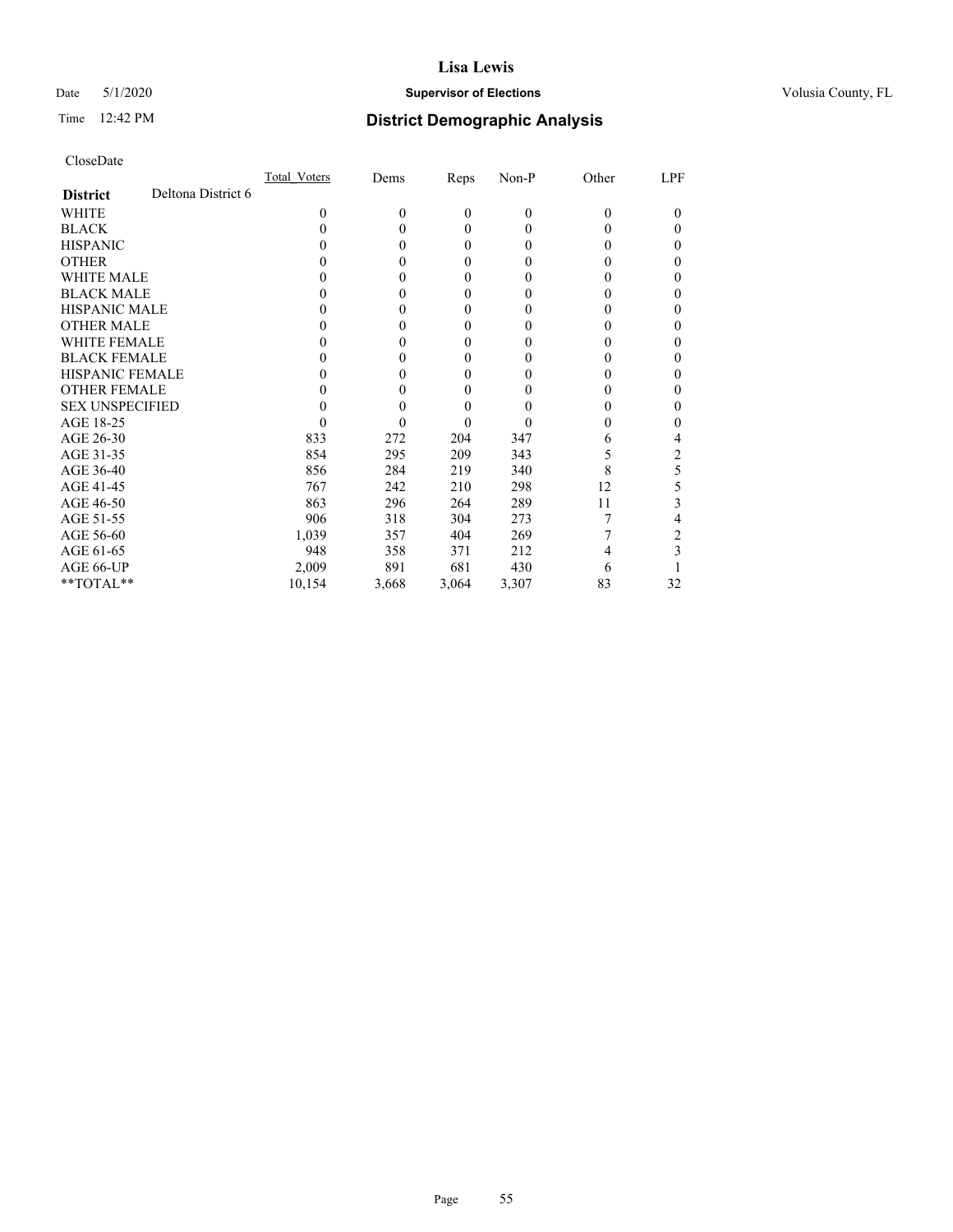# Lisa Lewis

Date 5/1/2020 **Supervisor of Elections** Volusia County, FL

Time 12:42 PM **District Demographic Analysis**

CloseDate

| **District** Deltona District 6 | Total_Voters | Dems | Reps | Non-P | Other | LPF |
|---|---|---|---|---|---|---|
| WHITE | 0 | 0 | 0 | 0 | 0 | 0 |
| BLACK | 0 | 0 | 0 | 0 | 0 | 0 |
| HISPANIC | 0 | 0 | 0 | 0 | 0 | 0 |
| OTHER | 0 | 0 | 0 | 0 | 0 | 0 |
| WHITE MALE | 0 | 0 | 0 | 0 | 0 | 0 |
| BLACK MALE | 0 | 0 | 0 | 0 | 0 | 0 |
| HISPANIC MALE | 0 | 0 | 0 | 0 | 0 | 0 |
| OTHER MALE | 0 | 0 | 0 | 0 | 0 | 0 |
| WHITE FEMALE | 0 | 0 | 0 | 0 | 0 | 0 |
| BLACK FEMALE | 0 | 0 | 0 | 0 | 0 | 0 |
| HISPANIC FEMALE | 0 | 0 | 0 | 0 | 0 | 0 |
| OTHER FEMALE | 0 | 0 | 0 | 0 | 0 | 0 |
| SEX UNSPECIFIED | 0 | 0 | 0 | 0 | 0 | 0 |
| AGE 18-25 | 0 | 0 | 0 | 0 | 0 | 0 |
| AGE 26-30 | 833 | 272 | 204 | 347 | 6 | 4 |
| AGE 31-35 | 854 | 295 | 209 | 343 | 5 | 2 |
| AGE 36-40 | 856 | 284 | 219 | 340 | 8 | 5 |
| AGE 41-45 | 767 | 242 | 210 | 298 | 12 | 5 |
| AGE 46-50 | 863 | 296 | 264 | 289 | 11 | 3 |
| AGE 51-55 | 906 | 318 | 304 | 273 | 7 | 4 |
| AGE 56-60 | 1,039 | 357 | 404 | 269 | 7 | 2 |
| AGE 61-65 | 948 | 358 | 371 | 212 | 4 | 3 |
| AGE 66-UP | 2,009 | 891 | 681 | 430 | 6 | 1 |
| **TOTAL** | 10,154 | 3,668 | 3,064 | 3,307 | 83 | 32 |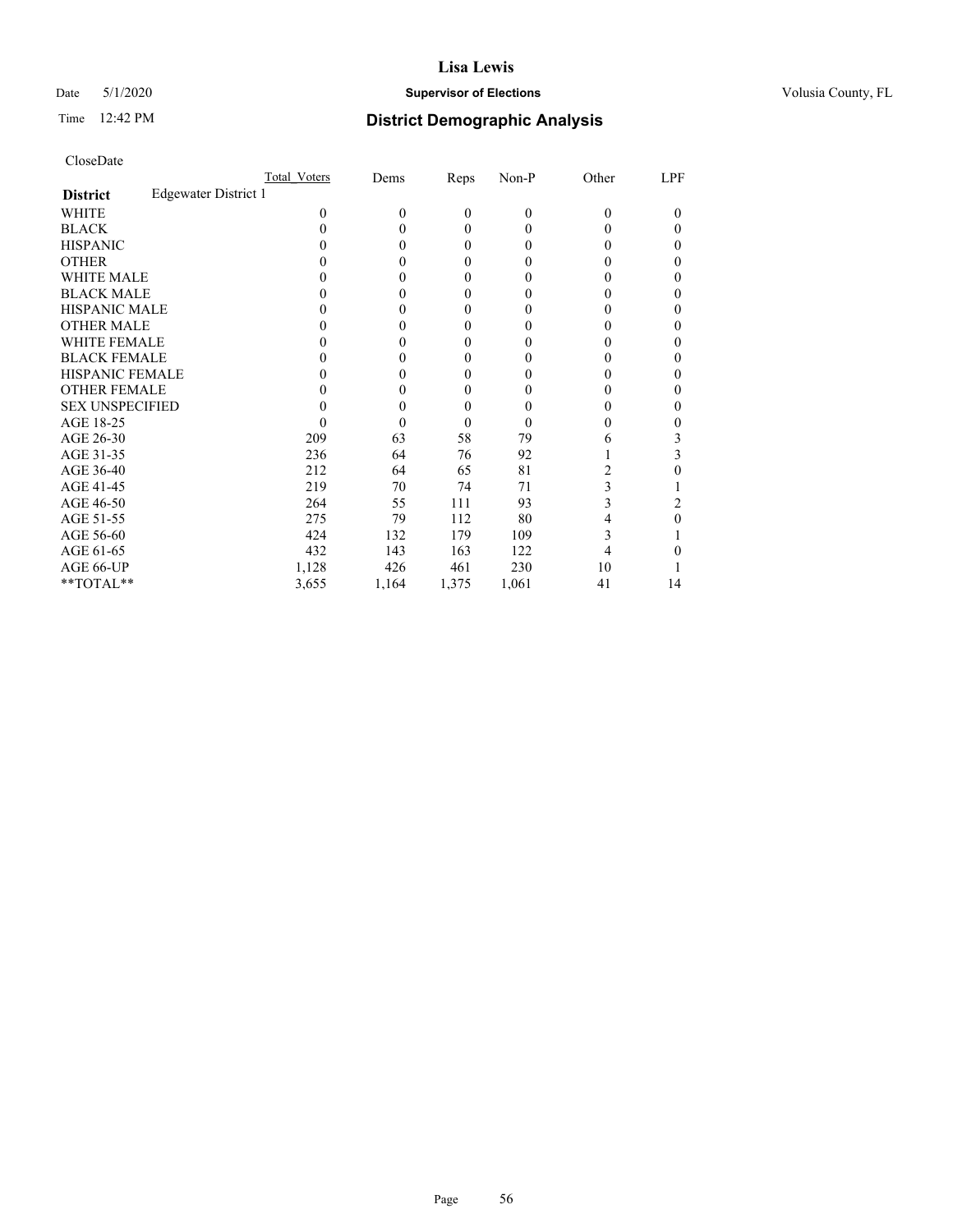# Lisa Lewis

Date 5/1/2020 **Supervisor of Elections** Volusia County, FL

Time 12:42 PM **District Demographic Analysis**

CloseDate

| | Total_Voters | Dems | Reps | Non-P | Other | LPF |
|---|---|---|---|---|---|---|
| **District** Edgewater District 1 | | | | | | |
| WHITE | 0 | 0 | 0 | 0 | 0 | 0 |
| BLACK | 0 | 0 | 0 | 0 | 0 | 0 |
| HISPANIC | 0 | 0 | 0 | 0 | 0 | 0 |
| OTHER | 0 | 0 | 0 | 0 | 0 | 0 |
| WHITE MALE | 0 | 0 | 0 | 0 | 0 | 0 |
| BLACK MALE | 0 | 0 | 0 | 0 | 0 | 0 |
| HISPANIC MALE | 0 | 0 | 0 | 0 | 0 | 0 |
| OTHER MALE | 0 | 0 | 0 | 0 | 0 | 0 |
| WHITE FEMALE | 0 | 0 | 0 | 0 | 0 | 0 |
| BLACK FEMALE | 0 | 0 | 0 | 0 | 0 | 0 |
| HISPANIC FEMALE | 0 | 0 | 0 | 0 | 0 | 0 |
| OTHER FEMALE | 0 | 0 | 0 | 0 | 0 | 0 |
| SEX UNSPECIFIED | 0 | 0 | 0 | 0 | 0 | 0 |
| AGE 18-25 | 0 | 0 | 0 | 0 | 0 | 0 |
| AGE 26-30 | 209 | 63 | 58 | 79 | 6 | 3 |
| AGE 31-35 | 236 | 64 | 76 | 92 | 1 | 3 |
| AGE 36-40 | 212 | 64 | 65 | 81 | 2 | 0 |
| AGE 41-45 | 219 | 70 | 74 | 71 | 3 | 1 |
| AGE 46-50 | 264 | 55 | 111 | 93 | 3 | 2 |
| AGE 51-55 | 275 | 79 | 112 | 80 | 4 | 0 |
| AGE 56-60 | 424 | 132 | 179 | 109 | 3 | 1 |
| AGE 61-65 | 432 | 143 | 163 | 122 | 4 | 0 |
| AGE 66-UP | 1,128 | 426 | 461 | 230 | 10 | 1 |
| **TOTAL** | 3,655 | 1,164 | 1,375 | 1,061 | 41 | 14 |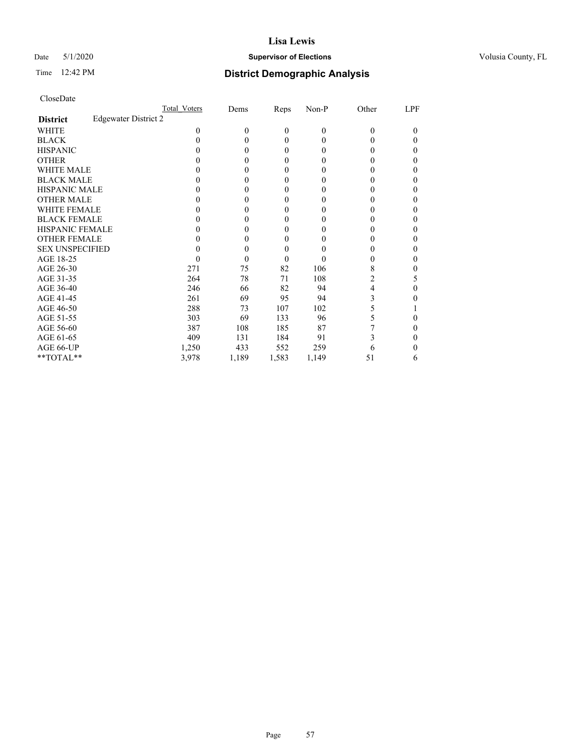# Lisa Lewis

Date 5/1/2020 **Supervisor of Elections** Volusia County, FL

Time 12:42 PM **District Demographic Analysis**

CloseDate

| | Total_Voters | Dems | Reps | Non-P | Other | LPF |
|---|---|---|---|---|---|---|
| **District** Edgewater District 2 | | | | | | |
| WHITE | 0 | 0 | 0 | 0 | 0 | 0 |
| BLACK | 0 | 0 | 0 | 0 | 0 | 0 |
| HISPANIC | 0 | 0 | 0 | 0 | 0 | 0 |
| OTHER | 0 | 0 | 0 | 0 | 0 | 0 |
| WHITE MALE | 0 | 0 | 0 | 0 | 0 | 0 |
| BLACK MALE | 0 | 0 | 0 | 0 | 0 | 0 |
| HISPANIC MALE | 0 | 0 | 0 | 0 | 0 | 0 |
| OTHER MALE | 0 | 0 | 0 | 0 | 0 | 0 |
| WHITE FEMALE | 0 | 0 | 0 | 0 | 0 | 0 |
| BLACK FEMALE | 0 | 0 | 0 | 0 | 0 | 0 |
| HISPANIC FEMALE | 0 | 0 | 0 | 0 | 0 | 0 |
| OTHER FEMALE | 0 | 0 | 0 | 0 | 0 | 0 |
| SEX UNSPECIFIED | 0 | 0 | 0 | 0 | 0 | 0 |
| AGE 18-25 | 0 | 0 | 0 | 0 | 0 | 0 |
| AGE 26-30 | 271 | 75 | 82 | 106 | 8 | 0 |
| AGE 31-35 | 264 | 78 | 71 | 108 | 2 | 5 |
| AGE 36-40 | 246 | 66 | 82 | 94 | 4 | 0 |
| AGE 41-45 | 261 | 69 | 95 | 94 | 3 | 0 |
| AGE 46-50 | 288 | 73 | 107 | 102 | 5 | 1 |
| AGE 51-55 | 303 | 69 | 133 | 96 | 5 | 0 |
| AGE 56-60 | 387 | 108 | 185 | 87 | 7 | 0 |
| AGE 61-65 | 409 | 131 | 184 | 91 | 3 | 0 |
| AGE 66-UP | 1,250 | 433 | 552 | 259 | 6 | 0 |
| **TOTAL** | 3,978 | 1,189 | 1,583 | 1,149 | 51 | 6 |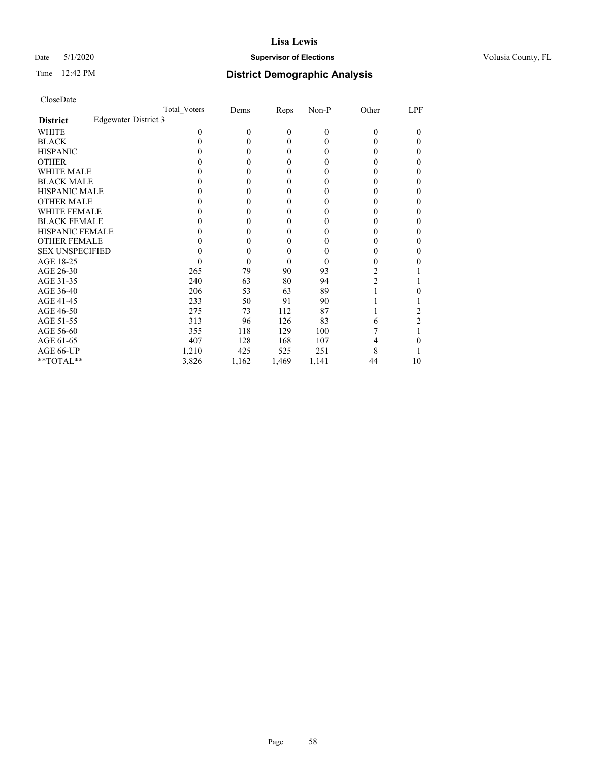**Lisa Lewis**

Date 5/1/2020 **Supervisor of Elections** Volusia County, FL

Time 12:42 PM

## District Demographic Analysis

CloseDate

| District | Edgewater District 3 | Total_Voters | Dems | Reps | Non-P | Other | LPF |
|---|---|---|---|---|---|---|---|
| WHITE | | 0 | 0 | 0 | 0 | 0 | 0 |
| BLACK | | 0 | 0 | 0 | 0 | 0 | 0 |
| HISPANIC | | 0 | 0 | 0 | 0 | 0 | 0 |
| OTHER | | 0 | 0 | 0 | 0 | 0 | 0 |
| WHITE MALE | | 0 | 0 | 0 | 0 | 0 | 0 |
| BLACK MALE | | 0 | 0 | 0 | 0 | 0 | 0 |
| HISPANIC MALE | | 0 | 0 | 0 | 0 | 0 | 0 |
| OTHER MALE | | 0 | 0 | 0 | 0 | 0 | 0 |
| WHITE FEMALE | | 0 | 0 | 0 | 0 | 0 | 0 |
| BLACK FEMALE | | 0 | 0 | 0 | 0 | 0 | 0 |
| HISPANIC FEMALE | | 0 | 0 | 0 | 0 | 0 | 0 |
| OTHER FEMALE | | 0 | 0 | 0 | 0 | 0 | 0 |
| SEX UNSPECIFIED | | 0 | 0 | 0 | 0 | 0 | 0 |
| AGE 18-25 | | 0 | 0 | 0 | 0 | 0 | 0 |
| AGE 26-30 | | 265 | 79 | 90 | 93 | 2 | 1 |
| AGE 31-35 | | 240 | 63 | 80 | 94 | 2 | 1 |
| AGE 36-40 | | 206 | 53 | 63 | 89 | 1 | 0 |
| AGE 41-45 | | 233 | 50 | 91 | 90 | 1 | 1 |
| AGE 46-50 | | 275 | 73 | 112 | 87 | 1 | 2 |
| AGE 51-55 | | 313 | 96 | 126 | 83 | 6 | 2 |
| AGE 56-60 | | 355 | 118 | 129 | 100 | 7 | 1 |
| AGE 61-65 | | 407 | 128 | 168 | 107 | 4 | 0 |
| AGE 66-UP | | 1,210 | 425 | 525 | 251 | 8 | 1 |
| **TOTAL** | | 3,826 | 1,162 | 1,469 | 1,141 | 44 | 10 |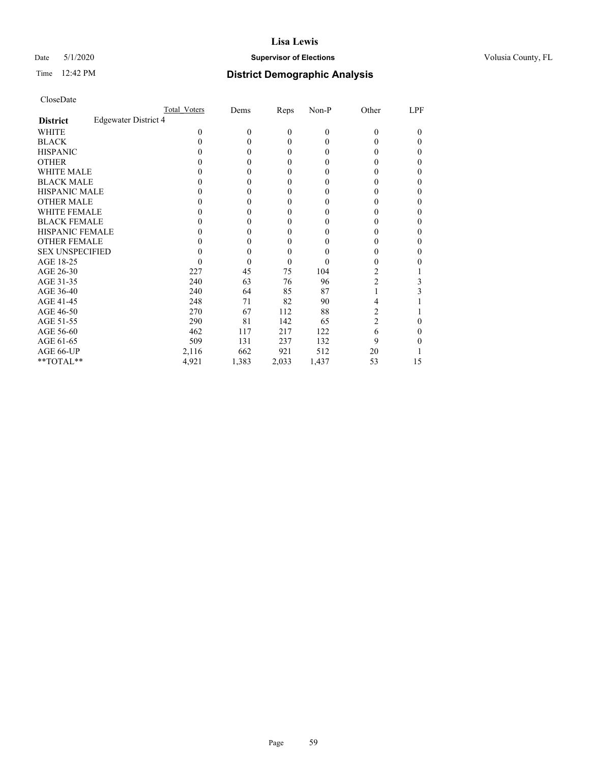# Lisa Lewis

Date 5/1/2020 **Supervisor of Elections** Volusia County, FL

Time 12:42 PM **District Demographic Analysis**

CloseDate

| | Total_Voters | Dems | Reps | Non-P | Other | LPF |
|---|---|---|---|---|---|---|
| **District** Edgewater District 4 | | | | | | |
| WHITE | 0 | 0 | 0 | 0 | 0 | 0 |
| BLACK | 0 | 0 | 0 | 0 | 0 | 0 |
| HISPANIC | 0 | 0 | 0 | 0 | 0 | 0 |
| OTHER | 0 | 0 | 0 | 0 | 0 | 0 |
| WHITE MALE | 0 | 0 | 0 | 0 | 0 | 0 |
| BLACK MALE | 0 | 0 | 0 | 0 | 0 | 0 |
| HISPANIC MALE | 0 | 0 | 0 | 0 | 0 | 0 |
| OTHER MALE | 0 | 0 | 0 | 0 | 0 | 0 |
| WHITE FEMALE | 0 | 0 | 0 | 0 | 0 | 0 |
| BLACK FEMALE | 0 | 0 | 0 | 0 | 0 | 0 |
| HISPANIC FEMALE | 0 | 0 | 0 | 0 | 0 | 0 |
| OTHER FEMALE | 0 | 0 | 0 | 0 | 0 | 0 |
| SEX UNSPECIFIED | 0 | 0 | 0 | 0 | 0 | 0 |
| AGE 18-25 | 0 | 0 | 0 | 0 | 0 | 0 |
| AGE 26-30 | 227 | 45 | 75 | 104 | 2 | 1 |
| AGE 31-35 | 240 | 63 | 76 | 96 | 2 | 3 |
| AGE 36-40 | 240 | 64 | 85 | 87 | 1 | 3 |
| AGE 41-45 | 248 | 71 | 82 | 90 | 4 | 1 |
| AGE 46-50 | 270 | 67 | 112 | 88 | 2 | 1 |
| AGE 51-55 | 290 | 81 | 142 | 65 | 2 | 0 |
| AGE 56-60 | 462 | 117 | 217 | 122 | 6 | 0 |
| AGE 61-65 | 509 | 131 | 237 | 132 | 9 | 0 |
| AGE 66-UP | 2,116 | 662 | 921 | 512 | 20 | 1 |
| **TOTAL** | 4,921 | 1,383 | 2,033 | 1,437 | 53 | 15 |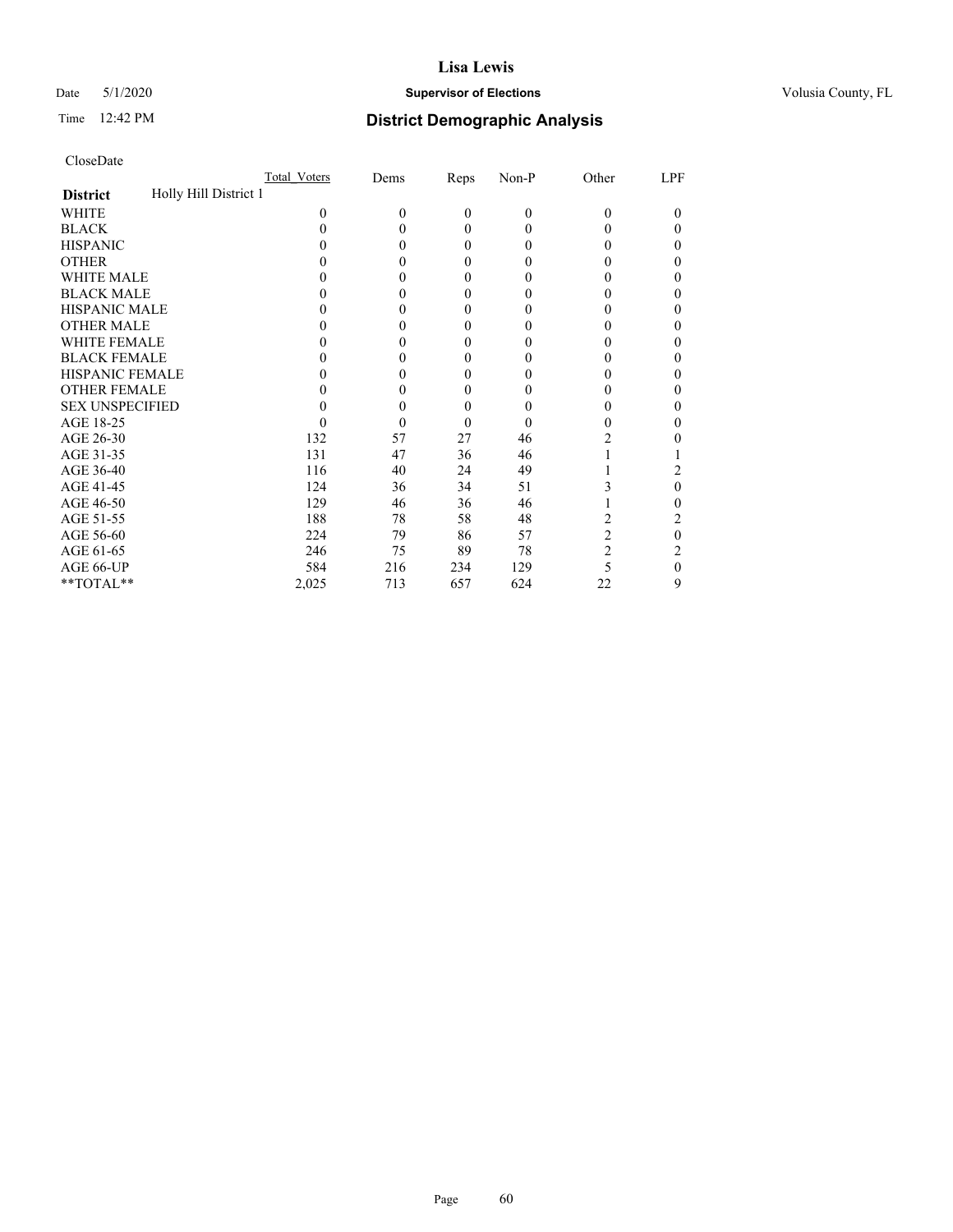**Lisa Lewis**

Date 5/1/2020 **Supervisor of Elections** Volusia County, FL

Time 12:42 PM **District Demographic Analysis**

CloseDate

| | Total_Voters | Dems | Reps | Non-P | Other | LPF |
|---|---|---|---|---|---|---|
| **District** Holly Hill District 1 | | | | | | |
| WHITE | 0 | 0 | 0 | 0 | 0 | 0 |
| BLACK | 0 | 0 | 0 | 0 | 0 | 0 |
| HISPANIC | 0 | 0 | 0 | 0 | 0 | 0 |
| OTHER | 0 | 0 | 0 | 0 | 0 | 0 |
| WHITE MALE | 0 | 0 | 0 | 0 | 0 | 0 |
| BLACK MALE | 0 | 0 | 0 | 0 | 0 | 0 |
| HISPANIC MALE | 0 | 0 | 0 | 0 | 0 | 0 |
| OTHER MALE | 0 | 0 | 0 | 0 | 0 | 0 |
| WHITE FEMALE | 0 | 0 | 0 | 0 | 0 | 0 |
| BLACK FEMALE | 0 | 0 | 0 | 0 | 0 | 0 |
| HISPANIC FEMALE | 0 | 0 | 0 | 0 | 0 | 0 |
| OTHER FEMALE | 0 | 0 | 0 | 0 | 0 | 0 |
| SEX UNSPECIFIED | 0 | 0 | 0 | 0 | 0 | 0 |
| AGE 18-25 | 0 | 0 | 0 | 0 | 0 | 0 |
| AGE 26-30 | 132 | 57 | 27 | 46 | 2 | 0 |
| AGE 31-35 | 131 | 47 | 36 | 46 | 1 | 1 |
| AGE 36-40 | 116 | 40 | 24 | 49 | 1 | 2 |
| AGE 41-45 | 124 | 36 | 34 | 51 | 3 | 0 |
| AGE 46-50 | 129 | 46 | 36 | 46 | 1 | 0 |
| AGE 51-55 | 188 | 78 | 58 | 48 | 2 | 2 |
| AGE 56-60 | 224 | 79 | 86 | 57 | 2 | 0 |
| AGE 61-65 | 246 | 75 | 89 | 78 | 2 | 2 |
| AGE 66-UP | 584 | 216 | 234 | 129 | 5 | 0 |
| **TOTAL** | 2,025 | 713 | 657 | 624 | 22 | 9 |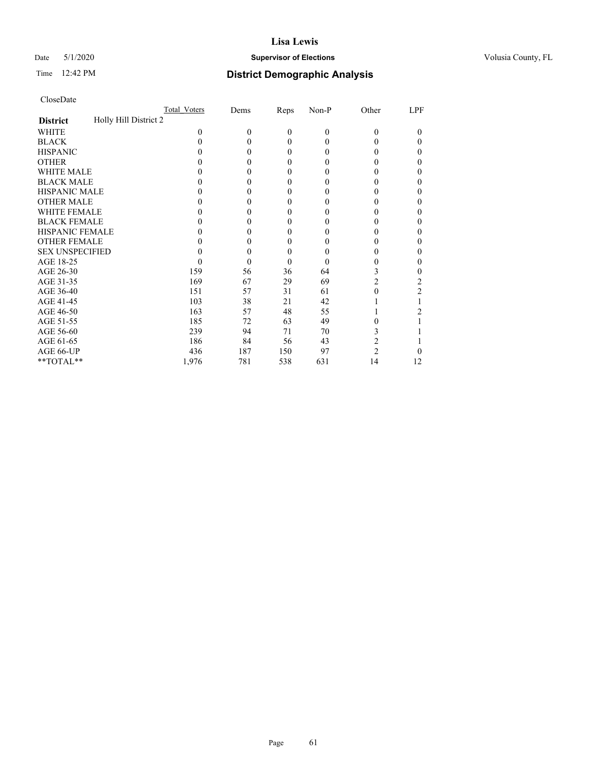# Lisa Lewis

Date 5/1/2020 **Supervisor of Elections** Volusia County, FL

Time 12:42 PM **District Demographic Analysis**

CloseDate

| | Total_Voters | Dems | Reps | Non-P | Other | LPF |
|---|---|---|---|---|---|---|
| **District** Holly Hill District 2 | | | | | | |
| WHITE | 0 | 0 | 0 | 0 | 0 | 0 |
| BLACK | 0 | 0 | 0 | 0 | 0 | 0 |
| HISPANIC | 0 | 0 | 0 | 0 | 0 | 0 |
| OTHER | 0 | 0 | 0 | 0 | 0 | 0 |
| WHITE MALE | 0 | 0 | 0 | 0 | 0 | 0 |
| BLACK MALE | 0 | 0 | 0 | 0 | 0 | 0 |
| HISPANIC MALE | 0 | 0 | 0 | 0 | 0 | 0 |
| OTHER MALE | 0 | 0 | 0 | 0 | 0 | 0 |
| WHITE FEMALE | 0 | 0 | 0 | 0 | 0 | 0 |
| BLACK FEMALE | 0 | 0 | 0 | 0 | 0 | 0 |
| HISPANIC FEMALE | 0 | 0 | 0 | 0 | 0 | 0 |
| OTHER FEMALE | 0 | 0 | 0 | 0 | 0 | 0 |
| SEX UNSPECIFIED | 0 | 0 | 0 | 0 | 0 | 0 |
| AGE 18-25 | 0 | 0 | 0 | 0 | 0 | 0 |
| AGE 26-30 | 159 | 56 | 36 | 64 | 3 | 0 |
| AGE 31-35 | 169 | 67 | 29 | 69 | 2 | 2 |
| AGE 36-40 | 151 | 57 | 31 | 61 | 0 | 2 |
| AGE 41-45 | 103 | 38 | 21 | 42 | 1 | 1 |
| AGE 46-50 | 163 | 57 | 48 | 55 | 1 | 2 |
| AGE 51-55 | 185 | 72 | 63 | 49 | 0 | 1 |
| AGE 56-60 | 239 | 94 | 71 | 70 | 3 | 1 |
| AGE 61-65 | 186 | 84 | 56 | 43 | 2 | 1 |
| AGE 66-UP | 436 | 187 | 150 | 97 | 2 | 0 |
| **TOTAL** | 1,976 | 781 | 538 | 631 | 14 | 12 |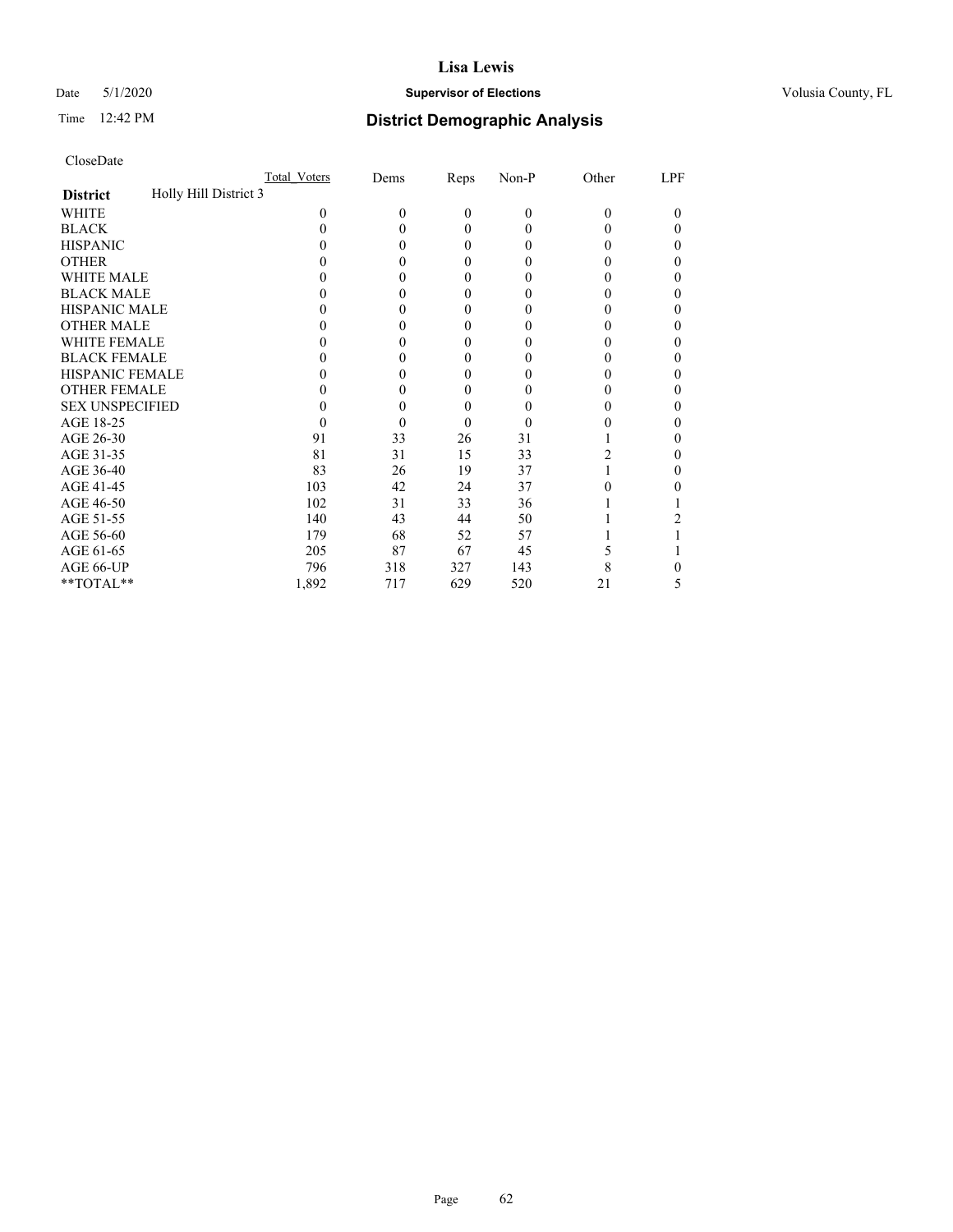**Lisa Lewis**

Date 5/1/2020 **Supervisor of Elections** Volusia County, FL

Time 12:42 PM

## District Demographic Analysis

CloseDate

| **District** Holly Hill District 3 | Total_Voters | Dems | Reps | Non-P | Other | LPF |
|---|---|---|---|---|---|---|
| WHITE | 0 | 0 | 0 | 0 | 0 | 0 |
| BLACK | 0 | 0 | 0 | 0 | 0 | 0 |
| HISPANIC | 0 | 0 | 0 | 0 | 0 | 0 |
| OTHER | 0 | 0 | 0 | 0 | 0 | 0 |
| WHITE MALE | 0 | 0 | 0 | 0 | 0 | 0 |
| BLACK MALE | 0 | 0 | 0 | 0 | 0 | 0 |
| HISPANIC MALE | 0 | 0 | 0 | 0 | 0 | 0 |
| OTHER MALE | 0 | 0 | 0 | 0 | 0 | 0 |
| WHITE FEMALE | 0 | 0 | 0 | 0 | 0 | 0 |
| BLACK FEMALE | 0 | 0 | 0 | 0 | 0 | 0 |
| HISPANIC FEMALE | 0 | 0 | 0 | 0 | 0 | 0 |
| OTHER FEMALE | 0 | 0 | 0 | 0 | 0 | 0 |
| SEX UNSPECIFIED | 0 | 0 | 0 | 0 | 0 | 0 |
| AGE 18-25 | 0 | 0 | 0 | 0 | 0 | 0 |
| AGE 26-30 | 91 | 33 | 26 | 31 | 1 | 0 |
| AGE 31-35 | 81 | 31 | 15 | 33 | 2 | 0 |
| AGE 36-40 | 83 | 26 | 19 | 37 | 1 | 0 |
| AGE 41-45 | 103 | 42 | 24 | 37 | 0 | 0 |
| AGE 46-50 | 102 | 31 | 33 | 36 | 1 | 1 |
| AGE 51-55 | 140 | 43 | 44 | 50 | 1 | 2 |
| AGE 56-60 | 179 | 68 | 52 | 57 | 1 | 1 |
| AGE 61-65 | 205 | 87 | 67 | 45 | 5 | 1 |
| AGE 66-UP | 796 | 318 | 327 | 143 | 8 | 0 |
| **TOTAL** | 1,892 | 717 | 629 | 520 | 21 | 5 |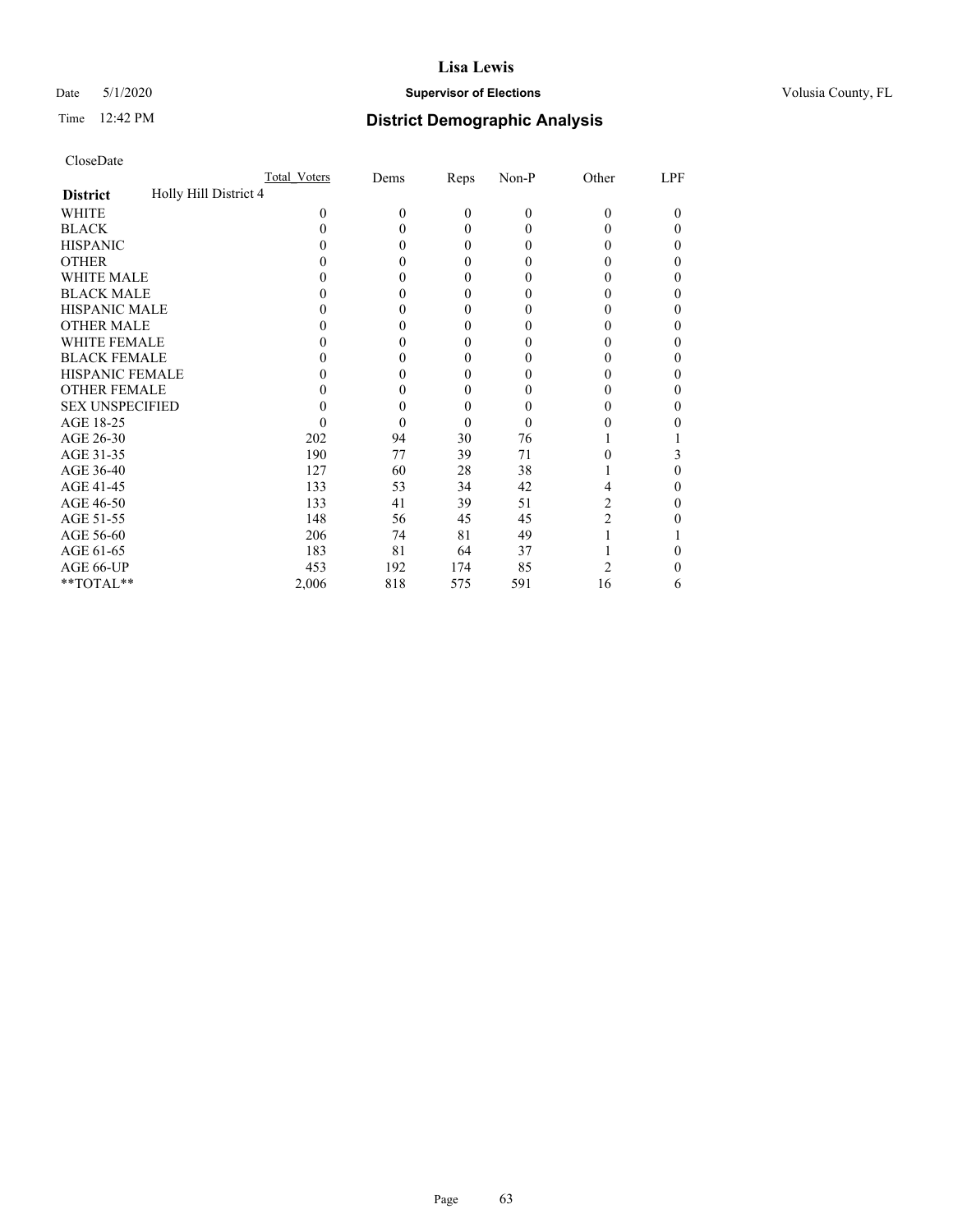# District Demographic Analysis

Lisa Lewis
Supervisor of Elections
Volusia County, FL

Date 5/1/2020
Time 12:42 PM

CloseDate

| District | Holly Hill District 4 | Total_Voters | Dems | Reps | Non-P | Other | LPF |
|---|---|---|---|---|---|---|---|
| WHITE | | 0 | 0 | 0 | 0 | 0 | 0 |
| BLACK | | 0 | 0 | 0 | 0 | 0 | 0 |
| HISPANIC | | 0 | 0 | 0 | 0 | 0 | 0 |
| OTHER | | 0 | 0 | 0 | 0 | 0 | 0 |
| WHITE MALE | | 0 | 0 | 0 | 0 | 0 | 0 |
| BLACK MALE | | 0 | 0 | 0 | 0 | 0 | 0 |
| HISPANIC MALE | | 0 | 0 | 0 | 0 | 0 | 0 |
| OTHER MALE | | 0 | 0 | 0 | 0 | 0 | 0 |
| WHITE FEMALE | | 0 | 0 | 0 | 0 | 0 | 0 |
| BLACK FEMALE | | 0 | 0 | 0 | 0 | 0 | 0 |
| HISPANIC FEMALE | | 0 | 0 | 0 | 0 | 0 | 0 |
| OTHER FEMALE | | 0 | 0 | 0 | 0 | 0 | 0 |
| SEX UNSPECIFIED | | 0 | 0 | 0 | 0 | 0 | 0 |
| AGE 18-25 | | 0 | 0 | 0 | 0 | 0 | 0 |
| AGE 26-30 | | 202 | 94 | 30 | 76 | 1 | 1 |
| AGE 31-35 | | 190 | 77 | 39 | 71 | 0 | 3 |
| AGE 36-40 | | 127 | 60 | 28 | 38 | 1 | 0 |
| AGE 41-45 | | 133 | 53 | 34 | 42 | 4 | 0 |
| AGE 46-50 | | 133 | 41 | 39 | 51 | 2 | 0 |
| AGE 51-55 | | 148 | 56 | 45 | 45 | 2 | 0 |
| AGE 56-60 | | 206 | 74 | 81 | 49 | 1 | 1 |
| AGE 61-65 | | 183 | 81 | 64 | 37 | 1 | 0 |
| AGE 66-UP | | 453 | 192 | 174 | 85 | 2 | 0 |
| **TOTAL** | | 2,006 | 818 | 575 | 591 | 16 | 6 |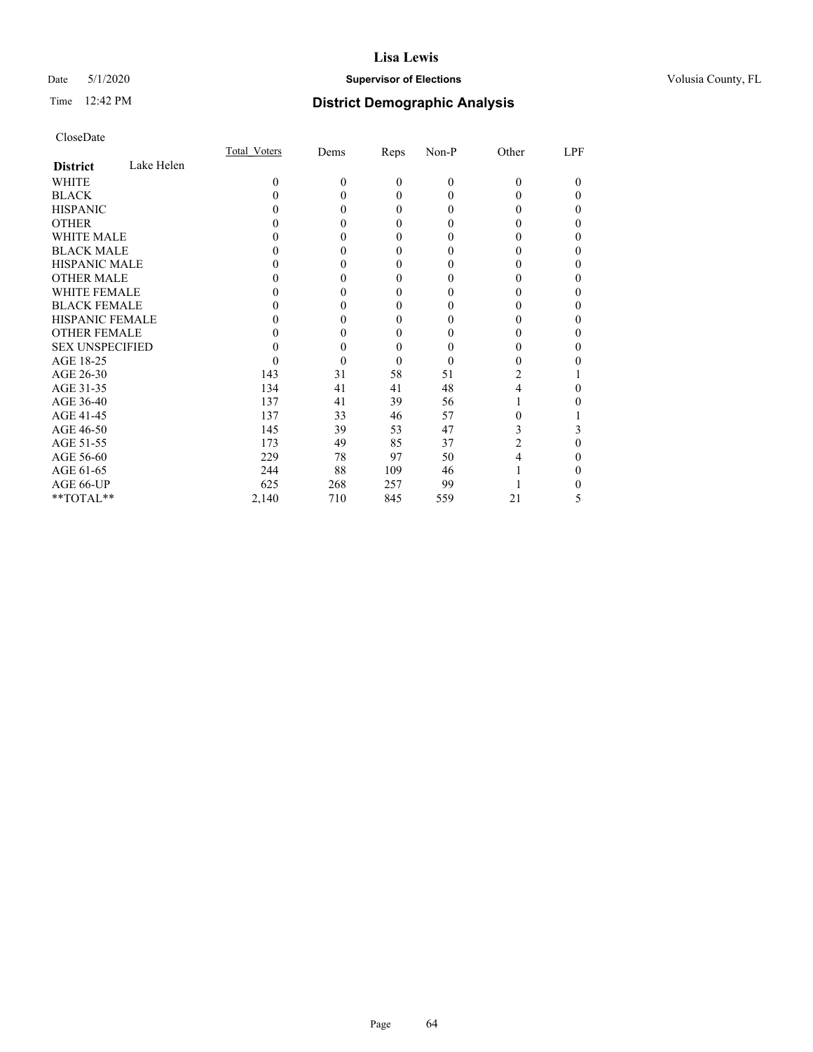# Lisa Lewis

Date 5/1/2020 **Supervisor of Elections** Volusia County, FL

Time 12:42 PM **District Demographic Analysis**

CloseDate

| | Total_Voters | Dems | Reps | Non-P | Other | LPF |
|---|---|---|---|---|---|---|
| **District** Lake Helen | | | | | | |
| WHITE | 0 | 0 | 0 | 0 | 0 | 0 |
| BLACK | 0 | 0 | 0 | 0 | 0 | 0 |
| HISPANIC | 0 | 0 | 0 | 0 | 0 | 0 |
| OTHER | 0 | 0 | 0 | 0 | 0 | 0 |
| WHITE MALE | 0 | 0 | 0 | 0 | 0 | 0 |
| BLACK MALE | 0 | 0 | 0 | 0 | 0 | 0 |
| HISPANIC MALE | 0 | 0 | 0 | 0 | 0 | 0 |
| OTHER MALE | 0 | 0 | 0 | 0 | 0 | 0 |
| WHITE FEMALE | 0 | 0 | 0 | 0 | 0 | 0 |
| BLACK FEMALE | 0 | 0 | 0 | 0 | 0 | 0 |
| HISPANIC FEMALE | 0 | 0 | 0 | 0 | 0 | 0 |
| OTHER FEMALE | 0 | 0 | 0 | 0 | 0 | 0 |
| SEX UNSPECIFIED | 0 | 0 | 0 | 0 | 0 | 0 |
| AGE 18-25 | 0 | 0 | 0 | 0 | 0 | 0 |
| AGE 26-30 | 143 | 31 | 58 | 51 | 2 | 1 |
| AGE 31-35 | 134 | 41 | 41 | 48 | 4 | 0 |
| AGE 36-40 | 137 | 41 | 39 | 56 | 1 | 0 |
| AGE 41-45 | 137 | 33 | 46 | 57 | 0 | 1 |
| AGE 46-50 | 145 | 39 | 53 | 47 | 3 | 3 |
| AGE 51-55 | 173 | 49 | 85 | 37 | 2 | 0 |
| AGE 56-60 | 229 | 78 | 97 | 50 | 4 | 0 |
| AGE 61-65 | 244 | 88 | 109 | 46 | 1 | 0 |
| AGE 66-UP | 625 | 268 | 257 | 99 | 1 | 0 |
| **TOTAL** | 2,140 | 710 | 845 | 559 | 21 | 5 |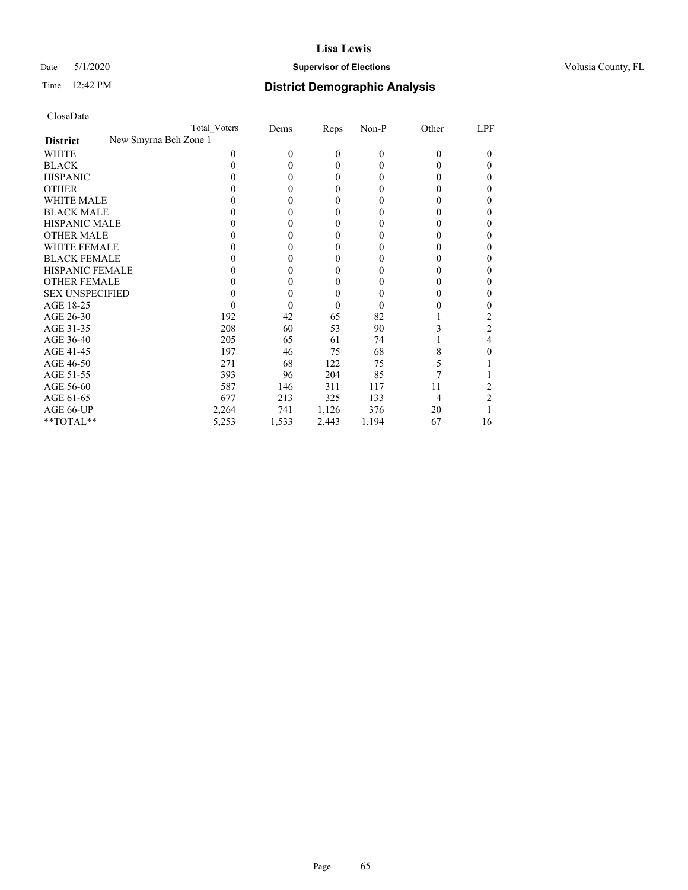# Lisa Lewis

Date 5/1/2020 **Supervisor of Elections** Volusia County, FL

Time 12:42 PM **District Demographic Analysis**

CloseDate

| **District** New Smyrna Bch Zone 1 | Total Voters | Dems | Reps | Non-P | Other | LPF |
|---|---|---|---|---|---|---|
| WHITE | 0 | 0 | 0 | 0 | 0 | 0 |
| BLACK | 0 | 0 | 0 | 0 | 0 | 0 |
| HISPANIC | 0 | 0 | 0 | 0 | 0 | 0 |
| OTHER | 0 | 0 | 0 | 0 | 0 | 0 |
| WHITE MALE | 0 | 0 | 0 | 0 | 0 | 0 |
| BLACK MALE | 0 | 0 | 0 | 0 | 0 | 0 |
| HISPANIC MALE | 0 | 0 | 0 | 0 | 0 | 0 |
| OTHER MALE | 0 | 0 | 0 | 0 | 0 | 0 |
| WHITE FEMALE | 0 | 0 | 0 | 0 | 0 | 0 |
| BLACK FEMALE | 0 | 0 | 0 | 0 | 0 | 0 |
| HISPANIC FEMALE | 0 | 0 | 0 | 0 | 0 | 0 |
| OTHER FEMALE | 0 | 0 | 0 | 0 | 0 | 0 |
| SEX UNSPECIFIED | 0 | 0 | 0 | 0 | 0 | 0 |
| AGE 18-25 | 0 | 0 | 0 | 0 | 0 | 0 |
| AGE 26-30 | 192 | 42 | 65 | 82 | 1 | 2 |
| AGE 31-35 | 208 | 60 | 53 | 90 | 3 | 2 |
| AGE 36-40 | 205 | 65 | 61 | 74 | 1 | 4 |
| AGE 41-45 | 197 | 46 | 75 | 68 | 8 | 0 |
| AGE 46-50 | 271 | 68 | 122 | 75 | 5 | 1 |
| AGE 51-55 | 393 | 96 | 204 | 85 | 7 | 1 |
| AGE 56-60 | 587 | 146 | 311 | 117 | 11 | 2 |
| AGE 61-65 | 677 | 213 | 325 | 133 | 4 | 2 |
| AGE 66-UP | 2,264 | 741 | 1,126 | 376 | 20 | 1 |
| **TOTAL** | 5,253 | 1,533 | 2,443 | 1,194 | 67 | 16 |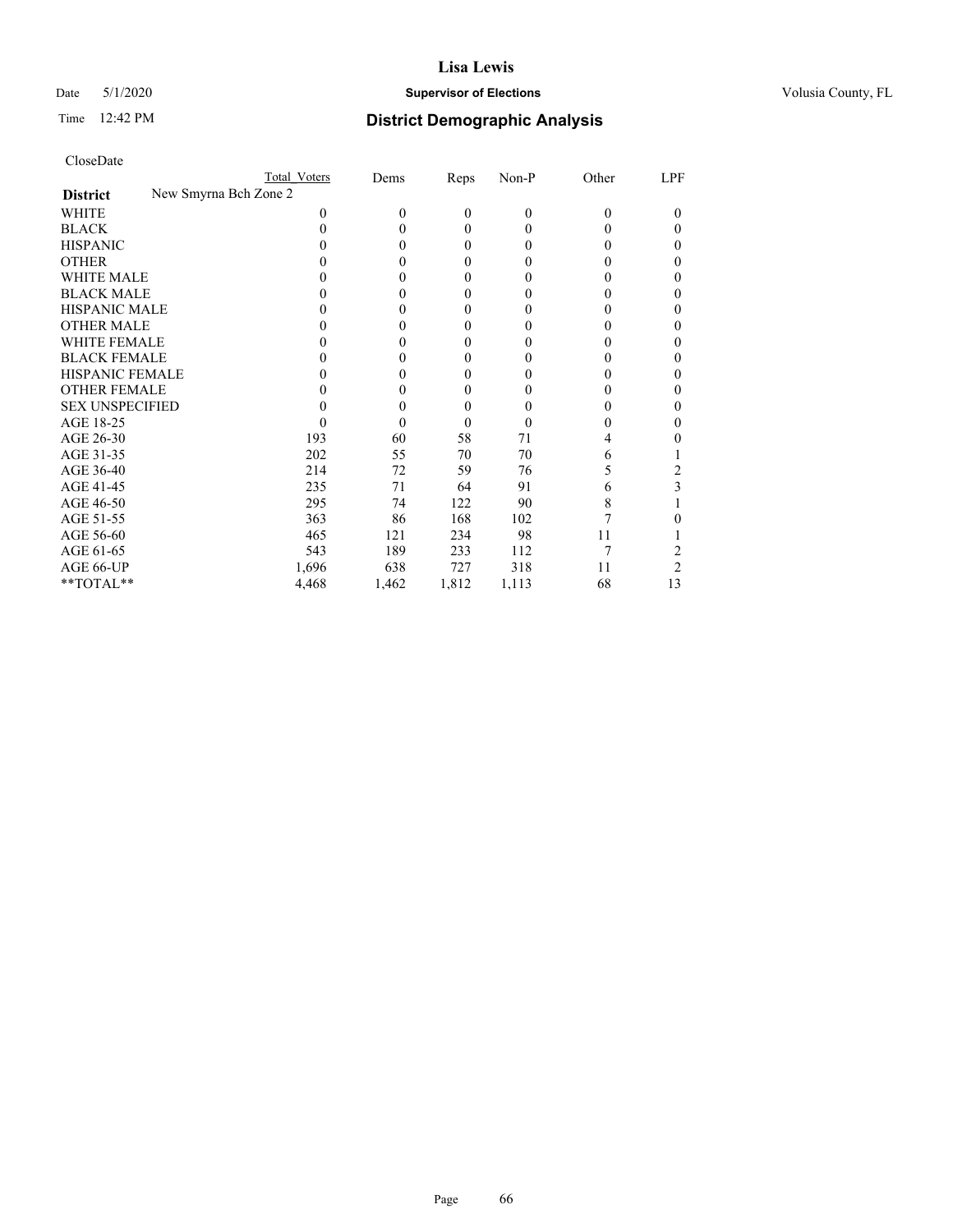# Lisa Lewis

Date 5/1/2020 **Supervisor of Elections** Volusia County, FL

Time 12:42 PM **District Demographic Analysis**

CloseDate

| | Total Voters | Dems | Reps | Non-P | Other | LPF |
|---|---|---|---|---|---|---|
| **District** New Smyrna Bch Zone 2 | | | | | | |
| WHITE | 0 | 0 | 0 | 0 | 0 | 0 |
| BLACK | 0 | 0 | 0 | 0 | 0 | 0 |
| HISPANIC | 0 | 0 | 0 | 0 | 0 | 0 |
| OTHER | 0 | 0 | 0 | 0 | 0 | 0 |
| WHITE MALE | 0 | 0 | 0 | 0 | 0 | 0 |
| BLACK MALE | 0 | 0 | 0 | 0 | 0 | 0 |
| HISPANIC MALE | 0 | 0 | 0 | 0 | 0 | 0 |
| OTHER MALE | 0 | 0 | 0 | 0 | 0 | 0 |
| WHITE FEMALE | 0 | 0 | 0 | 0 | 0 | 0 |
| BLACK FEMALE | 0 | 0 | 0 | 0 | 0 | 0 |
| HISPANIC FEMALE | 0 | 0 | 0 | 0 | 0 | 0 |
| OTHER FEMALE | 0 | 0 | 0 | 0 | 0 | 0 |
| SEX UNSPECIFIED | 0 | 0 | 0 | 0 | 0 | 0 |
| AGE 18-25 | 0 | 0 | 0 | 0 | 0 | 0 |
| AGE 26-30 | 193 | 60 | 58 | 71 | 4 | 0 |
| AGE 31-35 | 202 | 55 | 70 | 70 | 6 | 1 |
| AGE 36-40 | 214 | 72 | 59 | 76 | 5 | 2 |
| AGE 41-45 | 235 | 71 | 64 | 91 | 6 | 3 |
| AGE 46-50 | 295 | 74 | 122 | 90 | 8 | 1 |
| AGE 51-55 | 363 | 86 | 168 | 102 | 7 | 0 |
| AGE 56-60 | 465 | 121 | 234 | 98 | 11 | 1 |
| AGE 61-65 | 543 | 189 | 233 | 112 | 7 | 2 |
| AGE 66-UP | 1,696 | 638 | 727 | 318 | 11 | 2 |
| **TOTAL** | 4,468 | 1,462 | 1,812 | 1,113 | 68 | 13 |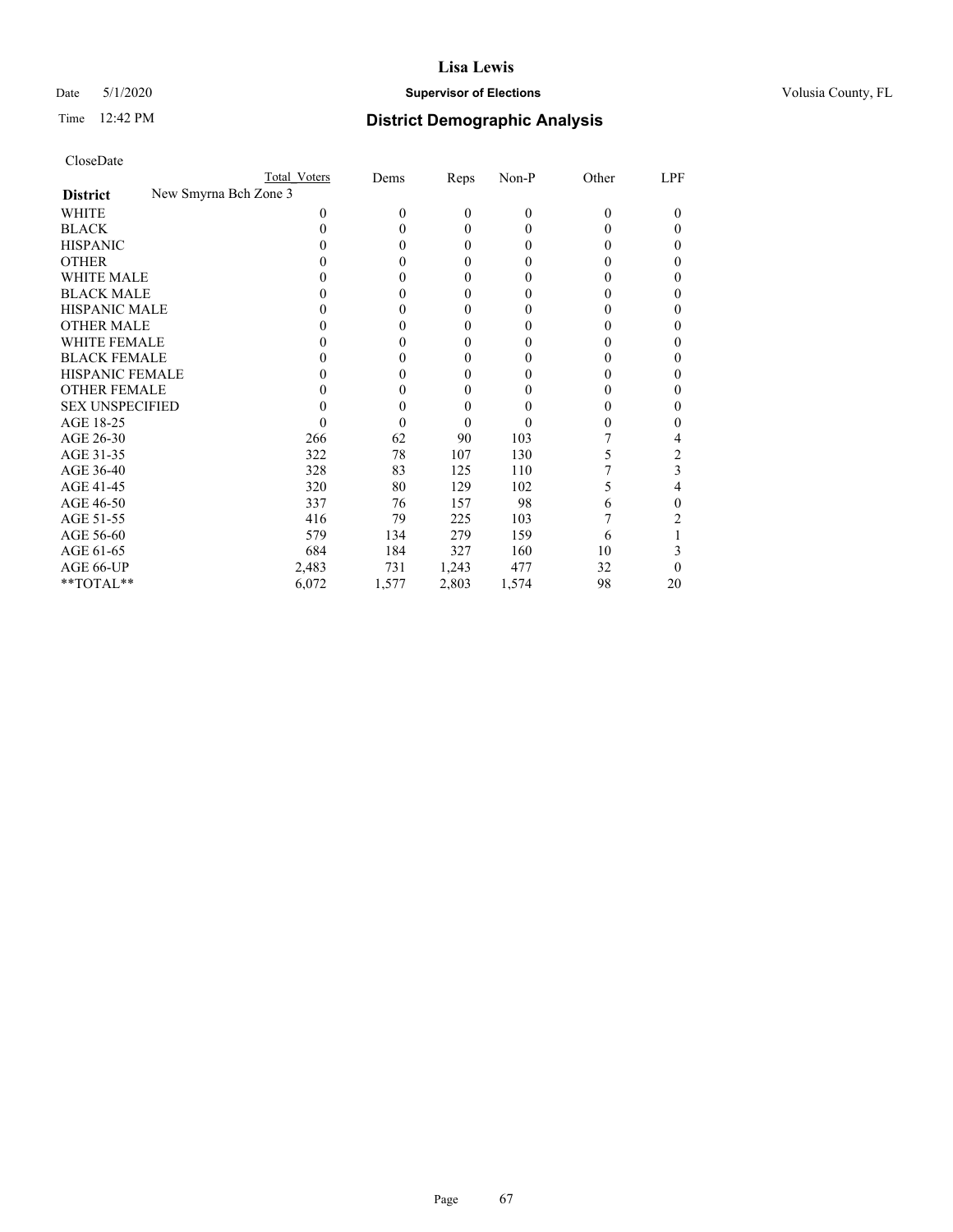# Lisa Lewis

Date 5/1/2020 **Supervisor of Elections** Volusia County, FL

Time 12:42 PM **District Demographic Analysis**

CloseDate

| | Total Voters | Dems | Reps | Non-P | Other | LPF |
|---|---|---|---|---|---|---|
| **District** New Smyrna Bch Zone 3 | | | | | | |
| WHITE | 0 | 0 | 0 | 0 | 0 | 0 |
| BLACK | 0 | 0 | 0 | 0 | 0 | 0 |
| HISPANIC | 0 | 0 | 0 | 0 | 0 | 0 |
| OTHER | 0 | 0 | 0 | 0 | 0 | 0 |
| WHITE MALE | 0 | 0 | 0 | 0 | 0 | 0 |
| BLACK MALE | 0 | 0 | 0 | 0 | 0 | 0 |
| HISPANIC MALE | 0 | 0 | 0 | 0 | 0 | 0 |
| OTHER MALE | 0 | 0 | 0 | 0 | 0 | 0 |
| WHITE FEMALE | 0 | 0 | 0 | 0 | 0 | 0 |
| BLACK FEMALE | 0 | 0 | 0 | 0 | 0 | 0 |
| HISPANIC FEMALE | 0 | 0 | 0 | 0 | 0 | 0 |
| OTHER FEMALE | 0 | 0 | 0 | 0 | 0 | 0 |
| SEX UNSPECIFIED | 0 | 0 | 0 | 0 | 0 | 0 |
| AGE 18-25 | 0 | 0 | 0 | 0 | 0 | 0 |
| AGE 26-30 | 266 | 62 | 90 | 103 | 7 | 4 |
| AGE 31-35 | 322 | 78 | 107 | 130 | 5 | 2 |
| AGE 36-40 | 328 | 83 | 125 | 110 | 7 | 3 |
| AGE 41-45 | 320 | 80 | 129 | 102 | 5 | 4 |
| AGE 46-50 | 337 | 76 | 157 | 98 | 6 | 0 |
| AGE 51-55 | 416 | 79 | 225 | 103 | 7 | 2 |
| AGE 56-60 | 579 | 134 | 279 | 159 | 6 | 1 |
| AGE 61-65 | 684 | 184 | 327 | 160 | 10 | 3 |
| AGE 66-UP | 2,483 | 731 | 1,243 | 477 | 32 | 0 |
| **TOTAL** | 6,072 | 1,577 | 2,803 | 1,574 | 98 | 20 |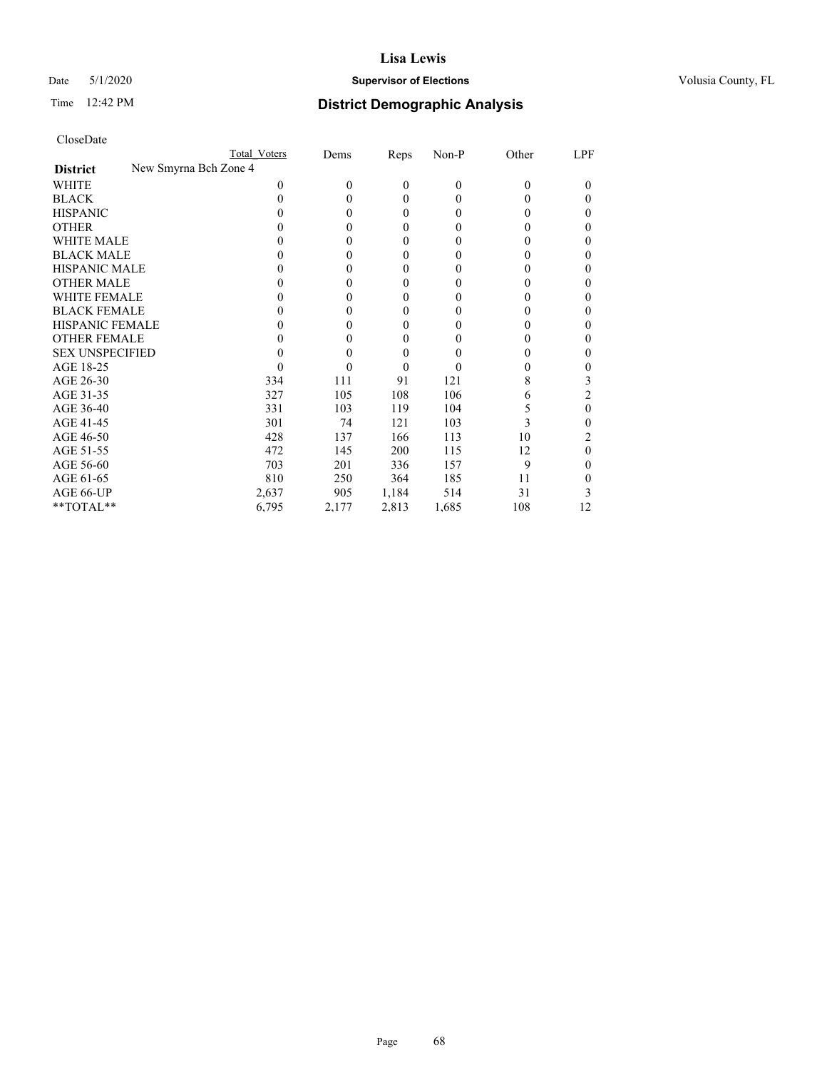**Lisa Lewis**

Date 5/1/2020 **Supervisor of Elections** Volusia County, FL

Time 12:42 PM **District Demographic Analysis**

CloseDate

| District | Total Voters | Dems | Reps | Non-P | Other | LPF |
|---|---|---|---|---|---|---|
| New Smyrna Bch Zone 4 | | | | | | |
| WHITE | 0 | 0 | 0 | 0 | 0 | 0 |
| BLACK | 0 | 0 | 0 | 0 | 0 | 0 |
| HISPANIC | 0 | 0 | 0 | 0 | 0 | 0 |
| OTHER | 0 | 0 | 0 | 0 | 0 | 0 |
| WHITE MALE | 0 | 0 | 0 | 0 | 0 | 0 |
| BLACK MALE | 0 | 0 | 0 | 0 | 0 | 0 |
| HISPANIC MALE | 0 | 0 | 0 | 0 | 0 | 0 |
| OTHER MALE | 0 | 0 | 0 | 0 | 0 | 0 |
| WHITE FEMALE | 0 | 0 | 0 | 0 | 0 | 0 |
| BLACK FEMALE | 0 | 0 | 0 | 0 | 0 | 0 |
| HISPANIC FEMALE | 0 | 0 | 0 | 0 | 0 | 0 |
| OTHER FEMALE | 0 | 0 | 0 | 0 | 0 | 0 |
| SEX UNSPECIFIED | 0 | 0 | 0 | 0 | 0 | 0 |
| AGE 18-25 | 0 | 0 | 0 | 0 | 0 | 0 |
| AGE 26-30 | 334 | 111 | 91 | 121 | 8 | 3 |
| AGE 31-35 | 327 | 105 | 108 | 106 | 6 | 2 |
| AGE 36-40 | 331 | 103 | 119 | 104 | 5 | 0 |
| AGE 41-45 | 301 | 74 | 121 | 103 | 3 | 0 |
| AGE 46-50 | 428 | 137 | 166 | 113 | 10 | 2 |
| AGE 51-55 | 472 | 145 | 200 | 115 | 12 | 0 |
| AGE 56-60 | 703 | 201 | 336 | 157 | 9 | 0 |
| AGE 61-65 | 810 | 250 | 364 | 185 | 11 | 0 |
| AGE 66-UP | 2,637 | 905 | 1,184 | 514 | 31 | 3 |
| **TOTAL** | 6,795 | 2,177 | 2,813 | 1,685 | 108 | 12 |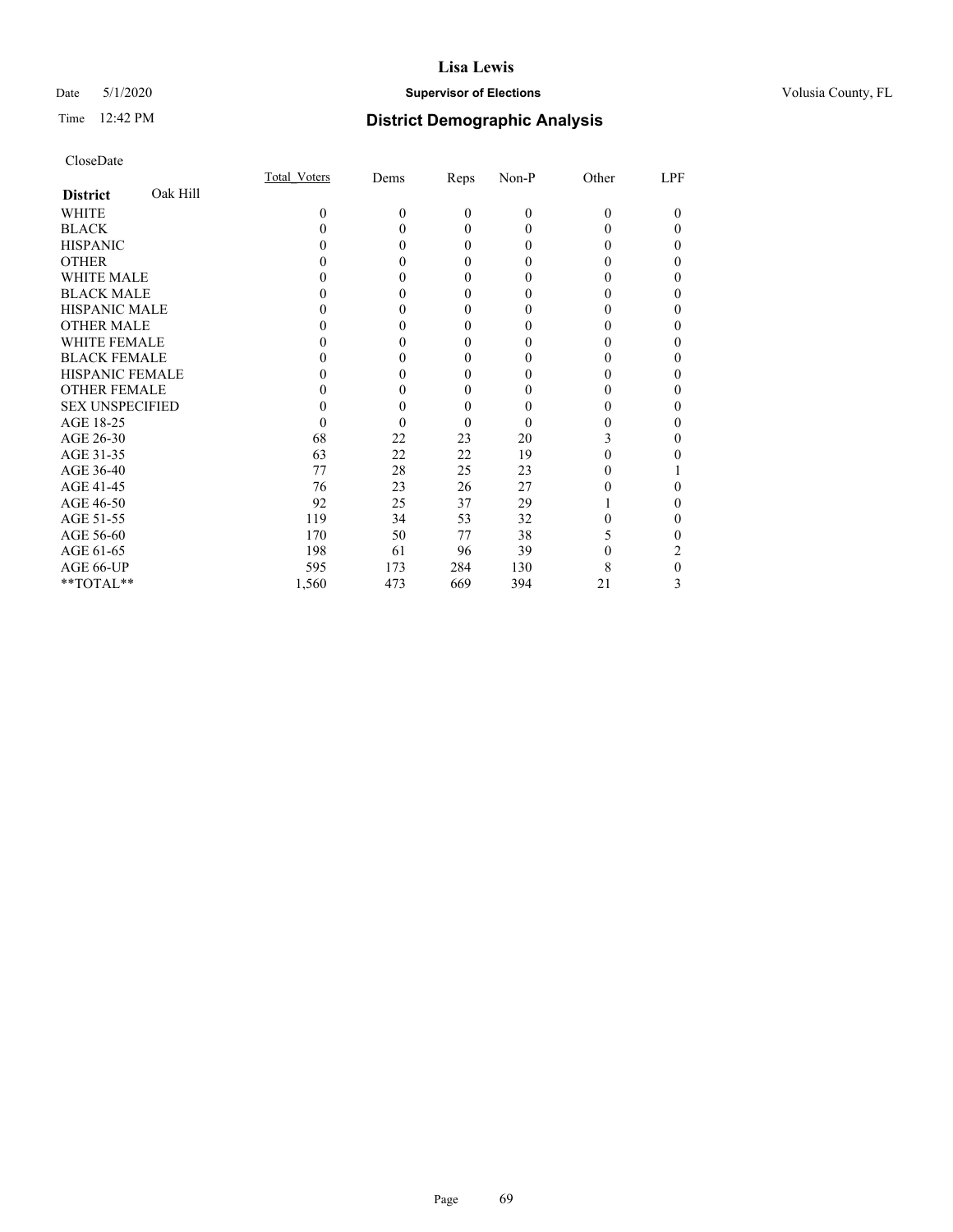# Lisa Lewis

Date 5/1/2020 **Supervisor of Elections** Volusia County, FL

Time 12:42 PM **District Demographic Analysis**

CloseDate

| District: Oak Hill | Total_Voters | Dems | Reps | Non-P | Other | LPF |
|---|---|---|---|---|---|---|
| WHITE | 0 | 0 | 0 | 0 | 0 | 0 |
| BLACK | 0 | 0 | 0 | 0 | 0 | 0 |
| HISPANIC | 0 | 0 | 0 | 0 | 0 | 0 |
| OTHER | 0 | 0 | 0 | 0 | 0 | 0 |
| WHITE MALE | 0 | 0 | 0 | 0 | 0 | 0 |
| BLACK MALE | 0 | 0 | 0 | 0 | 0 | 0 |
| HISPANIC MALE | 0 | 0 | 0 | 0 | 0 | 0 |
| OTHER MALE | 0 | 0 | 0 | 0 | 0 | 0 |
| WHITE FEMALE | 0 | 0 | 0 | 0 | 0 | 0 |
| BLACK FEMALE | 0 | 0 | 0 | 0 | 0 | 0 |
| HISPANIC FEMALE | 0 | 0 | 0 | 0 | 0 | 0 |
| OTHER FEMALE | 0 | 0 | 0 | 0 | 0 | 0 |
| SEX UNSPECIFIED | 0 | 0 | 0 | 0 | 0 | 0 |
| AGE 18-25 | 0 | 0 | 0 | 0 | 0 | 0 |
| AGE 26-30 | 68 | 22 | 23 | 20 | 3 | 0 |
| AGE 31-35 | 63 | 22 | 22 | 19 | 0 | 0 |
| AGE 36-40 | 77 | 28 | 25 | 23 | 0 | 1 |
| AGE 41-45 | 76 | 23 | 26 | 27 | 0 | 0 |
| AGE 46-50 | 92 | 25 | 37 | 29 | 1 | 0 |
| AGE 51-55 | 119 | 34 | 53 | 32 | 0 | 0 |
| AGE 56-60 | 170 | 50 | 77 | 38 | 5 | 0 |
| AGE 61-65 | 198 | 61 | 96 | 39 | 0 | 2 |
| AGE 66-UP | 595 | 173 | 284 | 130 | 8 | 0 |
| **TOTAL** | 1,560 | 473 | 669 | 394 | 21 | 3 |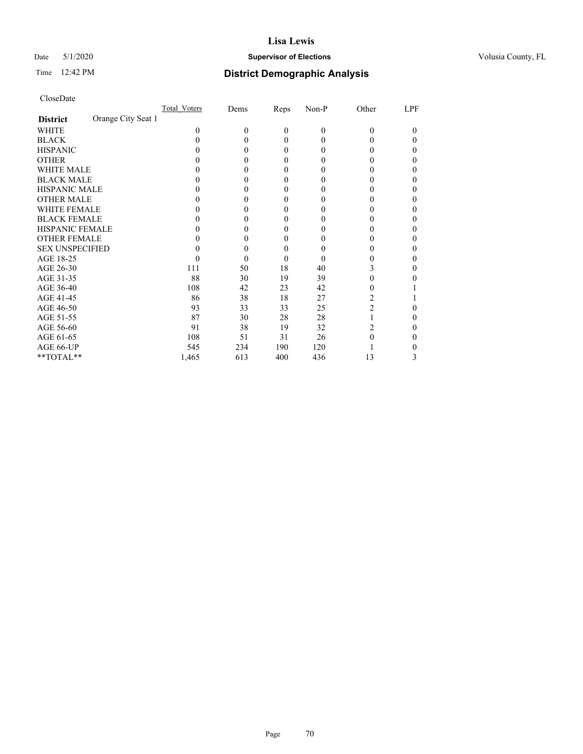# Lisa Lewis

Date 5/1/2020 **Supervisor of Elections** Volusia County, FL

Time 12:42 PM **District Demographic Analysis**

CloseDate

| **District** Orange City Seat 1 | Total_Voters | Dems | Reps | Non-P | Other | LPF |
|---|---|---|---|---|---|---|
| WHITE | 0 | 0 | 0 | 0 | 0 | 0 |
| BLACK | 0 | 0 | 0 | 0 | 0 | 0 |
| HISPANIC | 0 | 0 | 0 | 0 | 0 | 0 |
| OTHER | 0 | 0 | 0 | 0 | 0 | 0 |
| WHITE MALE | 0 | 0 | 0 | 0 | 0 | 0 |
| BLACK MALE | 0 | 0 | 0 | 0 | 0 | 0 |
| HISPANIC MALE | 0 | 0 | 0 | 0 | 0 | 0 |
| OTHER MALE | 0 | 0 | 0 | 0 | 0 | 0 |
| WHITE FEMALE | 0 | 0 | 0 | 0 | 0 | 0 |
| BLACK FEMALE | 0 | 0 | 0 | 0 | 0 | 0 |
| HISPANIC FEMALE | 0 | 0 | 0 | 0 | 0 | 0 |
| OTHER FEMALE | 0 | 0 | 0 | 0 | 0 | 0 |
| SEX UNSPECIFIED | 0 | 0 | 0 | 0 | 0 | 0 |
| AGE 18-25 | 0 | 0 | 0 | 0 | 0 | 0 |
| AGE 26-30 | 111 | 50 | 18 | 40 | 3 | 0 |
| AGE 31-35 | 88 | 30 | 19 | 39 | 0 | 0 |
| AGE 36-40 | 108 | 42 | 23 | 42 | 0 | 1 |
| AGE 41-45 | 86 | 38 | 18 | 27 | 2 | 1 |
| AGE 46-50 | 93 | 33 | 33 | 25 | 2 | 0 |
| AGE 51-55 | 87 | 30 | 28 | 28 | 1 | 0 |
| AGE 56-60 | 91 | 38 | 19 | 32 | 2 | 0 |
| AGE 61-65 | 108 | 51 | 31 | 26 | 0 | 0 |
| AGE 66-UP | 545 | 234 | 190 | 120 | 1 | 0 |
| **TOTAL** | 1,465 | 613 | 400 | 436 | 13 | 3 |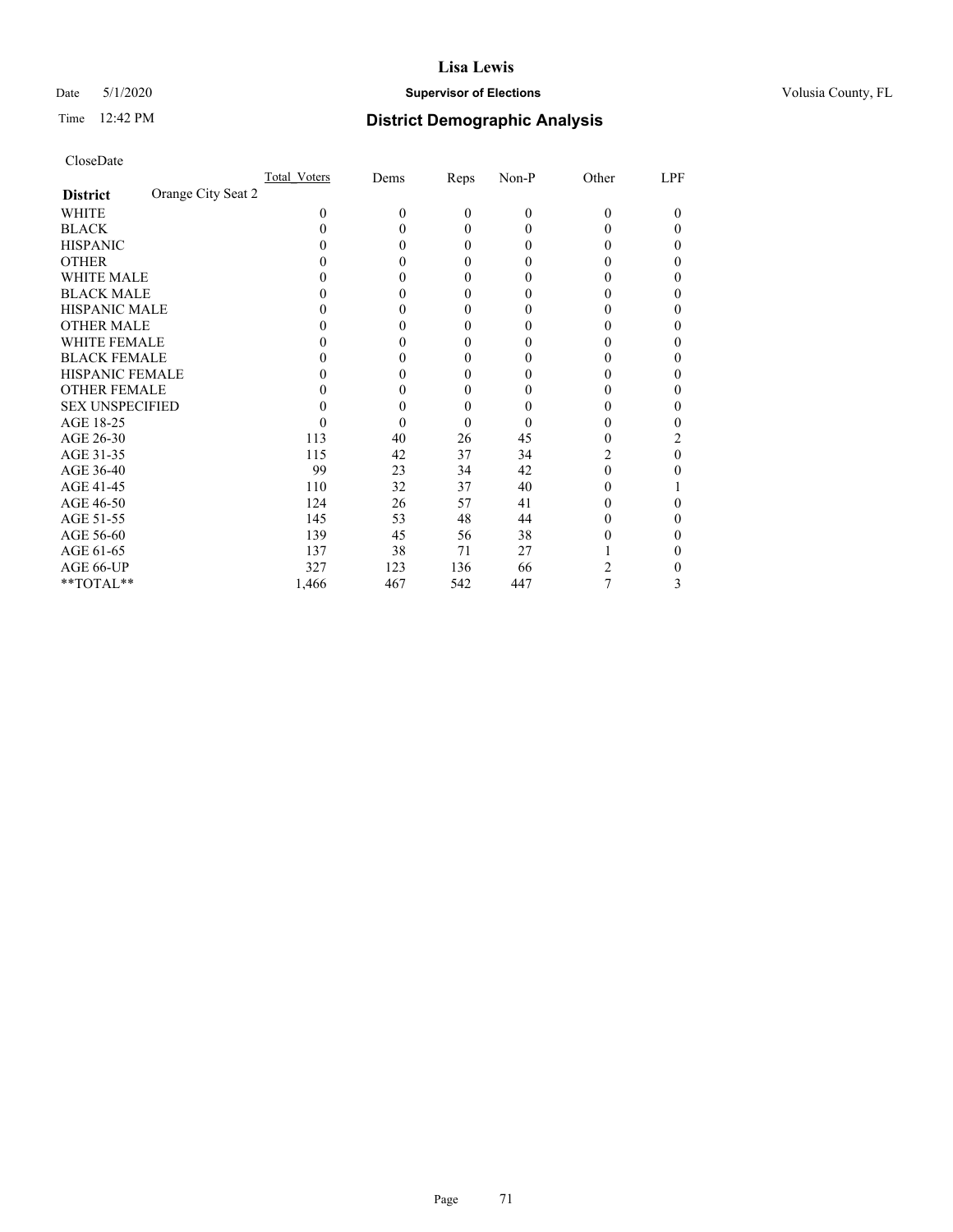# Lisa Lewis

Date 5/1/2020 **Supervisor of Elections** Volusia County, FL

Time 12:42 PM **District Demographic Analysis**

CloseDate

| **District** Orange City Seat 2 | Total_Voters | Dems | Reps | Non-P | Other | LPF |
|---|---|---|---|---|---|---|
| WHITE | 0 | 0 | 0 | 0 | 0 | 0 |
| BLACK | 0 | 0 | 0 | 0 | 0 | 0 |
| HISPANIC | 0 | 0 | 0 | 0 | 0 | 0 |
| OTHER | 0 | 0 | 0 | 0 | 0 | 0 |
| WHITE MALE | 0 | 0 | 0 | 0 | 0 | 0 |
| BLACK MALE | 0 | 0 | 0 | 0 | 0 | 0 |
| HISPANIC MALE | 0 | 0 | 0 | 0 | 0 | 0 |
| OTHER MALE | 0 | 0 | 0 | 0 | 0 | 0 |
| WHITE FEMALE | 0 | 0 | 0 | 0 | 0 | 0 |
| BLACK FEMALE | 0 | 0 | 0 | 0 | 0 | 0 |
| HISPANIC FEMALE | 0 | 0 | 0 | 0 | 0 | 0 |
| OTHER FEMALE | 0 | 0 | 0 | 0 | 0 | 0 |
| SEX UNSPECIFIED | 0 | 0 | 0 | 0 | 0 | 0 |
| AGE 18-25 | 0 | 0 | 0 | 0 | 0 | 0 |
| AGE 26-30 | 113 | 40 | 26 | 45 | 0 | 2 |
| AGE 31-35 | 115 | 42 | 37 | 34 | 2 | 0 |
| AGE 36-40 | 99 | 23 | 34 | 42 | 0 | 0 |
| AGE 41-45 | 110 | 32 | 37 | 40 | 0 | 1 |
| AGE 46-50 | 124 | 26 | 57 | 41 | 0 | 0 |
| AGE 51-55 | 145 | 53 | 48 | 44 | 0 | 0 |
| AGE 56-60 | 139 | 45 | 56 | 38 | 0 | 0 |
| AGE 61-65 | 137 | 38 | 71 | 27 | 1 | 0 |
| AGE 66-UP | 327 | 123 | 136 | 66 | 2 | 0 |
| **TOTAL** | 1,466 | 467 | 542 | 447 | 7 | 3 |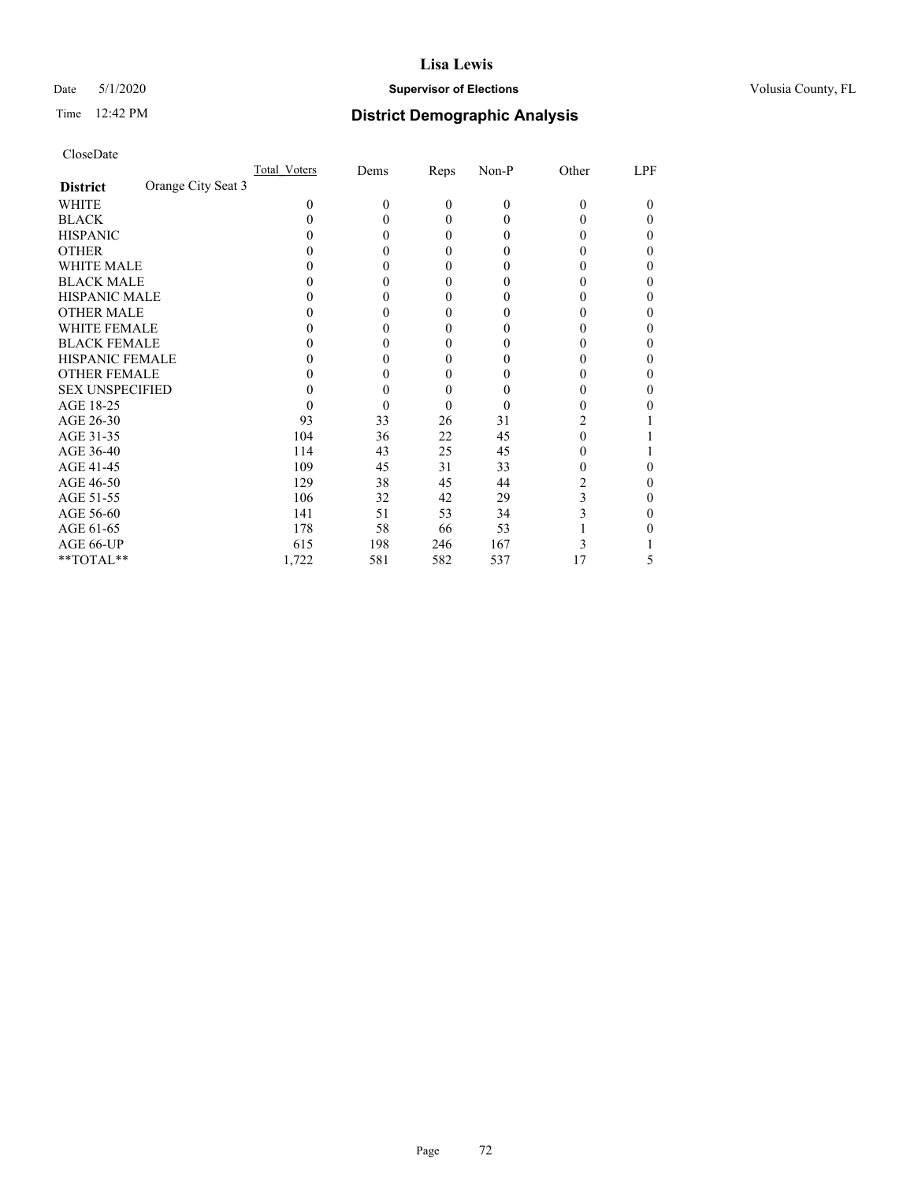# Lisa Lewis

Date 5/1/2020 **Supervisor of Elections** Volusia County, FL

Time 12:42 PM **District Demographic Analysis**

CloseDate

| **District** Orange City Seat 3 | Total_Voters | Dems | Reps | Non-P | Other | LPF |
|---|---|---|---|---|---|---|
| WHITE | 0 | 0 | 0 | 0 | 0 | 0 |
| BLACK | 0 | 0 | 0 | 0 | 0 | 0 |
| HISPANIC | 0 | 0 | 0 | 0 | 0 | 0 |
| OTHER | 0 | 0 | 0 | 0 | 0 | 0 |
| WHITE MALE | 0 | 0 | 0 | 0 | 0 | 0 |
| BLACK MALE | 0 | 0 | 0 | 0 | 0 | 0 |
| HISPANIC MALE | 0 | 0 | 0 | 0 | 0 | 0 |
| OTHER MALE | 0 | 0 | 0 | 0 | 0 | 0 |
| WHITE FEMALE | 0 | 0 | 0 | 0 | 0 | 0 |
| BLACK FEMALE | 0 | 0 | 0 | 0 | 0 | 0 |
| HISPANIC FEMALE | 0 | 0 | 0 | 0 | 0 | 0 |
| OTHER FEMALE | 0 | 0 | 0 | 0 | 0 | 0 |
| SEX UNSPECIFIED | 0 | 0 | 0 | 0 | 0 | 0 |
| AGE 18-25 | 0 | 0 | 0 | 0 | 0 | 0 |
| AGE 26-30 | 93 | 33 | 26 | 31 | 2 | 1 |
| AGE 31-35 | 104 | 36 | 22 | 45 | 0 | 1 |
| AGE 36-40 | 114 | 43 | 25 | 45 | 0 | 1 |
| AGE 41-45 | 109 | 45 | 31 | 33 | 0 | 0 |
| AGE 46-50 | 129 | 38 | 45 | 44 | 2 | 0 |
| AGE 51-55 | 106 | 32 | 42 | 29 | 3 | 0 |
| AGE 56-60 | 141 | 51 | 53 | 34 | 3 | 0 |
| AGE 61-65 | 178 | 58 | 66 | 53 | 1 | 0 |
| AGE 66-UP | 615 | 198 | 246 | 167 | 3 | 1 |
| **TOTAL** | 1,722 | 581 | 582 | 537 | 17 | 5 |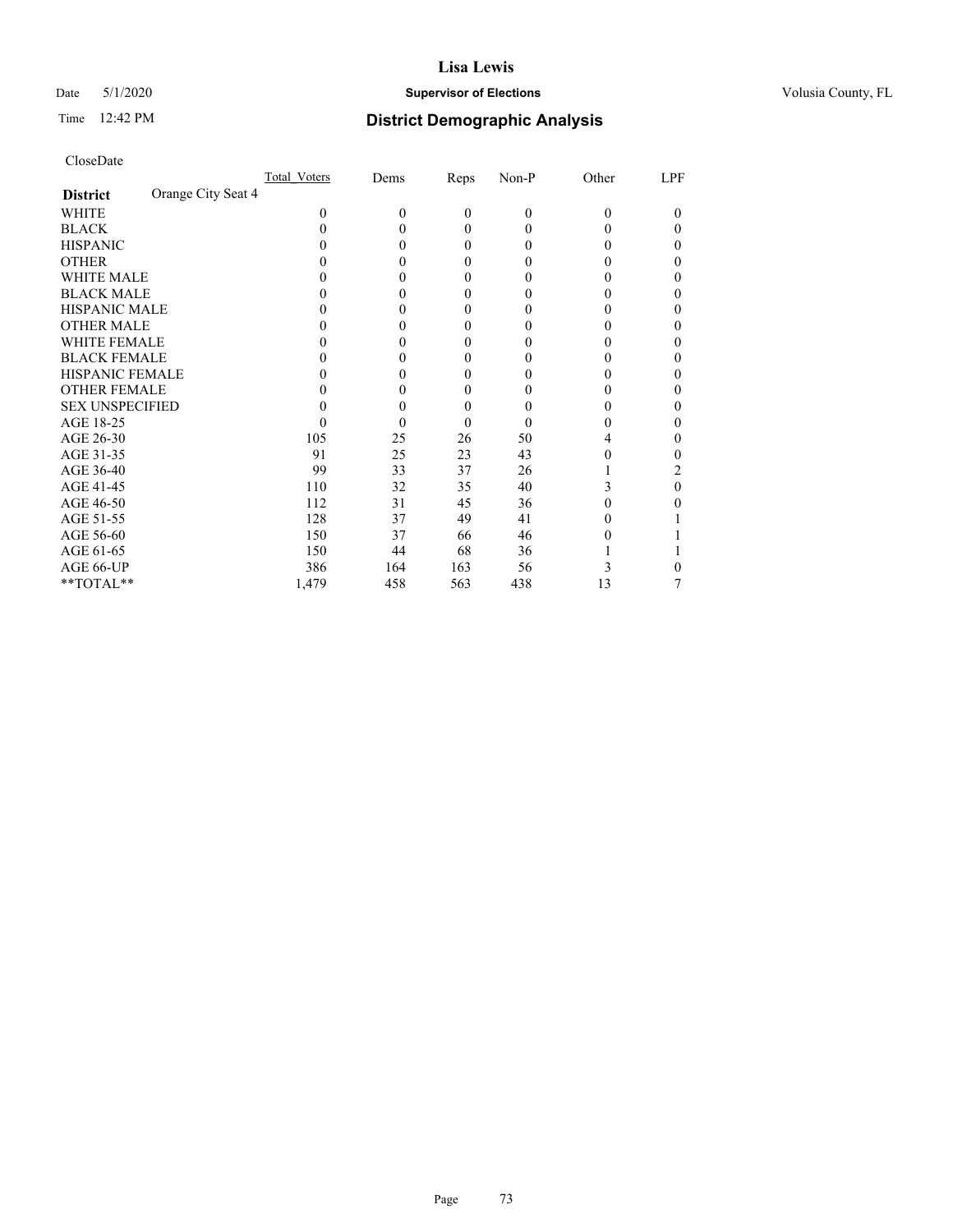CloseDate

| District | Orange City Seat 4 | Total_Voters | Dems | Reps | Non-P | Other | LPF |
|---|---|---|---|---|---|---|---|
| WHITE | | 0 | 0 | 0 | 0 | 0 | 0 |
| BLACK | | 0 | 0 | 0 | 0 | 0 | 0 |
| HISPANIC | | 0 | 0 | 0 | 0 | 0 | 0 |
| OTHER | | 0 | 0 | 0 | 0 | 0 | 0 |
| WHITE MALE | | 0 | 0 | 0 | 0 | 0 | 0 |
| BLACK MALE | | 0 | 0 | 0 | 0 | 0 | 0 |
| HISPANIC MALE | | 0 | 0 | 0 | 0 | 0 | 0 |
| OTHER MALE | | 0 | 0 | 0 | 0 | 0 | 0 |
| WHITE FEMALE | | 0 | 0 | 0 | 0 | 0 | 0 |
| BLACK FEMALE | | 0 | 0 | 0 | 0 | 0 | 0 |
| HISPANIC FEMALE | | 0 | 0 | 0 | 0 | 0 | 0 |
| OTHER FEMALE | | 0 | 0 | 0 | 0 | 0 | 0 |
| SEX UNSPECIFIED | | 0 | 0 | 0 | 0 | 0 | 0 |
| AGE 18-25 | | 0 | 0 | 0 | 0 | 0 | 0 |
| AGE 26-30 | | 105 | 25 | 26 | 50 | 4 | 0 |
| AGE 31-35 | | 91 | 25 | 23 | 43 | 0 | 0 |
| AGE 36-40 | | 99 | 33 | 37 | 26 | 1 | 2 |
| AGE 41-45 | | 110 | 32 | 35 | 40 | 3 | 0 |
| AGE 46-50 | | 112 | 31 | 45 | 36 | 0 | 0 |
| AGE 51-55 | | 128 | 37 | 49 | 41 | 0 | 1 |
| AGE 56-60 | | 150 | 37 | 66 | 46 | 0 | 1 |
| AGE 61-65 | | 150 | 44 | 68 | 36 | 1 | 1 |
| AGE 66-UP | | 386 | 164 | 163 | 56 | 3 | 0 |
| **TOTAL** | | 1,479 | 458 | 563 | 438 | 13 | 7 |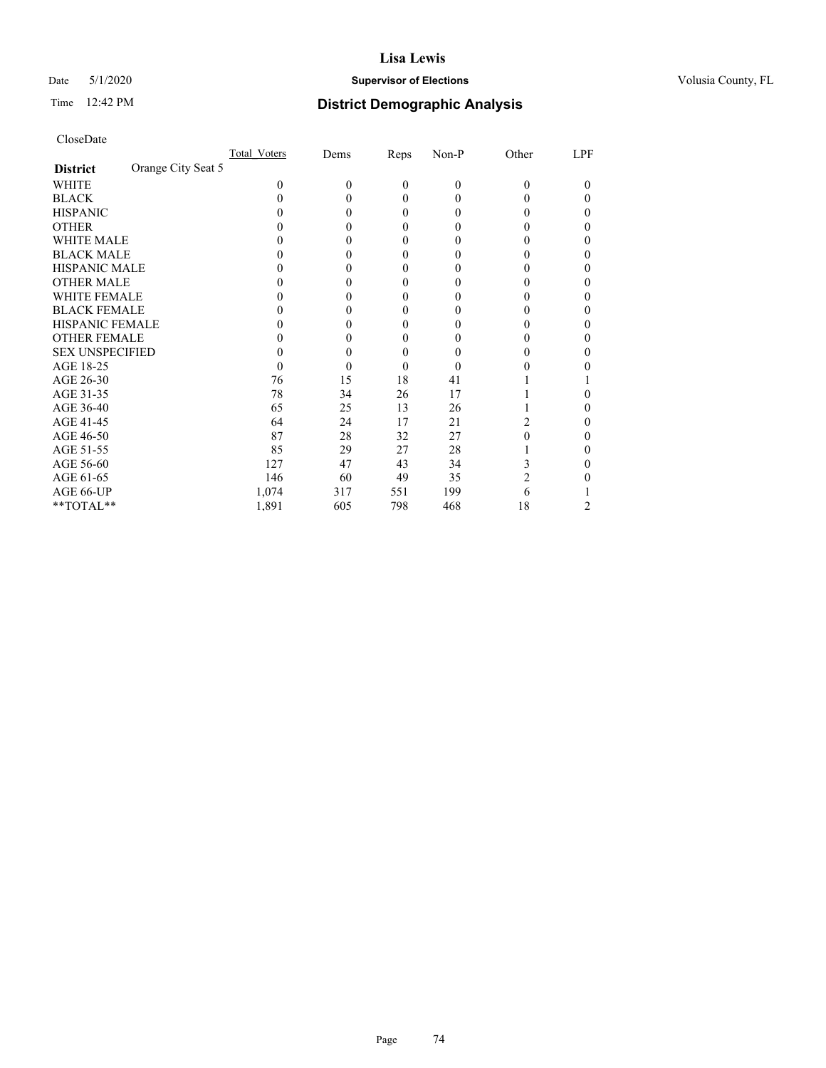# Lisa Lewis

Date 5/1/2020 **Supervisor of Elections** Volusia County, FL

Time 12:42 PM **District Demographic Analysis**

CloseDate

| **District** Orange City Seat 5 | Total_Voters | Dems | Reps | Non-P | Other | LPF |
|---|---|---|---|---|---|---|
| WHITE | 0 | 0 | 0 | 0 | 0 | 0 |
| BLACK | 0 | 0 | 0 | 0 | 0 | 0 |
| HISPANIC | 0 | 0 | 0 | 0 | 0 | 0 |
| OTHER | 0 | 0 | 0 | 0 | 0 | 0 |
| WHITE MALE | 0 | 0 | 0 | 0 | 0 | 0 |
| BLACK MALE | 0 | 0 | 0 | 0 | 0 | 0 |
| HISPANIC MALE | 0 | 0 | 0 | 0 | 0 | 0 |
| OTHER MALE | 0 | 0 | 0 | 0 | 0 | 0 |
| WHITE FEMALE | 0 | 0 | 0 | 0 | 0 | 0 |
| BLACK FEMALE | 0 | 0 | 0 | 0 | 0 | 0 |
| HISPANIC FEMALE | 0 | 0 | 0 | 0 | 0 | 0 |
| OTHER FEMALE | 0 | 0 | 0 | 0 | 0 | 0 |
| SEX UNSPECIFIED | 0 | 0 | 0 | 0 | 0 | 0 |
| AGE 18-25 | 0 | 0 | 0 | 0 | 0 | 0 |
| AGE 26-30 | 76 | 15 | 18 | 41 | 1 | 1 |
| AGE 31-35 | 78 | 34 | 26 | 17 | 1 | 0 |
| AGE 36-40 | 65 | 25 | 13 | 26 | 1 | 0 |
| AGE 41-45 | 64 | 24 | 17 | 21 | 2 | 0 |
| AGE 46-50 | 87 | 28 | 32 | 27 | 0 | 0 |
| AGE 51-55 | 85 | 29 | 27 | 28 | 1 | 0 |
| AGE 56-60 | 127 | 47 | 43 | 34 | 3 | 0 |
| AGE 61-65 | 146 | 60 | 49 | 35 | 2 | 0 |
| AGE 66-UP | 1,074 | 317 | 551 | 199 | 6 | 1 |
| **TOTAL** | 1,891 | 605 | 798 | 468 | 18 | 2 |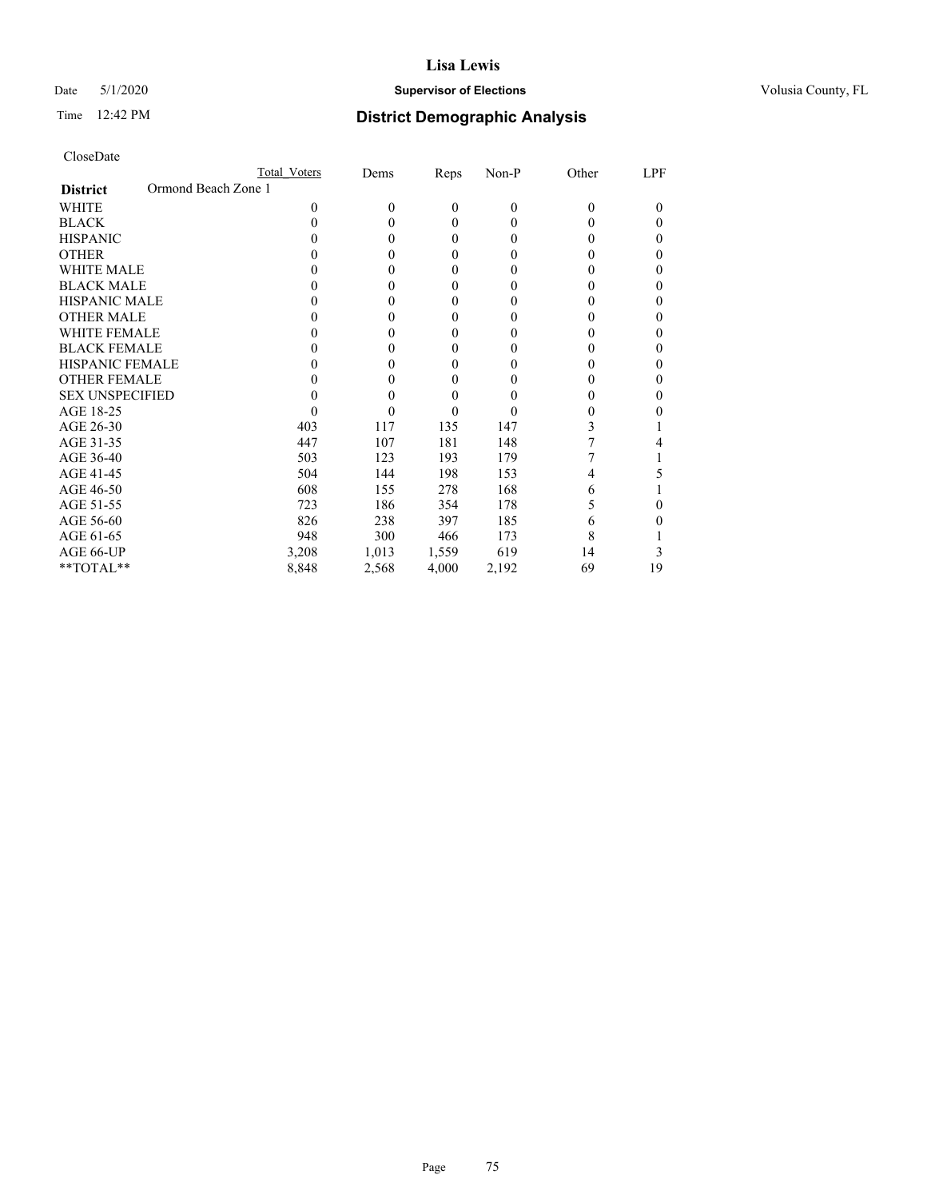# Lisa Lewis

Date 5/1/2020 **Supervisor of Elections** Volusia County, FL

Time 12:42 PM **District Demographic Analysis**

CloseDate

| | Total Voters | Dems | Reps | Non-P | Other | LPF |
|---|---|---|---|---|---|---|
| **District** Ormond Beach Zone 1 | | | | | | |
| WHITE | 0 | 0 | 0 | 0 | 0 | 0 |
| BLACK | 0 | 0 | 0 | 0 | 0 | 0 |
| HISPANIC | 0 | 0 | 0 | 0 | 0 | 0 |
| OTHER | 0 | 0 | 0 | 0 | 0 | 0 |
| WHITE MALE | 0 | 0 | 0 | 0 | 0 | 0 |
| BLACK MALE | 0 | 0 | 0 | 0 | 0 | 0 |
| HISPANIC MALE | 0 | 0 | 0 | 0 | 0 | 0 |
| OTHER MALE | 0 | 0 | 0 | 0 | 0 | 0 |
| WHITE FEMALE | 0 | 0 | 0 | 0 | 0 | 0 |
| BLACK FEMALE | 0 | 0 | 0 | 0 | 0 | 0 |
| HISPANIC FEMALE | 0 | 0 | 0 | 0 | 0 | 0 |
| OTHER FEMALE | 0 | 0 | 0 | 0 | 0 | 0 |
| SEX UNSPECIFIED | 0 | 0 | 0 | 0 | 0 | 0 |
| AGE 18-25 | 0 | 0 | 0 | 0 | 0 | 0 |
| AGE 26-30 | 403 | 117 | 135 | 147 | 3 | 1 |
| AGE 31-35 | 447 | 107 | 181 | 148 | 7 | 4 |
| AGE 36-40 | 503 | 123 | 193 | 179 | 7 | 1 |
| AGE 41-45 | 504 | 144 | 198 | 153 | 4 | 5 |
| AGE 46-50 | 608 | 155 | 278 | 168 | 6 | 1 |
| AGE 51-55 | 723 | 186 | 354 | 178 | 5 | 0 |
| AGE 56-60 | 826 | 238 | 397 | 185 | 6 | 0 |
| AGE 61-65 | 948 | 300 | 466 | 173 | 8 | 1 |
| AGE 66-UP | 3,208 | 1,013 | 1,559 | 619 | 14 | 3 |
| **TOTAL** | 8,848 | 2,568 | 4,000 | 2,192 | 69 | 19 |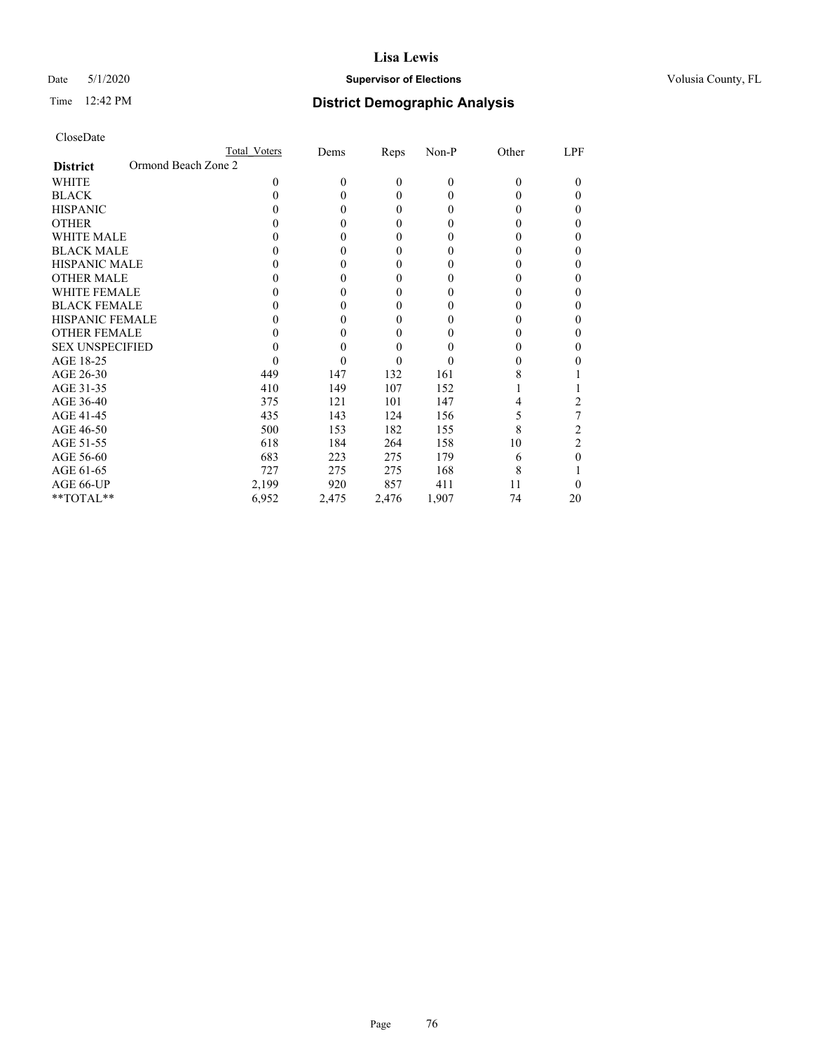# Lisa Lewis

Date 5/1/2020 **Supervisor of Elections** Volusia County, FL

Time 12:42 PM **District Demographic Analysis**

CloseDate

| | Total Voters | Dems | Reps | Non-P | Other | LPF |
|---|---|---|---|---|---|---|
| **District** Ormond Beach Zone 2 | | | | | | |
| WHITE | 0 | 0 | 0 | 0 | 0 | 0 |
| BLACK | 0 | 0 | 0 | 0 | 0 | 0 |
| HISPANIC | 0 | 0 | 0 | 0 | 0 | 0 |
| OTHER | 0 | 0 | 0 | 0 | 0 | 0 |
| WHITE MALE | 0 | 0 | 0 | 0 | 0 | 0 |
| BLACK MALE | 0 | 0 | 0 | 0 | 0 | 0 |
| HISPANIC MALE | 0 | 0 | 0 | 0 | 0 | 0 |
| OTHER MALE | 0 | 0 | 0 | 0 | 0 | 0 |
| WHITE FEMALE | 0 | 0 | 0 | 0 | 0 | 0 |
| BLACK FEMALE | 0 | 0 | 0 | 0 | 0 | 0 |
| HISPANIC FEMALE | 0 | 0 | 0 | 0 | 0 | 0 |
| OTHER FEMALE | 0 | 0 | 0 | 0 | 0 | 0 |
| SEX UNSPECIFIED | 0 | 0 | 0 | 0 | 0 | 0 |
| AGE 18-25 | 0 | 0 | 0 | 0 | 0 | 0 |
| AGE 26-30 | 449 | 147 | 132 | 161 | 8 | 1 |
| AGE 31-35 | 410 | 149 | 107 | 152 | 1 | 1 |
| AGE 36-40 | 375 | 121 | 101 | 147 | 4 | 2 |
| AGE 41-45 | 435 | 143 | 124 | 156 | 5 | 7 |
| AGE 46-50 | 500 | 153 | 182 | 155 | 8 | 2 |
| AGE 51-55 | 618 | 184 | 264 | 158 | 10 | 2 |
| AGE 56-60 | 683 | 223 | 275 | 179 | 6 | 0 |
| AGE 61-65 | 727 | 275 | 275 | 168 | 8 | 1 |
| AGE 66-UP | 2,199 | 920 | 857 | 411 | 11 | 0 |
| **TOTAL** | 6,952 | 2,475 | 2,476 | 1,907 | 74 | 20 |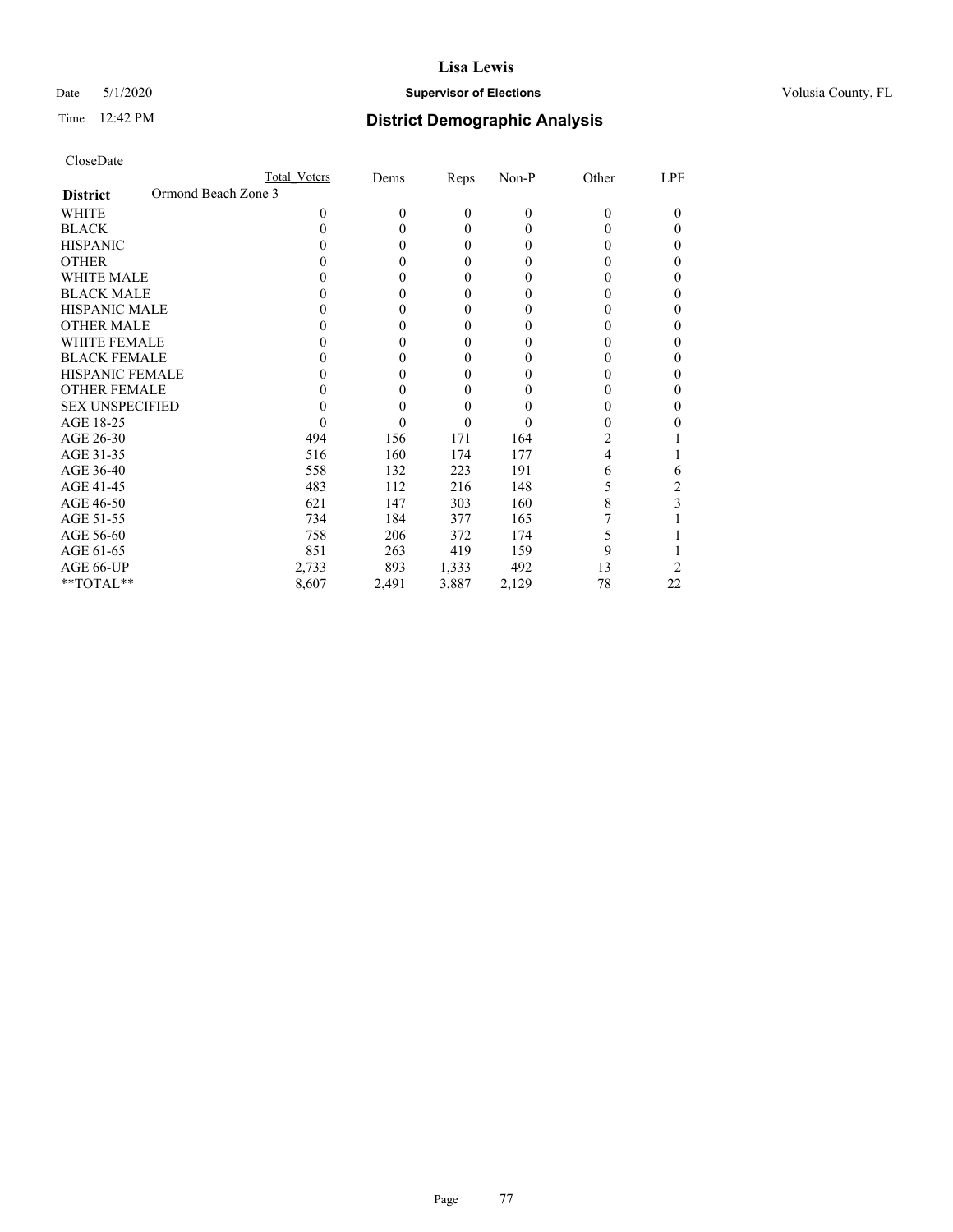# Lisa Lewis

Date 5/1/2020 **Supervisor of Elections** Volusia County, FL

Time 12:42 PM **District Demographic Analysis**

CloseDate

| District | Total Voters | Dems | Reps | Non-P | Other | LPF |
|---|---|---|---|---|---|---|
| Ormond Beach Zone 3 | | | | | | |
| WHITE | 0 | 0 | 0 | 0 | 0 | 0 |
| BLACK | 0 | 0 | 0 | 0 | 0 | 0 |
| HISPANIC | 0 | 0 | 0 | 0 | 0 | 0 |
| OTHER | 0 | 0 | 0 | 0 | 0 | 0 |
| WHITE MALE | 0 | 0 | 0 | 0 | 0 | 0 |
| BLACK MALE | 0 | 0 | 0 | 0 | 0 | 0 |
| HISPANIC MALE | 0 | 0 | 0 | 0 | 0 | 0 |
| OTHER MALE | 0 | 0 | 0 | 0 | 0 | 0 |
| WHITE FEMALE | 0 | 0 | 0 | 0 | 0 | 0 |
| BLACK FEMALE | 0 | 0 | 0 | 0 | 0 | 0 |
| HISPANIC FEMALE | 0 | 0 | 0 | 0 | 0 | 0 |
| OTHER FEMALE | 0 | 0 | 0 | 0 | 0 | 0 |
| SEX UNSPECIFIED | 0 | 0 | 0 | 0 | 0 | 0 |
| AGE 18-25 | 0 | 0 | 0 | 0 | 0 | 0 |
| AGE 26-30 | 494 | 156 | 171 | 164 | 2 | 1 |
| AGE 31-35 | 516 | 160 | 174 | 177 | 4 | 1 |
| AGE 36-40 | 558 | 132 | 223 | 191 | 6 | 6 |
| AGE 41-45 | 483 | 112 | 216 | 148 | 5 | 2 |
| AGE 46-50 | 621 | 147 | 303 | 160 | 8 | 3 |
| AGE 51-55 | 734 | 184 | 377 | 165 | 7 | 1 |
| AGE 56-60 | 758 | 206 | 372 | 174 | 5 | 1 |
| AGE 61-65 | 851 | 263 | 419 | 159 | 9 | 1 |
| AGE 66-UP | 2,733 | 893 | 1,333 | 492 | 13 | 2 |
| **TOTAL** | 8,607 | 2,491 | 3,887 | 2,129 | 78 | 22 |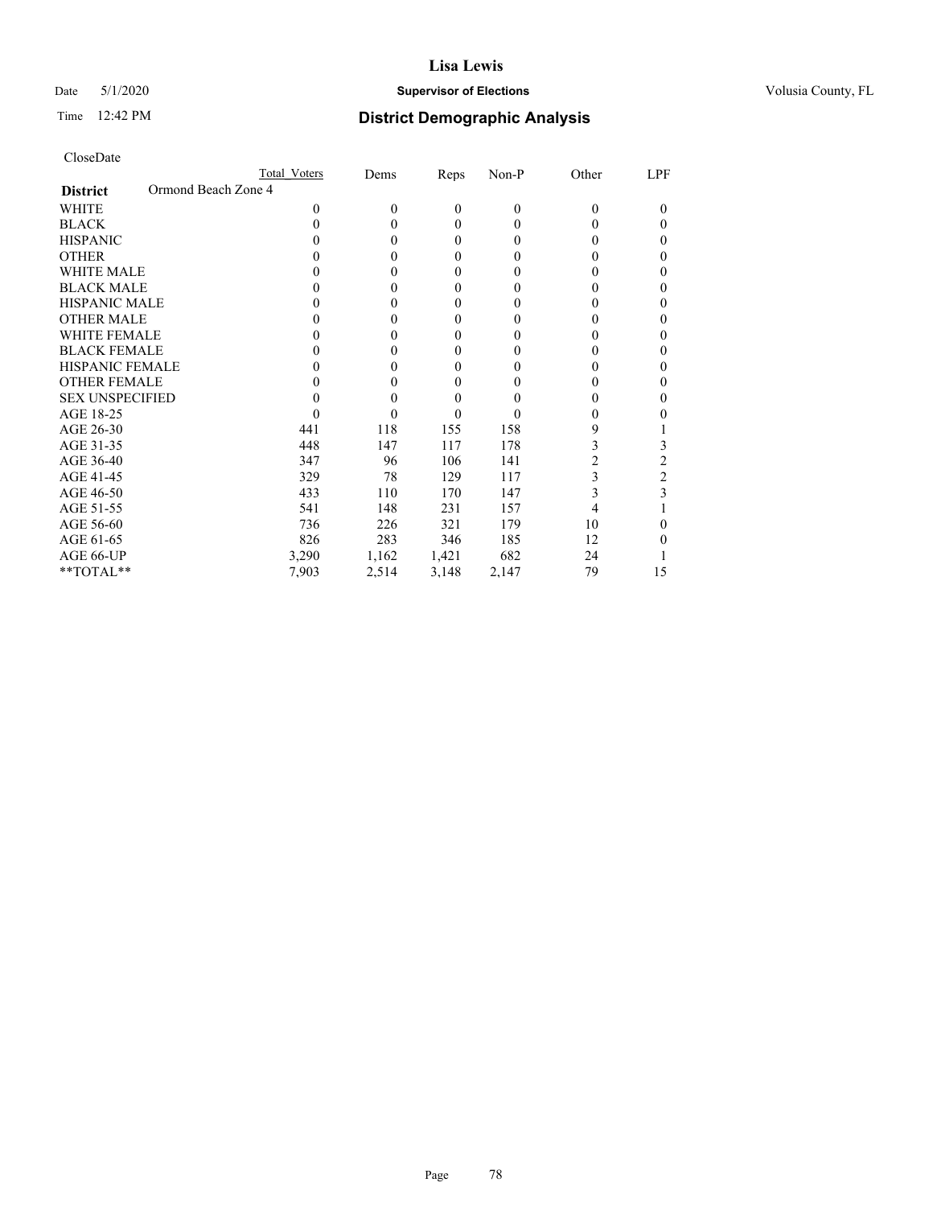# Lisa Lewis

Date 5/1/2020 **Supervisor of Elections** Volusia County, FL

Time 12:42 PM **District Demographic Analysis**

CloseDate

| | Total Voters | Dems | Reps | Non-P | Other | LPF |
|---|---|---|---|---|---|---|
| **District** Ormond Beach Zone 4 | | | | | | |
| WHITE | 0 | 0 | 0 | 0 | 0 | 0 |
| BLACK | 0 | 0 | 0 | 0 | 0 | 0 |
| HISPANIC | 0 | 0 | 0 | 0 | 0 | 0 |
| OTHER | 0 | 0 | 0 | 0 | 0 | 0 |
| WHITE MALE | 0 | 0 | 0 | 0 | 0 | 0 |
| BLACK MALE | 0 | 0 | 0 | 0 | 0 | 0 |
| HISPANIC MALE | 0 | 0 | 0 | 0 | 0 | 0 |
| OTHER MALE | 0 | 0 | 0 | 0 | 0 | 0 |
| WHITE FEMALE | 0 | 0 | 0 | 0 | 0 | 0 |
| BLACK FEMALE | 0 | 0 | 0 | 0 | 0 | 0 |
| HISPANIC FEMALE | 0 | 0 | 0 | 0 | 0 | 0 |
| OTHER FEMALE | 0 | 0 | 0 | 0 | 0 | 0 |
| SEX UNSPECIFIED | 0 | 0 | 0 | 0 | 0 | 0 |
| AGE 18-25 | 0 | 0 | 0 | 0 | 0 | 0 |
| AGE 26-30 | 441 | 118 | 155 | 158 | 9 | 1 |
| AGE 31-35 | 448 | 147 | 117 | 178 | 3 | 3 |
| AGE 36-40 | 347 | 96 | 106 | 141 | 2 | 2 |
| AGE 41-45 | 329 | 78 | 129 | 117 | 3 | 2 |
| AGE 46-50 | 433 | 110 | 170 | 147 | 3 | 3 |
| AGE 51-55 | 541 | 148 | 231 | 157 | 4 | 1 |
| AGE 56-60 | 736 | 226 | 321 | 179 | 10 | 0 |
| AGE 61-65 | 826 | 283 | 346 | 185 | 12 | 0 |
| AGE 66-UP | 3,290 | 1,162 | 1,421 | 682 | 24 | 1 |
| **TOTAL** | 7,903 | 2,514 | 3,148 | 2,147 | 79 | 15 |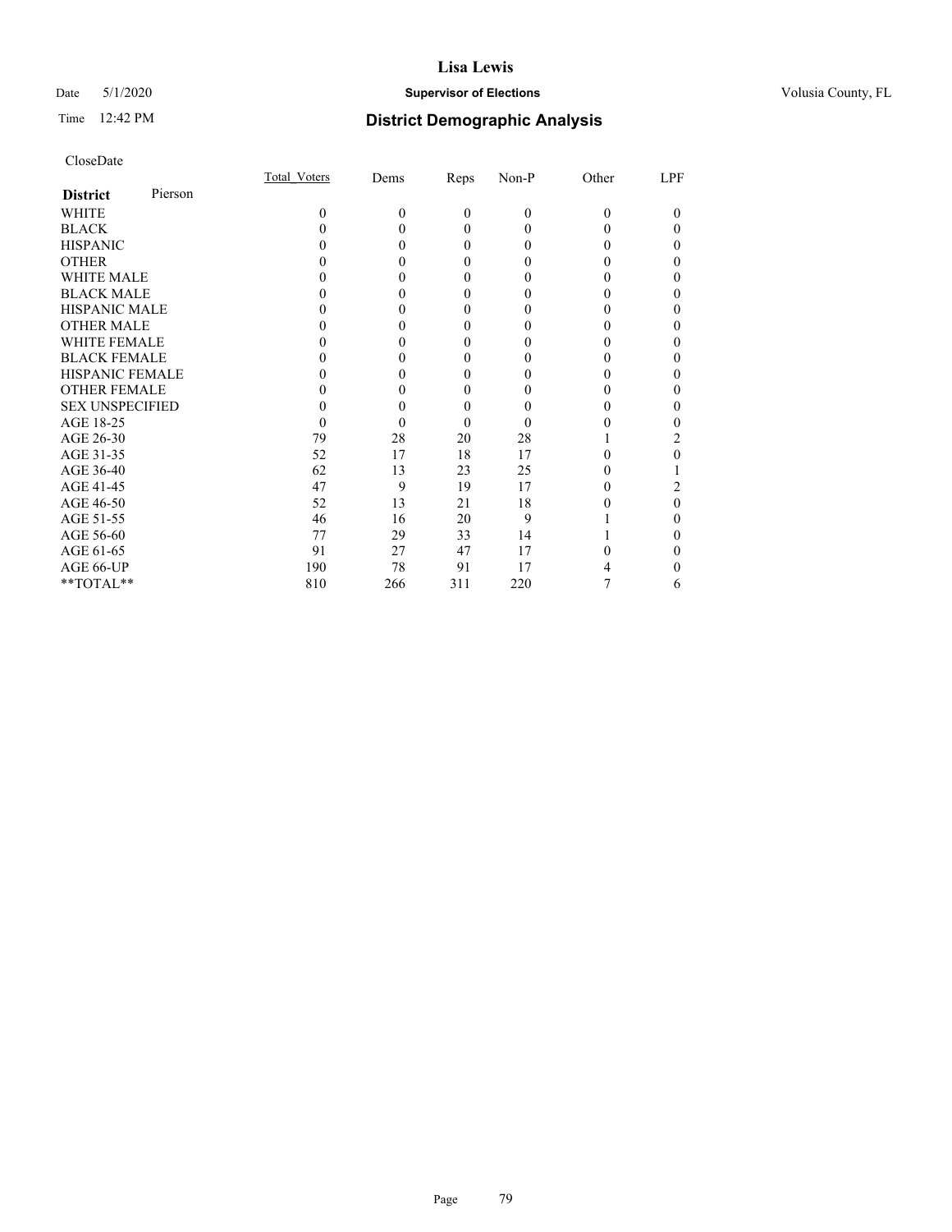# Lisa Lewis

Date 5/1/2020 **Supervisor of Elections** Volusia County, FL

Time 12:42 PM **District Demographic Analysis**

CloseDate

| **District** Pierson | Total_Voters | Dems | Reps | Non-P | Other | LPF |
|---|---|---|---|---|---|---|
| WHITE | 0 | 0 | 0 | 0 | 0 | 0 |
| BLACK | 0 | 0 | 0 | 0 | 0 | 0 |
| HISPANIC | 0 | 0 | 0 | 0 | 0 | 0 |
| OTHER | 0 | 0 | 0 | 0 | 0 | 0 |
| WHITE MALE | 0 | 0 | 0 | 0 | 0 | 0 |
| BLACK MALE | 0 | 0 | 0 | 0 | 0 | 0 |
| HISPANIC MALE | 0 | 0 | 0 | 0 | 0 | 0 |
| OTHER MALE | 0 | 0 | 0 | 0 | 0 | 0 |
| WHITE FEMALE | 0 | 0 | 0 | 0 | 0 | 0 |
| BLACK FEMALE | 0 | 0 | 0 | 0 | 0 | 0 |
| HISPANIC FEMALE | 0 | 0 | 0 | 0 | 0 | 0 |
| OTHER FEMALE | 0 | 0 | 0 | 0 | 0 | 0 |
| SEX UNSPECIFIED | 0 | 0 | 0 | 0 | 0 | 0 |
| AGE 18-25 | 0 | 0 | 0 | 0 | 0 | 0 |
| AGE 26-30 | 79 | 28 | 20 | 28 | 1 | 2 |
| AGE 31-35 | 52 | 17 | 18 | 17 | 0 | 0 |
| AGE 36-40 | 62 | 13 | 23 | 25 | 0 | 1 |
| AGE 41-45 | 47 | 9 | 19 | 17 | 0 | 2 |
| AGE 46-50 | 52 | 13 | 21 | 18 | 0 | 0 |
| AGE 51-55 | 46 | 16 | 20 | 9 | 1 | 0 |
| AGE 56-60 | 77 | 29 | 33 | 14 | 1 | 0 |
| AGE 61-65 | 91 | 27 | 47 | 17 | 0 | 0 |
| AGE 66-UP | 190 | 78 | 91 | 17 | 4 | 0 |
| **TOTAL** | 810 | 266 | 311 | 220 | 7 | 6 |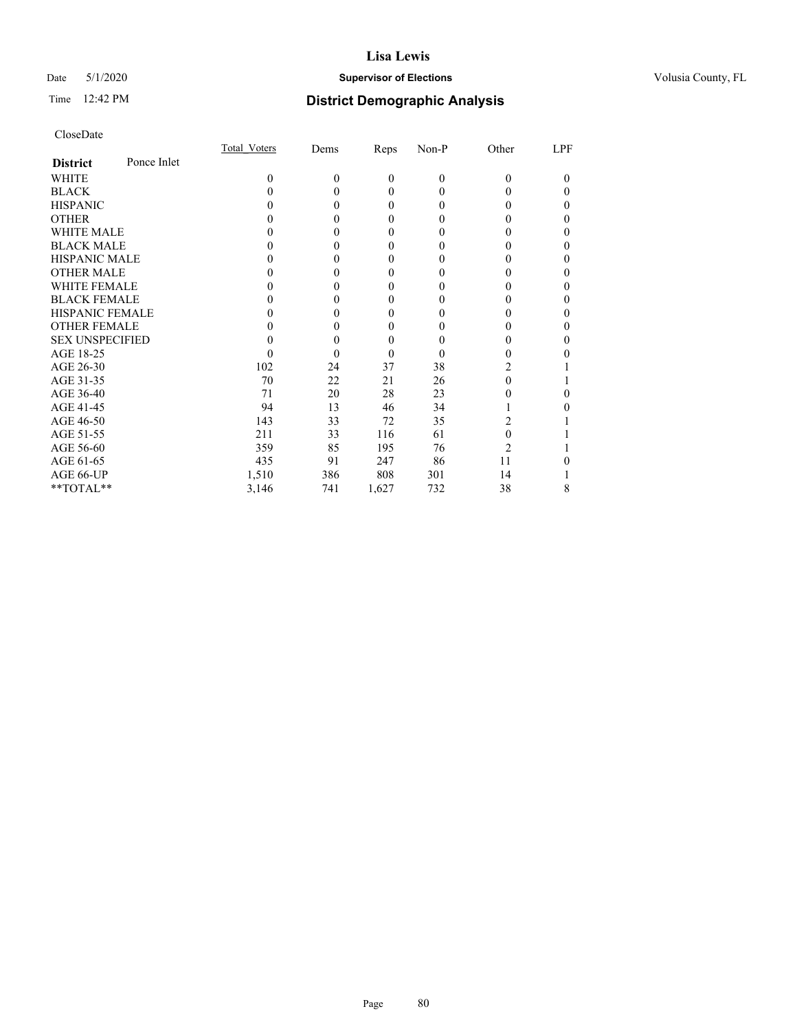# Lisa Lewis

Date 5/1/2020 **Supervisor of Elections** Volusia County, FL

Time 12:42 PM **District Demographic Analysis**

CloseDate

| **District** Ponce Inlet | Total_Voters | Dems | Reps | Non-P | Other | LPF |
|---|---|---|---|---|---|---|
| WHITE | 0 | 0 | 0 | 0 | 0 | 0 |
| BLACK | 0 | 0 | 0 | 0 | 0 | 0 |
| HISPANIC | 0 | 0 | 0 | 0 | 0 | 0 |
| OTHER | 0 | 0 | 0 | 0 | 0 | 0 |
| WHITE MALE | 0 | 0 | 0 | 0 | 0 | 0 |
| BLACK MALE | 0 | 0 | 0 | 0 | 0 | 0 |
| HISPANIC MALE | 0 | 0 | 0 | 0 | 0 | 0 |
| OTHER MALE | 0 | 0 | 0 | 0 | 0 | 0 |
| WHITE FEMALE | 0 | 0 | 0 | 0 | 0 | 0 |
| BLACK FEMALE | 0 | 0 | 0 | 0 | 0 | 0 |
| HISPANIC FEMALE | 0 | 0 | 0 | 0 | 0 | 0 |
| OTHER FEMALE | 0 | 0 | 0 | 0 | 0 | 0 |
| SEX UNSPECIFIED | 0 | 0 | 0 | 0 | 0 | 0 |
| AGE 18-25 | 0 | 0 | 0 | 0 | 0 | 0 |
| AGE 26-30 | 102 | 24 | 37 | 38 | 2 | 1 |
| AGE 31-35 | 70 | 22 | 21 | 26 | 0 | 1 |
| AGE 36-40 | 71 | 20 | 28 | 23 | 0 | 0 |
| AGE 41-45 | 94 | 13 | 46 | 34 | 1 | 0 |
| AGE 46-50 | 143 | 33 | 72 | 35 | 2 | 1 |
| AGE 51-55 | 211 | 33 | 116 | 61 | 0 | 1 |
| AGE 56-60 | 359 | 85 | 195 | 76 | 2 | 1 |
| AGE 61-65 | 435 | 91 | 247 | 86 | 11 | 0 |
| AGE 66-UP | 1,510 | 386 | 808 | 301 | 14 | 1 |
| **TOTAL** | 3,146 | 741 | 1,627 | 732 | 38 | 8 |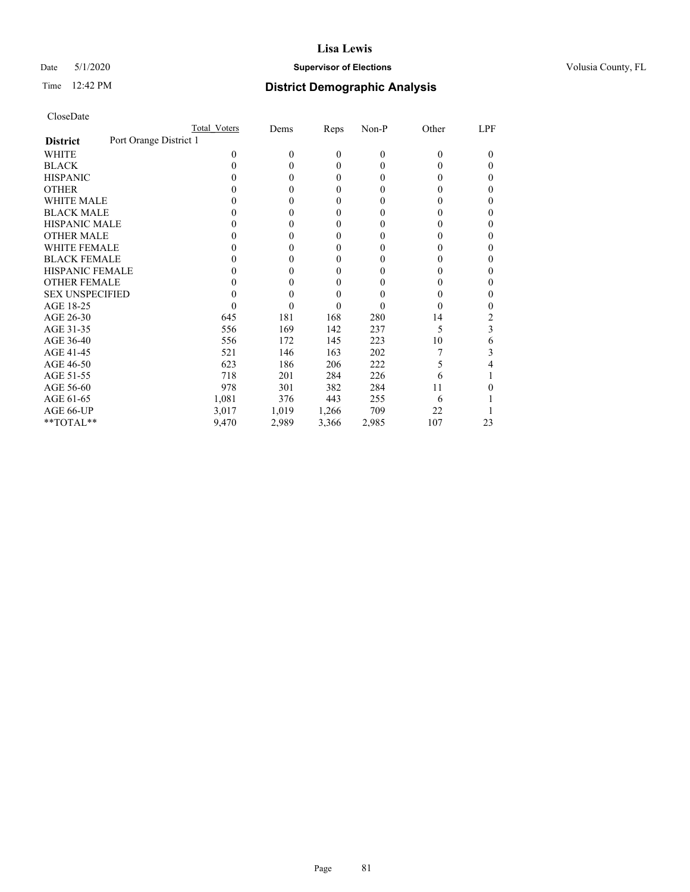# Lisa Lewis

Date 5/1/2020 **Supervisor of Elections** Volusia County, FL

Time 12:42 PM **District Demographic Analysis**

CloseDate

| | Total_Voters | Dems | Reps | Non-P | Other | LPF |
|---|---|---|---|---|---|---|
| **District** Port Orange District 1 | | | | | | |
| WHITE | 0 | 0 | 0 | 0 | 0 | 0 |
| BLACK | 0 | 0 | 0 | 0 | 0 | 0 |
| HISPANIC | 0 | 0 | 0 | 0 | 0 | 0 |
| OTHER | 0 | 0 | 0 | 0 | 0 | 0 |
| WHITE MALE | 0 | 0 | 0 | 0 | 0 | 0 |
| BLACK MALE | 0 | 0 | 0 | 0 | 0 | 0 |
| HISPANIC MALE | 0 | 0 | 0 | 0 | 0 | 0 |
| OTHER MALE | 0 | 0 | 0 | 0 | 0 | 0 |
| WHITE FEMALE | 0 | 0 | 0 | 0 | 0 | 0 |
| BLACK FEMALE | 0 | 0 | 0 | 0 | 0 | 0 |
| HISPANIC FEMALE | 0 | 0 | 0 | 0 | 0 | 0 |
| OTHER FEMALE | 0 | 0 | 0 | 0 | 0 | 0 |
| SEX UNSPECIFIED | 0 | 0 | 0 | 0 | 0 | 0 |
| AGE 18-25 | 0 | 0 | 0 | 0 | 0 | 0 |
| AGE 26-30 | 645 | 181 | 168 | 280 | 14 | 2 |
| AGE 31-35 | 556 | 169 | 142 | 237 | 5 | 3 |
| AGE 36-40 | 556 | 172 | 145 | 223 | 10 | 6 |
| AGE 41-45 | 521 | 146 | 163 | 202 | 7 | 3 |
| AGE 46-50 | 623 | 186 | 206 | 222 | 5 | 4 |
| AGE 51-55 | 718 | 201 | 284 | 226 | 6 | 1 |
| AGE 56-60 | 978 | 301 | 382 | 284 | 11 | 0 |
| AGE 61-65 | 1,081 | 376 | 443 | 255 | 6 | 1 |
| AGE 66-UP | 3,017 | 1,019 | 1,266 | 709 | 22 | 1 |
| **TOTAL** | 9,470 | 2,989 | 3,366 | 2,985 | 107 | 23 |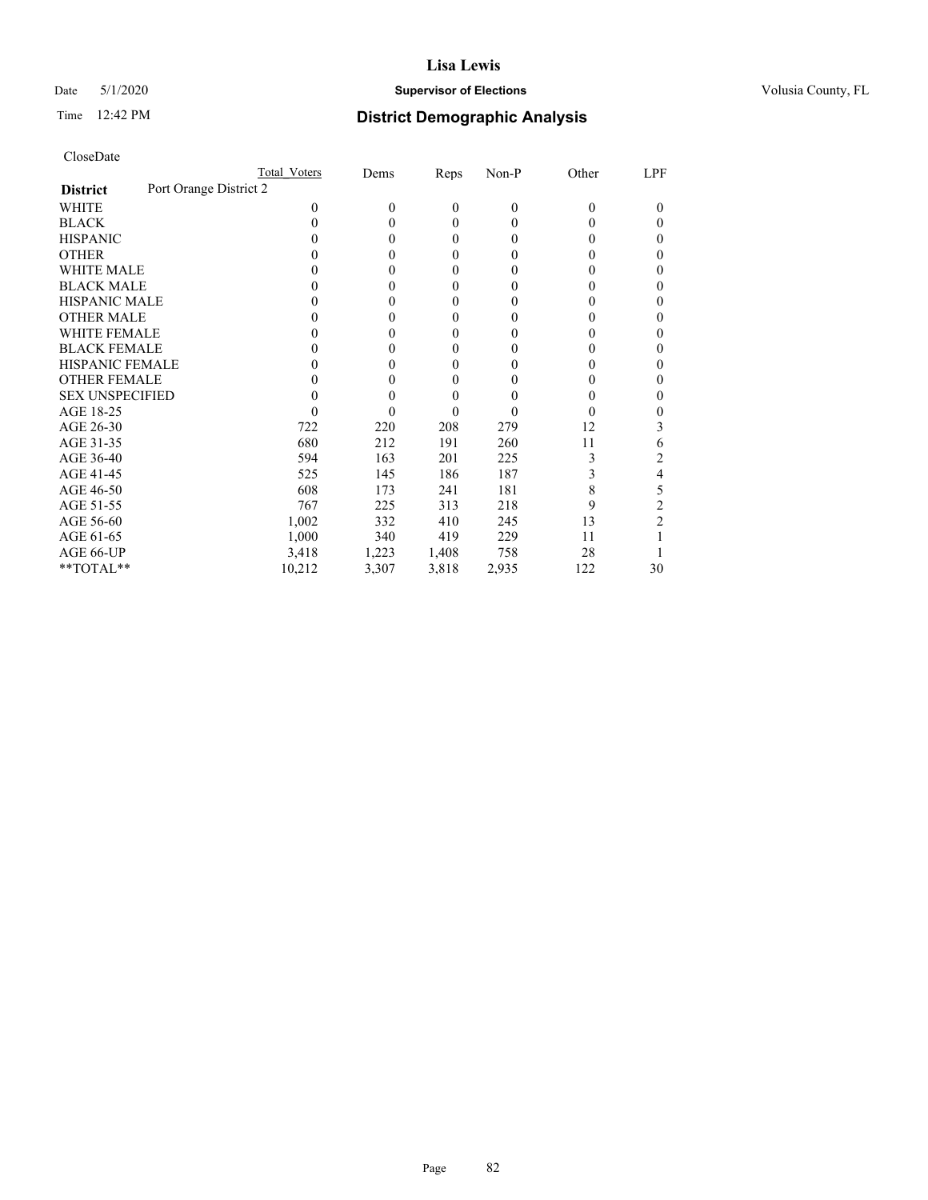# Lisa Lewis

Date 5/1/2020 **Supervisor of Elections** Volusia County, FL

Time 12:42 PM **District Demographic Analysis**

CloseDate

| | Total Voters | Dems | Reps | Non-P | Other | LPF |
|---|---|---|---|---|---|---|
| **District** Port Orange District 2 | | | | | | |
| WHITE | 0 | 0 | 0 | 0 | 0 | 0 |
| BLACK | 0 | 0 | 0 | 0 | 0 | 0 |
| HISPANIC | 0 | 0 | 0 | 0 | 0 | 0 |
| OTHER | 0 | 0 | 0 | 0 | 0 | 0 |
| WHITE MALE | 0 | 0 | 0 | 0 | 0 | 0 |
| BLACK MALE | 0 | 0 | 0 | 0 | 0 | 0 |
| HISPANIC MALE | 0 | 0 | 0 | 0 | 0 | 0 |
| OTHER MALE | 0 | 0 | 0 | 0 | 0 | 0 |
| WHITE FEMALE | 0 | 0 | 0 | 0 | 0 | 0 |
| BLACK FEMALE | 0 | 0 | 0 | 0 | 0 | 0 |
| HISPANIC FEMALE | 0 | 0 | 0 | 0 | 0 | 0 |
| OTHER FEMALE | 0 | 0 | 0 | 0 | 0 | 0 |
| SEX UNSPECIFIED | 0 | 0 | 0 | 0 | 0 | 0 |
| AGE 18-25 | 0 | 0 | 0 | 0 | 0 | 0 |
| AGE 26-30 | 722 | 220 | 208 | 279 | 12 | 3 |
| AGE 31-35 | 680 | 212 | 191 | 260 | 11 | 6 |
| AGE 36-40 | 594 | 163 | 201 | 225 | 3 | 2 |
| AGE 41-45 | 525 | 145 | 186 | 187 | 3 | 4 |
| AGE 46-50 | 608 | 173 | 241 | 181 | 8 | 5 |
| AGE 51-55 | 767 | 225 | 313 | 218 | 9 | 2 |
| AGE 56-60 | 1,002 | 332 | 410 | 245 | 13 | 2 |
| AGE 61-65 | 1,000 | 340 | 419 | 229 | 11 | 1 |
| AGE 66-UP | 3,418 | 1,223 | 1,408 | 758 | 28 | 1 |
| **TOTAL** | 10,212 | 3,307 | 3,818 | 2,935 | 122 | 30 |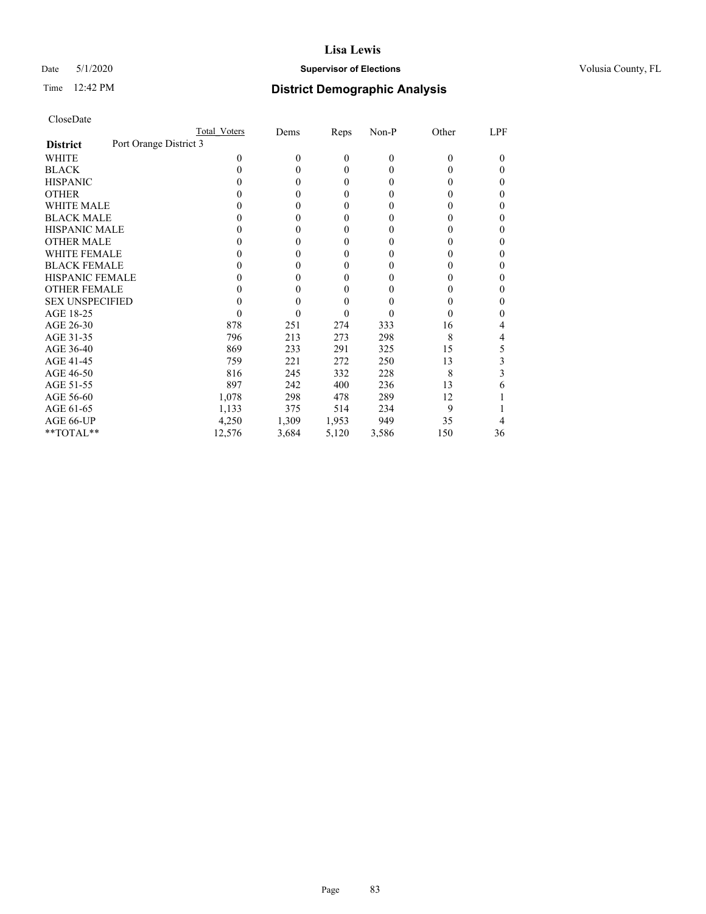**Lisa Lewis**

Date 5/1/2020 **Supervisor of Elections** Volusia County, FL

Time 12:42 PM **District Demographic Analysis**

CloseDate

| | Total Voters | Dems | Reps | Non-P | Other | LPF |
|---|---|---|---|---|---|---|
| **District** Port Orange District 3 | | | | | | |
| WHITE | 0 | 0 | 0 | 0 | 0 | 0 |
| BLACK | 0 | 0 | 0 | 0 | 0 | 0 |
| HISPANIC | 0 | 0 | 0 | 0 | 0 | 0 |
| OTHER | 0 | 0 | 0 | 0 | 0 | 0 |
| WHITE MALE | 0 | 0 | 0 | 0 | 0 | 0 |
| BLACK MALE | 0 | 0 | 0 | 0 | 0 | 0 |
| HISPANIC MALE | 0 | 0 | 0 | 0 | 0 | 0 |
| OTHER MALE | 0 | 0 | 0 | 0 | 0 | 0 |
| WHITE FEMALE | 0 | 0 | 0 | 0 | 0 | 0 |
| BLACK FEMALE | 0 | 0 | 0 | 0 | 0 | 0 |
| HISPANIC FEMALE | 0 | 0 | 0 | 0 | 0 | 0 |
| OTHER FEMALE | 0 | 0 | 0 | 0 | 0 | 0 |
| SEX UNSPECIFIED | 0 | 0 | 0 | 0 | 0 | 0 |
| AGE 18-25 | 0 | 0 | 0 | 0 | 0 | 0 |
| AGE 26-30 | 878 | 251 | 274 | 333 | 16 | 4 |
| AGE 31-35 | 796 | 213 | 273 | 298 | 8 | 4 |
| AGE 36-40 | 869 | 233 | 291 | 325 | 15 | 5 |
| AGE 41-45 | 759 | 221 | 272 | 250 | 13 | 3 |
| AGE 46-50 | 816 | 245 | 332 | 228 | 8 | 3 |
| AGE 51-55 | 897 | 242 | 400 | 236 | 13 | 6 |
| AGE 56-60 | 1,078 | 298 | 478 | 289 | 12 | 1 |
| AGE 61-65 | 1,133 | 375 | 514 | 234 | 9 | 1 |
| AGE 66-UP | 4,250 | 1,309 | 1,953 | 949 | 35 | 4 |
| **TOTAL** | 12,576 | 3,684 | 5,120 | 3,586 | 150 | 36 |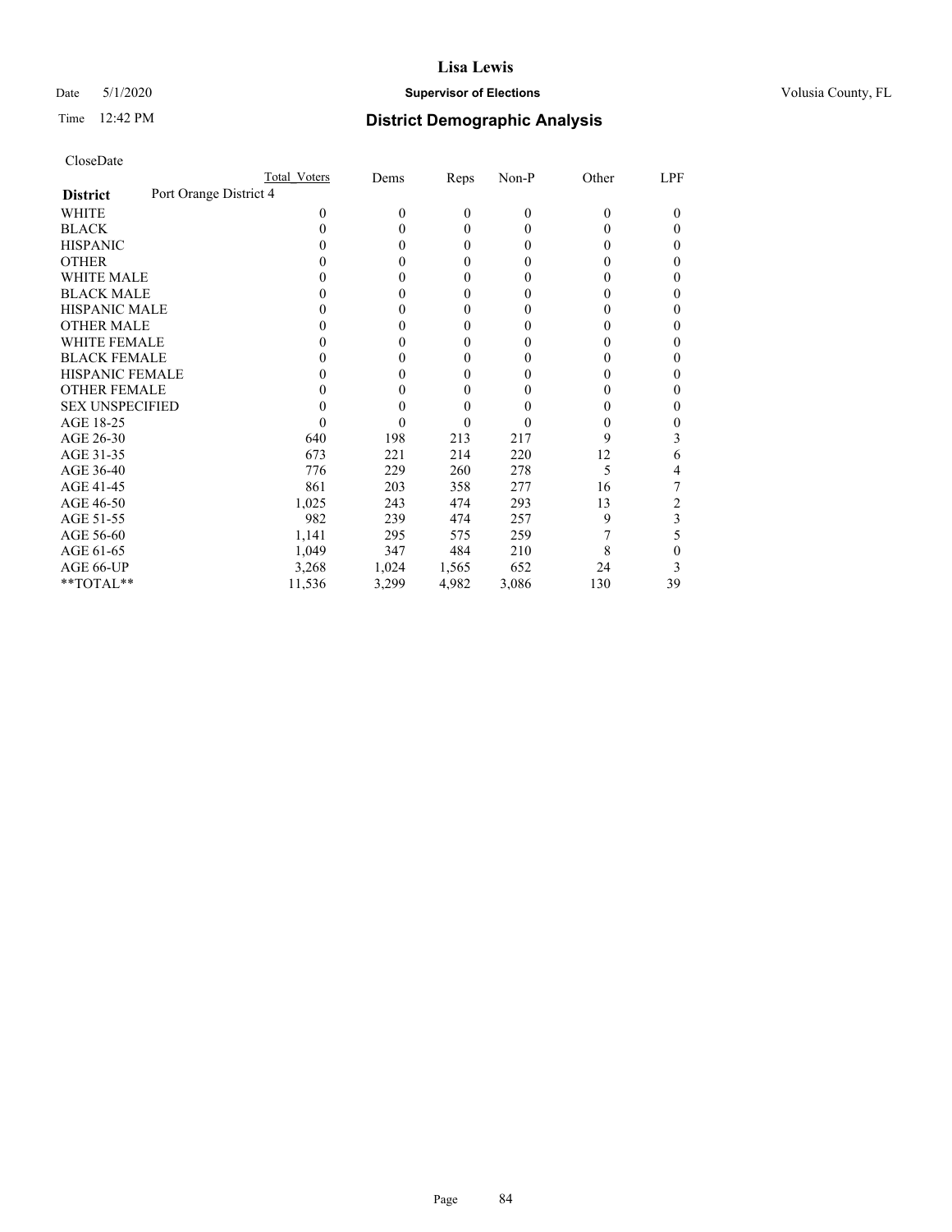# Lisa Lewis

Date 5/1/2020 **Supervisor of Elections** Volusia County, FL

Time 12:42 PM **District Demographic Analysis**

CloseDate

| | Total Voters | Dems | Reps | Non-P | Other | LPF |
|---|---|---|---|---|---|---|
| **District** Port Orange District 4 | | | | | | |
| WHITE | 0 | 0 | 0 | 0 | 0 | 0 |
| BLACK | 0 | 0 | 0 | 0 | 0 | 0 |
| HISPANIC | 0 | 0 | 0 | 0 | 0 | 0 |
| OTHER | 0 | 0 | 0 | 0 | 0 | 0 |
| WHITE MALE | 0 | 0 | 0 | 0 | 0 | 0 |
| BLACK MALE | 0 | 0 | 0 | 0 | 0 | 0 |
| HISPANIC MALE | 0 | 0 | 0 | 0 | 0 | 0 |
| OTHER MALE | 0 | 0 | 0 | 0 | 0 | 0 |
| WHITE FEMALE | 0 | 0 | 0 | 0 | 0 | 0 |
| BLACK FEMALE | 0 | 0 | 0 | 0 | 0 | 0 |
| HISPANIC FEMALE | 0 | 0 | 0 | 0 | 0 | 0 |
| OTHER FEMALE | 0 | 0 | 0 | 0 | 0 | 0 |
| SEX UNSPECIFIED | 0 | 0 | 0 | 0 | 0 | 0 |
| AGE 18-25 | 0 | 0 | 0 | 0 | 0 | 0 |
| AGE 26-30 | 640 | 198 | 213 | 217 | 9 | 3 |
| AGE 31-35 | 673 | 221 | 214 | 220 | 12 | 6 |
| AGE 36-40 | 776 | 229 | 260 | 278 | 5 | 4 |
| AGE 41-45 | 861 | 203 | 358 | 277 | 16 | 7 |
| AGE 46-50 | 1,025 | 243 | 474 | 293 | 13 | 2 |
| AGE 51-55 | 982 | 239 | 474 | 257 | 9 | 3 |
| AGE 56-60 | 1,141 | 295 | 575 | 259 | 7 | 5 |
| AGE 61-65 | 1,049 | 347 | 484 | 210 | 8 | 0 |
| AGE 66-UP | 3,268 | 1,024 | 1,565 | 652 | 24 | 3 |
| **TOTAL** | 11,536 | 3,299 | 4,982 | 3,086 | 130 | 39 |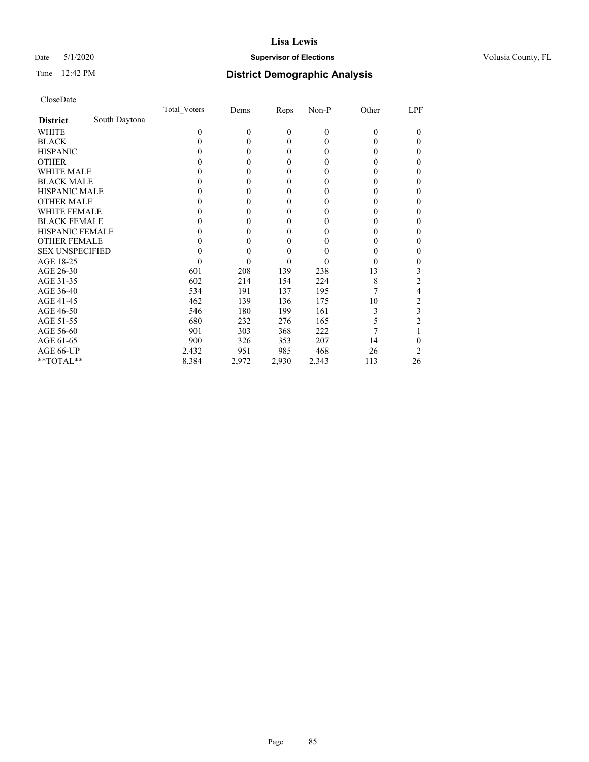# Lisa Lewis

Date 5/1/2020 **Supervisor of Elections** Volusia County, FL

Time 12:42 PM **District Demographic Analysis**

CloseDate

| | Total_Voters | Dems | Reps | Non-P | Other | LPF |
|---|---|---|---|---|---|---|
| **District** South Daytona | | | | | | |
| WHITE | 0 | 0 | 0 | 0 | 0 | 0 |
| BLACK | 0 | 0 | 0 | 0 | 0 | 0 |
| HISPANIC | 0 | 0 | 0 | 0 | 0 | 0 |
| OTHER | 0 | 0 | 0 | 0 | 0 | 0 |
| WHITE MALE | 0 | 0 | 0 | 0 | 0 | 0 |
| BLACK MALE | 0 | 0 | 0 | 0 | 0 | 0 |
| HISPANIC MALE | 0 | 0 | 0 | 0 | 0 | 0 |
| OTHER MALE | 0 | 0 | 0 | 0 | 0 | 0 |
| WHITE FEMALE | 0 | 0 | 0 | 0 | 0 | 0 |
| BLACK FEMALE | 0 | 0 | 0 | 0 | 0 | 0 |
| HISPANIC FEMALE | 0 | 0 | 0 | 0 | 0 | 0 |
| OTHER FEMALE | 0 | 0 | 0 | 0 | 0 | 0 |
| SEX UNSPECIFIED | 0 | 0 | 0 | 0 | 0 | 0 |
| AGE 18-25 | 0 | 0 | 0 | 0 | 0 | 0 |
| AGE 26-30 | 601 | 208 | 139 | 238 | 13 | 3 |
| AGE 31-35 | 602 | 214 | 154 | 224 | 8 | 2 |
| AGE 36-40 | 534 | 191 | 137 | 195 | 7 | 4 |
| AGE 41-45 | 462 | 139 | 136 | 175 | 10 | 2 |
| AGE 46-50 | 546 | 180 | 199 | 161 | 3 | 3 |
| AGE 51-55 | 680 | 232 | 276 | 165 | 5 | 2 |
| AGE 56-60 | 901 | 303 | 368 | 222 | 7 | 1 |
| AGE 61-65 | 900 | 326 | 353 | 207 | 14 | 0 |
| AGE 66-UP | 2,432 | 951 | 985 | 468 | 26 | 2 |
| **TOTAL** | 8,384 | 2,972 | 2,930 | 2,343 | 113 | 26 |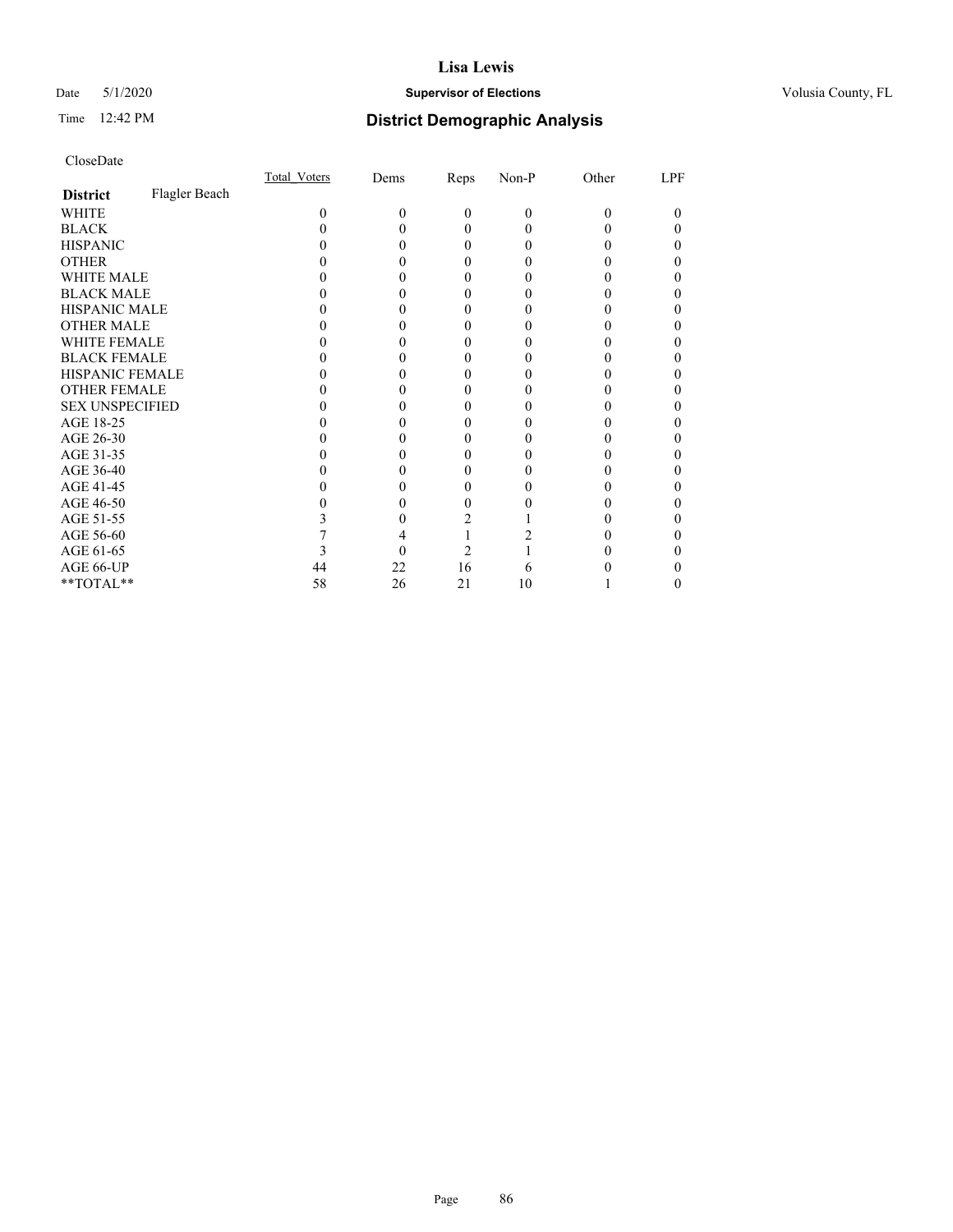**Lisa Lewis**

Date 5/1/2020 **Supervisor of Elections** Volusia County, FL

Time 12:42 PM **District Demographic Analysis**

CloseDate

| **District** Flagler Beach | Total_Voters | Dems | Reps | Non-P | Other | LPF |
|---|---|---|---|---|---|---|
| WHITE | 0 | 0 | 0 | 0 | 0 | 0 |
| BLACK | 0 | 0 | 0 | 0 | 0 | 0 |
| HISPANIC | 0 | 0 | 0 | 0 | 0 | 0 |
| OTHER | 0 | 0 | 0 | 0 | 0 | 0 |
| WHITE MALE | 0 | 0 | 0 | 0 | 0 | 0 |
| BLACK MALE | 0 | 0 | 0 | 0 | 0 | 0 |
| HISPANIC MALE | 0 | 0 | 0 | 0 | 0 | 0 |
| OTHER MALE | 0 | 0 | 0 | 0 | 0 | 0 |
| WHITE FEMALE | 0 | 0 | 0 | 0 | 0 | 0 |
| BLACK FEMALE | 0 | 0 | 0 | 0 | 0 | 0 |
| HISPANIC FEMALE | 0 | 0 | 0 | 0 | 0 | 0 |
| OTHER FEMALE | 0 | 0 | 0 | 0 | 0 | 0 |
| SEX UNSPECIFIED | 0 | 0 | 0 | 0 | 0 | 0 |
| AGE 18-25 | 0 | 0 | 0 | 0 | 0 | 0 |
| AGE 26-30 | 0 | 0 | 0 | 0 | 0 | 0 |
| AGE 31-35 | 0 | 0 | 0 | 0 | 0 | 0 |
| AGE 36-40 | 0 | 0 | 0 | 0 | 0 | 0 |
| AGE 41-45 | 0 | 0 | 0 | 0 | 0 | 0 |
| AGE 46-50 | 0 | 0 | 0 | 0 | 0 | 0 |
| AGE 51-55 | 3 | 0 | 2 | 1 | 0 | 0 |
| AGE 56-60 | 7 | 4 | 1 | 2 | 0 | 0 |
| AGE 61-65 | 3 | 0 | 2 | 1 | 0 | 0 |
| AGE 66-UP | 44 | 22 | 16 | 6 | 0 | 0 |
| **TOTAL** | 58 | 26 | 21 | 10 | 1 | 0 |